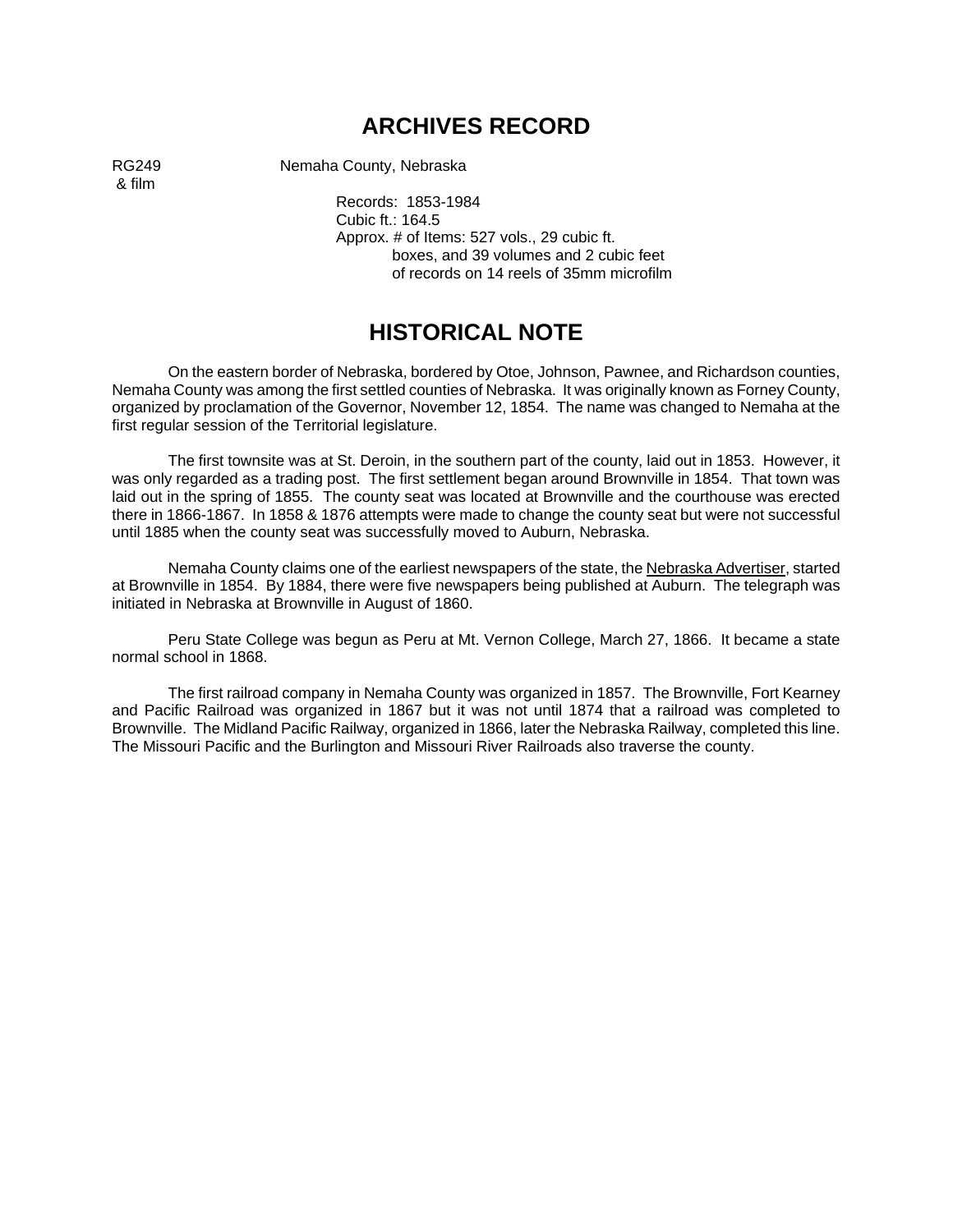# ARCHIVES RECORD

RG249 & film

Nemaha County, Nebraska

Records: 1853-1984
Cubic ft.: 164.5
Approx. # of Items: 527 vols., 29 cubic ft. boxes, and 39 volumes and 2 cubic feet of records on 14 reels of 35mm microfilm

# HISTORICAL NOTE

On the eastern border of Nebraska, bordered by Otoe, Johnson, Pawnee, and Richardson counties, Nemaha County was among the first settled counties of Nebraska. It was originally known as Forney County, organized by proclamation of the Governor, November 12, 1854. The name was changed to Nemaha at the first regular session of the Territorial legislature.

The first townsite was at St. Deroin, in the southern part of the county, laid out in 1853. However, it was only regarded as a trading post. The first settlement began around Brownville in 1854. That town was laid out in the spring of 1855. The county seat was located at Brownville and the courthouse was erected there in 1866-1867. In 1858 & 1876 attempts were made to change the county seat but were not successful until 1885 when the county seat was successfully moved to Auburn, Nebraska.

Nemaha County claims one of the earliest newspapers of the state, the Nebraska Advertiser, started at Brownville in 1854. By 1884, there were five newspapers being published at Auburn. The telegraph was initiated in Nebraska at Brownville in August of 1860.

Peru State College was begun as Peru at Mt. Vernon College, March 27, 1866. It became a state normal school in 1868.

The first railroad company in Nemaha County was organized in 1857. The Brownville, Fort Kearney and Pacific Railroad was organized in 1867 but it was not until 1874 that a railroad was completed to Brownville. The Midland Pacific Railway, organized in 1866, later the Nebraska Railway, completed this line. The Missouri Pacific and the Burlington and Missouri River Railroads also traverse the county.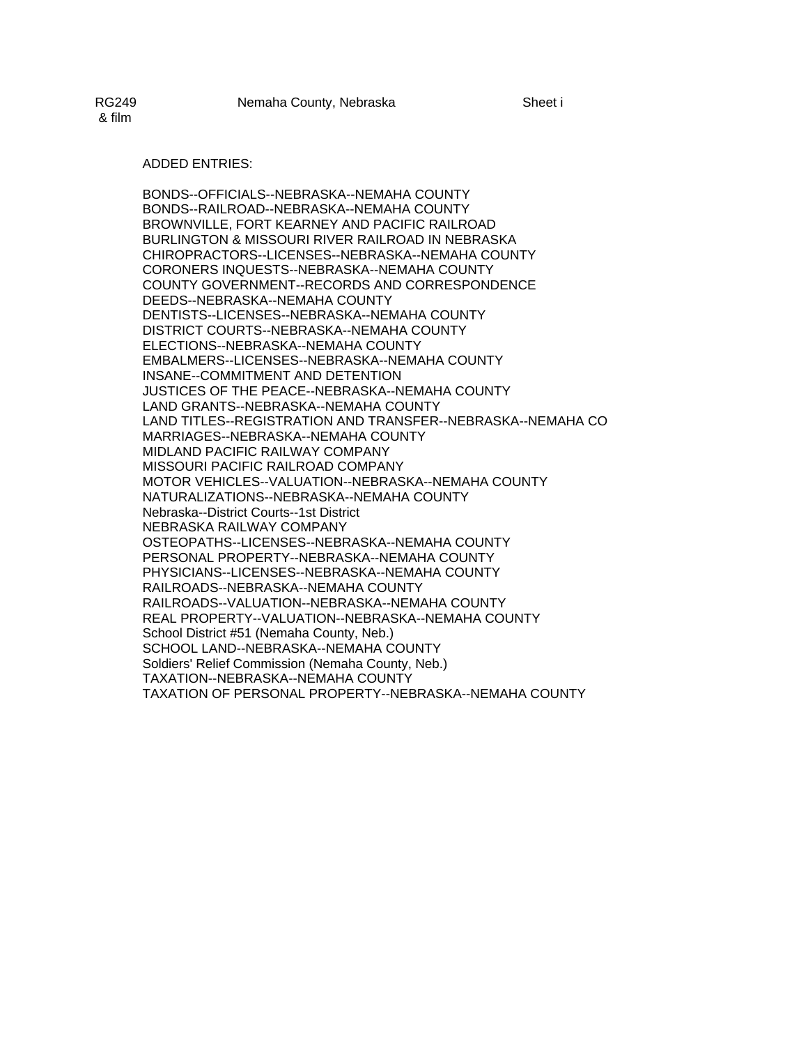RG249 & film — Nemaha County, Nebraska — Sheet i

ADDED ENTRIES:

BONDS--OFFICIALS--NEBRASKA--NEMAHA COUNTY
BONDS--RAILROAD--NEBRASKA--NEMAHA COUNTY
BROWNVILLE, FORT KEARNEY AND PACIFIC RAILROAD
BURLINGTON & MISSOURI RIVER RAILROAD IN NEBRASKA
CHIROPRACTORS--LICENSES--NEBRASKA--NEMAHA COUNTY
CORONERS INQUESTS--NEBRASKA--NEMAHA COUNTY
COUNTY GOVERNMENT--RECORDS AND CORRESPONDENCE
DEEDS--NEBRASKA--NEMAHA COUNTY
DENTISTS--LICENSES--NEBRASKA--NEMAHA COUNTY
DISTRICT COURTS--NEBRASKA--NEMAHA COUNTY
ELECTIONS--NEBRASKA--NEMAHA COUNTY
EMBALMERS--LICENSES--NEBRASKA--NEMAHA COUNTY
INSANE--COMMITMENT AND DETENTION
JUSTICES OF THE PEACE--NEBRASKA--NEMAHA COUNTY
LAND GRANTS--NEBRASKA--NEMAHA COUNTY
LAND TITLES--REGISTRATION AND TRANSFER--NEBRASKA--NEMAHA CO
MARRIAGES--NEBRASKA--NEMAHA COUNTY
MIDLAND PACIFIC RAILWAY COMPANY
MISSOURI PACIFIC RAILROAD COMPANY
MOTOR VEHICLES--VALUATION--NEBRASKA--NEMAHA COUNTY
NATURALIZATIONS--NEBRASKA--NEMAHA COUNTY
Nebraska--District Courts--1st District
NEBRASKA RAILWAY COMPANY
OSTEOPATHS--LICENSES--NEBRASKA--NEMAHA COUNTY
PERSONAL PROPERTY--NEBRASKA--NEMAHA COUNTY
PHYSICIANS--LICENSES--NEBRASKA--NEMAHA COUNTY
RAILROADS--NEBRASKA--NEMAHA COUNTY
RAILROADS--VALUATION--NEBRASKA--NEMAHA COUNTY
REAL PROPERTY--VALUATION--NEBRASKA--NEMAHA COUNTY
School District #51 (Nemaha County, Neb.)
SCHOOL LAND--NEBRASKA--NEMAHA COUNTY
Soldiers' Relief Commission (Nemaha County, Neb.)
TAXATION--NEBRASKA--NEMAHA COUNTY
TAXATION OF PERSONAL PROPERTY--NEBRASKA--NEMAHA COUNTY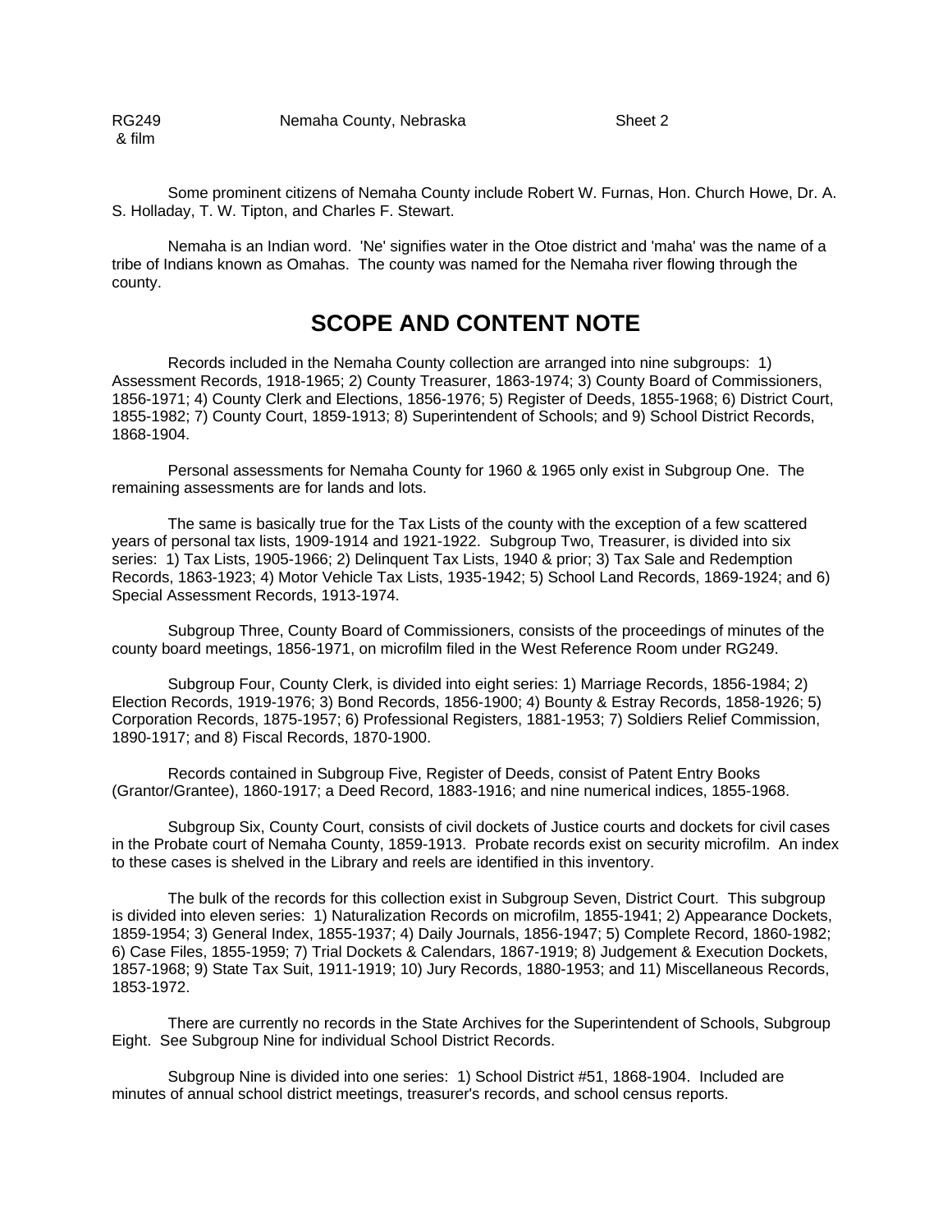Some prominent citizens of Nemaha County include Robert W. Furnas, Hon. Church Howe, Dr. A. S. Holladay, T. W. Tipton, and Charles F. Stewart.

Nemaha is an Indian word. 'Ne' signifies water in the Otoe district and 'maha' was the name of a tribe of Indians known as Omahas. The county was named for the Nemaha river flowing through the county.

## SCOPE AND CONTENT NOTE

Records included in the Nemaha County collection are arranged into nine subgroups: 1) Assessment Records, 1918-1965; 2) County Treasurer, 1863-1974; 3) County Board of Commissioners, 1856-1971; 4) County Clerk and Elections, 1856-1976; 5) Register of Deeds, 1855-1968; 6) District Court, 1855-1982; 7) County Court, 1859-1913; 8) Superintendent of Schools; and 9) School District Records, 1868-1904.

Personal assessments for Nemaha County for 1960 & 1965 only exist in Subgroup One. The remaining assessments are for lands and lots.

The same is basically true for the Tax Lists of the county with the exception of a few scattered years of personal tax lists, 1909-1914 and 1921-1922. Subgroup Two, Treasurer, is divided into six series: 1) Tax Lists, 1905-1966; 2) Delinquent Tax Lists, 1940 & prior; 3) Tax Sale and Redemption Records, 1863-1923; 4) Motor Vehicle Tax Lists, 1935-1942; 5) School Land Records, 1869-1924; and 6) Special Assessment Records, 1913-1974.

Subgroup Three, County Board of Commissioners, consists of the proceedings of minutes of the county board meetings, 1856-1971, on microfilm filed in the West Reference Room under RG249.

Subgroup Four, County Clerk, is divided into eight series: 1) Marriage Records, 1856-1984; 2) Election Records, 1919-1976; 3) Bond Records, 1856-1900; 4) Bounty & Estray Records, 1858-1926; 5) Corporation Records, 1875-1957; 6) Professional Registers, 1881-1953; 7) Soldiers Relief Commission, 1890-1917; and 8) Fiscal Records, 1870-1900.

Records contained in Subgroup Five, Register of Deeds, consist of Patent Entry Books (Grantor/Grantee), 1860-1917; a Deed Record, 1883-1916; and nine numerical indices, 1855-1968.

Subgroup Six, County Court, consists of civil dockets of Justice courts and dockets for civil cases in the Probate court of Nemaha County, 1859-1913. Probate records exist on security microfilm. An index to these cases is shelved in the Library and reels are identified in this inventory.

The bulk of the records for this collection exist in Subgroup Seven, District Court. This subgroup is divided into eleven series: 1) Naturalization Records on microfilm, 1855-1941; 2) Appearance Dockets, 1859-1954; 3) General Index, 1855-1937; 4) Daily Journals, 1856-1947; 5) Complete Record, 1860-1982; 6) Case Files, 1855-1959; 7) Trial Dockets & Calendars, 1867-1919; 8) Judgement & Execution Dockets, 1857-1968; 9) State Tax Suit, 1911-1919; 10) Jury Records, 1880-1953; and 11) Miscellaneous Records, 1853-1972.

There are currently no records in the State Archives for the Superintendent of Schools, Subgroup Eight. See Subgroup Nine for individual School District Records.

Subgroup Nine is divided into one series: 1) School District #51, 1868-1904. Included are minutes of annual school district meetings, treasurer's records, and school census reports.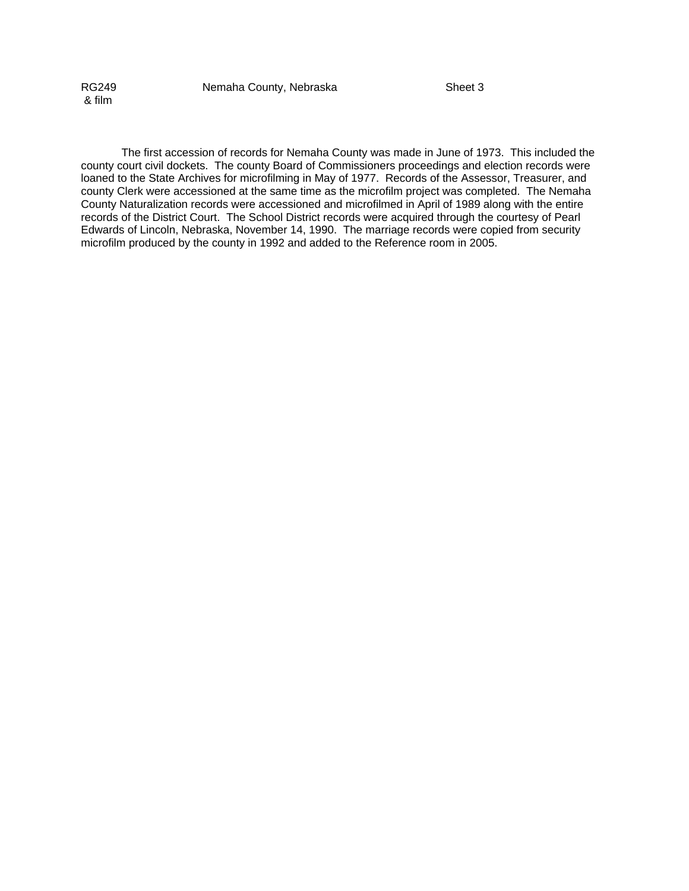The first accession of records for Nemaha County was made in June of 1973. This included the county court civil dockets. The county Board of Commissioners proceedings and election records were loaned to the State Archives for microfilming in May of 1977. Records of the Assessor, Treasurer, and county Clerk were accessioned at the same time as the microfilm project was completed. The Nemaha County Naturalization records were accessioned and microfilmed in April of 1989 along with the entire records of the District Court. The School District records were acquired through the courtesy of Pearl Edwards of Lincoln, Nebraska, November 14, 1990. The marriage records were copied from security microfilm produced by the county in 1992 and added to the Reference room in 2005.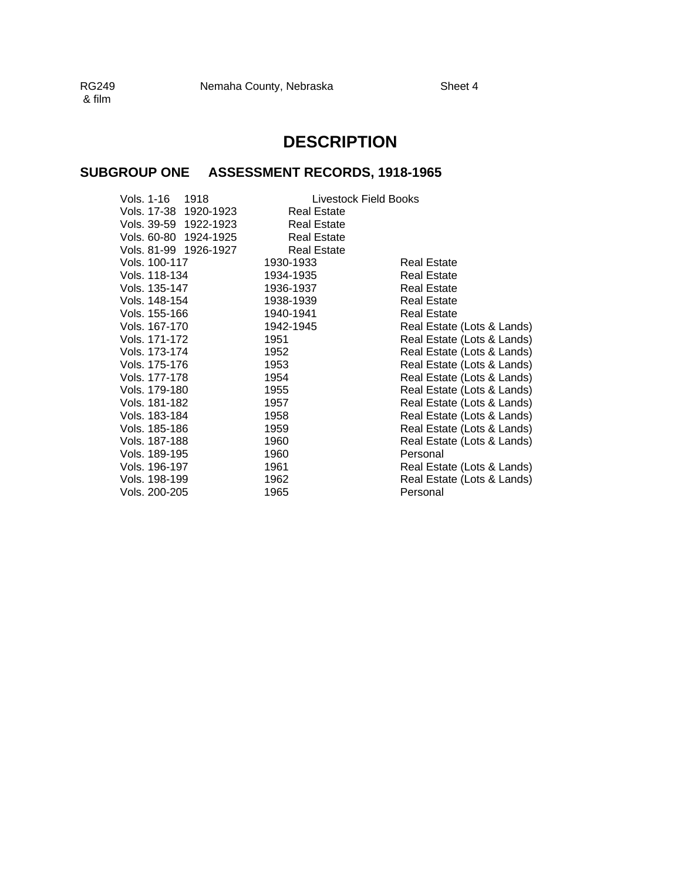# DESCRIPTION

## SUBGROUP ONE ASSESSMENT RECORDS, 1918-1965

| Volumes | Dates | Description |
|---|---|---|
| Vols. 1-16 | 1918 | Livestock Field Books |
| Vols. 17-38 | 1920-1923 | Real Estate |
| Vols. 39-59 | 1922-1923 | Real Estate |
| Vols. 60-80 | 1924-1925 | Real Estate |
| Vols. 81-99 | 1926-1927 | Real Estate |
| Vols. 100-117 | 1930-1933 | Real Estate |
| Vols. 118-134 | 1934-1935 | Real Estate |
| Vols. 135-147 | 1936-1937 | Real Estate |
| Vols. 148-154 | 1938-1939 | Real Estate |
| Vols. 155-166 | 1940-1941 | Real Estate |
| Vols. 167-170 | 1942-1945 | Real Estate (Lots & Lands) |
| Vols. 171-172 | 1951 | Real Estate (Lots & Lands) |
| Vols. 173-174 | 1952 | Real Estate (Lots & Lands) |
| Vols. 175-176 | 1953 | Real Estate (Lots & Lands) |
| Vols. 177-178 | 1954 | Real Estate (Lots & Lands) |
| Vols. 179-180 | 1955 | Real Estate (Lots & Lands) |
| Vols. 181-182 | 1957 | Real Estate (Lots & Lands) |
| Vols. 183-184 | 1958 | Real Estate (Lots & Lands) |
| Vols. 185-186 | 1959 | Real Estate (Lots & Lands) |
| Vols. 187-188 | 1960 | Real Estate (Lots & Lands) |
| Vols. 189-195 | 1960 | Personal |
| Vols. 196-197 | 1961 | Real Estate (Lots & Lands) |
| Vols. 198-199 | 1962 | Real Estate (Lots & Lands) |
| Vols. 200-205 | 1965 | Personal |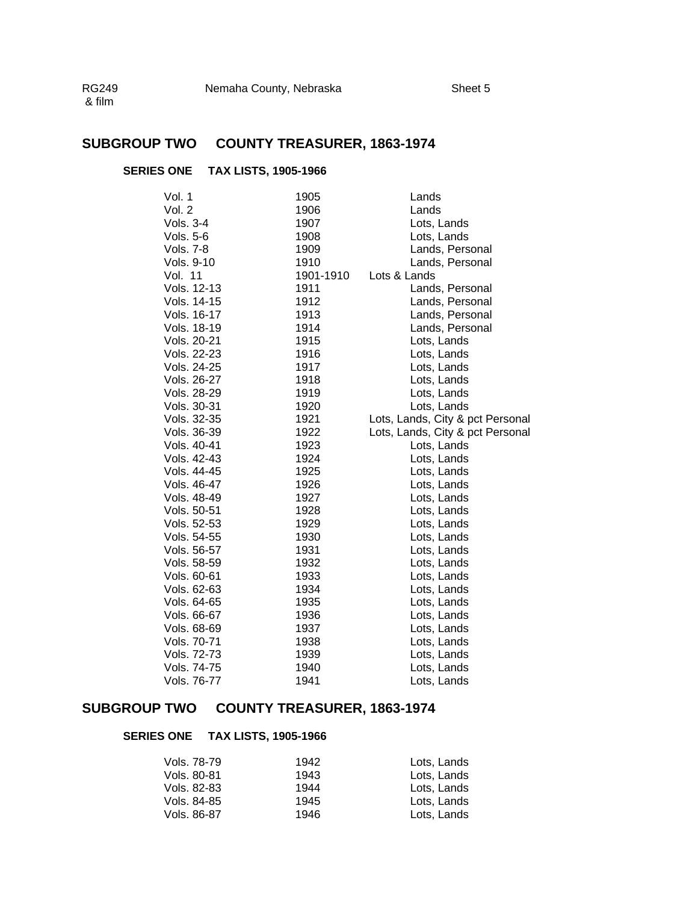RG249 & film — Nemaha County, Nebraska — Sheet 5

## SUBGROUP TWO COUNTY TREASURER, 1863-1974

### SERIES ONE TAX LISTS, 1905-1966

| | | |
|---|---|---|
| Vol. 1 | 1905 | Lands |
| Vol. 2 | 1906 | Lands |
| Vols. 3-4 | 1907 | Lots, Lands |
| Vols. 5-6 | 1908 | Lots, Lands |
| Vols. 7-8 | 1909 | Lands, Personal |
| Vols. 9-10 | 1910 | Lands, Personal |
| Vol. 11 | 1901-1910 | Lots & Lands |
| Vols. 12-13 | 1911 | Lands, Personal |
| Vols. 14-15 | 1912 | Lands, Personal |
| Vols. 16-17 | 1913 | Lands, Personal |
| Vols. 18-19 | 1914 | Lands, Personal |
| Vols. 20-21 | 1915 | Lots, Lands |
| Vols. 22-23 | 1916 | Lots, Lands |
| Vols. 24-25 | 1917 | Lots, Lands |
| Vols. 26-27 | 1918 | Lots, Lands |
| Vols. 28-29 | 1919 | Lots, Lands |
| Vols. 30-31 | 1920 | Lots, Lands |
| Vols. 32-35 | 1921 | Lots, Lands, City & pct Personal |
| Vols. 36-39 | 1922 | Lots, Lands, City & pct Personal |
| Vols. 40-41 | 1923 | Lots, Lands |
| Vols. 42-43 | 1924 | Lots, Lands |
| Vols. 44-45 | 1925 | Lots, Lands |
| Vols. 46-47 | 1926 | Lots, Lands |
| Vols. 48-49 | 1927 | Lots, Lands |
| Vols. 50-51 | 1928 | Lots, Lands |
| Vols. 52-53 | 1929 | Lots, Lands |
| Vols. 54-55 | 1930 | Lots, Lands |
| Vols. 56-57 | 1931 | Lots, Lands |
| Vols. 58-59 | 1932 | Lots, Lands |
| Vols. 60-61 | 1933 | Lots, Lands |
| Vols. 62-63 | 1934 | Lots, Lands |
| Vols. 64-65 | 1935 | Lots, Lands |
| Vols. 66-67 | 1936 | Lots, Lands |
| Vols. 68-69 | 1937 | Lots, Lands |
| Vols. 70-71 | 1938 | Lots, Lands |
| Vols. 72-73 | 1939 | Lots, Lands |
| Vols. 74-75 | 1940 | Lots, Lands |
| Vols. 76-77 | 1941 | Lots, Lands |

## SUBGROUP TWO COUNTY TREASURER, 1863-1974

### SERIES ONE TAX LISTS, 1905-1966

| | | |
|---|---|---|
| Vols. 78-79 | 1942 | Lots, Lands |
| Vols. 80-81 | 1943 | Lots, Lands |
| Vols. 82-83 | 1944 | Lots, Lands |
| Vols. 84-85 | 1945 | Lots, Lands |
| Vols. 86-87 | 1946 | Lots, Lands |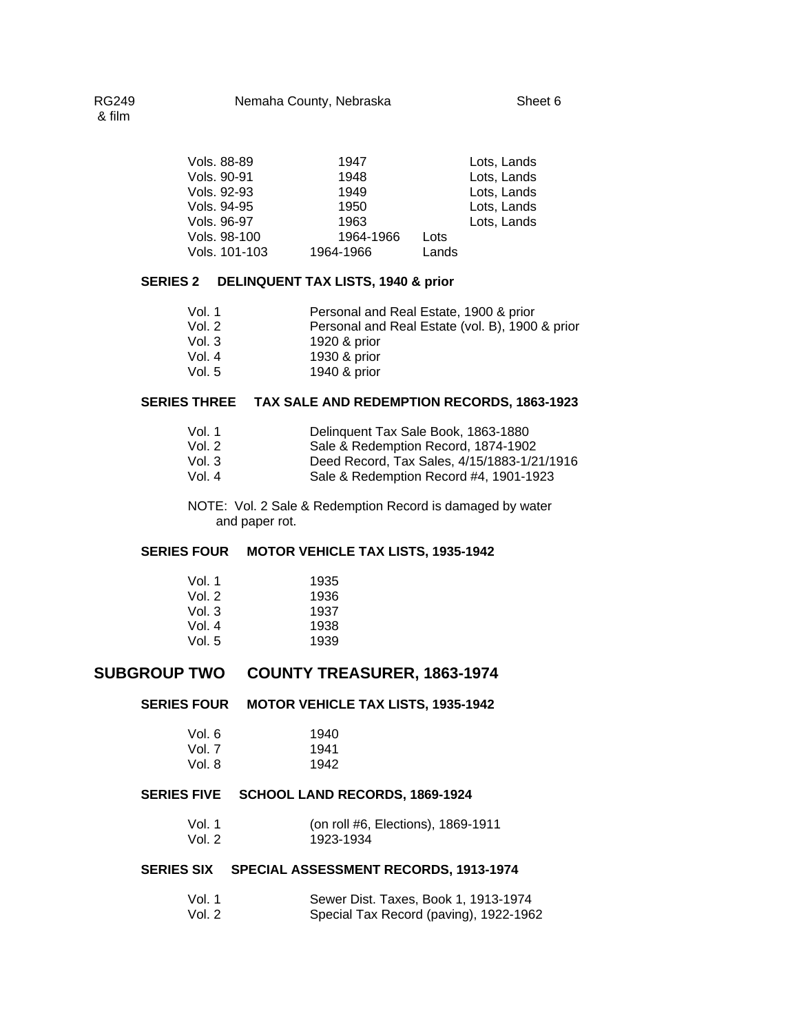| | | |
|---|---|---|
| Vols. 88-89 | 1947 | Lots, Lands |
| Vols. 90-91 | 1948 | Lots, Lands |
| Vols. 92-93 | 1949 | Lots, Lands |
| Vols. 94-95 | 1950 | Lots, Lands |
| Vols. 96-97 | 1963 | Lots, Lands |
| Vols. 98-100 | 1964-1966 | Lots |
| Vols. 101-103 | 1964-1966 | Lands |

### SERIES 2 DELINQUENT TAX LISTS, 1940 & prior

| | |
|---|---|
| Vol. 1 | Personal and Real Estate, 1900 & prior |
| Vol. 2 | Personal and Real Estate (vol. B), 1900 & prior |
| Vol. 3 | 1920 & prior |
| Vol. 4 | 1930 & prior |
| Vol. 5 | 1940 & prior |

### SERIES THREE TAX SALE AND REDEMPTION RECORDS, 1863-1923

| | |
|---|---|
| Vol. 1 | Delinquent Tax Sale Book, 1863-1880 |
| Vol. 2 | Sale & Redemption Record, 1874-1902 |
| Vol. 3 | Deed Record, Tax Sales, 4/15/1883-1/21/1916 |
| Vol. 4 | Sale & Redemption Record #4, 1901-1923 |

NOTE: Vol. 2 Sale & Redemption Record is damaged by water and paper rot.

### SERIES FOUR MOTOR VEHICLE TAX LISTS, 1935-1942

| | |
|---|---|
| Vol. 1 | 1935 |
| Vol. 2 | 1936 |
| Vol. 3 | 1937 |
| Vol. 4 | 1938 |
| Vol. 5 | 1939 |

## SUBGROUP TWO COUNTY TREASURER, 1863-1974

### SERIES FOUR MOTOR VEHICLE TAX LISTS, 1935-1942

| | |
|---|---|
| Vol. 6 | 1940 |
| Vol. 7 | 1941 |
| Vol. 8 | 1942 |

### SERIES FIVE SCHOOL LAND RECORDS, 1869-1924

| | |
|---|---|
| Vol. 1 | (on roll #6, Elections), 1869-1911 |
| Vol. 2 | 1923-1934 |

### SERIES SIX SPECIAL ASSESSMENT RECORDS, 1913-1974

| | |
|---|---|
| Vol. 1 | Sewer Dist. Taxes, Book 1, 1913-1974 |
| Vol. 2 | Special Tax Record (paving), 1922-1962 |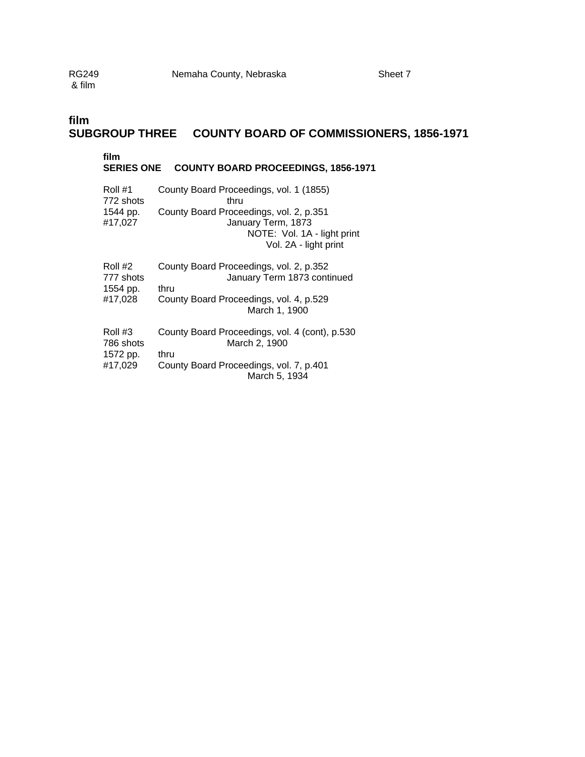# film
# SUBGROUP THREE COUNTY BOARD OF COMMISSIONERS, 1856-1971

## film
## SERIES ONE COUNTY BOARD PROCEEDINGS, 1856-1971

| | |
|---|---|
| Roll #1<br>772 shots<br>1544 pp.<br>#17,027 | County Board Proceedings, vol. 1 (1855)<br>thru<br>County Board Proceedings, vol. 2, p.351<br>January Term, 1873<br>NOTE: Vol. 1A - light print<br>Vol. 2A - light print |
| Roll #2<br>777 shots<br>1554 pp.<br>#17,028 | County Board Proceedings, vol. 2, p.352<br>January Term 1873 continued<br>thru<br>County Board Proceedings, vol. 4, p.529<br>March 1, 1900 |
| Roll #3<br>786 shots<br>1572 pp.<br>#17,029 | County Board Proceedings, vol. 4 (cont), p.530<br>March 2, 1900<br>thru<br>County Board Proceedings, vol. 7, p.401<br>March 5, 1934 |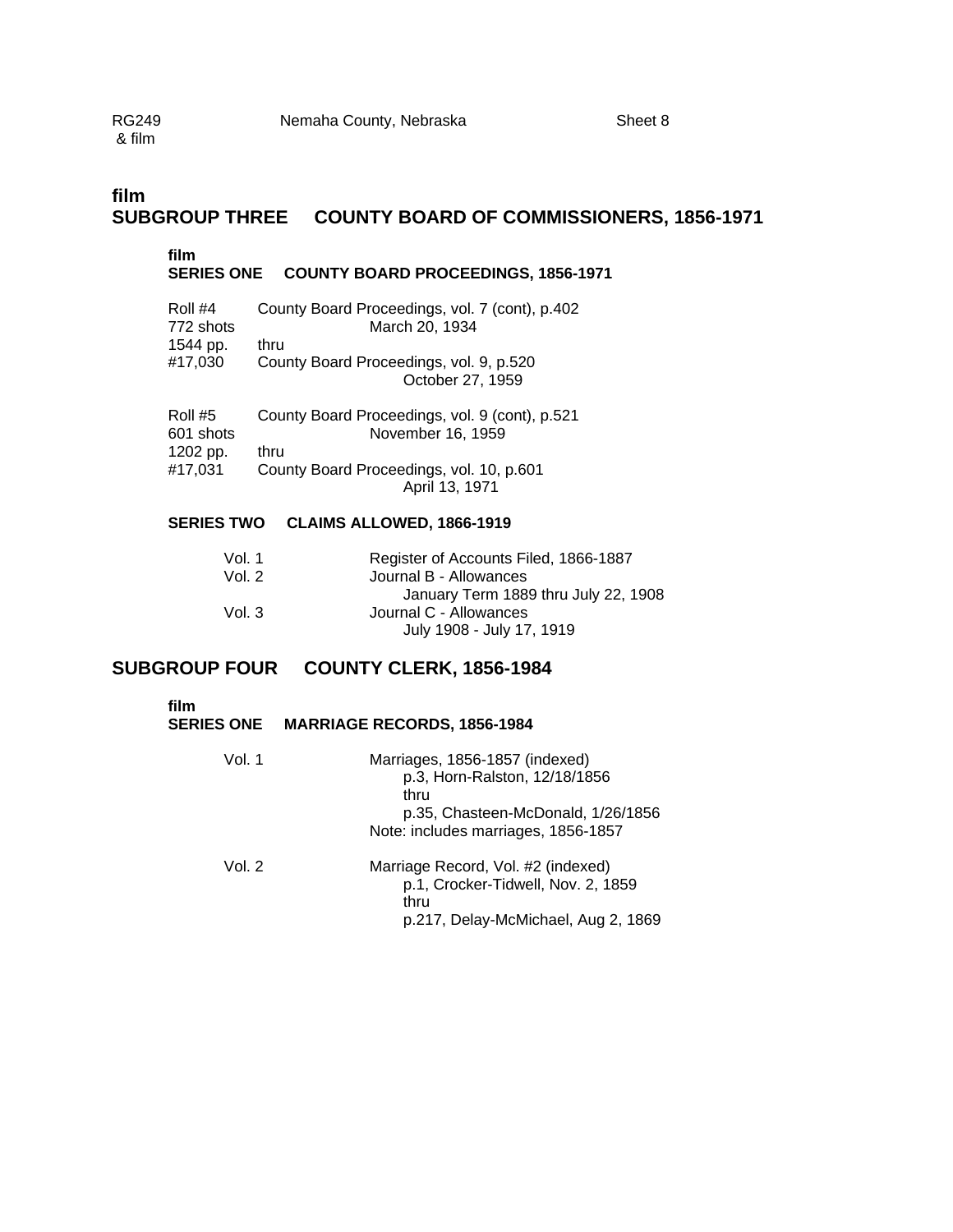**film**

## SUBGROUP THREE COUNTY BOARD OF COMMISSIONERS, 1856-1971

**film**

### SERIES ONE COUNTY BOARD PROCEEDINGS, 1856-1971

| | |
|---|---|
| Roll #4<br>772 shots<br>1544 pp.<br>#17,030 | County Board Proceedings, vol. 7 (cont), p.402<br>March 20, 1934<br>thru<br>County Board Proceedings, vol. 9, p.520<br>October 27, 1959 |
| Roll #5<br>601 shots<br>1202 pp.<br>#17,031 | County Board Proceedings, vol. 9 (cont), p.521<br>November 16, 1959<br>thru<br>County Board Proceedings, vol. 10, p.601<br>April 13, 1971 |

### SERIES TWO CLAIMS ALLOWED, 1866-1919

| | |
|---|---|
| Vol. 1 | Register of Accounts Filed, 1866-1887 |
| Vol. 2 | Journal B - Allowances<br>January Term 1889 thru July 22, 1908 |
| Vol. 3 | Journal C - Allowances<br>July 1908 - July 17, 1919 |

## SUBGROUP FOUR COUNTY CLERK, 1856-1984

**film**

### SERIES ONE MARRIAGE RECORDS, 1856-1984

| | |
|---|---|
| Vol. 1 | Marriages, 1856-1857 (indexed)<br>p.3, Horn-Ralston, 12/18/1856<br>thru<br>p.35, Chasteen-McDonald, 1/26/1856<br>Note: includes marriages, 1856-1857 |
| Vol. 2 | Marriage Record, Vol. #2 (indexed)<br>p.1, Crocker-Tidwell, Nov. 2, 1859<br>thru<br>p.217, Delay-McMichael, Aug 2, 1869 |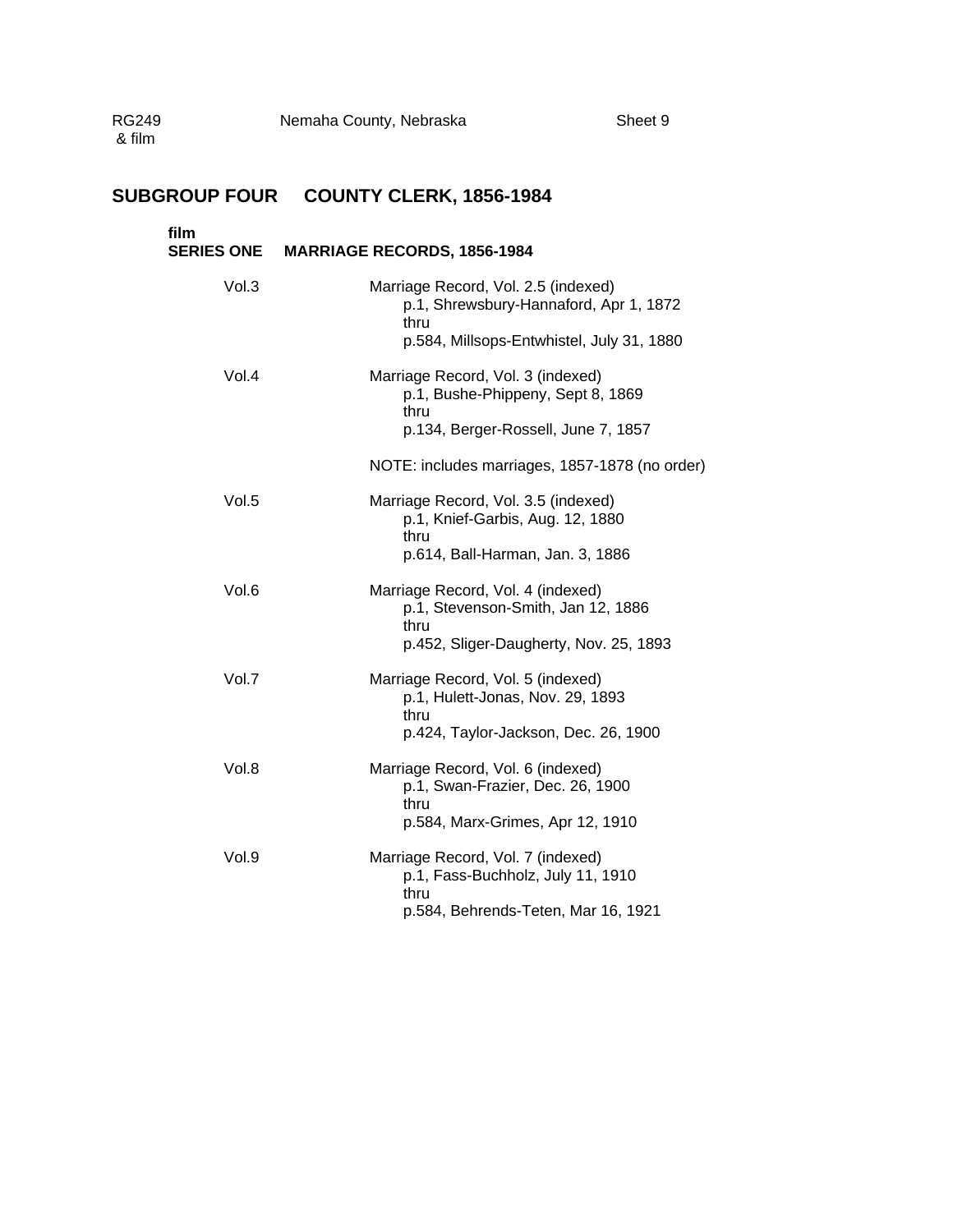## SUBGROUP FOUR COUNTY CLERK, 1856-1984

### film
### SERIES ONE MARRIAGE RECORDS, 1856-1984

Vol.3 Marriage Record, Vol. 2.5 (indexed)
p.1, Shrewsbury-Hannaford, Apr 1, 1872
thru
p.584, Millsops-Entwhistel, July 31, 1880

Vol.4 Marriage Record, Vol. 3 (indexed)
p.1, Bushe-Phippeny, Sept 8, 1869
thru
p.134, Berger-Rossell, June 7, 1857

NOTE: includes marriages, 1857-1878 (no order)

Vol.5 Marriage Record, Vol. 3.5 (indexed)
p.1, Knief-Garbis, Aug. 12, 1880
thru
p.614, Ball-Harman, Jan. 3, 1886

Vol.6 Marriage Record, Vol. 4 (indexed)
p.1, Stevenson-Smith, Jan 12, 1886
thru
p.452, Sliger-Daugherty, Nov. 25, 1893

Vol.7 Marriage Record, Vol. 5 (indexed)
p.1, Hulett-Jonas, Nov. 29, 1893
thru
p.424, Taylor-Jackson, Dec. 26, 1900

Vol.8 Marriage Record, Vol. 6 (indexed)
p.1, Swan-Frazier, Dec. 26, 1900
thru
p.584, Marx-Grimes, Apr 12, 1910

Vol.9 Marriage Record, Vol. 7 (indexed)
p.1, Fass-Buchholz, July 11, 1910
thru
p.584, Behrends-Teten, Mar 16, 1921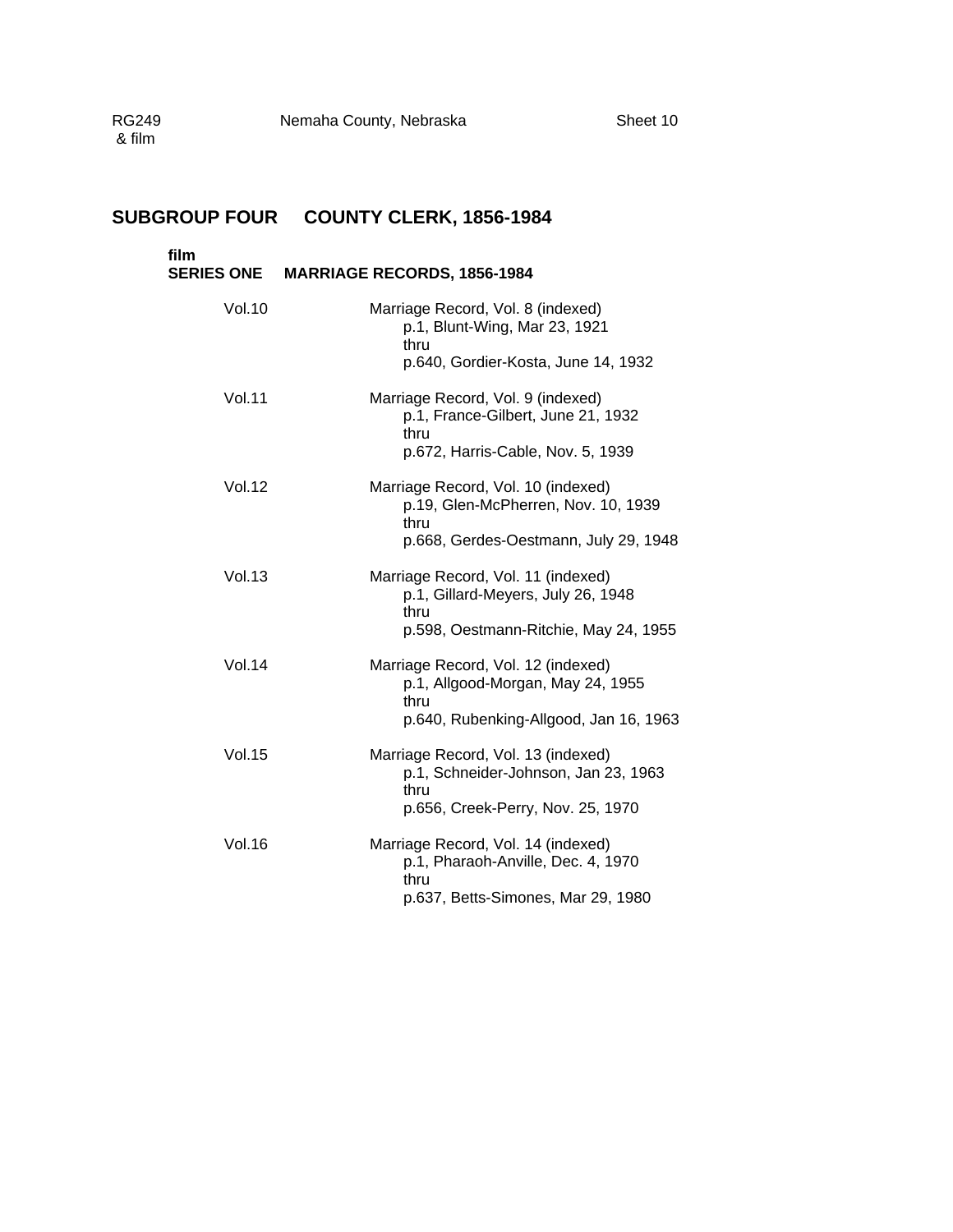## SUBGROUP FOUR COUNTY CLERK, 1856-1984

### film
### SERIES ONE MARRIAGE RECORDS, 1856-1984

Vol.10 — Marriage Record, Vol. 8 (indexed)
p.1, Blunt-Wing, Mar 23, 1921
thru
p.640, Gordier-Kosta, June 14, 1932

Vol.11 — Marriage Record, Vol. 9 (indexed)
p.1, France-Gilbert, June 21, 1932
thru
p.672, Harris-Cable, Nov. 5, 1939

Vol.12 — Marriage Record, Vol. 10 (indexed)
p.19, Glen-McPherren, Nov. 10, 1939
thru
p.668, Gerdes-Oestmann, July 29, 1948

Vol.13 — Marriage Record, Vol. 11 (indexed)
p.1, Gillard-Meyers, July 26, 1948
thru
p.598, Oestmann-Ritchie, May 24, 1955

Vol.14 — Marriage Record, Vol. 12 (indexed)
p.1, Allgood-Morgan, May 24, 1955
thru
p.640, Rubenking-Allgood, Jan 16, 1963

Vol.15 — Marriage Record, Vol. 13 (indexed)
p.1, Schneider-Johnson, Jan 23, 1963
thru
p.656, Creek-Perry, Nov. 25, 1970

Vol.16 — Marriage Record, Vol. 14 (indexed)
p.1, Pharaoh-Anville, Dec. 4, 1970
thru
p.637, Betts-Simones, Mar 29, 1980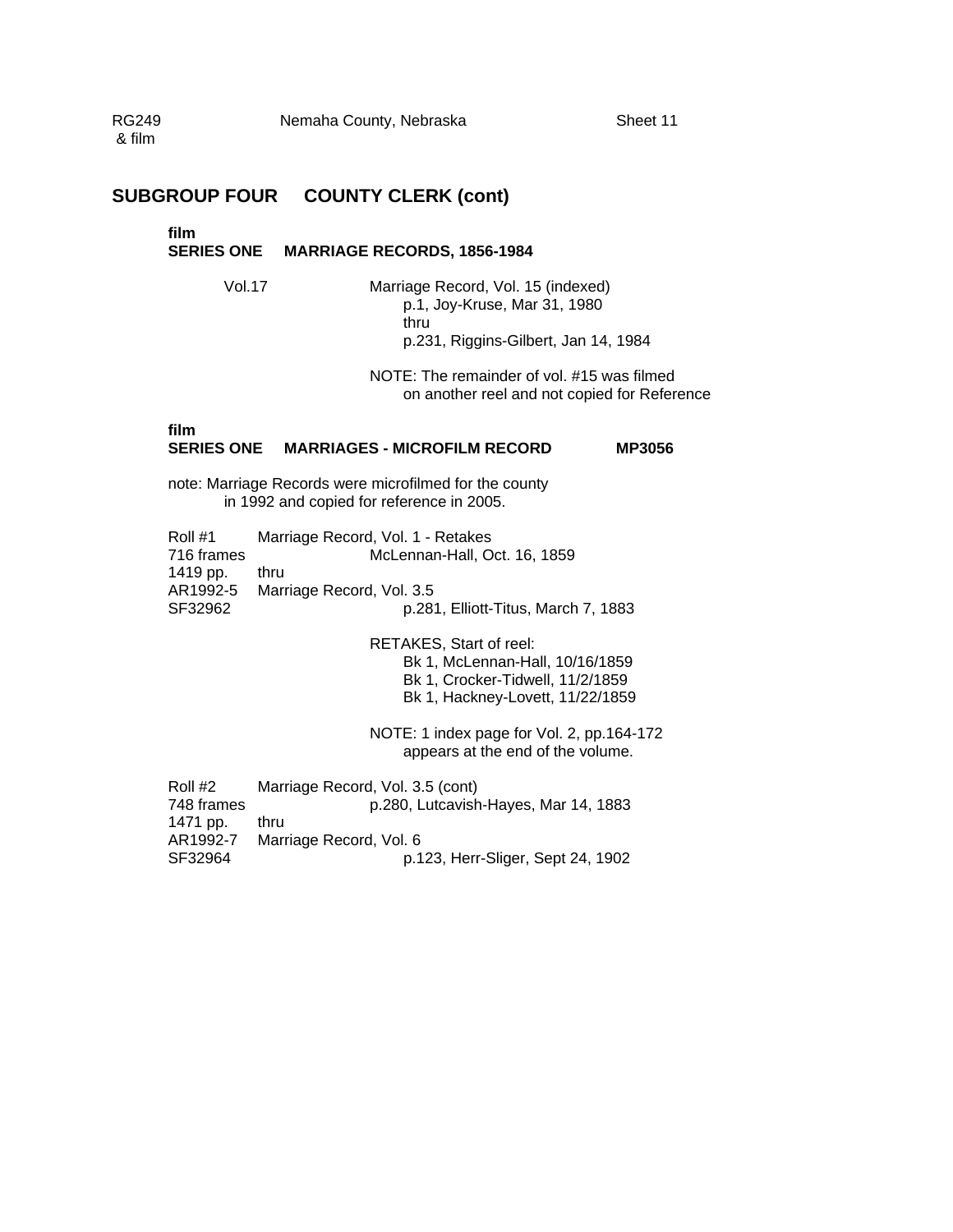RG249 & film — Nemaha County, Nebraska — Sheet 11

## SUBGROUP FOUR COUNTY CLERK (cont)

**film**
**SERIES ONE MARRIAGE RECORDS, 1856-1984**

Vol.17 — Marriage Record, Vol. 15 (indexed)
p.1, Joy-Kruse, Mar 31, 1980
thru
p.231, Riggins-Gilbert, Jan 14, 1984

NOTE: The remainder of vol. #15 was filmed on another reel and not copied for Reference

**film**
**SERIES ONE MARRIAGES - MICROFILM RECORD MP3056**

note: Marriage Records were microfilmed for the county in 1992 and copied for reference in 2005.

Roll #1
716 frames
1419 pp.
AR1992-5
SF32962

Marriage Record, Vol. 1 - Retakes
McLennan-Hall, Oct. 16, 1859
thru
Marriage Record, Vol. 3.5
p.281, Elliott-Titus, March 7, 1883

RETAKES, Start of reel:
Bk 1, McLennan-Hall, 10/16/1859
Bk 1, Crocker-Tidwell, 11/2/1859
Bk 1, Hackney-Lovett, 11/22/1859

NOTE: 1 index page for Vol. 2, pp.164-172 appears at the end of the volume.

Roll #2
748 frames
1471 pp.
AR1992-7
SF32964

Marriage Record, Vol. 3.5 (cont)
p.280, Lutcavish-Hayes, Mar 14, 1883
thru
Marriage Record, Vol. 6
p.123, Herr-Sliger, Sept 24, 1902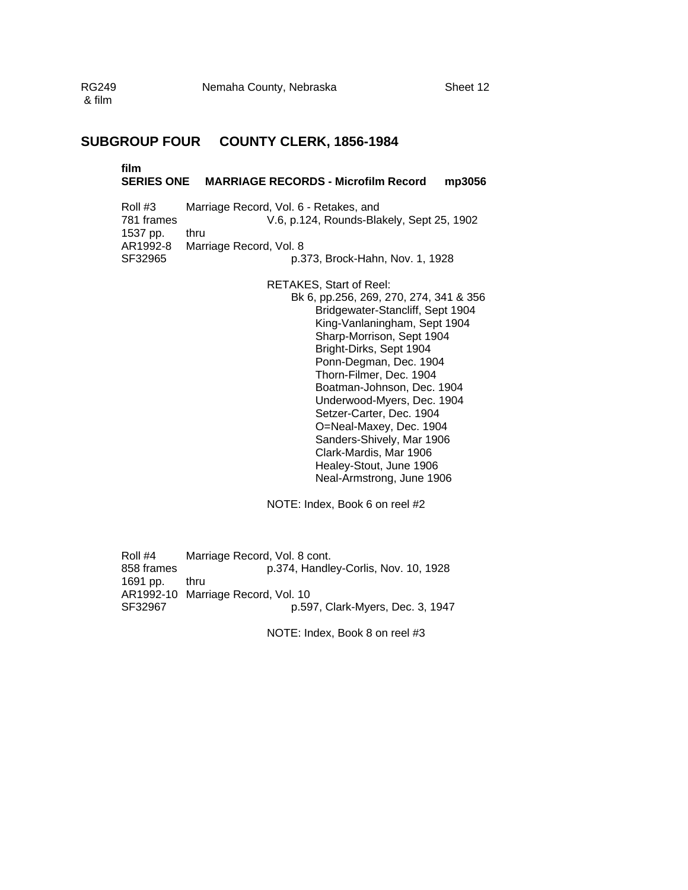## SUBGROUP FOUR COUNTY CLERK, 1856-1984

**film**
**SERIES ONE MARRIAGE RECORDS - Microfilm Record mp3056**

Roll #3
781 frames
1537 pp.
AR1992-8
SF32965

Marriage Record, Vol. 6 - Retakes, and
V.6, p.124, Rounds-Blakely, Sept 25, 1902
thru
Marriage Record, Vol. 8
p.373, Brock-Hahn, Nov. 1, 1928

RETAKES, Start of Reel:
Bk 6, pp.256, 269, 270, 274, 341 & 356
- Bridgewater-Stancliff, Sept 1904
- King-Vanlaningham, Sept 1904
- Sharp-Morrison, Sept 1904
- Bright-Dirks, Sept 1904
- Ponn-Degman, Dec. 1904
- Thorn-Filmer, Dec. 1904
- Boatman-Johnson, Dec. 1904
- Underwood-Myers, Dec. 1904
- Setzer-Carter, Dec. 1904
- O=Neal-Maxey, Dec. 1904
- Sanders-Shively, Mar 1906
- Clark-Mardis, Mar 1906
- Healey-Stout, June 1906
- Neal-Armstrong, June 1906

NOTE: Index, Book 6 on reel #2

Roll #4
858 frames
1691 pp.
AR1992-10
SF32967

Marriage Record, Vol. 8 cont.
p.374, Handley-Corlis, Nov. 10, 1928
thru
Marriage Record, Vol. 10
p.597, Clark-Myers, Dec. 3, 1947

NOTE: Index, Book 8 on reel #3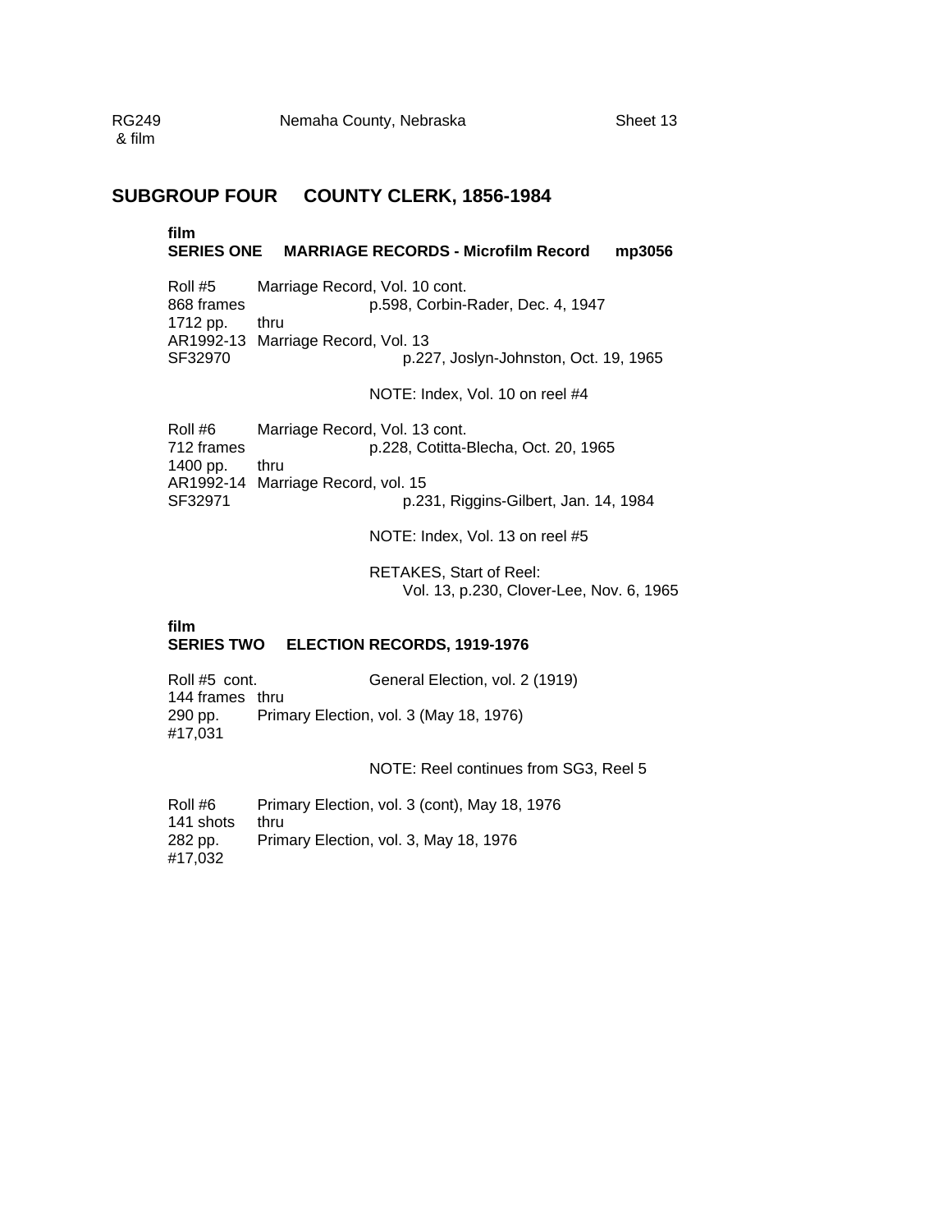RG249 & film — Nemaha County, Nebraska — Sheet 13

## SUBGROUP FOUR COUNTY CLERK, 1856-1984

**film**
**SERIES ONE MARRIAGE RECORDS - Microfilm Record mp3056**

Roll #5 — Marriage Record, Vol. 10 cont.
868 frames — p.598, Corbin-Rader, Dec. 4, 1947
1712 pp. — thru
AR1992-13 — Marriage Record, Vol. 13
SF32970 — p.227, Joslyn-Johnston, Oct. 19, 1965

NOTE: Index, Vol. 10 on reel #4

Roll #6 — Marriage Record, Vol. 13 cont.
712 frames — p.228, Cotitta-Blecha, Oct. 20, 1965
1400 pp. — thru
AR1992-14 — Marriage Record, vol. 15
SF32971 — p.231, Riggins-Gilbert, Jan. 14, 1984

NOTE: Index, Vol. 13 on reel #5

RETAKES, Start of Reel:
Vol. 13, p.230, Clover-Lee, Nov. 6, 1965

**film**
**SERIES TWO ELECTION RECORDS, 1919-1976**

Roll #5 cont. — General Election, vol. 2 (1919)
144 frames — thru
290 pp. — Primary Election, vol. 3 (May 18, 1976)
#17,031

NOTE: Reel continues from SG3, Reel 5

Roll #6 — Primary Election, vol. 3 (cont), May 18, 1976
141 shots — thru
282 pp. — Primary Election, vol. 3, May 18, 1976
#17,032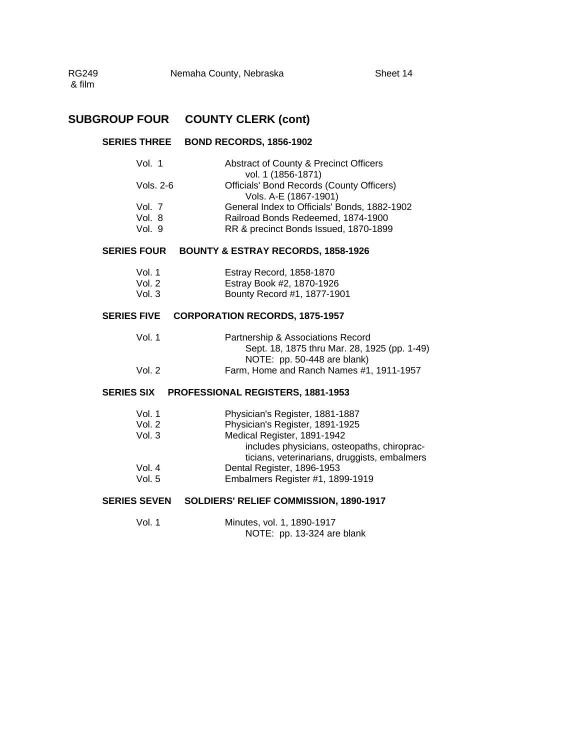## SUBGROUP FOUR COUNTY CLERK (cont)

### SERIES THREE BOND RECORDS, 1856-1902

| | |
|---|---|
| Vol. 1 | Abstract of County & Precinct Officers vol. 1 (1856-1871) |
| Vols. 2-6 | Officials' Bond Records (County Officers) Vols. A-E (1867-1901) |
| Vol. 7 | General Index to Officials' Bonds, 1882-1902 |
| Vol. 8 | Railroad Bonds Redeemed, 1874-1900 |
| Vol. 9 | RR & precinct Bonds Issued, 1870-1899 |

### SERIES FOUR BOUNTY & ESTRAY RECORDS, 1858-1926

| | |
|---|---|
| Vol. 1 | Estray Record, 1858-1870 |
| Vol. 2 | Estray Book #2, 1870-1926 |
| Vol. 3 | Bounty Record #1, 1877-1901 |

### SERIES FIVE CORPORATION RECORDS, 1875-1957

| | |
|---|---|
| Vol. 1 | Partnership & Associations Record Sept. 18, 1875 thru Mar. 28, 1925 (pp. 1-49) NOTE: pp. 50-448 are blank) |
| Vol. 2 | Farm, Home and Ranch Names #1, 1911-1957 |

### SERIES SIX PROFESSIONAL REGISTERS, 1881-1953

| | |
|---|---|
| Vol. 1 | Physician's Register, 1881-1887 |
| Vol. 2 | Physician's Register, 1891-1925 |
| Vol. 3 | Medical Register, 1891-1942 includes physicians, osteopaths, chiropracticians, veterinarians, druggists, embalmers |
| Vol. 4 | Dental Register, 1896-1953 |
| Vol. 5 | Embalmers Register #1, 1899-1919 |

### SERIES SEVEN SOLDIERS' RELIEF COMMISSION, 1890-1917

| | |
|---|---|
| Vol. 1 | Minutes, vol. 1, 1890-1917 NOTE: pp. 13-324 are blank |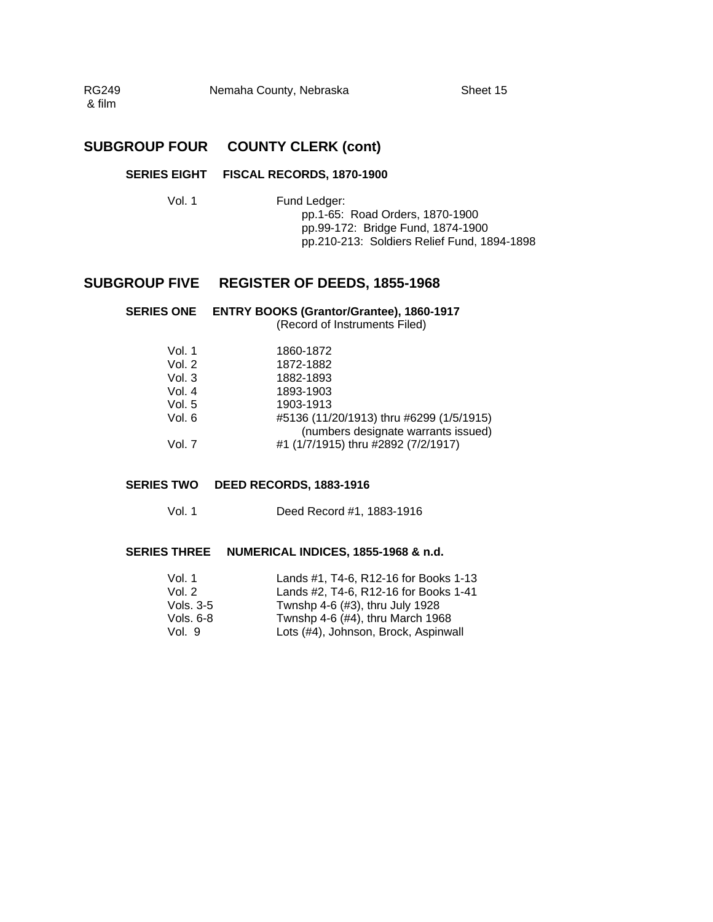## SUBGROUP FOUR COUNTY CLERK (cont)

### SERIES EIGHT FISCAL RECORDS, 1870-1900

Vol. 1 Fund Ledger:
- pp.1-65: Road Orders, 1870-1900
- pp.99-172: Bridge Fund, 1874-1900
- pp.210-213: Soldiers Relief Fund, 1894-1898

## SUBGROUP FIVE REGISTER OF DEEDS, 1855-1968

### SERIES ONE ENTRY BOOKS (Grantor/Grantee), 1860-1917

(Record of Instruments Filed)

| | |
|---|---|
| Vol. 1 | 1860-1872 |
| Vol. 2 | 1872-1882 |
| Vol. 3 | 1882-1893 |
| Vol. 4 | 1893-1903 |
| Vol. 5 | 1903-1913 |
| Vol. 6 | #5136 (11/20/1913) thru #6299 (1/5/1915) (numbers designate warrants issued) |
| Vol. 7 | #1 (1/7/1915) thru #2892 (7/2/1917) |

### SERIES TWO DEED RECORDS, 1883-1916

Vol. 1 Deed Record #1, 1883-1916

### SERIES THREE NUMERICAL INDICES, 1855-1968 & n.d.

| | |
|---|---|
| Vol. 1 | Lands #1, T4-6, R12-16 for Books 1-13 |
| Vol. 2 | Lands #2, T4-6, R12-16 for Books 1-41 |
| Vols. 3-5 | Twnshp 4-6 (#3), thru July 1928 |
| Vols. 6-8 | Twnshp 4-6 (#4), thru March 1968 |
| Vol. 9 | Lots (#4), Johnson, Brock, Aspinwall |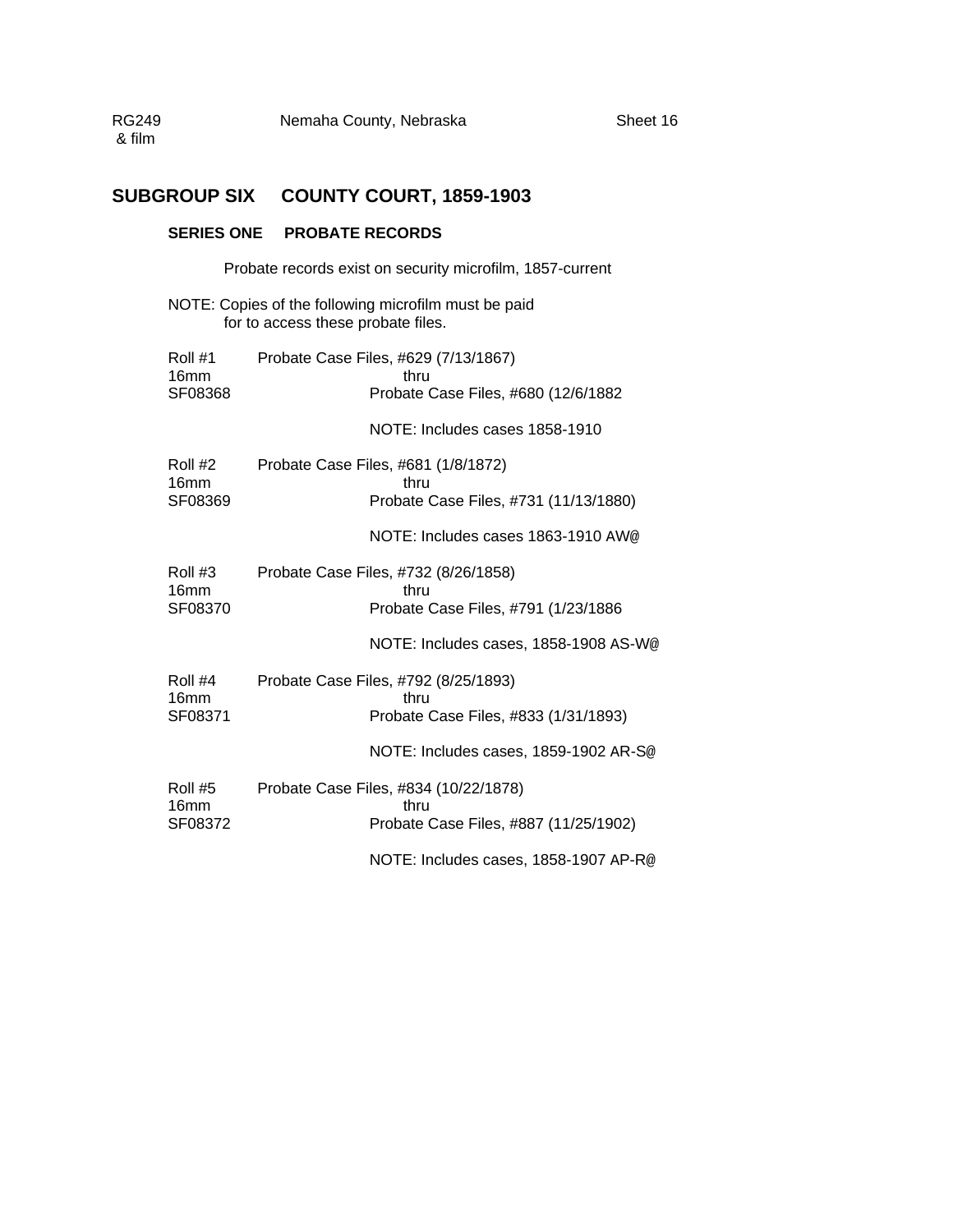RG249 & film    Nemaha County, Nebraska    Sheet 16

## SUBGROUP SIX COUNTY COURT, 1859-1903

### SERIES ONE PROBATE RECORDS

Probate records exist on security microfilm, 1857-current

NOTE: Copies of the following microfilm must be paid for to access these probate files.

Roll #1
16mm
SF08368
Probate Case Files, #629 (7/13/1867)
thru
Probate Case Files, #680 (12/6/1882

NOTE: Includes cases 1858-1910

Roll #2
16mm
SF08369
Probate Case Files, #681 (1/8/1872)
thru
Probate Case Files, #731 (11/13/1880)

NOTE: Includes cases 1863-1910 AW@

Roll #3
16mm
SF08370
Probate Case Files, #732 (8/26/1858)
thru
Probate Case Files, #791 (1/23/1886

NOTE: Includes cases, 1858-1908 AS-W@

Roll #4
16mm
SF08371
Probate Case Files, #792 (8/25/1893)
thru
Probate Case Files, #833 (1/31/1893)

NOTE: Includes cases, 1859-1902 AR-S@

Roll #5
16mm
SF08372
Probate Case Files, #834 (10/22/1878)
thru
Probate Case Files, #887 (11/25/1902)

NOTE: Includes cases, 1858-1907 AP-R@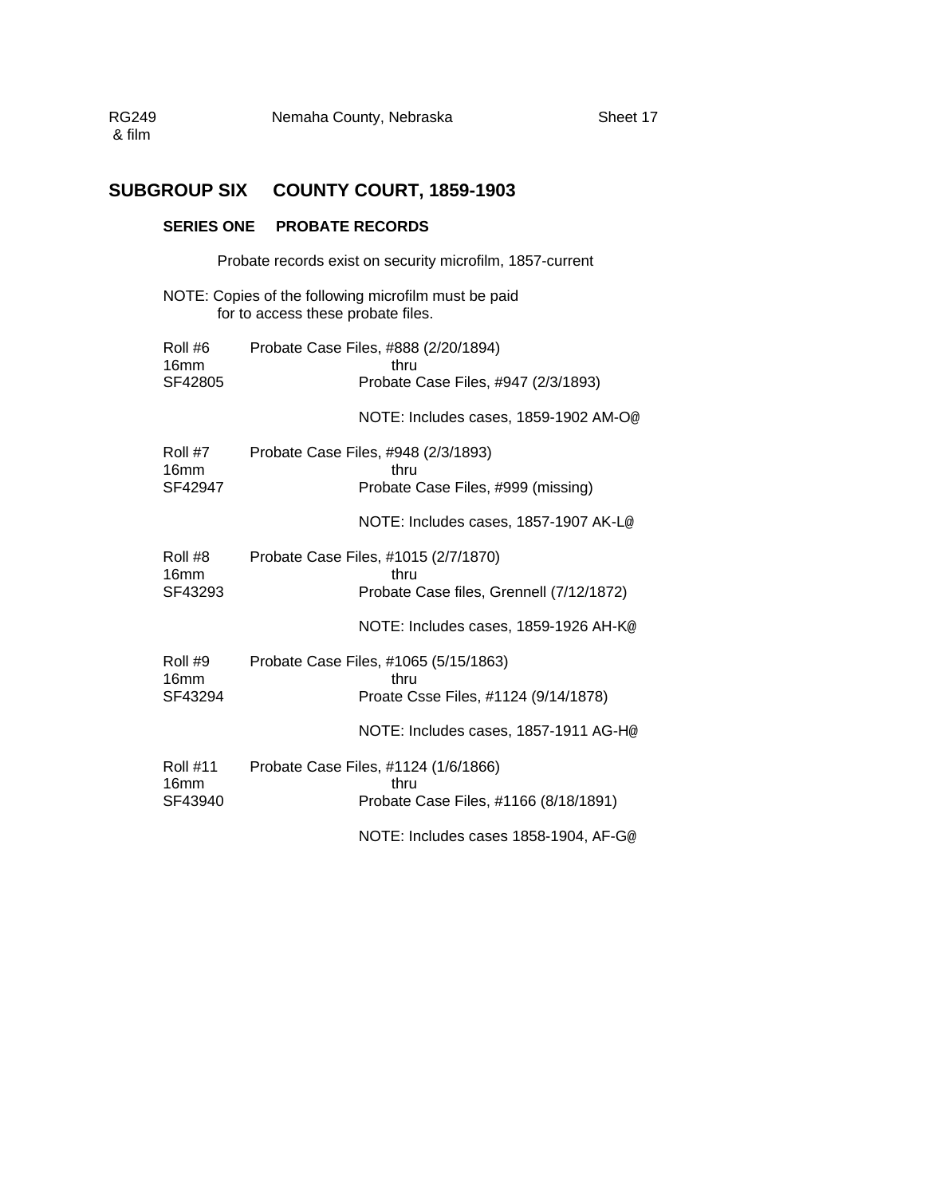RG249 & film — Nemaha County, Nebraska — Sheet 17

## SUBGROUP SIX COUNTY COURT, 1859-1903

### SERIES ONE PROBATE RECORDS

Probate records exist on security microfilm, 1857-current

NOTE: Copies of the following microfilm must be paid for to access these probate files.

Roll #6
16mm
SF42805
Probate Case Files, #888 (2/20/1894)
thru
Probate Case Files, #947 (2/3/1893)

NOTE: Includes cases, 1859-1902 AM-O@

Roll #7
16mm
SF42947
Probate Case Files, #948 (2/3/1893)
thru
Probate Case Files, #999 (missing)

NOTE: Includes cases, 1857-1907 AK-L@

Roll #8
16mm
SF43293
Probate Case Files, #1015 (2/7/1870)
thru
Probate Case files, Grennell (7/12/1872)

NOTE: Includes cases, 1859-1926 AH-K@

Roll #9
16mm
SF43294
Probate Case Files, #1065 (5/15/1863)
thru
Proate Csse Files, #1124 (9/14/1878)

NOTE: Includes cases, 1857-1911 AG-H@

Roll #11
16mm
SF43940
Probate Case Files, #1124 (1/6/1866)
thru
Probate Case Files, #1166 (8/18/1891)

NOTE: Includes cases 1858-1904, AF-G@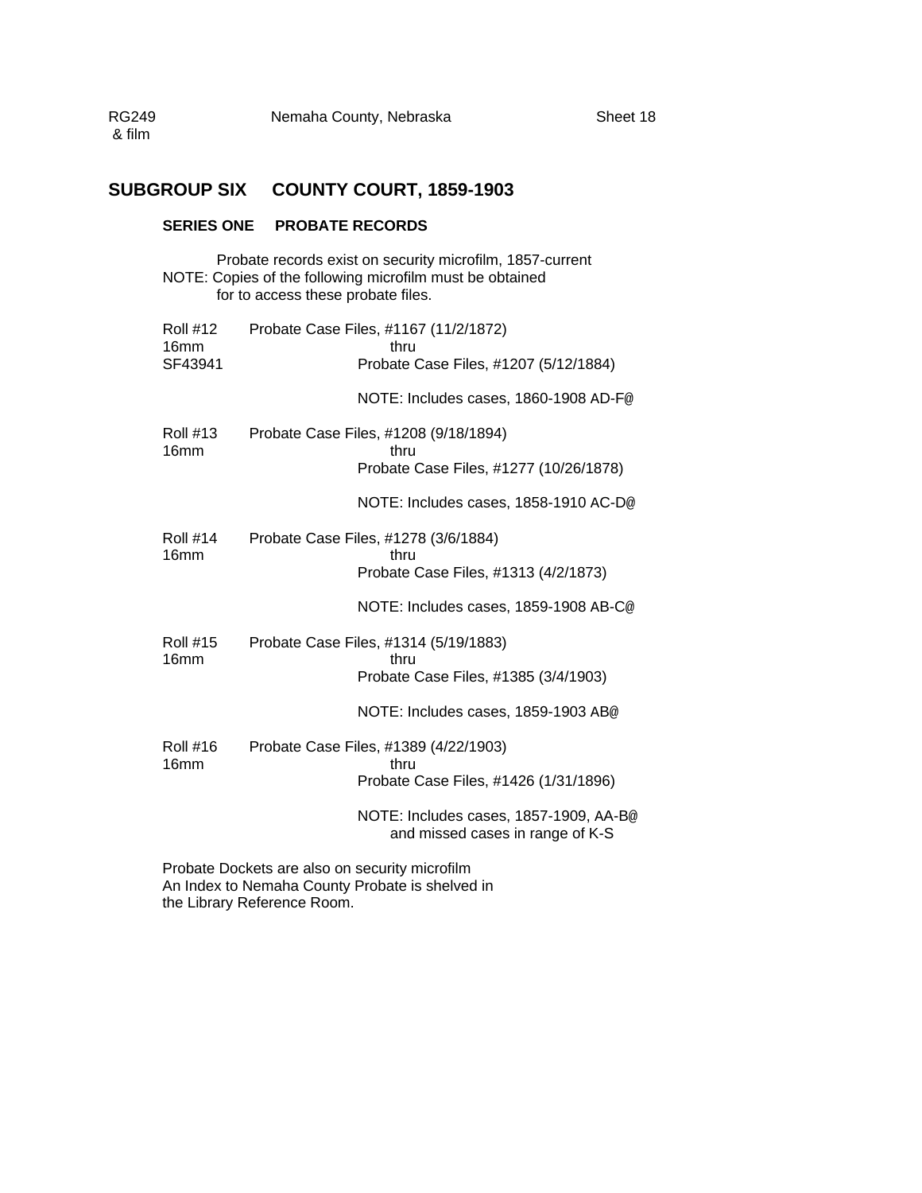RG249
& film

Nemaha County, Nebraska

Sheet 18

## SUBGROUP SIX COUNTY COURT, 1859-1903

### SERIES ONE PROBATE RECORDS

Probate records exist on security microfilm, 1857-current
NOTE: Copies of the following microfilm must be obtained
for to access these probate files.

Roll #12
16mm
SF43941

Probate Case Files, #1167 (11/2/1872)
thru
Probate Case Files, #1207 (5/12/1884)

NOTE: Includes cases, 1860-1908 AD-F@

Roll #13
16mm

Probate Case Files, #1208 (9/18/1894)
thru
Probate Case Files, #1277 (10/26/1878)

NOTE: Includes cases, 1858-1910 AC-D@

Roll #14
16mm

Probate Case Files, #1278 (3/6/1884)
thru
Probate Case Files, #1313 (4/2/1873)

NOTE: Includes cases, 1859-1908 AB-C@

Roll #15
16mm

Probate Case Files, #1314 (5/19/1883)
thru
Probate Case Files, #1385 (3/4/1903)

NOTE: Includes cases, 1859-1903 AB@

Roll #16
16mm

Probate Case Files, #1389 (4/22/1903)
thru
Probate Case Files, #1426 (1/31/1896)

NOTE: Includes cases, 1857-1909, AA-B@
and missed cases in range of K-S

Probate Dockets are also on security microfilm
An Index to Nemaha County Probate is shelved in
the Library Reference Room.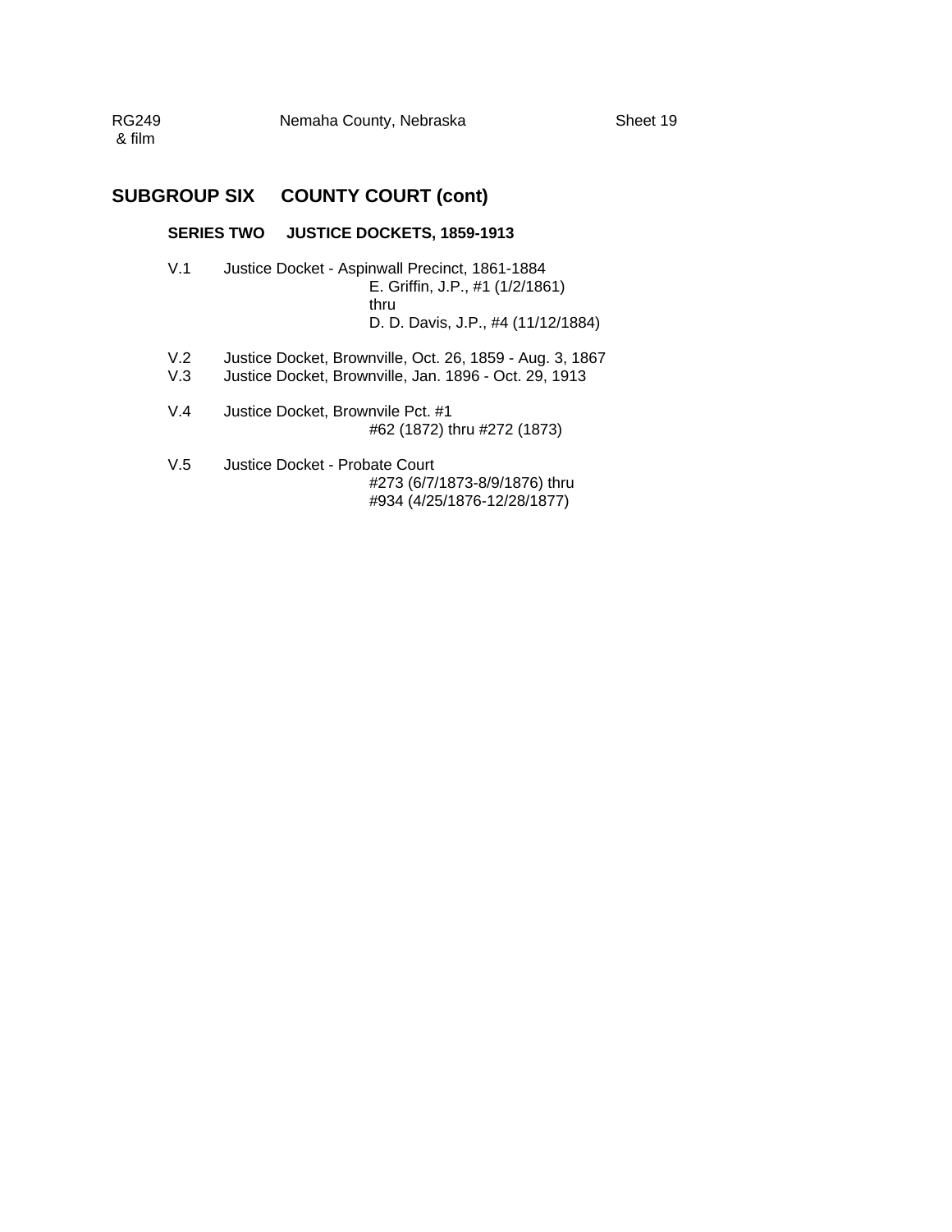RG249 & film — Nemaha County, Nebraska — Sheet 19

## SUBGROUP SIX COUNTY COURT (cont)

### SERIES TWO JUSTICE DOCKETS, 1859-1913

V.1 Justice Docket - Aspinwall Precinct, 1861-1884
E. Griffin, J.P., #1 (1/2/1861)
thru
D. D. Davis, J.P., #4 (11/12/1884)

V.2 Justice Docket, Brownville, Oct. 26, 1859 - Aug. 3, 1867
V.3 Justice Docket, Brownville, Jan. 1896 - Oct. 29, 1913

V.4 Justice Docket, Brownvile Pct. #1
#62 (1872) thru #272 (1873)

V.5 Justice Docket - Probate Court
#273 (6/7/1873-8/9/1876) thru
#934 (4/25/1876-12/28/1877)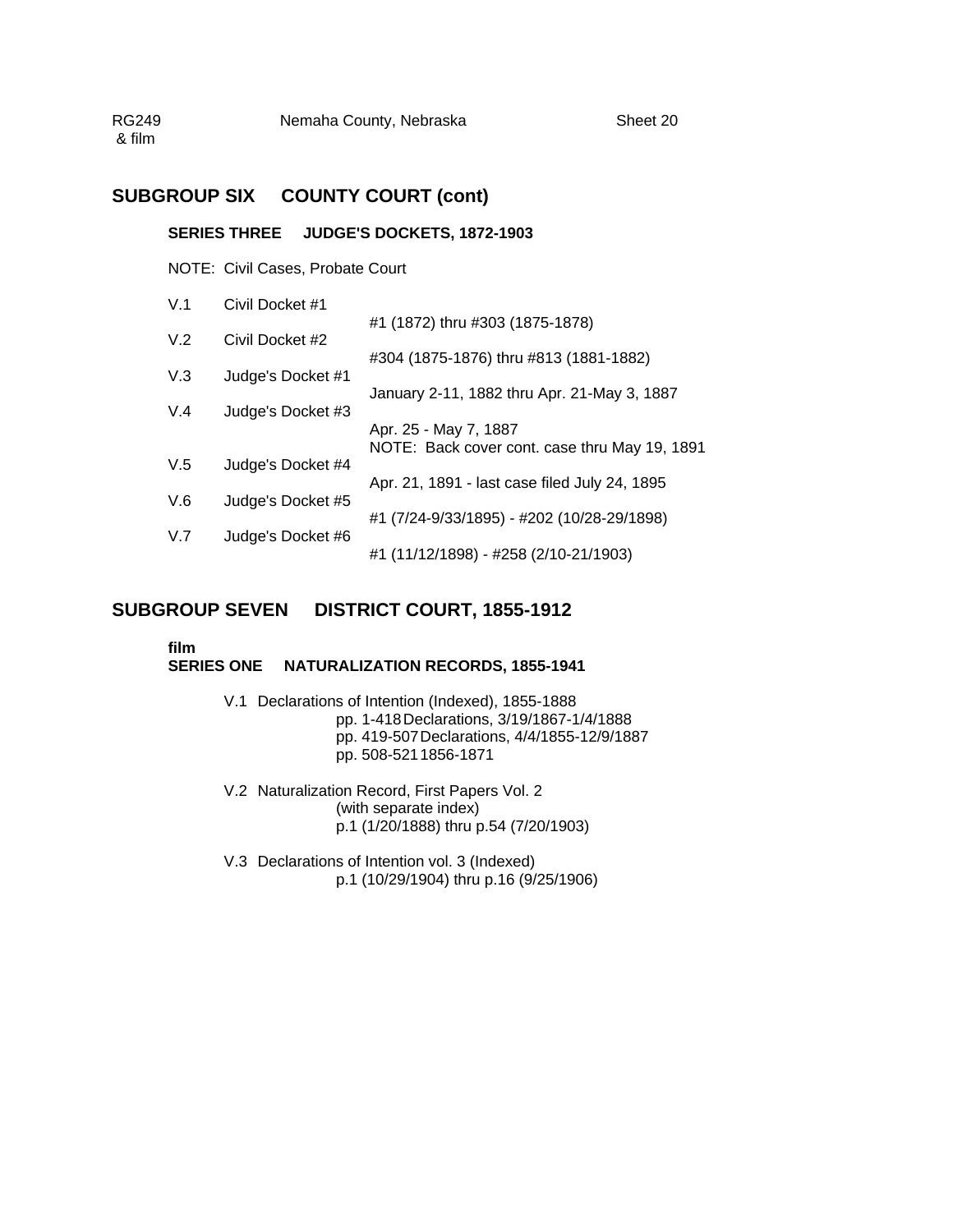## SUBGROUP SIX COUNTY COURT (cont)

### SERIES THREE JUDGE'S DOCKETS, 1872-1903

NOTE: Civil Cases, Probate Court

| | | |
|---|---|---|
| V.1 | Civil Docket #1 | #1 (1872) thru #303 (1875-1878) |
| V.2 | Civil Docket #2 | #304 (1875-1876) thru #813 (1881-1882) |
| V.3 | Judge's Docket #1 | January 2-11, 1882 thru Apr. 21-May 3, 1887 |
| V.4 | Judge's Docket #3 | Apr. 25 - May 7, 1887<br>NOTE: Back cover cont. case thru May 19, 1891 |
| V.5 | Judge's Docket #4 | Apr. 21, 1891 - last case filed July 24, 1895 |
| V.6 | Judge's Docket #5 | #1 (7/24-9/33/1895) - #202 (10/28-29/1898) |
| V.7 | Judge's Docket #6 | #1 (11/12/1898) - #258 (2/10-21/1903) |

## SUBGROUP SEVEN DISTRICT COURT, 1855-1912

**film**
### SERIES ONE NATURALIZATION RECORDS, 1855-1941

V.1 Declarations of Intention (Indexed), 1855-1888
- pp. 1-418 Declarations, 3/19/1867-1/4/1888
- pp. 419-507 Declarations, 4/4/1855-12/9/1887
- pp. 508-521 1856-1871

V.2 Naturalization Record, First Papers Vol. 2
- (with separate index)
- p.1 (1/20/1888) thru p.54 (7/20/1903)

V.3 Declarations of Intention vol. 3 (Indexed)
- p.1 (10/29/1904) thru p.16 (9/25/1906)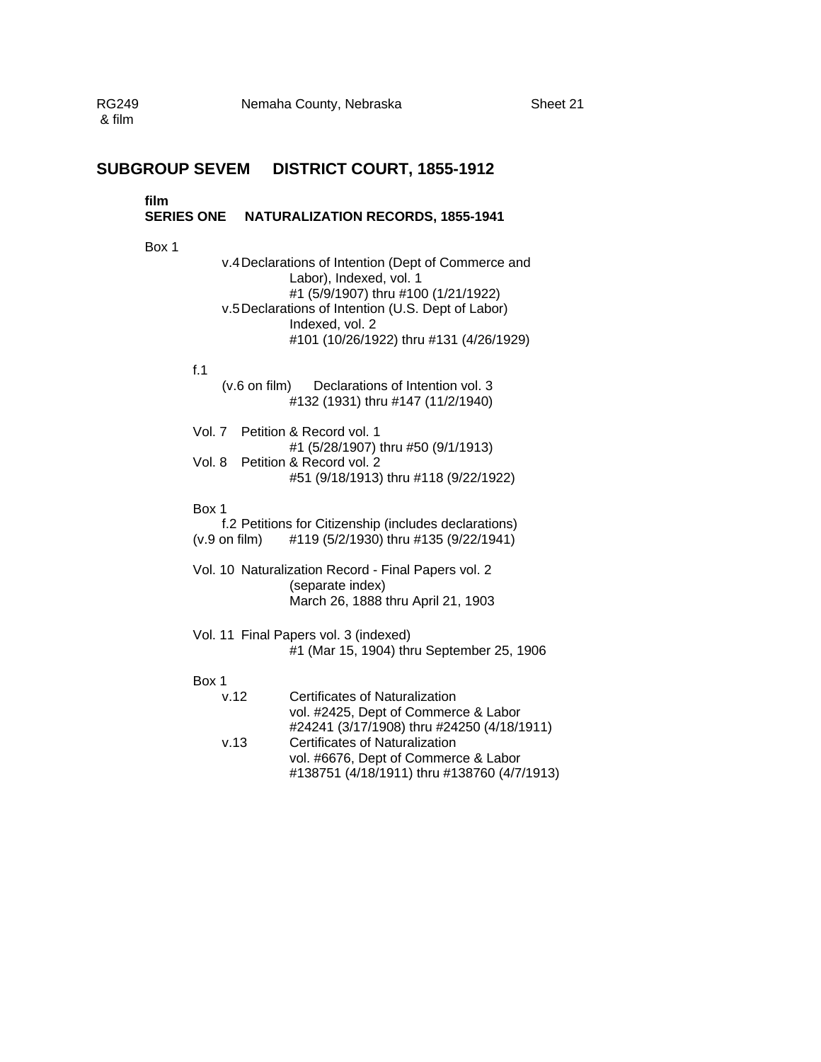RG249 & film — Nemaha County, Nebraska — Sheet 21

## SUBGROUP SEVEM DISTRICT COURT, 1855-1912

### film
### SERIES ONE NATURALIZATION RECORDS, 1855-1941

Box 1

v.4 Declarations of Intention (Dept of Commerce and Labor), Indexed, vol. 1
#1 (5/9/1907) thru #100 (1/21/1922)

v.5 Declarations of Intention (U.S. Dept of Labor) Indexed, vol. 2
#101 (10/26/1922) thru #131 (4/26/1929)

f.1
(v.6 on film) Declarations of Intention vol. 3
#132 (1931) thru #147 (11/2/1940)

Vol. 7 Petition & Record vol. 1
#1 (5/28/1907) thru #50 (9/1/1913)

Vol. 8 Petition & Record vol. 2
#51 (9/18/1913) thru #118 (9/22/1922)

Box 1
f.2 Petitions for Citizenship (includes declarations)
(v.9 on film) #119 (5/2/1930) thru #135 (9/22/1941)

Vol. 10 Naturalization Record - Final Papers vol. 2
(separate index)
March 26, 1888 thru April 21, 1903

Vol. 11 Final Papers vol. 3 (indexed)
#1 (Mar 15, 1904) thru September 25, 1906

Box 1

v.12 Certificates of Naturalization
vol. #2425, Dept of Commerce & Labor
#24241 (3/17/1908) thru #24250 (4/18/1911)

v.13 Certificates of Naturalization
vol. #6676, Dept of Commerce & Labor
#138751 (4/18/1911) thru #138760 (4/7/1913)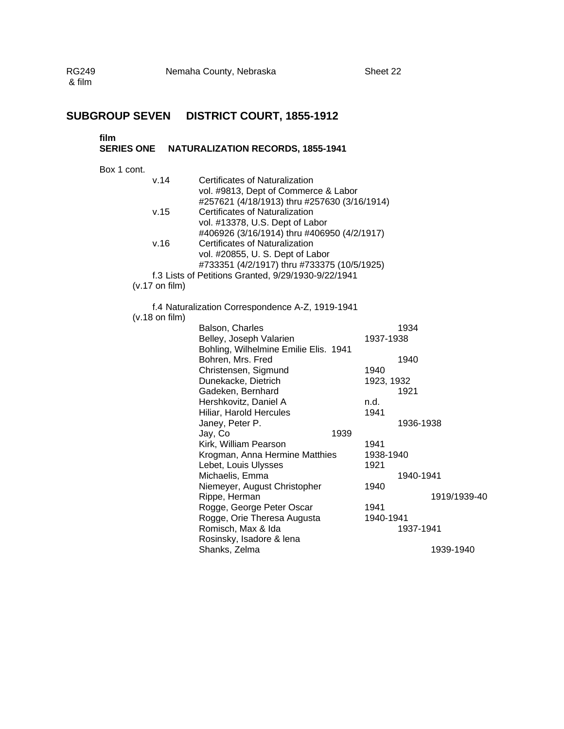RG249 & film    Nemaha County, Nebraska    Sheet 22

## SUBGROUP SEVEN    DISTRICT COURT, 1855-1912

### film
### SERIES ONE    NATURALIZATION RECORDS, 1855-1941

Box 1 cont.

v.14    Certificates of Naturalization
vol. #9813, Dept of Commerce & Labor
#257621 (4/18/1913) thru #257630 (3/16/1914)

v.15    Certificates of Naturalization
vol. #13378, U.S. Dept of Labor
#406926 (3/16/1914) thru #406950 (4/2/1917)

v.16    Certificates of Naturalization
vol. #20855, U. S. Dept of Labor
#733351 (4/2/1917) thru #733375 (10/5/1925)

f.3 Lists of Petitions Granted, 9/29/1930-9/22/1941
(v.17 on film)

f.4 Naturalization Correspondence A-Z, 1919-1941
(v.18 on film)

| Name | Date |
|---|---|
| Balson, Charles | 1934 |
| Belley, Joseph Valarien | 1937-1938 |
| Bohling, Wilhelmine Emilie Elis. | 1941 |
| Bohren, Mrs. Fred | 1940 |
| Christensen, Sigmund | 1940 |
| Dunekacke, Dietrich | 1923, 1932 |
| Gadeken, Bernhard | 1921 |
| Hershkovitz, Daniel A | n.d. |
| Hiliar, Harold Hercules | 1941 |
| Janey, Peter P. | 1936-1938 |
| Jay, Co | 1939 |
| Kirk, William Pearson | 1941 |
| Krogman, Anna Hermine Matthies | 1938-1940 |
| Lebet, Louis Ulysses | 1921 |
| Michaelis, Emma | 1940-1941 |
| Niemeyer, August Christopher | 1940 |
| Rippe, Herman | 1919/1939-40 |
| Rogge, George Peter Oscar | 1941 |
| Rogge, Orie Theresa Augusta | 1940-1941 |
| Romisch, Max & Ida | 1937-1941 |
| Rosinsky, Isadore & lena | |
| Shanks, Zelma | 1939-1940 |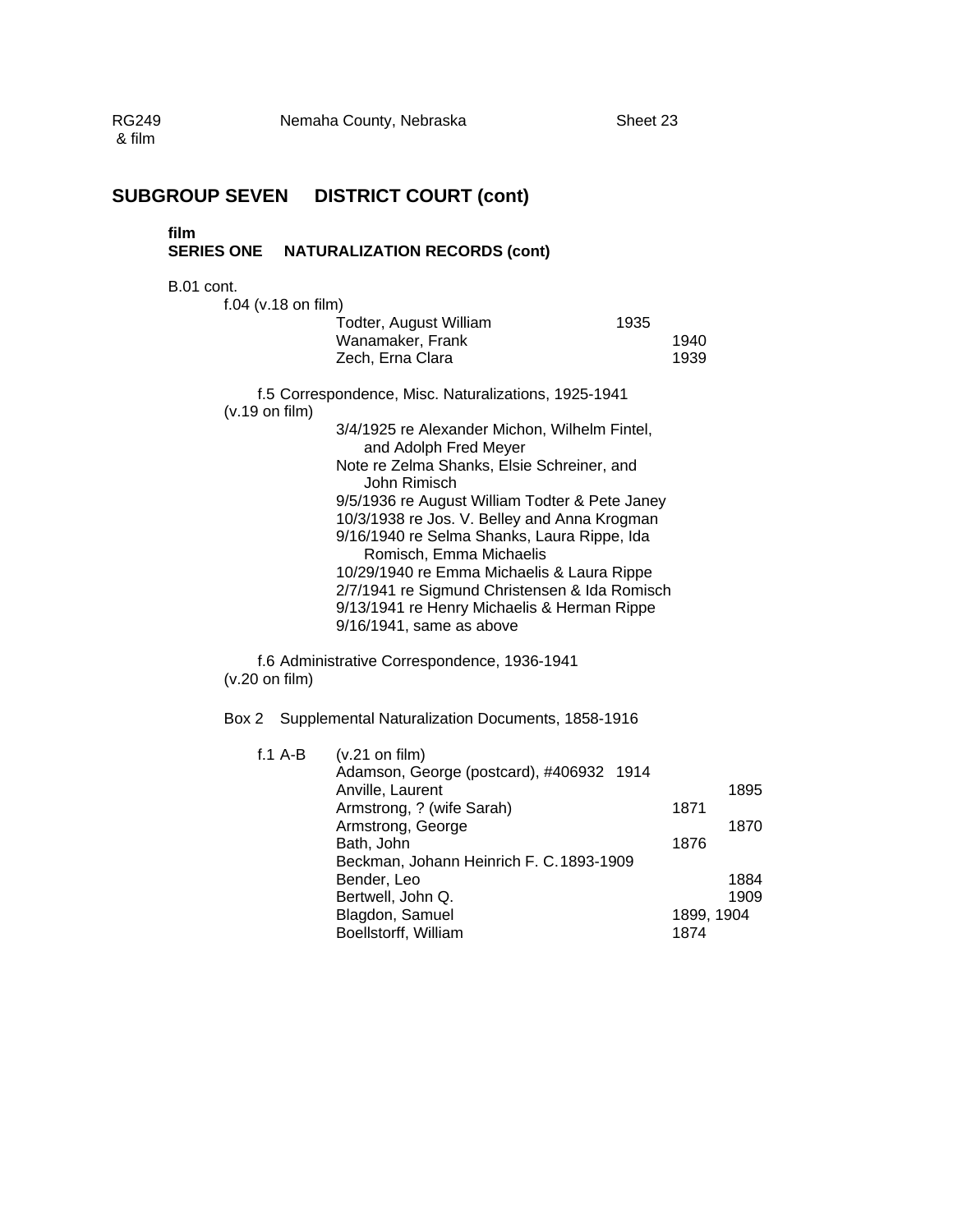RG249 & film    Nemaha County, Nebraska    Sheet 23

## SUBGROUP SEVEN DISTRICT COURT (cont)

**film**
**SERIES ONE NATURALIZATION RECORDS (cont)**

B.01 cont.

f.04 (v.18 on film)

| | | |
|---|---|---|
| Todter, August William | 1935 | |
| Wanamaker, Frank | | 1940 |
| Zech, Erna Clara | | 1939 |

f.5 Correspondence, Misc. Naturalizations, 1925-1941
(v.19 on film)

- 3/4/1925 re Alexander Michon, Wilhelm Fintel, and Adolph Fred Meyer
- Note re Zelma Shanks, Elsie Schreiner, and John Rimisch
- 9/5/1936 re August William Todter & Pete Janey
- 10/3/1938 re Jos. V. Belley and Anna Krogman
- 9/16/1940 re Selma Shanks, Laura Rippe, Ida Romisch, Emma Michaelis
- 10/29/1940 re Emma Michaelis & Laura Rippe
- 2/7/1941 re Sigmund Christensen & Ida Romisch
- 9/13/1941 re Henry Michaelis & Herman Rippe
- 9/16/1941, same as above

f.6 Administrative Correspondence, 1936-1941
(v.20 on film)

Box 2 Supplemental Naturalization Documents, 1858-1916

f.1 A-B (v.21 on film)

| | | |
|---|---|---|
| Adamson, George (postcard), #406932 1914 | | |
| Anville, Laurent | | 1895 |
| Armstrong, ? (wife Sarah) | 1871 | |
| Armstrong, George | | 1870 |
| Bath, John | 1876 | |
| Beckman, Johann Heinrich F. C. 1893-1909 | | |
| Bender, Leo | | 1884 |
| Bertwell, John Q. | | 1909 |
| Blagdon, Samuel | 1899, 1904 | |
| Boellstorff, William | 1874 | |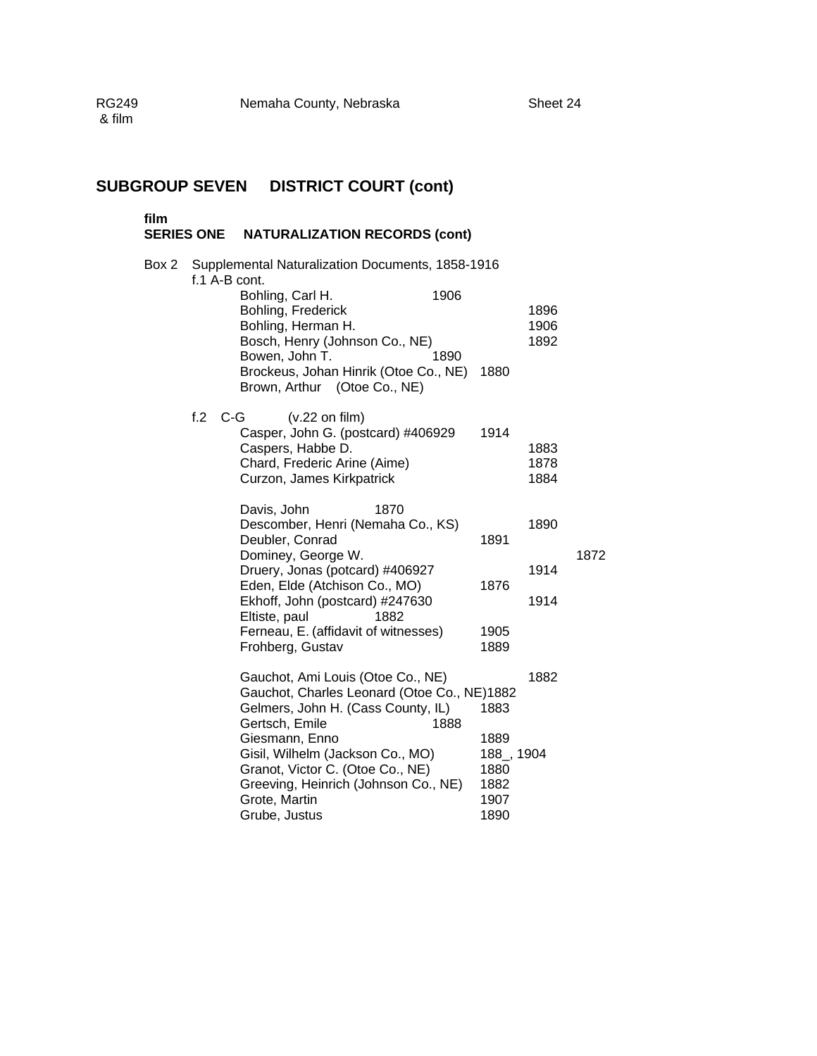RG249 & film — Nemaha County, Nebraska — Sheet 24

## SUBGROUP SEVEN DISTRICT COURT (cont)

**film**
**SERIES ONE NATURALIZATION RECORDS (cont)**

Box 2 Supplemental Naturalization Documents, 1858-1916

f.1 A-B cont.

- Bohling, Carl H. 1906
- Bohling, Frederick 1896
- Bohling, Herman H. 1906
- Bosch, Henry (Johnson Co., NE) 1892
- Bowen, John T. 1890
- Brockeus, Johan Hinrik (Otoe Co., NE) 1880
- Brown, Arthur (Otoe Co., NE)

f.2 C-G (v.22 on film)

- Casper, John G. (postcard) #406929 1914
- Caspers, Habbe D. 1883
- Chard, Frederic Arine (Aime) 1878
- Curzon, James Kirkpatrick 1884

- Davis, John 1870
- Descomber, Henri (Nemaha Co., KS) 1890
- Deubler, Conrad 1891
- Dominey, George W. 1872
- Druery, Jonas (potcard) #406927 1914
- Eden, Elde (Atchison Co., MO) 1876
- Ekhoff, John (postcard) #247630 1914
- Eltiste, paul 1882
- Ferneau, E. (affidavit of witnesses) 1905
- Frohberg, Gustav 1889

- Gauchot, Ami Louis (Otoe Co., NE) 1882
- Gauchot, Charles Leonard (Otoe Co., NE)1882
- Gelmers, John H. (Cass County, IL) 1883
- Gertsch, Emile 1888
- Giesmann, Enno 1889
- Gisil, Wilhelm (Jackson Co., MO) 188_, 1904
- Granot, Victor C. (Otoe Co., NE) 1880
- Greeving, Heinrich (Johnson Co., NE) 1882
- Grote, Martin 1907
- Grube, Justus 1890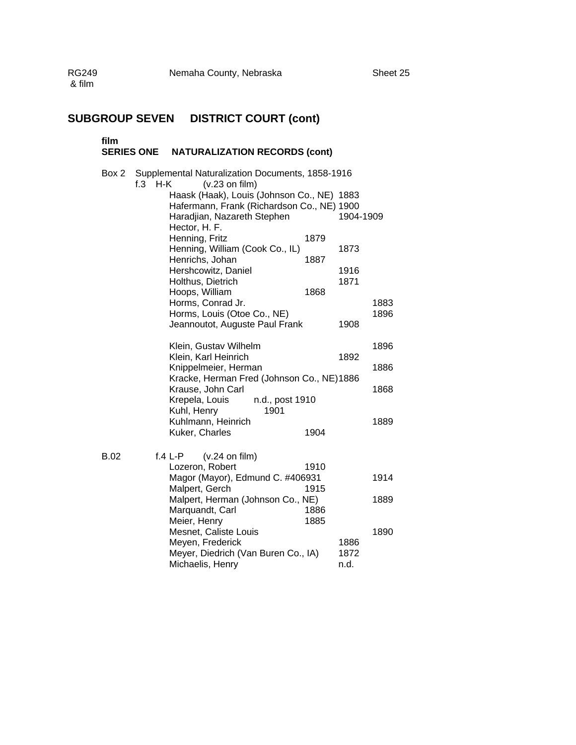RG249 & film — Nemaha County, Nebraska — Sheet 25

## SUBGROUP SEVEN DISTRICT COURT (cont)

### film
### SERIES ONE NATURALIZATION RECORDS (cont)

Box 2 Supplemental Naturalization Documents, 1858-1916

f.3 H-K (v.23 on film)

| Name | | | |
|---|---|---|---|
| Haask (Haak), Louis (Johnson Co., NE) | | 1883 | |
| Hafermann, Frank (Richardson Co., NE) | | 1900 | |
| Haradjian, Nazareth Stephen | | 1904-1909 | |
| Hector, H. F. | | | |
| Henning, Fritz | 1879 | | |
| Henning, William (Cook Co., IL) | | 1873 | |
| Henrichs, Johan | 1887 | | |
| Hershcowitz, Daniel | | 1916 | |
| Holthus, Dietrich | | 1871 | |
| Hoops, William | 1868 | | |
| Horms, Conrad Jr. | | | 1883 |
| Horms, Louis (Otoe Co., NE) | | | 1896 |
| Jeannoutot, Auguste Paul Frank | | 1908 | |
| | | | |
| Klein, Gustav Wilhelm | | | 1896 |
| Klein, Karl Heinrich | | 1892 | |
| Knippelmeier, Herman | | | 1886 |
| Kracke, Herman Fred (Johnson Co., NE) | | 1886 | |
| Krause, John Carl | | | 1868 |
| Krepela, Louis n.d., post 1910 | | | |
| Kuhl, Henry 1901 | | | |
| Kuhlmann, Heinrich | | | 1889 |
| Kuker, Charles | 1904 | | |

B.02 f.4 L-P (v.24 on film)

| Name | | | |
|---|---|---|---|
| Lozeron, Robert | 1910 | | |
| Magor (Mayor), Edmund C. #406931 | | | 1914 |
| Malpert, Gerch | 1915 | | |
| Malpert, Herman (Johnson Co., NE) | | | 1889 |
| Marquandt, Carl | 1886 | | |
| Meier, Henry | 1885 | | |
| Mesnet, Caliste Louis | | | 1890 |
| Meyen, Frederick | | 1886 | |
| Meyer, Diedrich (Van Buren Co., IA) | | 1872 | |
| Michaelis, Henry | | n.d. | |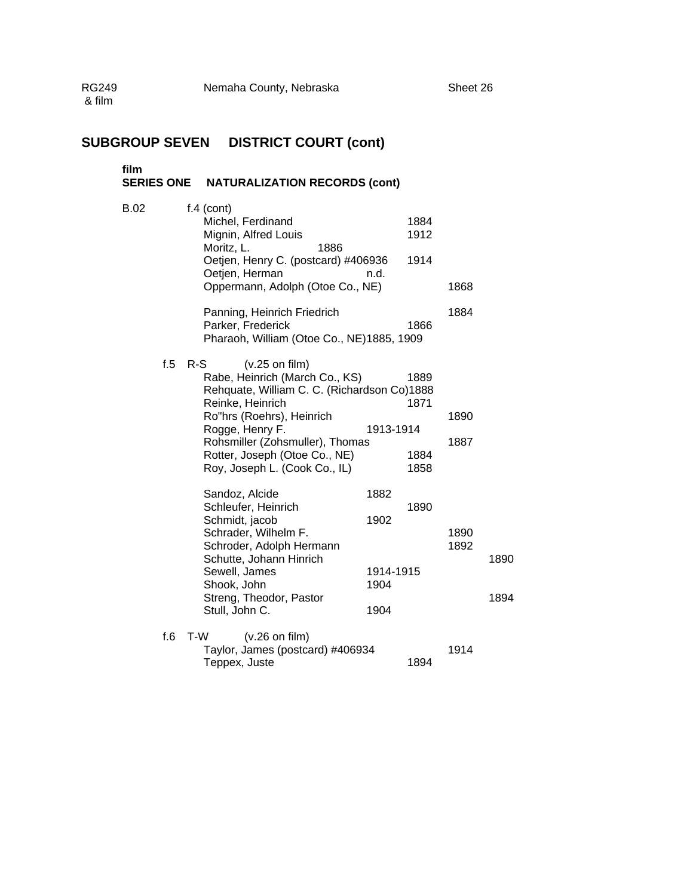RG249 & film — Nemaha County, Nebraska — Sheet 26

# SUBGROUP SEVEN DISTRICT COURT (cont)

**film**
**SERIES ONE NATURALIZATION RECORDS (cont)**

B.02 f.4 (cont)

| Name | | | | |
|---|---|---|---|---|
| Michel, Ferdinand | | 1884 | | |
| Mignin, Alfred Louis | | 1912 | | |
| Moritz, L. 1886 | | | | |
| Oetjen, Henry C. (postcard) #406936 | | 1914 | | |
| Oetjen, Herman | n.d. | | | |
| Oppermann, Adolph (Otoe Co., NE) | | | 1868 | |
| Panning, Heinrich Friedrich | | | 1884 | |
| Parker, Frederick | | 1866 | | |
| Pharaoh, William (Otoe Co., NE) 1885, 1909 | | | | |

f.5 R-S (v.25 on film)

| Name | | | | |
|---|---|---|---|---|
| Rabe, Heinrich (March Co., KS) | | 1889 | | |
| Rehquate, William C. C. (Richardson Co) 1888 | | | | |
| Reinke, Heinrich | | 1871 | | |
| Ro"hrs (Roehrs), Heinrich | | | 1890 | |
| Rogge, Henry F. | 1913-1914 | | | |
| Rohsmiller (Zohsmuller), Thomas | | | 1887 | |
| Rotter, Joseph (Otoe Co., NE) | | 1884 | | |
| Roy, Joseph L. (Cook Co., IL) | | 1858 | | |
| Sandoz, Alcide | 1882 | | | |
| Schleufer, Heinrich | | 1890 | | |
| Schmidt, jacob | 1902 | | | |
| Schrader, Wilhelm F. | | | 1890 | |
| Schroder, Adolph Hermann | | | 1892 | |
| Schutte, Johann Hinrich | | | | 1890 |
| Sewell, James | 1914-1915 | | | |
| Shook, John | 1904 | | | |
| Streng, Theodor, Pastor | | | | 1894 |
| Stull, John C. | 1904 | | | |

f.6 T-W (v.26 on film)

| Name | | | | |
|---|---|---|---|---|
| Taylor, James (postcard) #406934 | | | 1914 | |
| Teppex, Juste | | 1894 | | |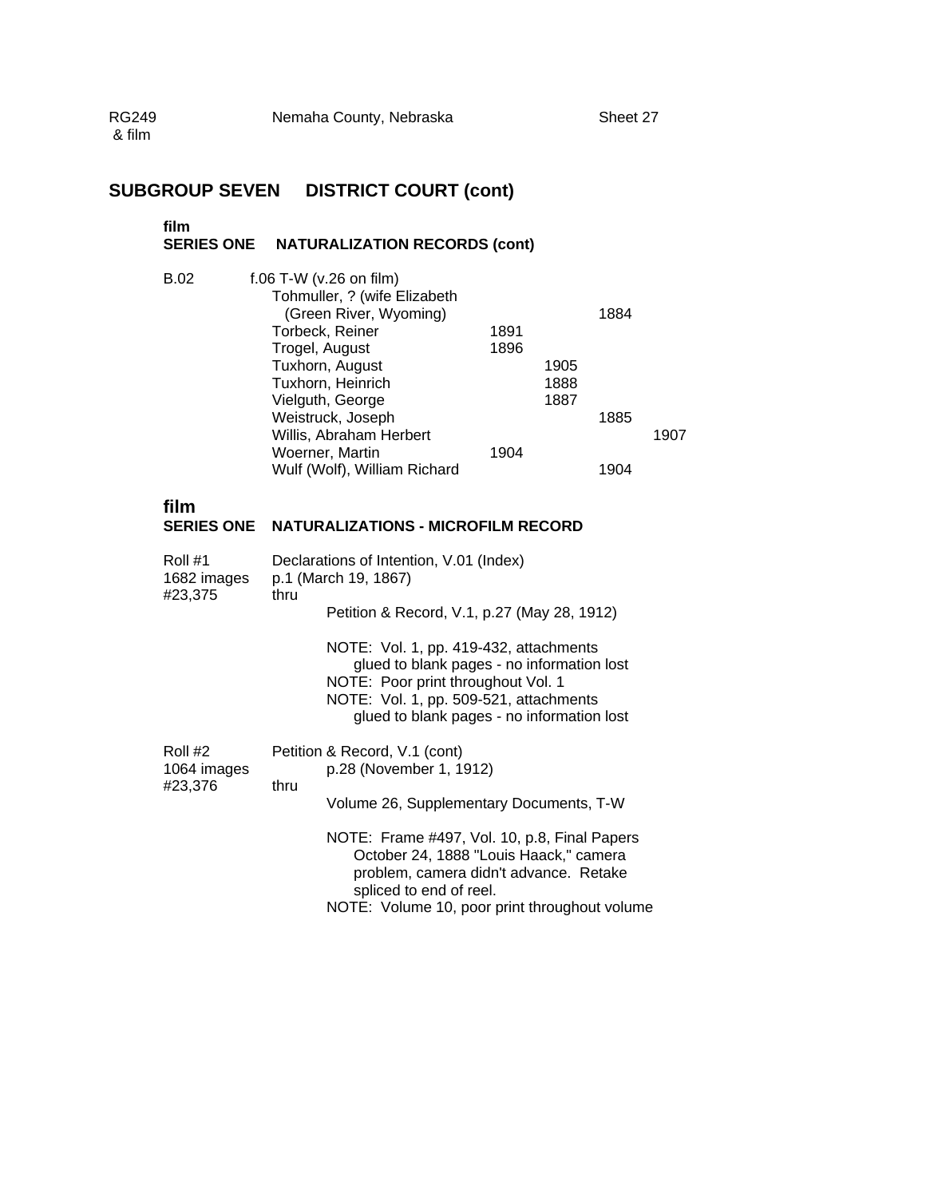RG249 & film — Nemaha County, Nebraska — Sheet 27

## SUBGROUP SEVEN DISTRICT COURT (cont)

### film
### SERIES ONE NATURALIZATION RECORDS (cont)

| | | | | | |
|---|---|---|---|---|---|
| B.02 | f.06 T-W (v.26 on film) | | | | |
| | Tohmuller, ? (wife Elizabeth (Green River, Wyoming) | | | 1884 | |
| | Torbeck, Reiner | 1891 | | | |
| | Trogel, August | 1896 | | | |
| | Tuxhorn, August | | 1905 | | |
| | Tuxhorn, Heinrich | | 1888 | | |
| | Vielguth, George | | 1887 | | |
| | Weistruck, Joseph | | | 1885 | |
| | Willis, Abraham Herbert | | | | 1907 |
| | Woerner, Martin | 1904 | | | |
| | Wulf (Wolf), William Richard | | | 1904 | |

### film
### SERIES ONE NATURALIZATIONS - MICROFILM RECORD

Roll #1
1682 images
#23,375

Declarations of Intention, V.01 (Index)
p.1 (March 19, 1867)
thru
Petition & Record, V.1, p.27 (May 28, 1912)

NOTE: Vol. 1, pp. 419-432, attachments glued to blank pages - no information lost
NOTE: Poor print throughout Vol. 1
NOTE: Vol. 1, pp. 509-521, attachments glued to blank pages - no information lost

Roll #2
1064 images
#23,376

Petition & Record, V.1 (cont)
p.28 (November 1, 1912)
thru
Volume 26, Supplementary Documents, T-W

NOTE: Frame #497, Vol. 10, p.8, Final Papers October 24, 1888 "Louis Haack," camera problem, camera didn't advance. Retake spliced to end of reel.
NOTE: Volume 10, poor print throughout volume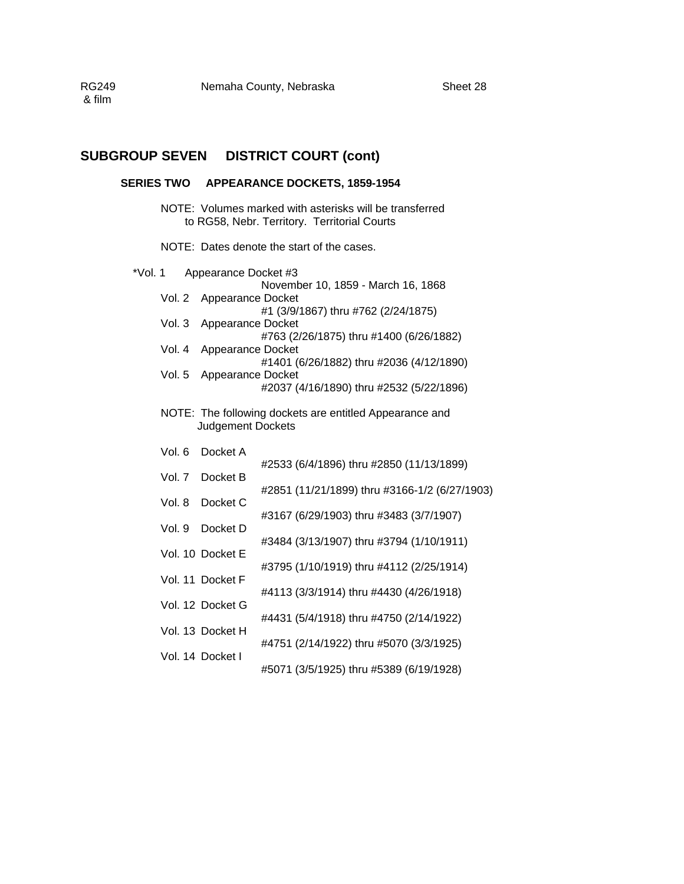RG249 & film — Nemaha County, Nebraska — Sheet 28

## SUBGROUP SEVEN DISTRICT COURT (cont)

### SERIES TWO APPEARANCE DOCKETS, 1859-1954

NOTE: Volumes marked with asterisks will be transferred to RG58, Nebr. Territory. Territorial Courts

NOTE: Dates denote the start of the cases.

*Vol. 1 Appearance Docket #3
November 10, 1859 - March 16, 1868

Vol. 2 Appearance Docket
#1 (3/9/1867) thru #762 (2/24/1875)

Vol. 3 Appearance Docket
#763 (2/26/1875) thru #1400 (6/26/1882)

Vol. 4 Appearance Docket
#1401 (6/26/1882) thru #2036 (4/12/1890)

Vol. 5 Appearance Docket
#2037 (4/16/1890) thru #2532 (5/22/1896)

NOTE: The following dockets are entitled Appearance and Judgement Dockets

Vol. 6 Docket A
#2533 (6/4/1896) thru #2850 (11/13/1899)

Vol. 7 Docket B
#2851 (11/21/1899) thru #3166-1/2 (6/27/1903)

Vol. 8 Docket C
#3167 (6/29/1903) thru #3483 (3/7/1907)

Vol. 9 Docket D
#3484 (3/13/1907) thru #3794 (1/10/1911)

Vol. 10 Docket E
#3795 (1/10/1919) thru #4112 (2/25/1914)

Vol. 11 Docket F
#4113 (3/3/1914) thru #4430 (4/26/1918)

Vol. 12 Docket G
#4431 (5/4/1918) thru #4750 (2/14/1922)

Vol. 13 Docket H
#4751 (2/14/1922) thru #5070 (3/3/1925)

Vol. 14 Docket I
#5071 (3/5/1925) thru #5389 (6/19/1928)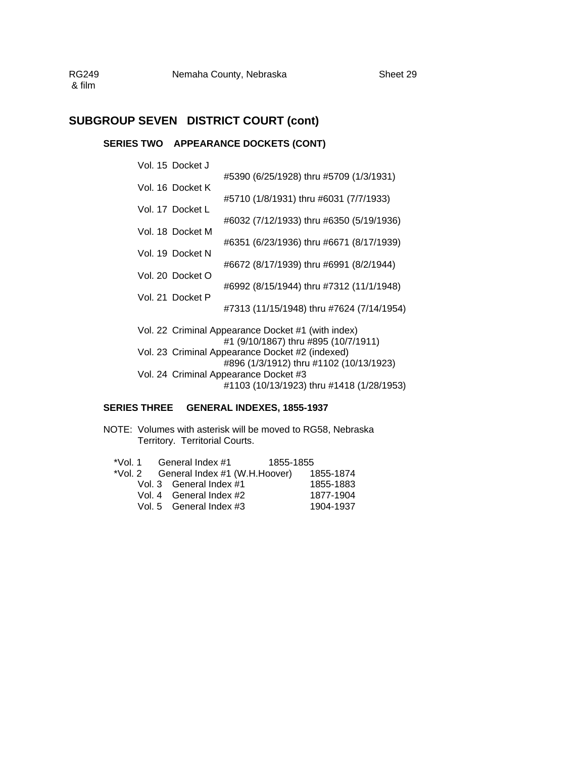## SUBGROUP SEVEN DISTRICT COURT (cont)

### SERIES TWO APPEARANCE DOCKETS (CONT)

Vol. 15 Docket J
#5390 (6/25/1928) thru #5709 (1/3/1931)

Vol. 16 Docket K
#5710 (1/8/1931) thru #6031 (7/7/1933)

Vol. 17 Docket L
#6032 (7/12/1933) thru #6350 (5/19/1936)

Vol. 18 Docket M
#6351 (6/23/1936) thru #6671 (8/17/1939)

Vol. 19 Docket N
#6672 (8/17/1939) thru #6991 (8/2/1944)

Vol. 20 Docket O
#6992 (8/15/1944) thru #7312 (11/1/1948)

Vol. 21 Docket P
#7313 (11/15/1948) thru #7624 (7/14/1954)

Vol. 22 Criminal Appearance Docket #1 (with index)
#1 (9/10/1867) thru #895 (10/7/1911)

Vol. 23 Criminal Appearance Docket #2 (indexed)
#896 (1/3/1912) thru #1102 (10/13/1923)

Vol. 24 Criminal Appearance Docket #3
#1103 (10/13/1923) thru #1418 (1/28/1953)

### SERIES THREE GENERAL INDEXES, 1855-1937

NOTE: Volumes with asterisk will be moved to RG58, Nebraska Territory. Territorial Courts.

| Vol. | Title | Dates |
|---|---|---|
| *Vol. 1 | General Index #1 | 1855-1855 |
| *Vol. 2 | General Index #1 (W.H.Hoover) | 1855-1874 |
| Vol. 3 | General Index #1 | 1855-1883 |
| Vol. 4 | General Index #2 | 1877-1904 |
| Vol. 5 | General Index #3 | 1904-1937 |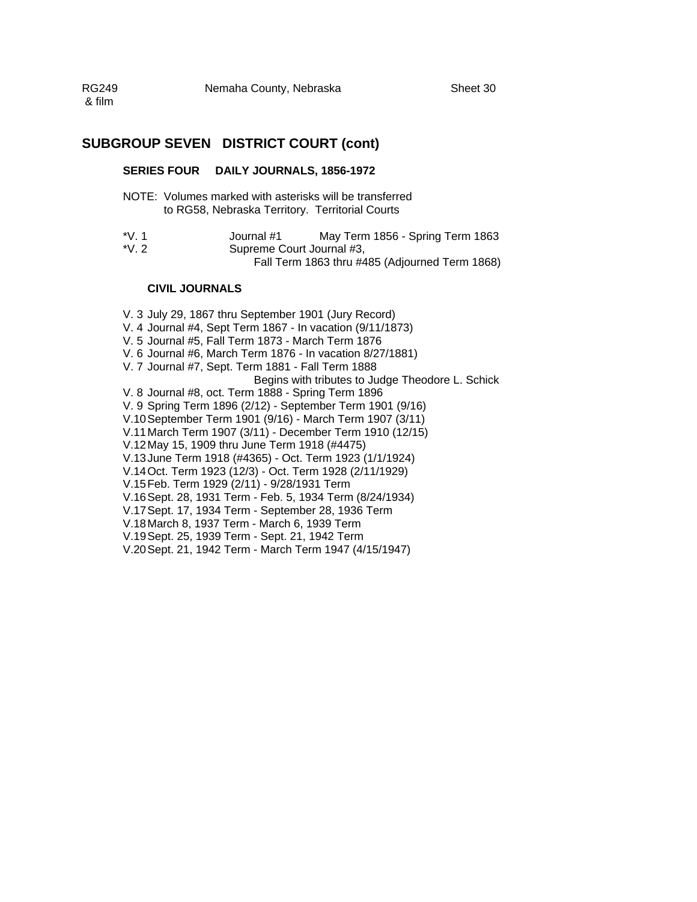RG249 & film — Nemaha County, Nebraska — Sheet 30

## SUBGROUP SEVEN DISTRICT COURT (cont)

### SERIES FOUR DAILY JOURNALS, 1856-1972

NOTE: Volumes marked with asterisks will be transferred to RG58, Nebraska Territory. Territorial Courts

*V. 1 Journal #1 May Term 1856 - Spring Term 1863
*V. 2 Supreme Court Journal #3, Fall Term 1863 thru #485 (Adjourned Term 1868)

**CIVIL JOURNALS**

V. 3 July 29, 1867 thru September 1901 (Jury Record)
V. 4 Journal #4, Sept Term 1867 - In vacation (9/11/1873)
V. 5 Journal #5, Fall Term 1873 - March Term 1876
V. 6 Journal #6, March Term 1876 - In vacation 8/27/1881)
V. 7 Journal #7, Sept. Term 1881 - Fall Term 1888
Begins with tributes to Judge Theodore L. Schick
V. 8 Journal #8, oct. Term 1888 - Spring Term 1896
V. 9 Spring Term 1896 (2/12) - September Term 1901 (9/16)
V.10 September Term 1901 (9/16) - March Term 1907 (3/11)
V.11 March Term 1907 (3/11) - December Term 1910 (12/15)
V.12 May 15, 1909 thru June Term 1918 (#4475)
V.13 June Term 1918 (#4365) - Oct. Term 1923 (1/1/1924)
V.14 Oct. Term 1923 (12/3) - Oct. Term 1928 (2/11/1929)
V.15 Feb. Term 1929 (2/11) - 9/28/1931 Term
V.16 Sept. 28, 1931 Term - Feb. 5, 1934 Term (8/24/1934)
V.17 Sept. 17, 1934 Term - September 28, 1936 Term
V.18 March 8, 1937 Term - March 6, 1939 Term
V.19 Sept. 25, 1939 Term - Sept. 21, 1942 Term
V.20 Sept. 21, 1942 Term - March Term 1947 (4/15/1947)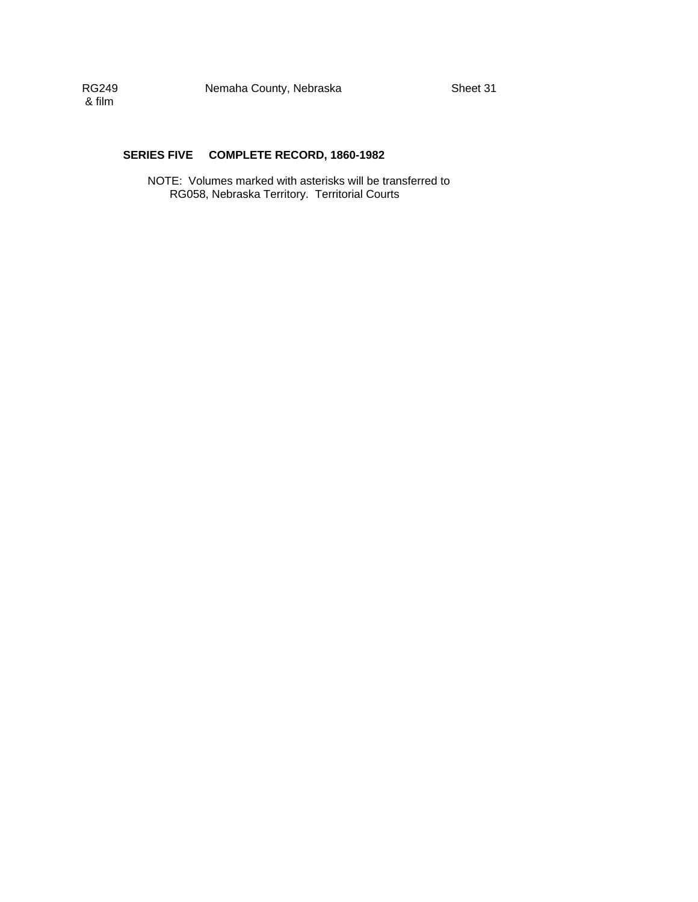## SERIES FIVE COMPLETE RECORD, 1860-1982

NOTE: Volumes marked with asterisks will be transferred to RG058, Nebraska Territory. Territorial Courts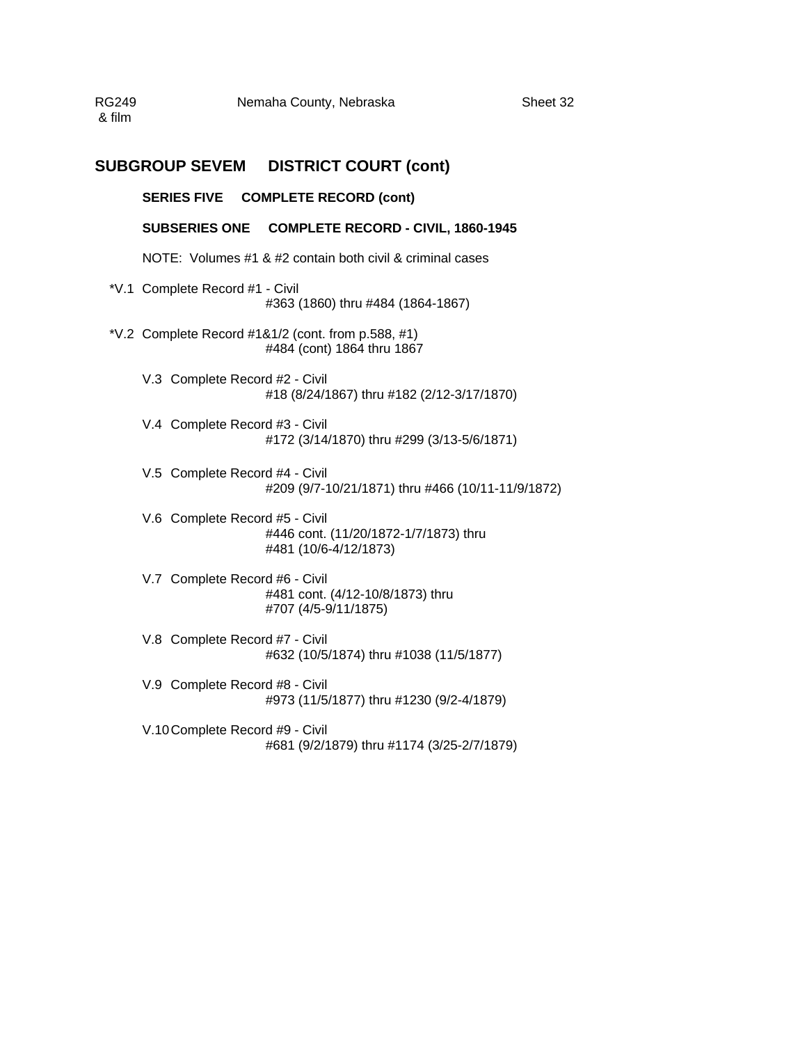RG249 & film — Nemaha County, Nebraska — Sheet 32

## SUBGROUP SEVEM DISTRICT COURT (cont)

### SERIES FIVE COMPLETE RECORD (cont)

### SUBSERIES ONE COMPLETE RECORD - CIVIL, 1860-1945

NOTE: Volumes #1 & #2 contain both civil & criminal cases

*V.1 Complete Record #1 - Civil
#363 (1860) thru #484 (1864-1867)

*V.2 Complete Record #1&1/2 (cont. from p.588, #1)
#484 (cont) 1864 thru 1867

V.3 Complete Record #2 - Civil
#18 (8/24/1867) thru #182 (2/12-3/17/1870)

V.4 Complete Record #3 - Civil
#172 (3/14/1870) thru #299 (3/13-5/6/1871)

V.5 Complete Record #4 - Civil
#209 (9/7-10/21/1871) thru #466 (10/11-11/9/1872)

V.6 Complete Record #5 - Civil
#446 cont. (11/20/1872-1/7/1873) thru
#481 (10/6-4/12/1873)

V.7 Complete Record #6 - Civil
#481 cont. (4/12-10/8/1873) thru
#707 (4/5-9/11/1875)

V.8 Complete Record #7 - Civil
#632 (10/5/1874) thru #1038 (11/5/1877)

V.9 Complete Record #8 - Civil
#973 (11/5/1877) thru #1230 (9/2-4/1879)

V.10 Complete Record #9 - Civil
#681 (9/2/1879) thru #1174 (3/25-2/7/1879)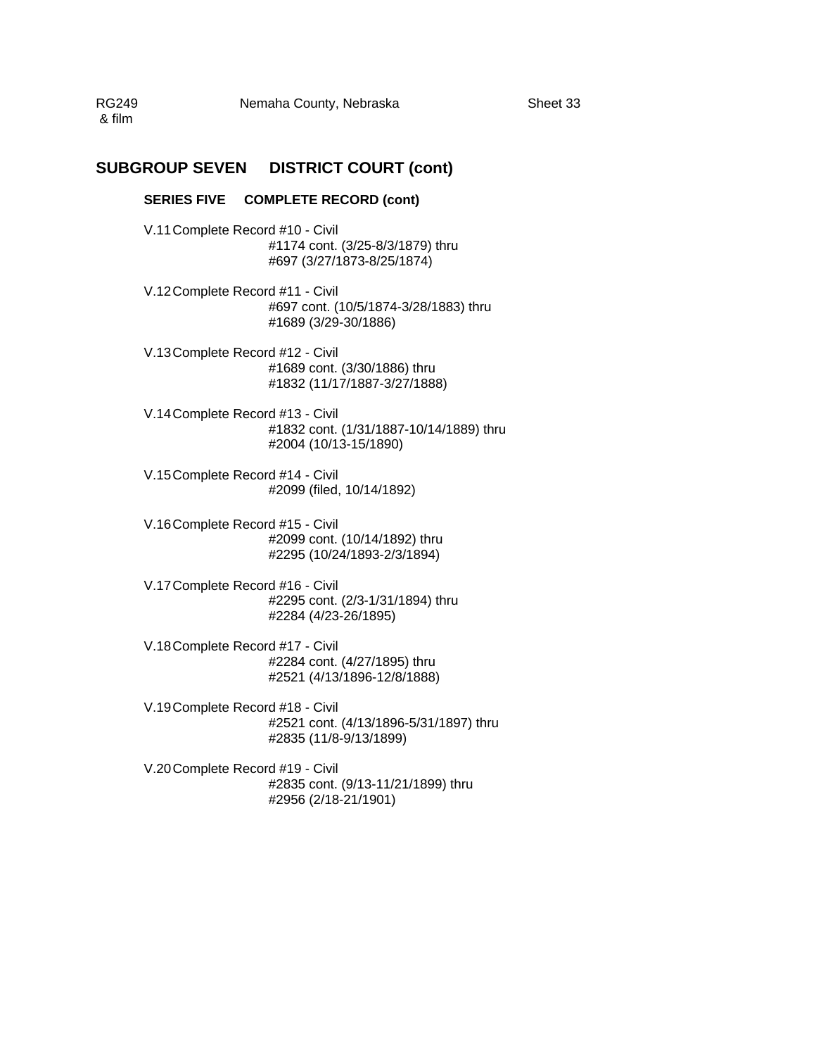RG249 & film — Nemaha County, Nebraska — Sheet 33

## SUBGROUP SEVEN DISTRICT COURT (cont)

### SERIES FIVE COMPLETE RECORD (cont)

V.11 Complete Record #10 - Civil
#1174 cont. (3/25-8/3/1879) thru
#697 (3/27/1873-8/25/1874)

V.12 Complete Record #11 - Civil
#697 cont. (10/5/1874-3/28/1883) thru
#1689 (3/29-30/1886)

V.13 Complete Record #12 - Civil
#1689 cont. (3/30/1886) thru
#1832 (11/17/1887-3/27/1888)

V.14 Complete Record #13 - Civil
#1832 cont. (1/31/1887-10/14/1889) thru
#2004 (10/13-15/1890)

V.15 Complete Record #14 - Civil
#2099 (filed, 10/14/1892)

V.16 Complete Record #15 - Civil
#2099 cont. (10/14/1892) thru
#2295 (10/24/1893-2/3/1894)

V.17 Complete Record #16 - Civil
#2295 cont. (2/3-1/31/1894) thru
#2284 (4/23-26/1895)

V.18 Complete Record #17 - Civil
#2284 cont. (4/27/1895) thru
#2521 (4/13/1896-12/8/1888)

V.19 Complete Record #18 - Civil
#2521 cont. (4/13/1896-5/31/1897) thru
#2835 (11/8-9/13/1899)

V.20 Complete Record #19 - Civil
#2835 cont. (9/13-11/21/1899) thru
#2956 (2/18-21/1901)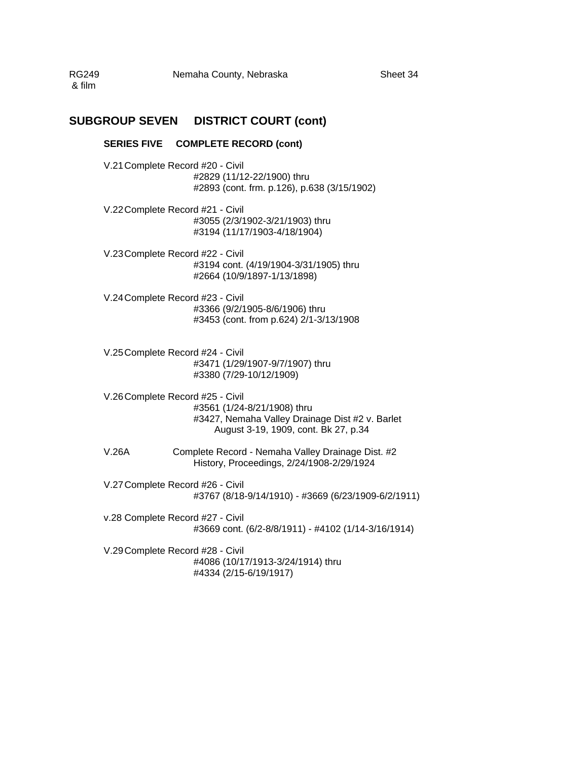## SUBGROUP SEVEN DISTRICT COURT (cont)

### SERIES FIVE COMPLETE RECORD (cont)

V.21 Complete Record #20 - Civil
#2829 (11/12-22/1900) thru
#2893 (cont. frm. p.126), p.638 (3/15/1902)

V.22 Complete Record #21 - Civil
#3055 (2/3/1902-3/21/1903) thru
#3194 (11/17/1903-4/18/1904)

V.23 Complete Record #22 - Civil
#3194 cont. (4/19/1904-3/31/1905) thru
#2664 (10/9/1897-1/13/1898)

V.24 Complete Record #23 - Civil
#3366 (9/2/1905-8/6/1906) thru
#3453 (cont. from p.624) 2/1-3/13/1908

V.25 Complete Record #24 - Civil
#3471 (1/29/1907-9/7/1907) thru
#3380 (7/29-10/12/1909)

V.26 Complete Record #25 - Civil
#3561 (1/24-8/21/1908) thru
#3427, Nemaha Valley Drainage Dist #2 v. Barlet
August 3-19, 1909, cont. Bk 27, p.34

V.26A Complete Record - Nemaha Valley Drainage Dist. #2
History, Proceedings, 2/24/1908-2/29/1924

V.27 Complete Record #26 - Civil
#3767 (8/18-9/14/1910) - #3669 (6/23/1909-6/2/1911)

v.28 Complete Record #27 - Civil
#3669 cont. (6/2-8/8/1911) - #4102 (1/14-3/16/1914)

V.29 Complete Record #28 - Civil
#4086 (10/17/1913-3/24/1914) thru
#4334 (2/15-6/19/1917)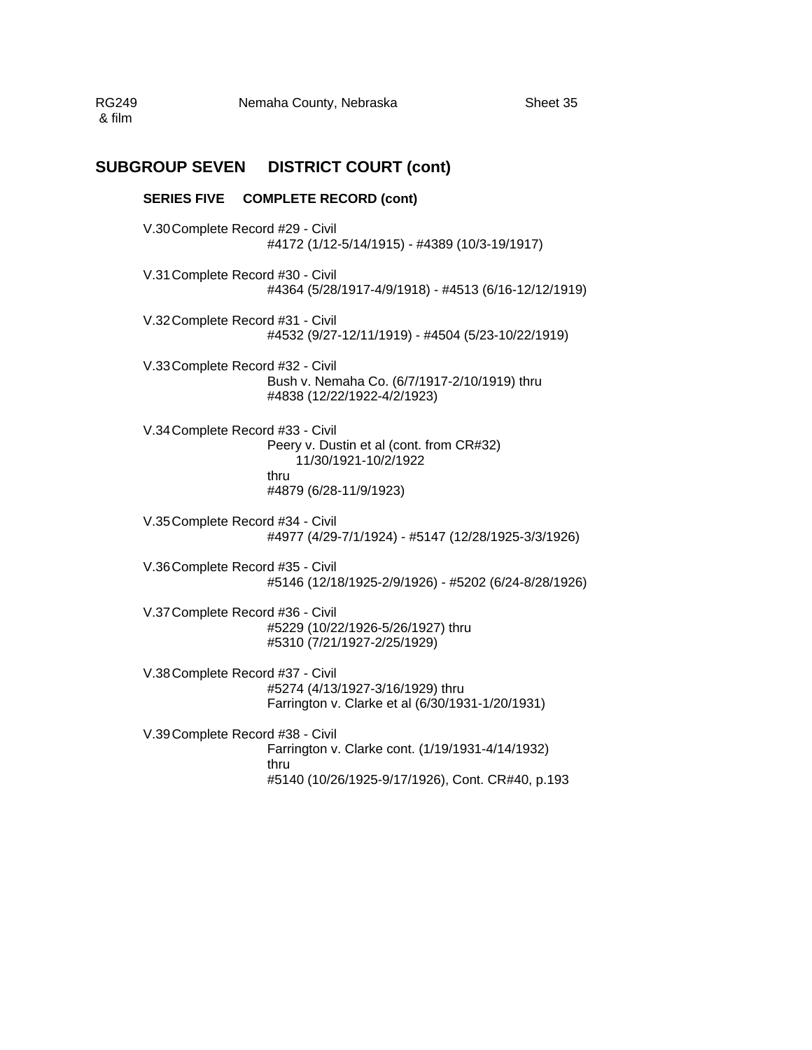## SUBGROUP SEVEN DISTRICT COURT (cont)

### SERIES FIVE COMPLETE RECORD (cont)

V.30 Complete Record #29 - Civil
#4172 (1/12-5/14/1915) - #4389 (10/3-19/1917)

V.31 Complete Record #30 - Civil
#4364 (5/28/1917-4/9/1918) - #4513 (6/16-12/12/1919)

V.32 Complete Record #31 - Civil
#4532 (9/27-12/11/1919) - #4504 (5/23-10/22/1919)

V.33 Complete Record #32 - Civil
Bush v. Nemaha Co. (6/7/1917-2/10/1919) thru
#4838 (12/22/1922-4/2/1923)

V.34 Complete Record #33 - Civil
Peery v. Dustin et al (cont. from CR#32)
11/30/1921-10/2/1922
thru
#4879 (6/28-11/9/1923)

V.35 Complete Record #34 - Civil
#4977 (4/29-7/1/1924) - #5147 (12/28/1925-3/3/1926)

V.36 Complete Record #35 - Civil
#5146 (12/18/1925-2/9/1926) - #5202 (6/24-8/28/1926)

V.37 Complete Record #36 - Civil
#5229 (10/22/1926-5/26/1927) thru
#5310 (7/21/1927-2/25/1929)

V.38 Complete Record #37 - Civil
#5274 (4/13/1927-3/16/1929) thru
Farrington v. Clarke et al (6/30/1931-1/20/1931)

V.39 Complete Record #38 - Civil
Farrington v. Clarke cont. (1/19/1931-4/14/1932)
thru
#5140 (10/26/1925-9/17/1926), Cont. CR#40, p.193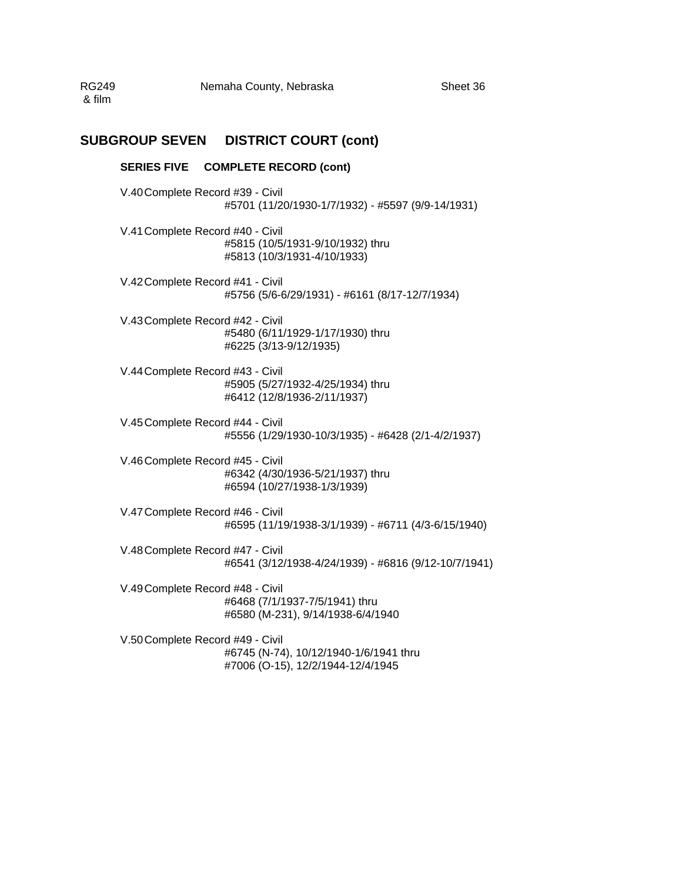## SUBGROUP SEVEN DISTRICT COURT (cont)

### SERIES FIVE COMPLETE RECORD (cont)

V.40 Complete Record #39 - Civil
#5701 (11/20/1930-1/7/1932) - #5597 (9/9-14/1931)

V.41 Complete Record #40 - Civil
#5815 (10/5/1931-9/10/1932) thru
#5813 (10/3/1931-4/10/1933)

V.42 Complete Record #41 - Civil
#5756 (5/6-6/29/1931) - #6161 (8/17-12/7/1934)

V.43 Complete Record #42 - Civil
#5480 (6/11/1929-1/17/1930) thru
#6225 (3/13-9/12/1935)

V.44 Complete Record #43 - Civil
#5905 (5/27/1932-4/25/1934) thru
#6412 (12/8/1936-2/11/1937)

V.45 Complete Record #44 - Civil
#5556 (1/29/1930-10/3/1935) - #6428 (2/1-4/2/1937)

V.46 Complete Record #45 - Civil
#6342 (4/30/1936-5/21/1937) thru
#6594 (10/27/1938-1/3/1939)

V.47 Complete Record #46 - Civil
#6595 (11/19/1938-3/1/1939) - #6711 (4/3-6/15/1940)

V.48 Complete Record #47 - Civil
#6541 (3/12/1938-4/24/1939) - #6816 (9/12-10/7/1941)

V.49 Complete Record #48 - Civil
#6468 (7/1/1937-7/5/1941) thru
#6580 (M-231), 9/14/1938-6/4/1940

V.50 Complete Record #49 - Civil
#6745 (N-74), 10/12/1940-1/6/1941 thru
#7006 (O-15), 12/2/1944-12/4/1945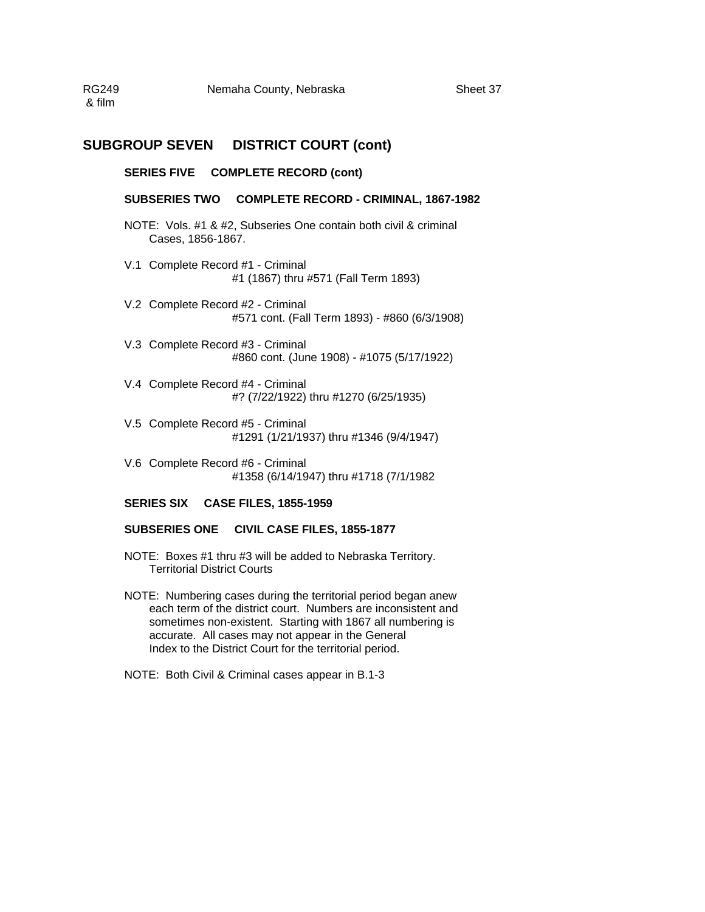## SUBGROUP SEVEN DISTRICT COURT (cont)

### SERIES FIVE COMPLETE RECORD (cont)

#### SUBSERIES TWO COMPLETE RECORD - CRIMINAL, 1867-1982

NOTE: Vols. #1 & #2, Subseries One contain both civil & criminal Cases, 1856-1867.

V.1 Complete Record #1 - Criminal
#1 (1867) thru #571 (Fall Term 1893)

V.2 Complete Record #2 - Criminal
#571 cont. (Fall Term 1893) - #860 (6/3/1908)

V.3 Complete Record #3 - Criminal
#860 cont. (June 1908) - #1075 (5/17/1922)

V.4 Complete Record #4 - Criminal
#? (7/22/1922) thru #1270 (6/25/1935)

V.5 Complete Record #5 - Criminal
#1291 (1/21/1937) thru #1346 (9/4/1947)

V.6 Complete Record #6 - Criminal
#1358 (6/14/1947) thru #1718 (7/1/1982

### SERIES SIX CASE FILES, 1855-1959

#### SUBSERIES ONE CIVIL CASE FILES, 1855-1877

NOTE: Boxes #1 thru #3 will be added to Nebraska Territory. Territorial District Courts

NOTE: Numbering cases during the territorial period began anew each term of the district court. Numbers are inconsistent and sometimes non-existent. Starting with 1867 all numbering is accurate. All cases may not appear in the General Index to the District Court for the territorial period.

NOTE: Both Civil & Criminal cases appear in B.1-3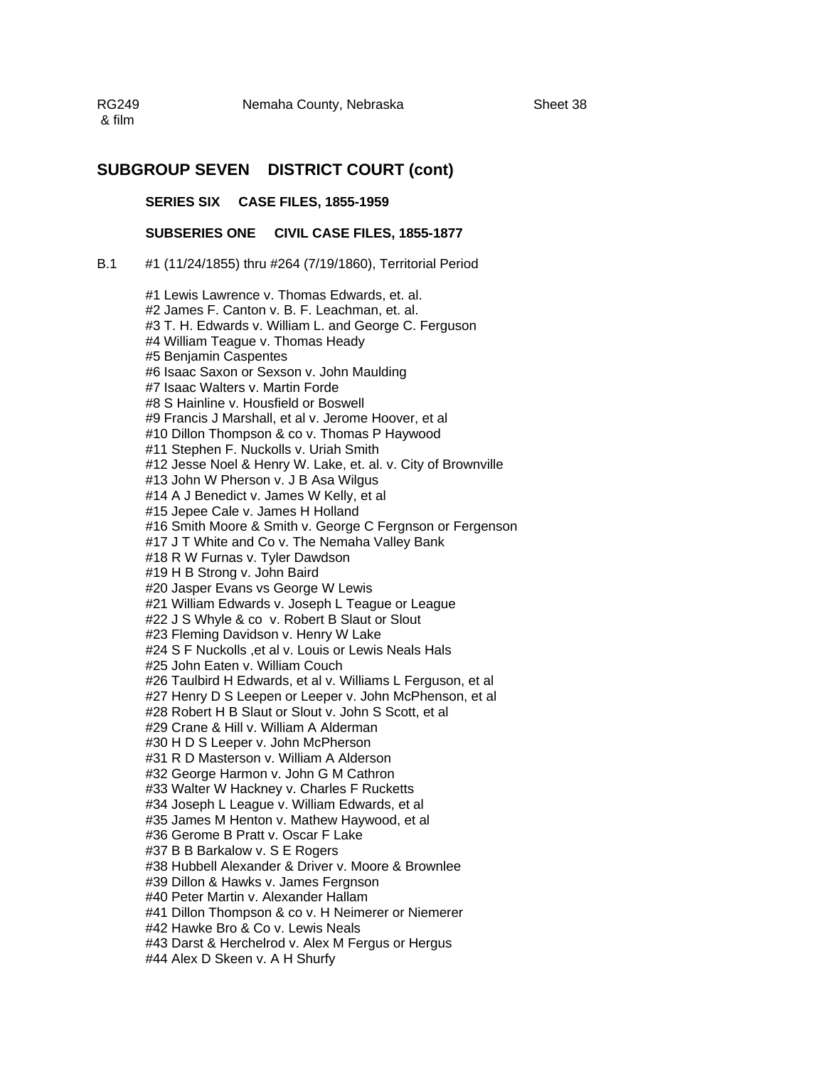## SUBGROUP SEVEN DISTRICT COURT (cont)

### SERIES SIX CASE FILES, 1855-1959

### SUBSERIES ONE CIVIL CASE FILES, 1855-1877

B.1 #1 (11/24/1855) thru #264 (7/19/1860), Territorial Period

#1 Lewis Lawrence v. Thomas Edwards, et. al.
#2 James F. Canton v. B. F. Leachman, et. al.
#3 T. H. Edwards v. William L. and George C. Ferguson
#4 William Teague v. Thomas Heady
#5 Benjamin Caspentes
#6 Isaac Saxon or Sexson v. John Maulding
#7 Isaac Walters v. Martin Forde
#8 S Hainline v. Housfield or Boswell
#9 Francis J Marshall, et al v. Jerome Hoover, et al
#10 Dillon Thompson & co v. Thomas P Haywood
#11 Stephen F. Nuckolls v. Uriah Smith
#12 Jesse Noel & Henry W. Lake, et. al. v. City of Brownville
#13 John W Pherson v. J B Asa Wilgus
#14 A J Benedict v. James W Kelly, et al
#15 Jepee Cale v. James H Holland
#16 Smith Moore & Smith v. George C Fergnson or Fergenson
#17 J T White and Co v. The Nemaha Valley Bank
#18 R W Furnas v. Tyler Dawdson
#19 H B Strong v. John Baird
#20 Jasper Evans vs George W Lewis
#21 William Edwards v. Joseph L Teague or League
#22 J S Whyle & co v. Robert B Slaut or Slout
#23 Fleming Davidson v. Henry W Lake
#24 S F Nuckolls ,et al v. Louis or Lewis Neals Hals
#25 John Eaten v. William Couch
#26 Taulbird H Edwards, et al v. Williams L Ferguson, et al
#27 Henry D S Leepen or Leeper v. John McPhenson, et al
#28 Robert H B Slaut or Slout v. John S Scott, et al
#29 Crane & Hill v. William A Alderman
#30 H D S Leeper v. John McPherson
#31 R D Masterson v. William A Alderson
#32 George Harmon v. John G M Cathron
#33 Walter W Hackney v. Charles F Rucketts
#34 Joseph L League v. William Edwards, et al
#35 James M Henton v. Mathew Haywood, et al
#36 Gerome B Pratt v. Oscar F Lake
#37 B B Barkalow v. S E Rogers
#38 Hubbell Alexander & Driver v. Moore & Brownlee
#39 Dillon & Hawks v. James Fergnson
#40 Peter Martin v. Alexander Hallam
#41 Dillon Thompson & co v. H Neimerer or Niemerer
#42 Hawke Bro & Co v. Lewis Neals
#43 Darst & Herchelrod v. Alex M Fergus or Hergus
#44 Alex D Skeen v. A H Shurfy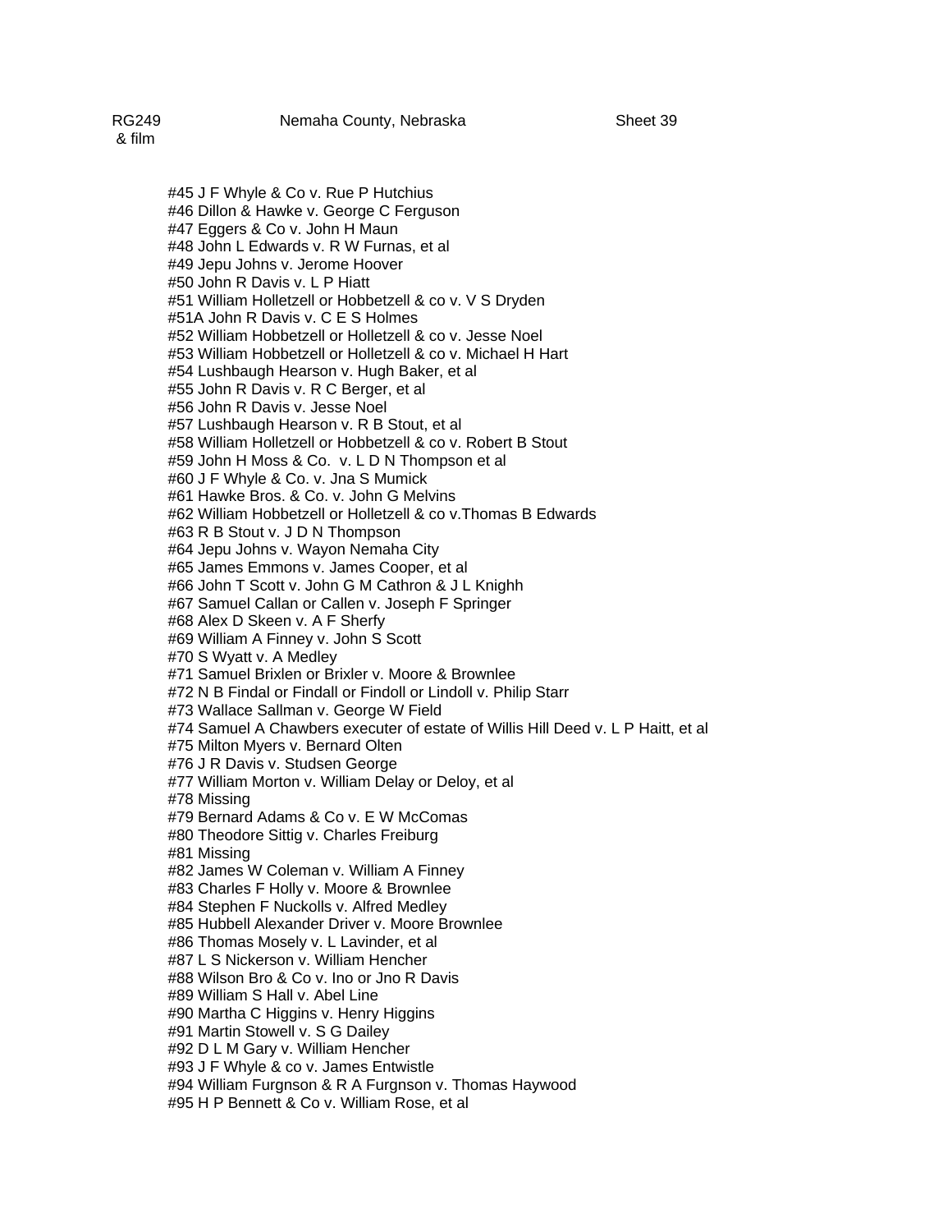RG249 & film    Nemaha County, Nebraska    Sheet 39

#45 J F Whyle & Co v. Rue P Hutchius
#46 Dillon & Hawke v. George C Ferguson
#47 Eggers & Co v. John H Maun
#48 John L Edwards v. R W Furnas, et al
#49 Jepu Johns v. Jerome Hoover
#50 John R Davis v. L P Hiatt
#51 William Holletzell or Hobbetzell & co v. V S Dryden
#51A John R Davis v. C E S Holmes
#52 William Hobbetzell or Holletzell & co v. Jesse Noel
#53 William Hobbetzell or Holletzell & co v. Michael H Hart
#54 Lushbaugh Hearson v. Hugh Baker, et al
#55 John R Davis v. R C Berger, et al
#56 John R Davis v. Jesse Noel
#57 Lushbaugh Hearson v. R B Stout, et al
#58 William Holletzell or Hobbetzell & co v. Robert B Stout
#59 John H Moss & Co. v. L D N Thompson et al
#60 J F Whyle & Co. v. Jna S Mumick
#61 Hawke Bros. & Co. v. John G Melvins
#62 William Hobbetzell or Holletzell & co v.Thomas B Edwards
#63 R B Stout v. J D N Thompson
#64 Jepu Johns v. Wayon Nemaha City
#65 James Emmons v. James Cooper, et al
#66 John T Scott v. John G M Cathron & J L Knighh
#67 Samuel Callan or Callen v. Joseph F Springer
#68 Alex D Skeen v. A F Sherfy
#69 William A Finney v. John S Scott
#70 S Wyatt v. A Medley
#71 Samuel Brixlen or Brixler v. Moore & Brownlee
#72 N B Findal or Findall or Findoll or Lindoll v. Philip Starr
#73 Wallace Sallman v. George W Field
#74 Samuel A Chawbers executer of estate of Willis Hill Deed v. L P Haitt, et al
#75 Milton Myers v. Bernard Olten
#76 J R Davis v. Studsen George
#77 William Morton v. William Delay or Deloy, et al
#78 Missing
#79 Bernard Adams & Co v. E W McComas
#80 Theodore Sittig v. Charles Freiburg
#81 Missing
#82 James W Coleman v. William A Finney
#83 Charles F Holly v. Moore & Brownlee
#84 Stephen F Nuckolls v. Alfred Medley
#85 Hubbell Alexander Driver v. Moore Brownlee
#86 Thomas Mosely v. L Lavinder, et al
#87 L S Nickerson v. William Hencher
#88 Wilson Bro & Co v. Ino or Jno R Davis
#89 William S Hall v. Abel Line
#90 Martha C Higgins v. Henry Higgins
#91 Martin Stowell v. S G Dailey
#92 D L M Gary v. William Hencher
#93 J F Whyle & co v. James Entwistle
#94 William Furgnson & R A Furgnson v. Thomas Haywood
#95 H P Bennett & Co v. William Rose, et al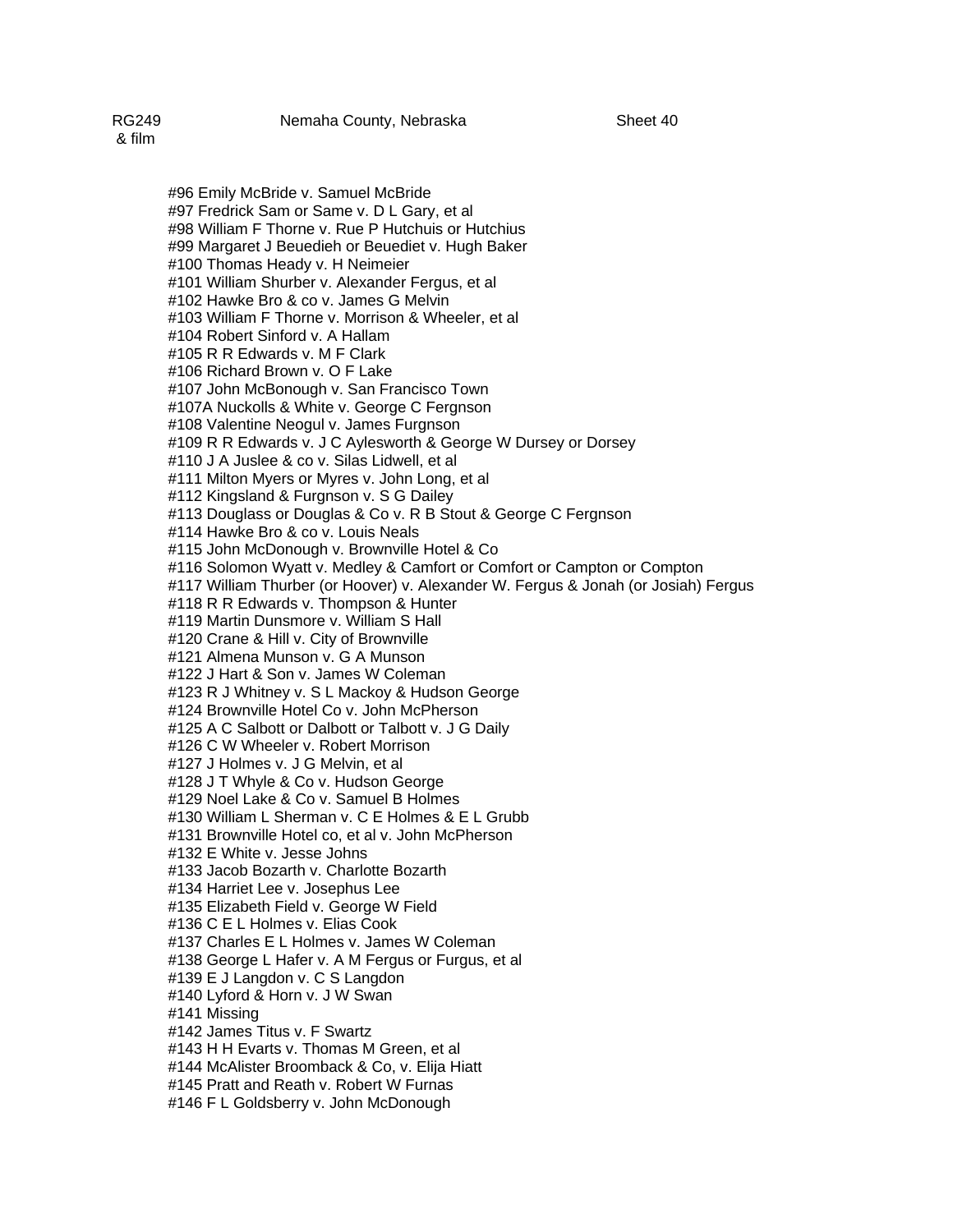#96 Emily McBride v. Samuel McBride
#97 Fredrick Sam or Same v. D L Gary, et al
#98 William F Thorne v. Rue P Hutchuis or Hutchius
#99 Margaret J Beuedieh or Beuediet v. Hugh Baker
#100 Thomas Heady v. H Neimeier
#101 William Shurber v. Alexander Fergus, et al
#102 Hawke Bro & co v. James G Melvin
#103 William F Thorne v. Morrison & Wheeler, et al
#104 Robert Sinford v. A Hallam
#105 R R Edwards v. M F Clark
#106 Richard Brown v. O F Lake
#107 John McBonough v. San Francisco Town
#107A Nuckolls & White v. George C Fergnson
#108 Valentine Neogul v. James Furgnson
#109 R R Edwards v. J C Aylesworth & George W Dursey or Dorsey
#110 J A Juslee & co v. Silas Lidwell, et al
#111 Milton Myers or Myres v. John Long, et al
#112 Kingsland & Furgnson v. S G Dailey
#113 Douglass or Douglas & Co v. R B Stout & George C Fergnson
#114 Hawke Bro & co v. Louis Neals
#115 John McDonough v. Brownville Hotel & Co
#116 Solomon Wyatt v. Medley & Camfort or Comfort or Campton or Compton
#117 William Thurber (or Hoover) v. Alexander W. Fergus & Jonah (or Josiah) Fergus
#118 R R Edwards v. Thompson & Hunter
#119 Martin Dunsmore v. William S Hall
#120 Crane & Hill v. City of Brownville
#121 Almena Munson v. G A Munson
#122 J Hart & Son v. James W Coleman
#123 R J Whitney v. S L Mackoy & Hudson George
#124 Brownville Hotel Co v. John McPherson
#125 A C Salbott or Dalbott or Talbott v. J G Daily
#126 C W Wheeler v. Robert Morrison
#127 J Holmes v. J G Melvin, et al
#128 J T Whyle & Co v. Hudson George
#129 Noel Lake & Co v. Samuel B Holmes
#130 William L Sherman v. C E Holmes & E L Grubb
#131 Brownville Hotel co, et al v. John McPherson
#132 E White v. Jesse Johns
#133 Jacob Bozarth v. Charlotte Bozarth
#134 Harriet Lee v. Josephus Lee
#135 Elizabeth Field v. George W Field
#136 C E L Holmes v. Elias Cook
#137 Charles E L Holmes v. James W Coleman
#138 George L Hafer v. A M Fergus or Furgus, et al
#139 E J Langdon v. C S Langdon
#140 Lyford & Horn v. J W Swan
#141 Missing
#142 James Titus v. F Swartz
#143 H H Evarts v. Thomas M Green, et al
#144 McAlister Broomback & Co, v. Elija Hiatt
#145 Pratt and Reath v. Robert W Furnas
#146 F L Goldsberry v. John McDonough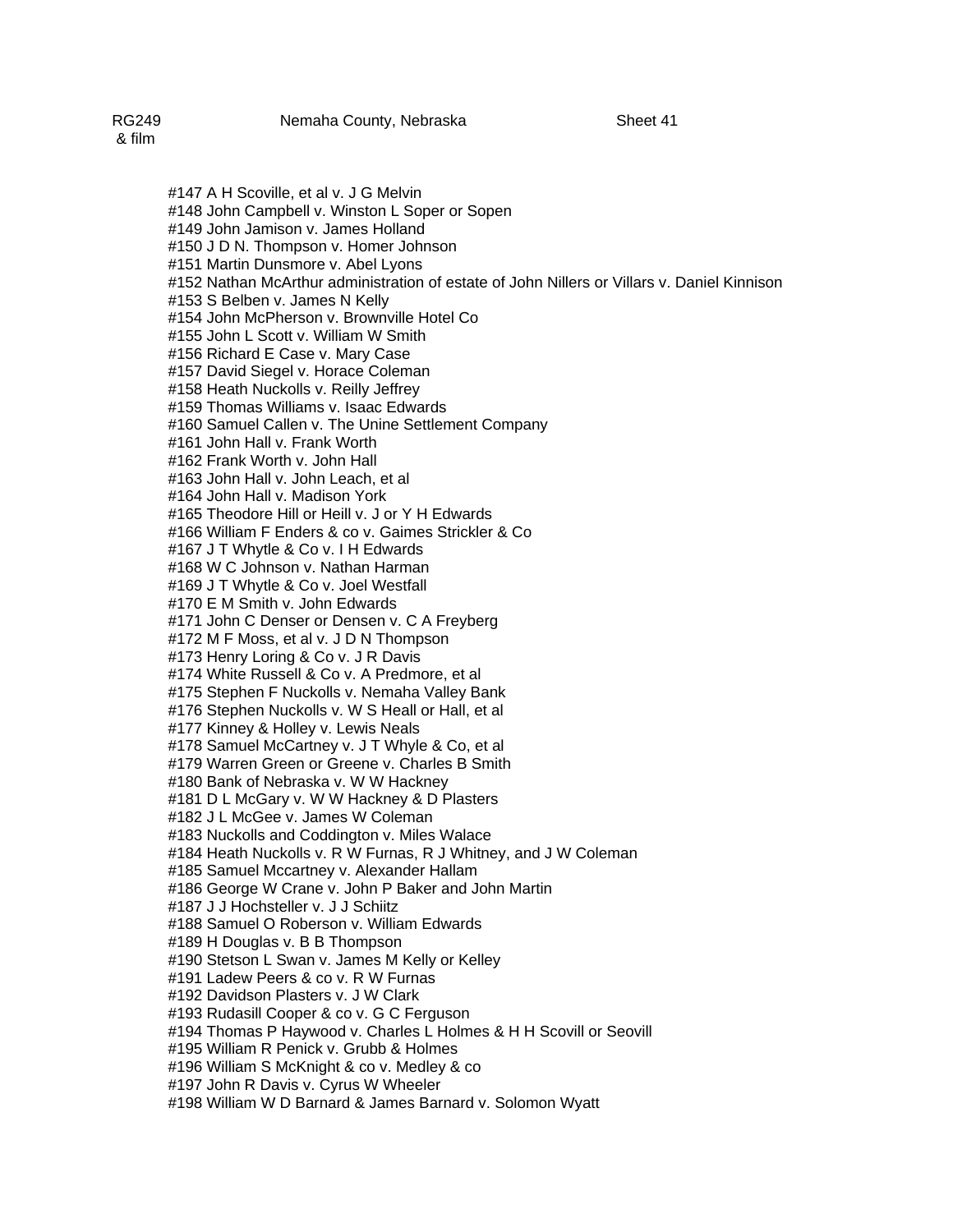RG249 & film    Nemaha County, Nebraska    Sheet 41

#147 A H Scoville, et al v. J G Melvin
#148 John Campbell v. Winston L Soper or Sopen
#149 John Jamison v. James Holland
#150 J D N. Thompson v. Homer Johnson
#151 Martin Dunsmore v. Abel Lyons
#152 Nathan McArthur administration of estate of John Nillers or Villars v. Daniel Kinnison
#153 S Belben v. James N Kelly
#154 John McPherson v. Brownville Hotel Co
#155 John L Scott v. William W Smith
#156 Richard E Case v. Mary Case
#157 David Siegel v. Horace Coleman
#158 Heath Nuckolls v. Reilly Jeffrey
#159 Thomas Williams v. Isaac Edwards
#160 Samuel Callen v. The Unine Settlement Company
#161 John Hall v. Frank Worth
#162 Frank Worth v. John Hall
#163 John Hall v. John Leach, et al
#164 John Hall v. Madison York
#165 Theodore Hill or Heill v. J or Y H Edwards
#166 William F Enders & co v. Gaimes Strickler & Co
#167 J T Whytle & Co v. I H Edwards
#168 W C Johnson v. Nathan Harman
#169 J T Whytle & Co v. Joel Westfall
#170 E M Smith v. John Edwards
#171 John C Denser or Densen v. C A Freyberg
#172 M F Moss, et al v. J D N Thompson
#173 Henry Loring & Co v. J R Davis
#174 White Russell & Co v. A Predmore, et al
#175 Stephen F Nuckolls v. Nemaha Valley Bank
#176 Stephen Nuckolls v. W S Heall or Hall, et al
#177 Kinney & Holley v. Lewis Neals
#178 Samuel McCartney v. J T Whyle & Co, et al
#179 Warren Green or Greene v. Charles B Smith
#180 Bank of Nebraska v. W W Hackney
#181 D L McGary v. W W Hackney & D Plasters
#182 J L McGee v. James W Coleman
#183 Nuckolls and Coddington v. Miles Walace
#184 Heath Nuckolls v. R W Furnas, R J Whitney, and J W Coleman
#185 Samuel Mccartney v. Alexander Hallam
#186 George W Crane v. John P Baker and John Martin
#187 J J Hochsteller v. J J Schiitz
#188 Samuel O Roberson v. William Edwards
#189 H Douglas v. B B Thompson
#190 Stetson L Swan v. James M Kelly or Kelley
#191 Ladew Peers & co v. R W Furnas
#192 Davidson Plasters v. J W Clark
#193 Rudasill Cooper & co v. G C Ferguson
#194 Thomas P Haywood v. Charles L Holmes & H H Scovill or Seovill
#195 William R Penick v. Grubb & Holmes
#196 William S McKnight & co v. Medley & co
#197 John R Davis v. Cyrus W Wheeler
#198 William W D Barnard & James Barnard v. Solomon Wyatt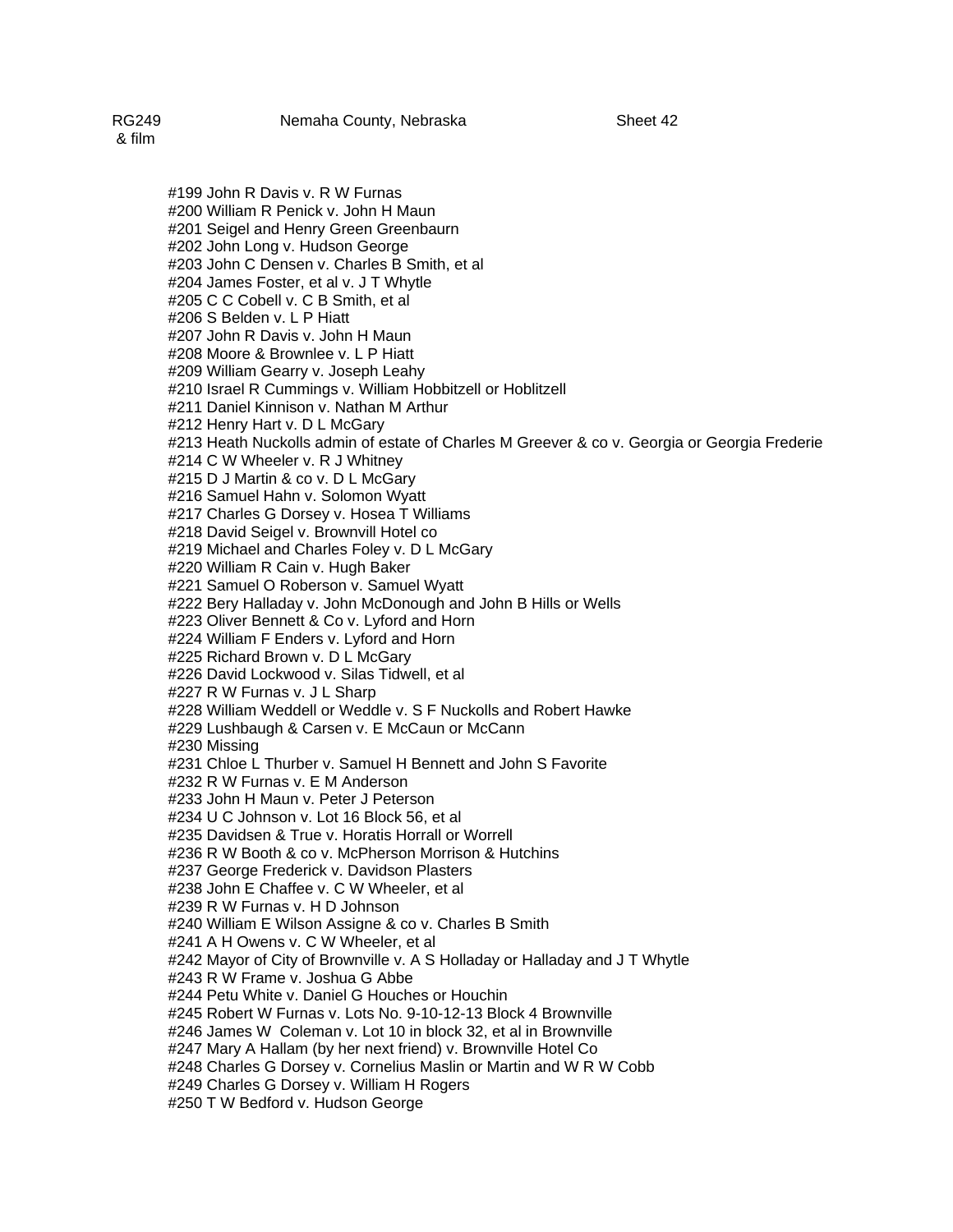RG249 & film Nemaha County, Nebraska Sheet 42

#199 John R Davis v. R W Furnas
#200 William R Penick v. John H Maun
#201 Seigel and Henry Green Greenbaurn
#202 John Long v. Hudson George
#203 John C Densen v. Charles B Smith, et al
#204 James Foster, et al v. J T Whytle
#205 C C Cobell v. C B Smith, et al
#206 S Belden v. L P Hiatt
#207 John R Davis v. John H Maun
#208 Moore & Brownlee v. L P Hiatt
#209 William Gearry v. Joseph Leahy
#210 Israel R Cummings v. William Hobbitzell or Hoblitzell
#211 Daniel Kinnison v. Nathan M Arthur
#212 Henry Hart v. D L McGary
#213 Heath Nuckolls admin of estate of Charles M Greever & co v. Georgia or Georgia Frederie
#214 C W Wheeler v. R J Whitney
#215 D J Martin & co v. D L McGary
#216 Samuel Hahn v. Solomon Wyatt
#217 Charles G Dorsey v. Hosea T Williams
#218 David Seigel v. Brownvill Hotel co
#219 Michael and Charles Foley v. D L McGary
#220 William R Cain v. Hugh Baker
#221 Samuel O Roberson v. Samuel Wyatt
#222 Bery Halladay v. John McDonough and John B Hills or Wells
#223 Oliver Bennett & Co v. Lyford and Horn
#224 William F Enders v. Lyford and Horn
#225 Richard Brown v. D L McGary
#226 David Lockwood v. Silas Tidwell, et al
#227 R W Furnas v. J L Sharp
#228 William Weddell or Weddle v. S F Nuckolls and Robert Hawke
#229 Lushbaugh & Carsen v. E McCaun or McCann
#230 Missing
#231 Chloe L Thurber v. Samuel H Bennett and John S Favorite
#232 R W Furnas v. E M Anderson
#233 John H Maun v. Peter J Peterson
#234 U C Johnson v. Lot 16 Block 56, et al
#235 Davidsen & True v. Horatis Horrall or Worrell
#236 R W Booth & co v. McPherson Morrison & Hutchins
#237 George Frederick v. Davidson Plasters
#238 John E Chaffee v. C W Wheeler, et al
#239 R W Furnas v. H D Johnson
#240 William E Wilson Assigne & co v. Charles B Smith
#241 A H Owens v. C W Wheeler, et al
#242 Mayor of City of Brownville v. A S Holladay or Halladay and J T Whytle
#243 R W Frame v. Joshua G Abbe
#244 Petu White v. Daniel G Houches or Houchin
#245 Robert W Furnas v. Lots No. 9-10-12-13 Block 4 Brownville
#246 James W Coleman v. Lot 10 in block 32, et al in Brownville
#247 Mary A Hallam (by her next friend) v. Brownville Hotel Co
#248 Charles G Dorsey v. Cornelius Maslin or Martin and W R W Cobb
#249 Charles G Dorsey v. William H Rogers
#250 T W Bedford v. Hudson George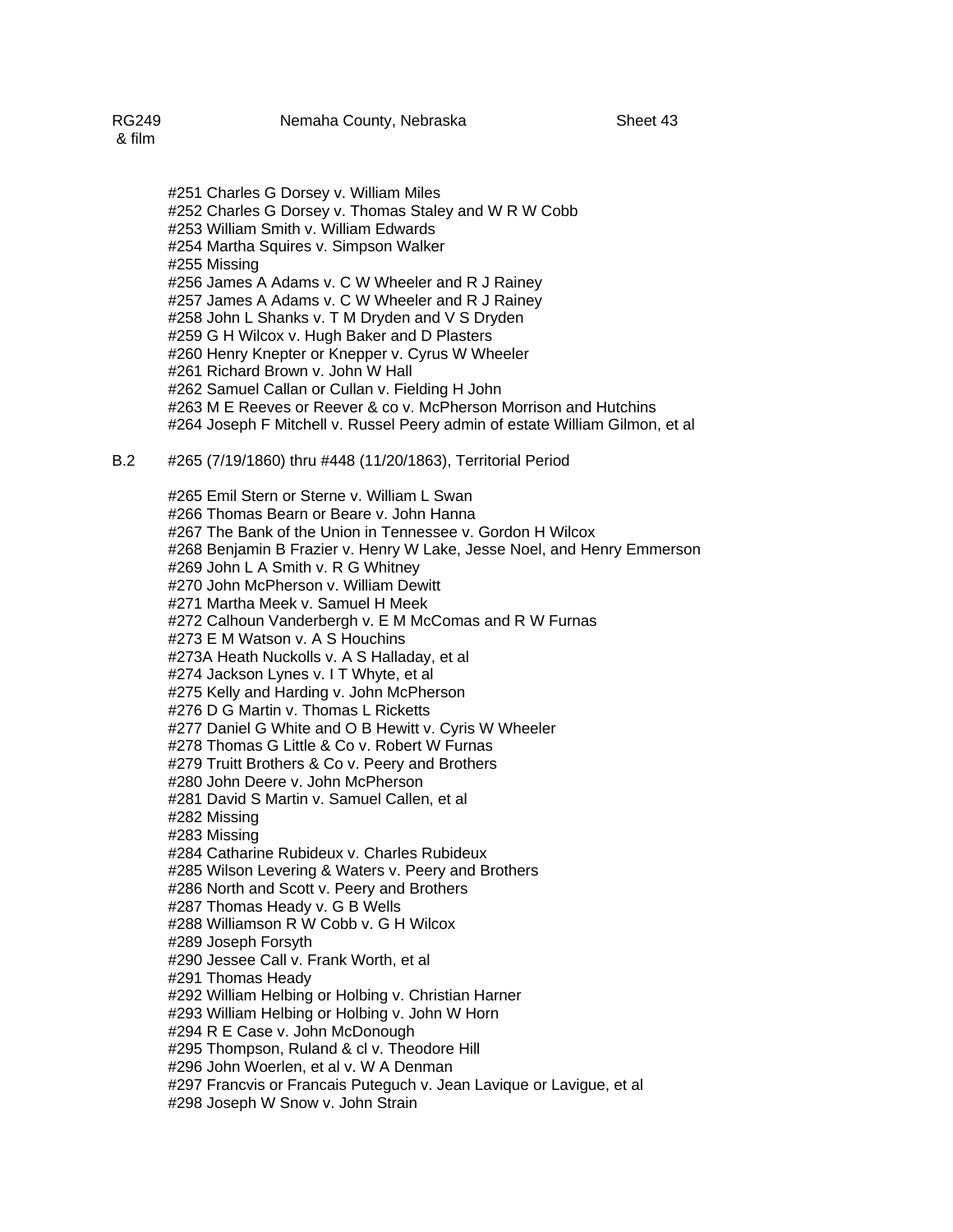#251 Charles G Dorsey v. William Miles
#252 Charles G Dorsey v. Thomas Staley and W R W Cobb
#253 William Smith v. William Edwards
#254 Martha Squires v. Simpson Walker
#255 Missing
#256 James A Adams v. C W Wheeler and R J Rainey
#257 James A Adams v. C W Wheeler and R J Rainey
#258 John L Shanks v. T M Dryden and V S Dryden
#259 G H Wilcox v. Hugh Baker and D Plasters
#260 Henry Knepter or Knepper v. Cyrus W Wheeler
#261 Richard Brown v. John W Hall
#262 Samuel Callan or Cullan v. Fielding H John
#263 M E Reeves or Reever & co v. McPherson Morrison and Hutchins
#264 Joseph F Mitchell v. Russel Peery admin of estate William Gilmon, et al

B.2 #265 (7/19/1860) thru #448 (11/20/1863), Territorial Period

#265 Emil Stern or Sterne v. William L Swan
#266 Thomas Bearn or Beare v. John Hanna
#267 The Bank of the Union in Tennessee v. Gordon H Wilcox
#268 Benjamin B Frazier v. Henry W Lake, Jesse Noel, and Henry Emmerson
#269 John L A Smith v. R G Whitney
#270 John McPherson v. William Dewitt
#271 Martha Meek v. Samuel H Meek
#272 Calhoun Vanderbergh v. E M McComas and R W Furnas
#273 E M Watson v. A S Houchins
#273A Heath Nuckolls v. A S Halladay, et al
#274 Jackson Lynes v. I T Whyte, et al
#275 Kelly and Harding v. John McPherson
#276 D G Martin v. Thomas L Ricketts
#277 Daniel G White and O B Hewitt v. Cyris W Wheeler
#278 Thomas G Little & Co v. Robert W Furnas
#279 Truitt Brothers & Co v. Peery and Brothers
#280 John Deere v. John McPherson
#281 David S Martin v. Samuel Callen, et al
#282 Missing
#283 Missing
#284 Catharine Rubideux v. Charles Rubideux
#285 Wilson Levering & Waters v. Peery and Brothers
#286 North and Scott v. Peery and Brothers
#287 Thomas Heady v. G B Wells
#288 Williamson R W Cobb v. G H Wilcox
#289 Joseph Forsyth
#290 Jessee Call v. Frank Worth, et al
#291 Thomas Heady
#292 William Helbing or Holbing v. Christian Harner
#293 William Helbing or Holbing v. John W Horn
#294 R E Case v. John McDonough
#295 Thompson, Ruland & cl v. Theodore Hill
#296 John Woerlen, et al v. W A Denman
#297 Francvis or Francais Puteguch v. Jean Lavique or Lavigue, et al
#298 Joseph W Snow v. John Strain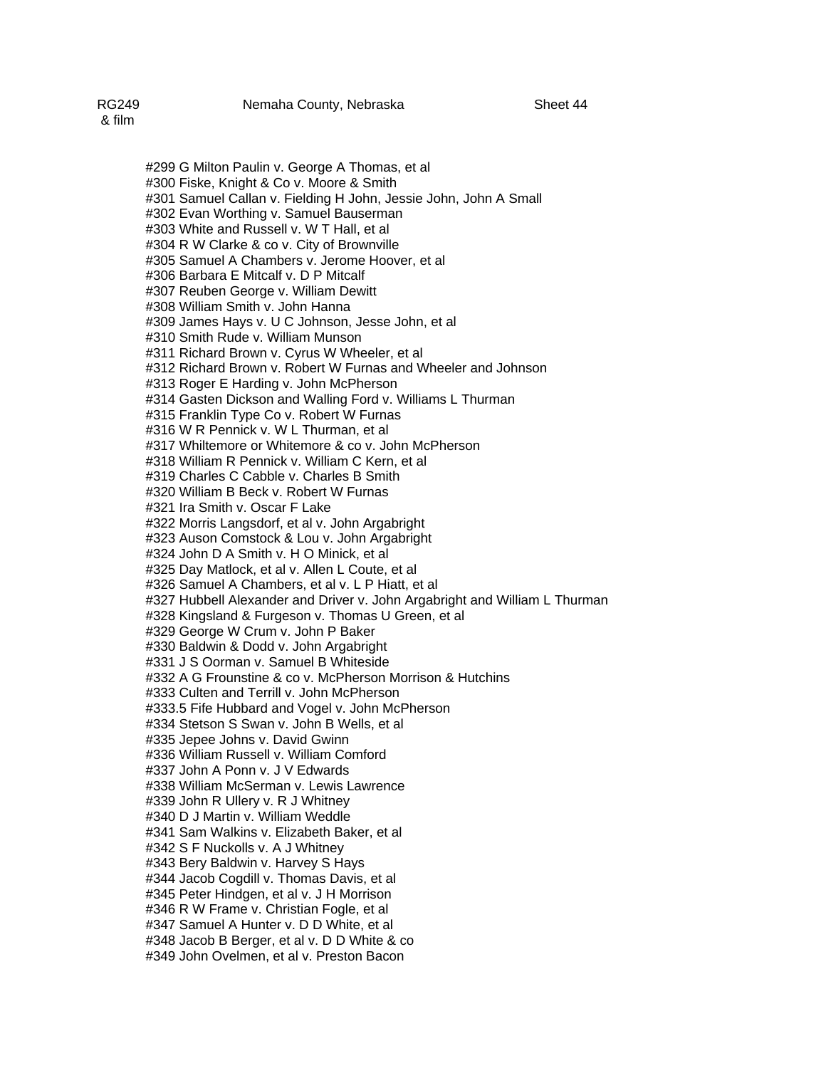#299 G Milton Paulin v. George A Thomas, et al
#300 Fiske, Knight & Co v. Moore & Smith
#301 Samuel Callan v. Fielding H John, Jessie John, John A Small
#302 Evan Worthing v. Samuel Bauserman
#303 White and Russell v. W T Hall, et al
#304 R W Clarke & co v. City of Brownville
#305 Samuel A Chambers v. Jerome Hoover, et al
#306 Barbara E Mitcalf v. D P Mitcalf
#307 Reuben George v. William Dewitt
#308 William Smith v. John Hanna
#309 James Hays v. U C Johnson, Jesse John, et al
#310 Smith Rude v. William Munson
#311 Richard Brown v. Cyrus W Wheeler, et al
#312 Richard Brown v. Robert W Furnas and Wheeler and Johnson
#313 Roger E Harding v. John McPherson
#314 Gasten Dickson and Walling Ford v. Williams L Thurman
#315 Franklin Type Co v. Robert W Furnas
#316 W R Pennick v. W L Thurman, et al
#317 Whiltemore or Whitemore & co v. John McPherson
#318 William R Pennick v. William C Kern, et al
#319 Charles C Cabble v. Charles B Smith
#320 William B Beck v. Robert W Furnas
#321 Ira Smith v. Oscar F Lake
#322 Morris Langsdorf, et al v. John Argabright
#323 Auson Comstock & Lou v. John Argabright
#324 John D A Smith v. H O Minick, et al
#325 Day Matlock, et al v. Allen L Coute, et al
#326 Samuel A Chambers, et al v. L P Hiatt, et al
#327 Hubbell Alexander and Driver v. John Argabright and William L Thurman
#328 Kingsland & Furgeson v. Thomas U Green, et al
#329 George W Crum v. John P Baker
#330 Baldwin & Dodd v. John Argabright
#331 J S Oorman v. Samuel B Whiteside
#332 A G Frounstine & co v. McPherson Morrison & Hutchins
#333 Culten and Terrill v. John McPherson
#333.5 Fife Hubbard and Vogel v. John McPherson
#334 Stetson S Swan v. John B Wells, et al
#335 Jepee Johns v. David Gwinn
#336 William Russell v. William Comford
#337 John A Ponn v. J V Edwards
#338 William McSerman v. Lewis Lawrence
#339 John R Ullery v. R J Whitney
#340 D J Martin v. William Weddle
#341 Sam Walkins v. Elizabeth Baker, et al
#342 S F Nuckolls v. A J Whitney
#343 Bery Baldwin v. Harvey S Hays
#344 Jacob Cogdill v. Thomas Davis, et al
#345 Peter Hindgen, et al v. J H Morrison
#346 R W Frame v. Christian Fogle, et al
#347 Samuel A Hunter v. D D White, et al
#348 Jacob B Berger, et al v. D D White & co
#349 John Ovelmen, et al v. Preston Bacon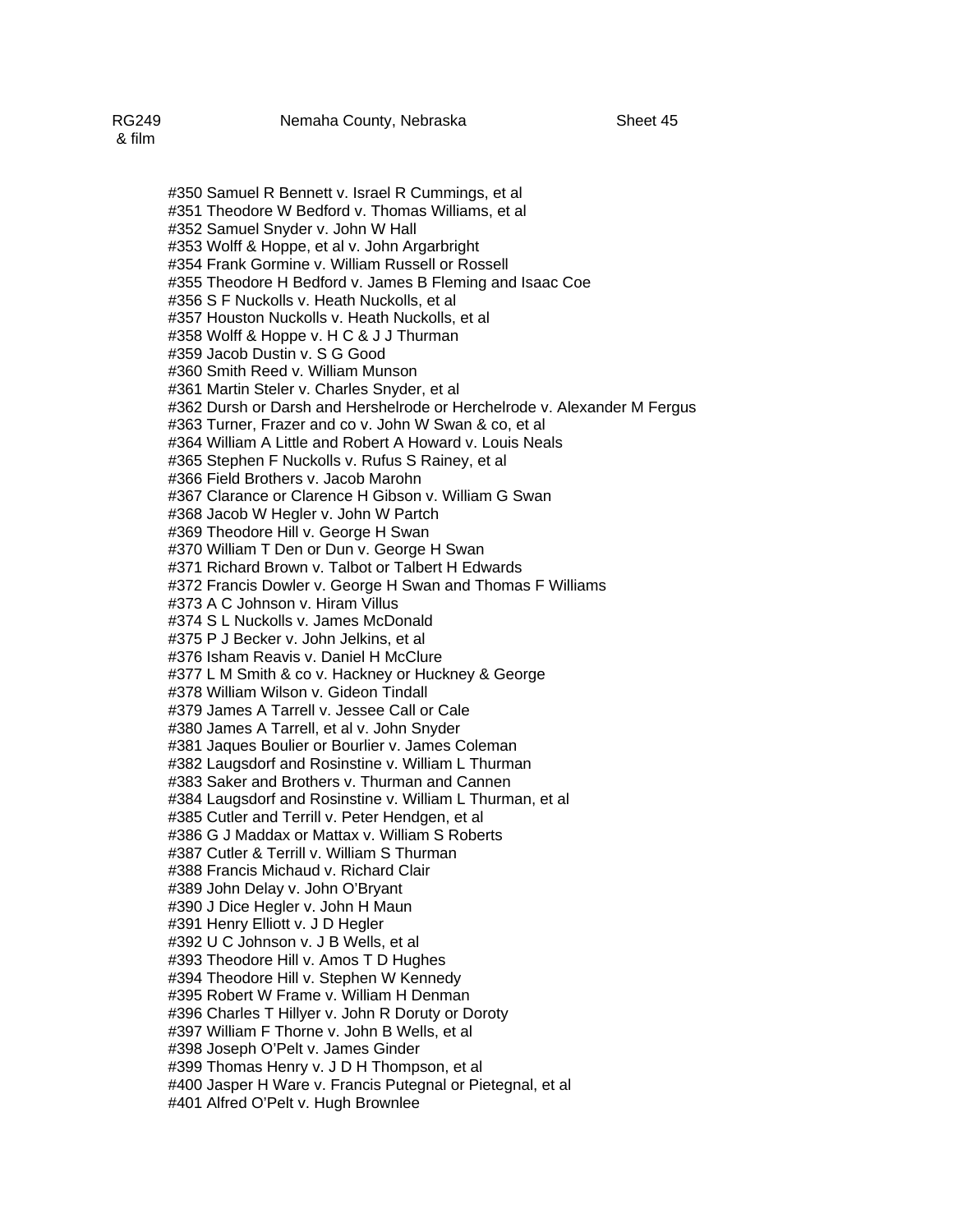#350 Samuel R Bennett v. Israel R Cummings, et al
#351 Theodore W Bedford v. Thomas Williams, et al
#352 Samuel Snyder v. John W Hall
#353 Wolff & Hoppe, et al v. John Argarbright
#354 Frank Gormine v. William Russell or Rossell
#355 Theodore H Bedford v. James B Fleming and Isaac Coe
#356 S F Nuckolls v. Heath Nuckolls, et al
#357 Houston Nuckolls v. Heath Nuckolls, et al
#358 Wolff & Hoppe v. H C & J J Thurman
#359 Jacob Dustin v. S G Good
#360 Smith Reed v. William Munson
#361 Martin Steler v. Charles Snyder, et al
#362 Dursh or Darsh and Hershelrode or Herchelrode v. Alexander M Fergus
#363 Turner, Frazer and co v. John W Swan & co, et al
#364 William A Little and Robert A Howard v. Louis Neals
#365 Stephen F Nuckolls v. Rufus S Rainey, et al
#366 Field Brothers v. Jacob Marohn
#367 Clarance or Clarence H Gibson v. William G Swan
#368 Jacob W Hegler v. John W Partch
#369 Theodore Hill v. George H Swan
#370 William T Den or Dun v. George H Swan
#371 Richard Brown v. Talbot or Talbert H Edwards
#372 Francis Dowler v. George H Swan and Thomas F Williams
#373 A C Johnson v. Hiram Villus
#374 S L Nuckolls v. James McDonald
#375 P J Becker v. John Jelkins, et al
#376 Isham Reavis v. Daniel H McClure
#377 L M Smith & co v. Hackney or Huckney & George
#378 William Wilson v. Gideon Tindall
#379 James A Tarrell v. Jessee Call or Cale
#380 James A Tarrell, et al v. John Snyder
#381 Jaques Boulier or Bourlier v. James Coleman
#382 Laugsdorf and Rosinstine v. William L Thurman
#383 Saker and Brothers v. Thurman and Cannen
#384 Laugsdorf and Rosinstine v. William L Thurman, et al
#385 Cutler and Terrill v. Peter Hendgen, et al
#386 G J Maddax or Mattax v. William S Roberts
#387 Cutler & Terrill v. William S Thurman
#388 Francis Michaud v. Richard Clair
#389 John Delay v. John O'Bryant
#390 J Dice Hegler v. John H Maun
#391 Henry Elliott v. J D Hegler
#392 U C Johnson v. J B Wells, et al
#393 Theodore Hill v. Amos T D Hughes
#394 Theodore Hill v. Stephen W Kennedy
#395 Robert W Frame v. William H Denman
#396 Charles T Hillyer v. John R Doruty or Doroty
#397 William F Thorne v. John B Wells, et al
#398 Joseph O'Pelt v. James Ginder
#399 Thomas Henry v. J D H Thompson, et al
#400 Jasper H Ware v. Francis Putegnal or Pietegnal, et al
#401 Alfred O'Pelt v. Hugh Brownlee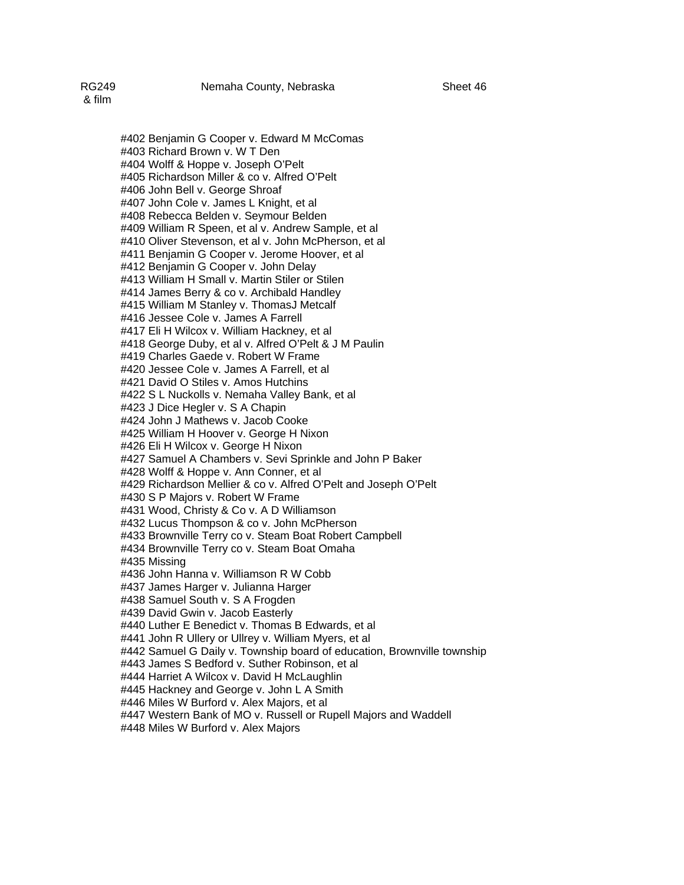#402 Benjamin G Cooper v. Edward M McComas
#403 Richard Brown v. W T Den
#404 Wolff & Hoppe v. Joseph O'Pelt
#405 Richardson Miller & co v. Alfred O'Pelt
#406 John Bell v. George Shroaf
#407 John Cole v. James L Knight, et al
#408 Rebecca Belden v. Seymour Belden
#409 William R Speen, et al v. Andrew Sample, et al
#410 Oliver Stevenson, et al v. John McPherson, et al
#411 Benjamin G Cooper v. Jerome Hoover, et al
#412 Benjamin G Cooper v. John Delay
#413 William H Small v. Martin Stiler or Stilen
#414 James Berry & co v. Archibald Handley
#415 William M Stanley v. ThomasJ Metcalf
#416 Jessee Cole v. James A Farrell
#417 Eli H Wilcox v. William Hackney, et al
#418 George Duby, et al v. Alfred O'Pelt & J M Paulin
#419 Charles Gaede v. Robert W Frame
#420 Jessee Cole v. James A Farrell, et al
#421 David O Stiles v. Amos Hutchins
#422 S L Nuckolls v. Nemaha Valley Bank, et al
#423 J Dice Hegler v. S A Chapin
#424 John J Mathews v. Jacob Cooke
#425 William H Hoover v. George H Nixon
#426 Eli H Wilcox v. George H Nixon
#427 Samuel A Chambers v. Sevi Sprinkle and John P Baker
#428 Wolff & Hoppe v. Ann Conner, et al
#429 Richardson Mellier & co v. Alfred O'Pelt and Joseph O'Pelt
#430 S P Majors v. Robert W Frame
#431 Wood, Christy & Co v. A D Williamson
#432 Lucus Thompson & co v. John McPherson
#433 Brownville Terry co v. Steam Boat Robert Campbell
#434 Brownville Terry co v. Steam Boat Omaha
#435 Missing
#436 John Hanna v. Williamson R W Cobb
#437 James Harger v. Julianna Harger
#438 Samuel South v. S A Frogden
#439 David Gwin v. Jacob Easterly
#440 Luther E Benedict v. Thomas B Edwards, et al
#441 John R Ullery or Ullrey v. William Myers, et al
#442 Samuel G Daily v. Township board of education, Brownville township
#443 James S Bedford v. Suther Robinson, et al
#444 Harriet A Wilcox v. David H McLaughlin
#445 Hackney and George v. John L A Smith
#446 Miles W Burford v. Alex Majors, et al
#447 Western Bank of MO v. Russell or Rupell Majors and Waddell
#448 Miles W Burford v. Alex Majors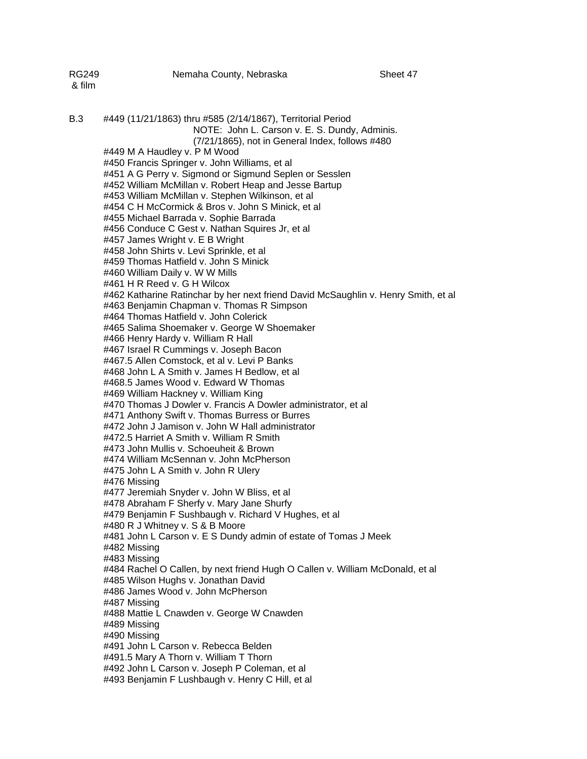RG249 & film | Nemaha County, Nebraska | Sheet 47

B.3 #449 (11/21/1863) thru #585 (2/14/1867), Territorial Period

NOTE: John L. Carson v. E. S. Dundy, Adminis. (7/21/1865), not in General Index, follows #480

#449 M A Haudley v. P M Wood
#450 Francis Springer v. John Williams, et al
#451 A G Perry v. Sigmond or Sigmund Seplen or Sesslen
#452 William McMillan v. Robert Heap and Jesse Bartup
#453 William McMillan v. Stephen Wilkinson, et al
#454 C H McCormick & Bros v. John S Minick, et al
#455 Michael Barrada v. Sophie Barrada
#456 Conduce C Gest v. Nathan Squires Jr, et al
#457 James Wright v. E B Wright
#458 John Shirts v. Levi Sprinkle, et al
#459 Thomas Hatfield v. John S Minick
#460 William Daily v. W W Mills
#461 H R Reed v. G H Wilcox
#462 Katharine Ratinchar by her next friend David McSaughlin v. Henry Smith, et al
#463 Benjamin Chapman v. Thomas R Simpson
#464 Thomas Hatfield v. John Colerick
#465 Salima Shoemaker v. George W Shoemaker
#466 Henry Hardy v. William R Hall
#467 Israel R Cummings v. Joseph Bacon
#467.5 Allen Comstock, et al v. Levi P Banks
#468 John L A Smith v. James H Bedlow, et al
#468.5 James Wood v. Edward W Thomas
#469 William Hackney v. William King
#470 Thomas J Dowler v. Francis A Dowler administrator, et al
#471 Anthony Swift v. Thomas Burress or Burres
#472 John J Jamison v. John W Hall administrator
#472.5 Harriet A Smith v. William R Smith
#473 John Mullis v. Schoeuheit & Brown
#474 William McSennan v. John McPherson
#475 John L A Smith v. John R Ulery
#476 Missing
#477 Jeremiah Snyder v. John W Bliss, et al
#478 Abraham F Sherfy v. Mary Jane Shurfy
#479 Benjamin F Sushbaugh v. Richard V Hughes, et al
#480 R J Whitney v. S & B Moore
#481 John L Carson v. E S Dundy admin of estate of Tomas J Meek
#482 Missing
#483 Missing
#484 Rachel O Callen, by next friend Hugh O Callen v. William McDonald, et al
#485 Wilson Hughs v. Jonathan David
#486 James Wood v. John McPherson
#487 Missing
#488 Mattie L Cnawden v. George W Cnawden
#489 Missing
#490 Missing
#491 John L Carson v. Rebecca Belden
#491.5 Mary A Thorn v. William T Thorn
#492 John L Carson v. Joseph P Coleman, et al
#493 Benjamin F Lushbaugh v. Henry C Hill, et al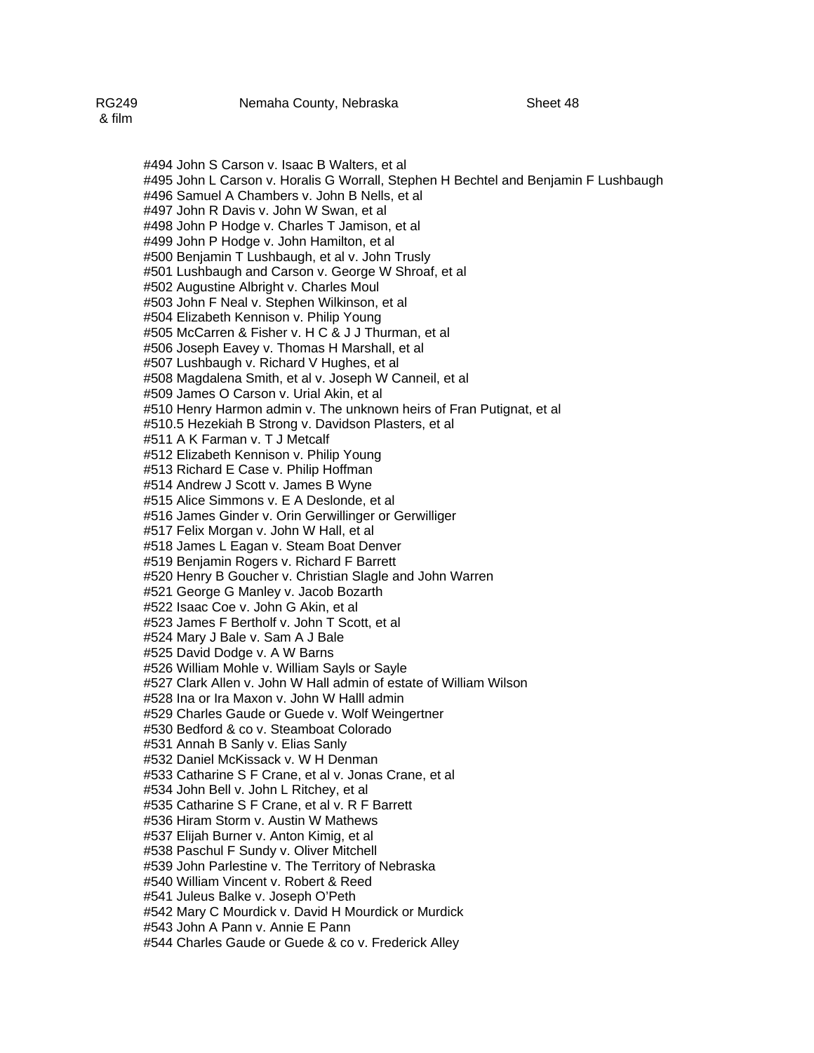RG249 & film    Nemaha County, Nebraska    Sheet 48

#494 John S Carson v. Isaac B Walters, et al
#495 John L Carson v. Horalis G Worrall, Stephen H Bechtel and Benjamin F Lushbaugh
#496 Samuel A Chambers v. John B Nells, et al
#497 John R Davis v. John W Swan, et al
#498 John P Hodge v. Charles T Jamison, et al
#499 John P Hodge v. John Hamilton, et al
#500 Benjamin T Lushbaugh, et al v. John Trusly
#501 Lushbaugh and Carson v. George W Shroaf, et al
#502 Augustine Albright v. Charles Moul
#503 John F Neal v. Stephen Wilkinson, et al
#504 Elizabeth Kennison v. Philip Young
#505 McCarren & Fisher v. H C & J J Thurman, et al
#506 Joseph Eavey v. Thomas H Marshall, et al
#507 Lushbaugh v. Richard V Hughes, et al
#508 Magdalena Smith, et al v. Joseph W Canneil, et al
#509 James O Carson v. Urial Akin, et al
#510 Henry Harmon admin v. The unknown heirs of Fran Putignat, et al
#510.5 Hezekiah B Strong v. Davidson Plasters, et al
#511 A K Farman v. T J Metcalf
#512 Elizabeth Kennison v. Philip Young
#513 Richard E Case v. Philip Hoffman
#514 Andrew J Scott v. James B Wyne
#515 Alice Simmons v. E A Deslonde, et al
#516 James Ginder v. Orin Gerwillinger or Gerwilliger
#517 Felix Morgan v. John W Hall, et al
#518 James L Eagan v. Steam Boat Denver
#519 Benjamin Rogers v. Richard F Barrett
#520 Henry B Goucher v. Christian Slagle and John Warren
#521 George G Manley v. Jacob Bozarth
#522 Isaac Coe v. John G Akin, et al
#523 James F Bertholf v. John T Scott, et al
#524 Mary J Bale v. Sam A J Bale
#525 David Dodge v. A W Barns
#526 William Mohle v. William Sayls or Sayle
#527 Clark Allen v. John W Hall admin of estate of William Wilson
#528 Ina or Ira Maxon v. John W Halll admin
#529 Charles Gaude or Guede v. Wolf Weingertner
#530 Bedford & co v. Steamboat Colorado
#531 Annah B Sanly v. Elias Sanly
#532 Daniel McKissack v. W H Denman
#533 Catharine S F Crane, et al v. Jonas Crane, et al
#534 John Bell v. John L Ritchey, et al
#535 Catharine S F Crane, et al v. R F Barrett
#536 Hiram Storm v. Austin W Mathews
#537 Elijah Burner v. Anton Kimig, et al
#538 Paschul F Sundy v. Oliver Mitchell
#539 John Parlestine v. The Territory of Nebraska
#540 William Vincent v. Robert & Reed
#541 Juleus Balke v. Joseph O'Peth
#542 Mary C Mourdick v. David H Mourdick or Murdick
#543 John A Pann v. Annie E Pann
#544 Charles Gaude or Guede & co v. Frederick Alley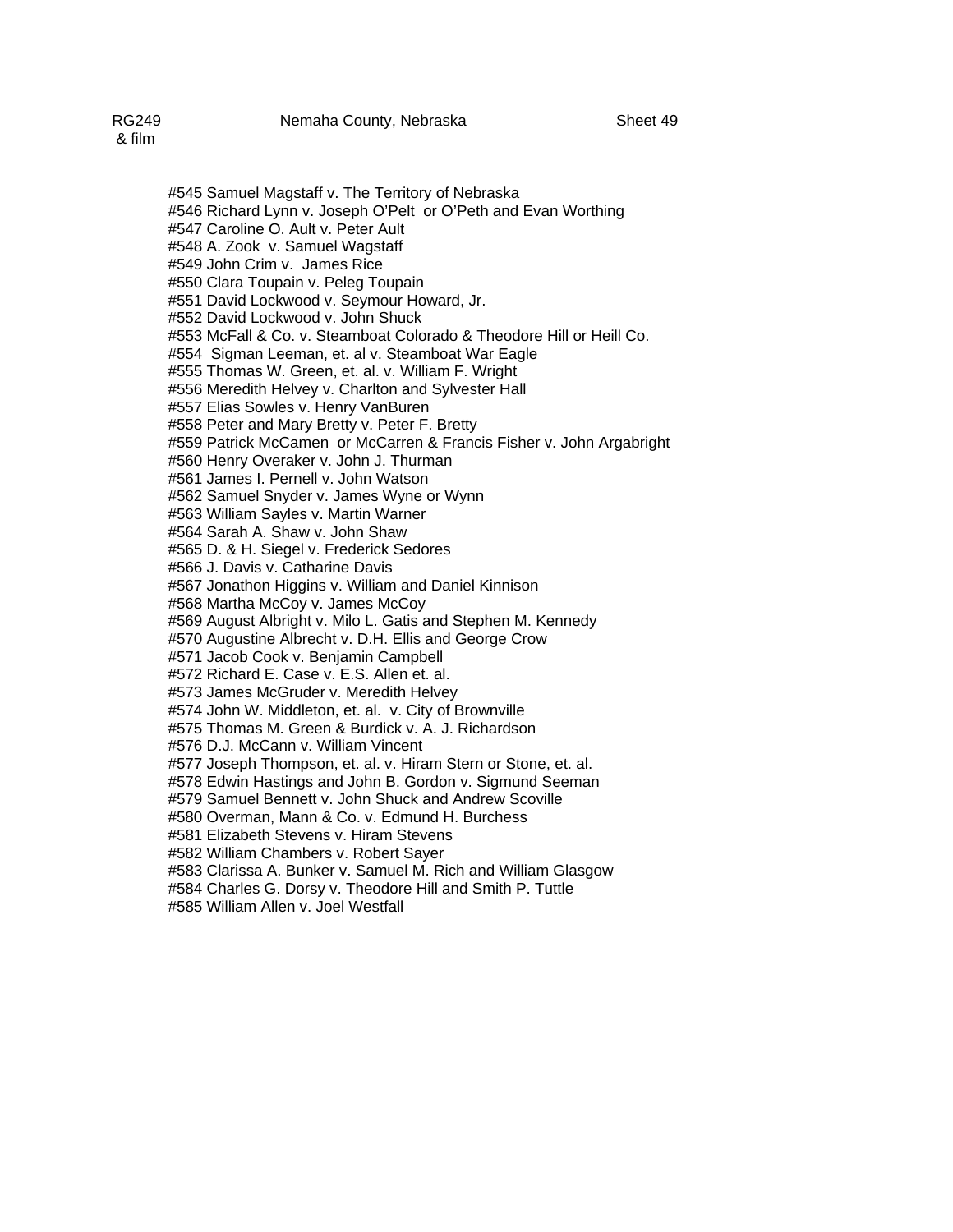RG249 & film    Nemaha County, Nebraska    Sheet 49

#545 Samuel Magstaff v. The Territory of Nebraska
#546 Richard Lynn v. Joseph O'Pelt  or O'Peth and Evan Worthing
#547 Caroline O. Ault v. Peter Ault
#548 A. Zook  v. Samuel Wagstaff
#549 John Crim v.  James Rice
#550 Clara Toupain v. Peleg Toupain
#551 David Lockwood v. Seymour Howard, Jr.
#552 David Lockwood v. John Shuck
#553 McFall & Co. v. Steamboat Colorado & Theodore Hill or Heill Co.
#554  Sigman Leeman, et. al v. Steamboat War Eagle
#555 Thomas W. Green, et. al. v. William F. Wright
#556 Meredith Helvey v. Charlton and Sylvester Hall
#557 Elias Sowles v. Henry VanBuren
#558 Peter and Mary Bretty v. Peter F. Bretty
#559 Patrick McCamen  or McCarren & Francis Fisher v. John Argabright
#560 Henry Overaker v. John J. Thurman
#561 James I. Pernell v. John Watson
#562 Samuel Snyder v. James Wyne or Wynn
#563 William Sayles v. Martin Warner
#564 Sarah A. Shaw v. John Shaw
#565 D. & H. Siegel v. Frederick Sedores
#566 J. Davis v. Catharine Davis
#567 Jonathon Higgins v. William and Daniel Kinnison
#568 Martha McCoy v. James McCoy
#569 August Albright v. Milo L. Gatis and Stephen M. Kennedy
#570 Augustine Albrecht v. D.H. Ellis and George Crow
#571 Jacob Cook v. Benjamin Campbell
#572 Richard E. Case v. E.S. Allen et. al.
#573 James McGruder v. Meredith Helvey
#574 John W. Middleton, et. al.  v. City of Brownville
#575 Thomas M. Green & Burdick v. A. J. Richardson
#576 D.J. McCann v. William Vincent
#577 Joseph Thompson, et. al. v. Hiram Stern or Stone, et. al.
#578 Edwin Hastings and John B. Gordon v. Sigmund Seeman
#579 Samuel Bennett v. John Shuck and Andrew Scoville
#580 Overman, Mann & Co. v. Edmund H. Burchess
#581 Elizabeth Stevens v. Hiram Stevens
#582 William Chambers v. Robert Sayer
#583 Clarissa A. Bunker v. Samuel M. Rich and William Glasgow
#584 Charles G. Dorsy v. Theodore Hill and Smith P. Tuttle
#585 William Allen v. Joel Westfall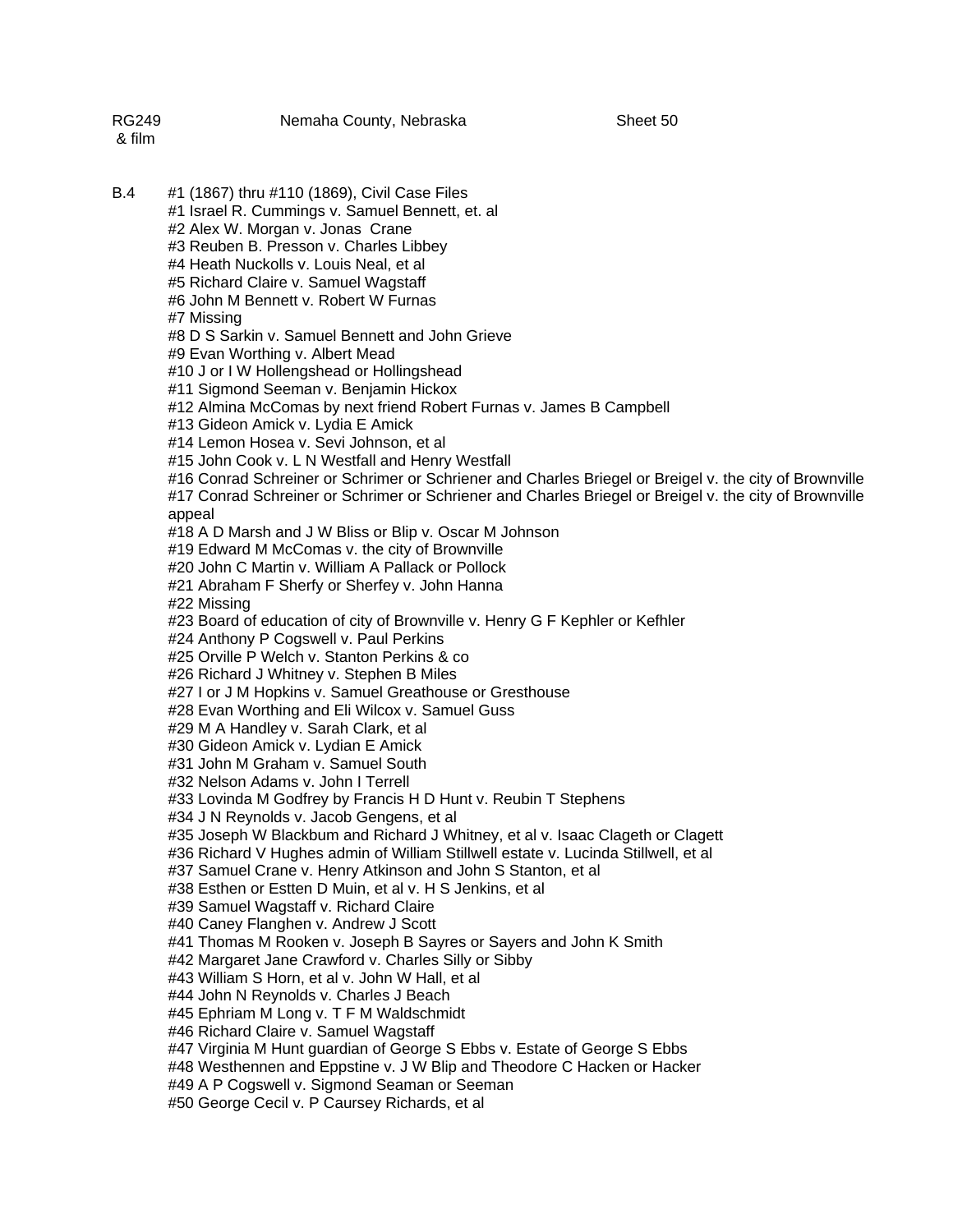RG249 & film　　　　Nemaha County, Nebraska　　　　Sheet 50

B.4 #1 (1867) thru #110 (1869), Civil Case Files

#1 Israel R. Cummings v. Samuel Bennett, et. al
#2 Alex W. Morgan v. Jonas Crane
#3 Reuben B. Presson v. Charles Libbey
#4 Heath Nuckolls v. Louis Neal, et al
#5 Richard Claire v. Samuel Wagstaff
#6 John M Bennett v. Robert W Furnas
#7 Missing
#8 D S Sarkin v. Samuel Bennett and John Grieve
#9 Evan Worthing v. Albert Mead
#10 J or I W Hollengshead or Hollingshead
#11 Sigmond Seeman v. Benjamin Hickox
#12 Almina McComas by next friend Robert Furnas v. James B Campbell
#13 Gideon Amick v. Lydia E Amick
#14 Lemon Hosea v. Sevi Johnson, et al
#15 John Cook v. L N Westfall and Henry Westfall
#16 Conrad Schreiner or Schrimer or Schriener and Charles Briegel or Breigel v. the city of Brownville
#17 Conrad Schreiner or Schrimer or Schriener and Charles Briegel or Breigel v. the city of Brownville appeal
#18 A D Marsh and J W Bliss or Blip v. Oscar M Johnson
#19 Edward M McComas v. the city of Brownville
#20 John C Martin v. William A Pallack or Pollock
#21 Abraham F Sherfy or Sherfey v. John Hanna
#22 Missing
#23 Board of education of city of Brownville v. Henry G F Kephler or Kefhler
#24 Anthony P Cogswell v. Paul Perkins
#25 Orville P Welch v. Stanton Perkins & co
#26 Richard J Whitney v. Stephen B Miles
#27 I or J M Hopkins v. Samuel Greathouse or Gresthouse
#28 Evan Worthing and Eli Wilcox v. Samuel Guss
#29 M A Handley v. Sarah Clark, et al
#30 Gideon Amick v. Lydian E Amick
#31 John M Graham v. Samuel South
#32 Nelson Adams v. John I Terrell
#33 Lovinda M Godfrey by Francis H D Hunt v. Reubin T Stephens
#34 J N Reynolds v. Jacob Gengens, et al
#35 Joseph W Blackbum and Richard J Whitney, et al v. Isaac Clageth or Clagett
#36 Richard V Hughes admin of William Stillwell estate v. Lucinda Stillwell, et al
#37 Samuel Crane v. Henry Atkinson and John S Stanton, et al
#38 Esthen or Estten D Muin, et al v. H S Jenkins, et al
#39 Samuel Wagstaff v. Richard Claire
#40 Caney Flanghen v. Andrew J Scott
#41 Thomas M Rooken v. Joseph B Sayres or Sayers and John K Smith
#42 Margaret Jane Crawford v. Charles Silly or Sibby
#43 William S Horn, et al v. John W Hall, et al
#44 John N Reynolds v. Charles J Beach
#45 Ephriam M Long v. T F M Waldschmidt
#46 Richard Claire v. Samuel Wagstaff
#47 Virginia M Hunt guardian of George S Ebbs v. Estate of George S Ebbs
#48 Westhennen and Eppstine v. J W Blip and Theodore C Hacken or Hacker
#49 A P Cogswell v. Sigmond Seaman or Seeman
#50 George Cecil v. P Caursey Richards, et al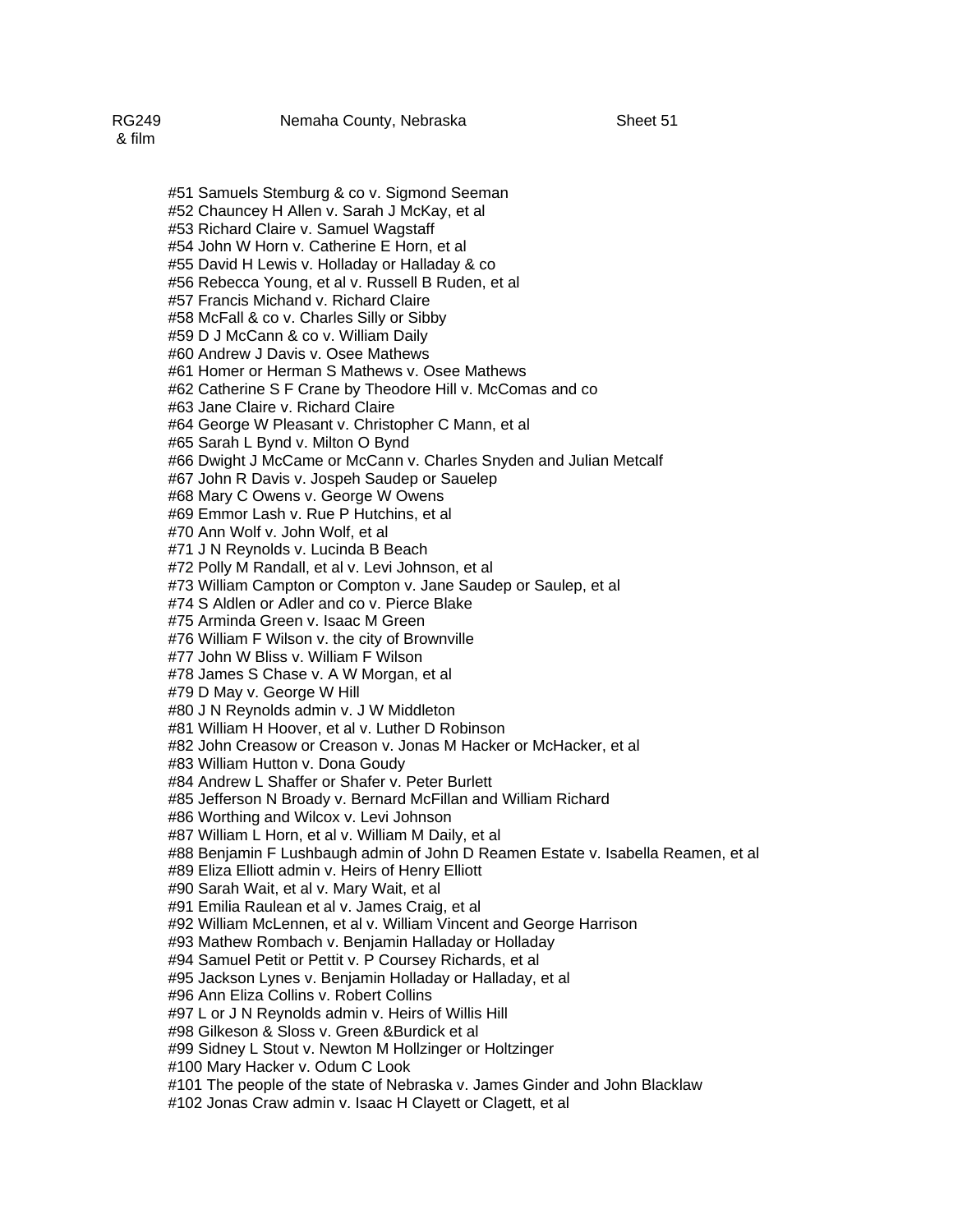RG249 & film    Nemaha County, Nebraska    Sheet 51

#51 Samuels Stemburg & co v. Sigmond Seeman
#52 Chauncey H Allen v. Sarah J McKay, et al
#53 Richard Claire v. Samuel Wagstaff
#54 John W Horn v. Catherine E Horn, et al
#55 David H Lewis v. Holladay or Halladay & co
#56 Rebecca Young, et al v. Russell B Ruden, et al
#57 Francis Michand v. Richard Claire
#58 McFall & co v. Charles Silly or Sibby
#59 D J McCann & co v. William Daily
#60 Andrew J Davis v. Osee Mathews
#61 Homer or Herman S Mathews v. Osee Mathews
#62 Catherine S F Crane by Theodore Hill v. McComas and co
#63 Jane Claire v. Richard Claire
#64 George W Pleasant v. Christopher C Mann, et al
#65 Sarah L Bynd v. Milton O Bynd
#66 Dwight J McCame or McCann v. Charles Snyden and Julian Metcalf
#67 John R Davis v. Jospeh Saudep or Sauelep
#68 Mary C Owens v. George W Owens
#69 Emmor Lash v. Rue P Hutchins, et al
#70 Ann Wolf v. John Wolf, et al
#71 J N Reynolds v. Lucinda B Beach
#72 Polly M Randall, et al v. Levi Johnson, et al
#73 William Campton or Compton v. Jane Saudep or Saulep, et al
#74 S Aldlen or Adler and co v. Pierce Blake
#75 Arminda Green v. Isaac M Green
#76 William F Wilson v. the city of Brownville
#77 John W Bliss v. William F Wilson
#78 James S Chase v. A W Morgan, et al
#79 D May v. George W Hill
#80 J N Reynolds admin v. J W Middleton
#81 William H Hoover, et al v. Luther D Robinson
#82 John Creasow or Creason v. Jonas M Hacker or McHacker, et al
#83 William Hutton v. Dona Goudy
#84 Andrew L Shaffer or Shafer v. Peter Burlett
#85 Jefferson N Broady v. Bernard McFillan and William Richard
#86 Worthing and Wilcox v. Levi Johnson
#87 William L Horn, et al v. William M Daily, et al
#88 Benjamin F Lushbaugh admin of John D Reamen Estate v. Isabella Reamen, et al
#89 Eliza Elliott admin v. Heirs of Henry Elliott
#90 Sarah Wait, et al v. Mary Wait, et al
#91 Emilia Raulean et al v. James Craig, et al
#92 William McLennen, et al v. William Vincent and George Harrison
#93 Mathew Rombach v. Benjamin Halladay or Holladay
#94 Samuel Petit or Pettit v. P Coursey Richards, et al
#95 Jackson Lynes v. Benjamin Holladay or Halladay, et al
#96 Ann Eliza Collins v. Robert Collins
#97 L or J N Reynolds admin v. Heirs of Willis Hill
#98 Gilkeson & Sloss v. Green &Burdick et al
#99 Sidney L Stout v. Newton M Hollzinger or Holtzinger
#100 Mary Hacker v. Odum C Look
#101 The people of the state of Nebraska v. James Ginder and John Blacklaw
#102 Jonas Craw admin v. Isaac H Clayett or Clagett, et al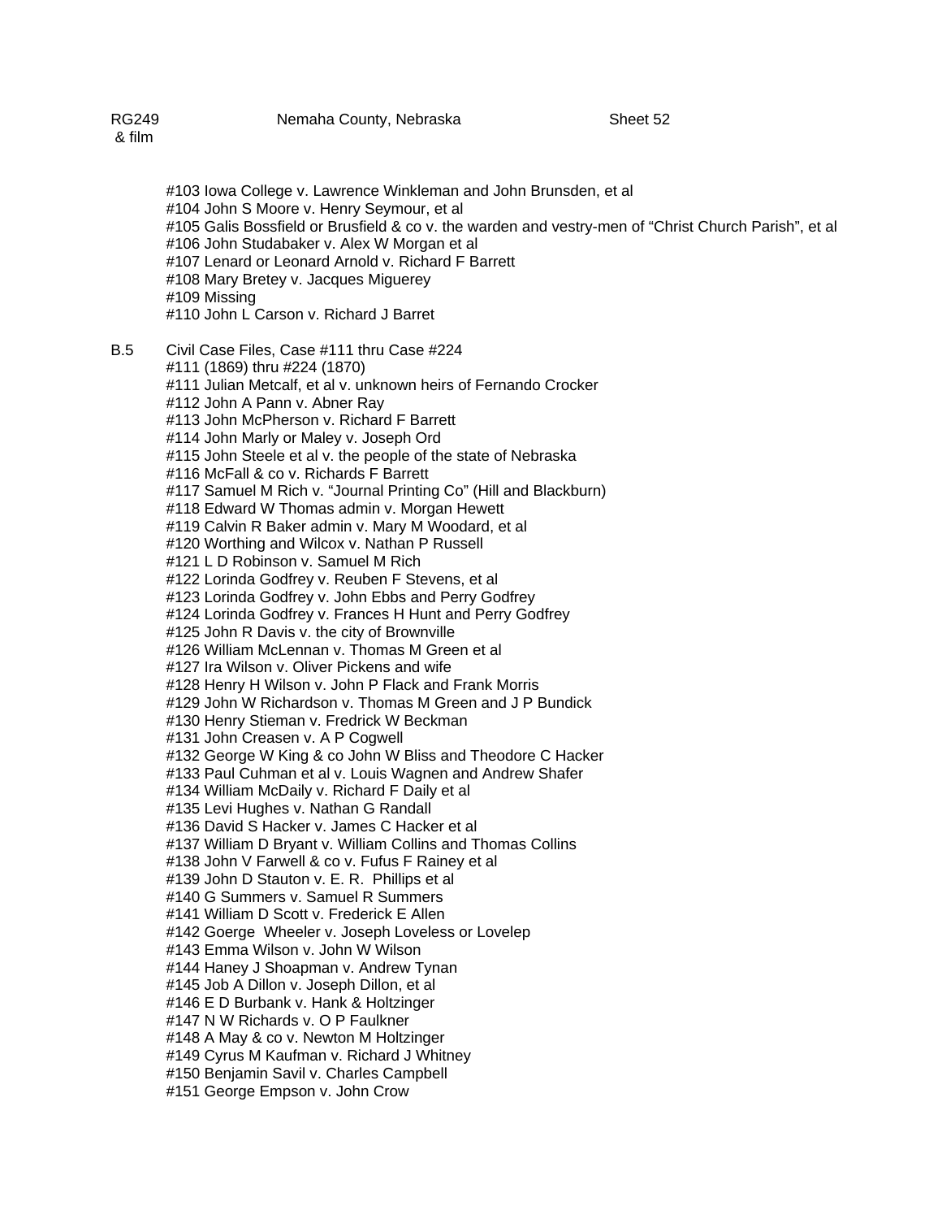RG249 & film    Nemaha County, Nebraska    Sheet 52

#103 Iowa College v. Lawrence Winkleman and John Brunsden, et al
#104 John S Moore v. Henry Seymour, et al
#105 Galis Bossfield or Brusfield & co v. the warden and vestry-men of “Christ Church Parish”, et al
#106 John Studabaker v. Alex W Morgan et al
#107 Lenard or Leonard Arnold v. Richard F Barrett
#108 Mary Bretey v. Jacques Miguerey
#109 Missing
#110 John L Carson v. Richard J Barret

B.5 Civil Case Files, Case #111 thru Case #224
#111 (1869) thru #224 (1870)
#111 Julian Metcalf, et al v. unknown heirs of Fernando Crocker
#112 John A Pann v. Abner Ray
#113 John McPherson v. Richard F Barrett
#114 John Marly or Maley v. Joseph Ord
#115 John Steele et al v. the people of the state of Nebraska
#116 McFall & co v. Richards F Barrett
#117 Samuel M Rich v. “Journal Printing Co” (Hill and Blackburn)
#118 Edward W Thomas admin v. Morgan Hewett
#119 Calvin R Baker admin v. Mary M Woodard, et al
#120 Worthing and Wilcox v. Nathan P Russell
#121 L D Robinson v. Samuel M Rich
#122 Lorinda Godfrey v. Reuben F Stevens, et al
#123 Lorinda Godfrey v. John Ebbs and Perry Godfrey
#124 Lorinda Godfrey v. Frances H Hunt and Perry Godfrey
#125 John R Davis v. the city of Brownville
#126 William McLennan v. Thomas M Green et al
#127 Ira Wilson v. Oliver Pickens and wife
#128 Henry H Wilson v. John P Flack and Frank Morris
#129 John W Richardson v. Thomas M Green and J P Bundick
#130 Henry Stieman v. Fredrick W Beckman
#131 John Creasen v. A P Cogwell
#132 George W King & co John W Bliss and Theodore C Hacker
#133 Paul Cuhman et al v. Louis Wagnen and Andrew Shafer
#134 William McDaily v. Richard F Daily et al
#135 Levi Hughes v. Nathan G Randall
#136 David S Hacker v. James C Hacker et al
#137 William D Bryant v. William Collins and Thomas Collins
#138 John V Farwell & co v. Fufus F Rainey et al
#139 John D Stauton v. E. R. Phillips et al
#140 G Summers v. Samuel R Summers
#141 William D Scott v. Frederick E Allen
#142 Goerge Wheeler v. Joseph Loveless or Lovelep
#143 Emma Wilson v. John W Wilson
#144 Haney J Shoapman v. Andrew Tynan
#145 Job A Dillon v. Joseph Dillon, et al
#146 E D Burbank v. Hank & Holtzinger
#147 N W Richards v. O P Faulkner
#148 A May & co v. Newton M Holtzinger
#149 Cyrus M Kaufman v. Richard J Whitney
#150 Benjamin Savil v. Charles Campbell
#151 George Empson v. John Crow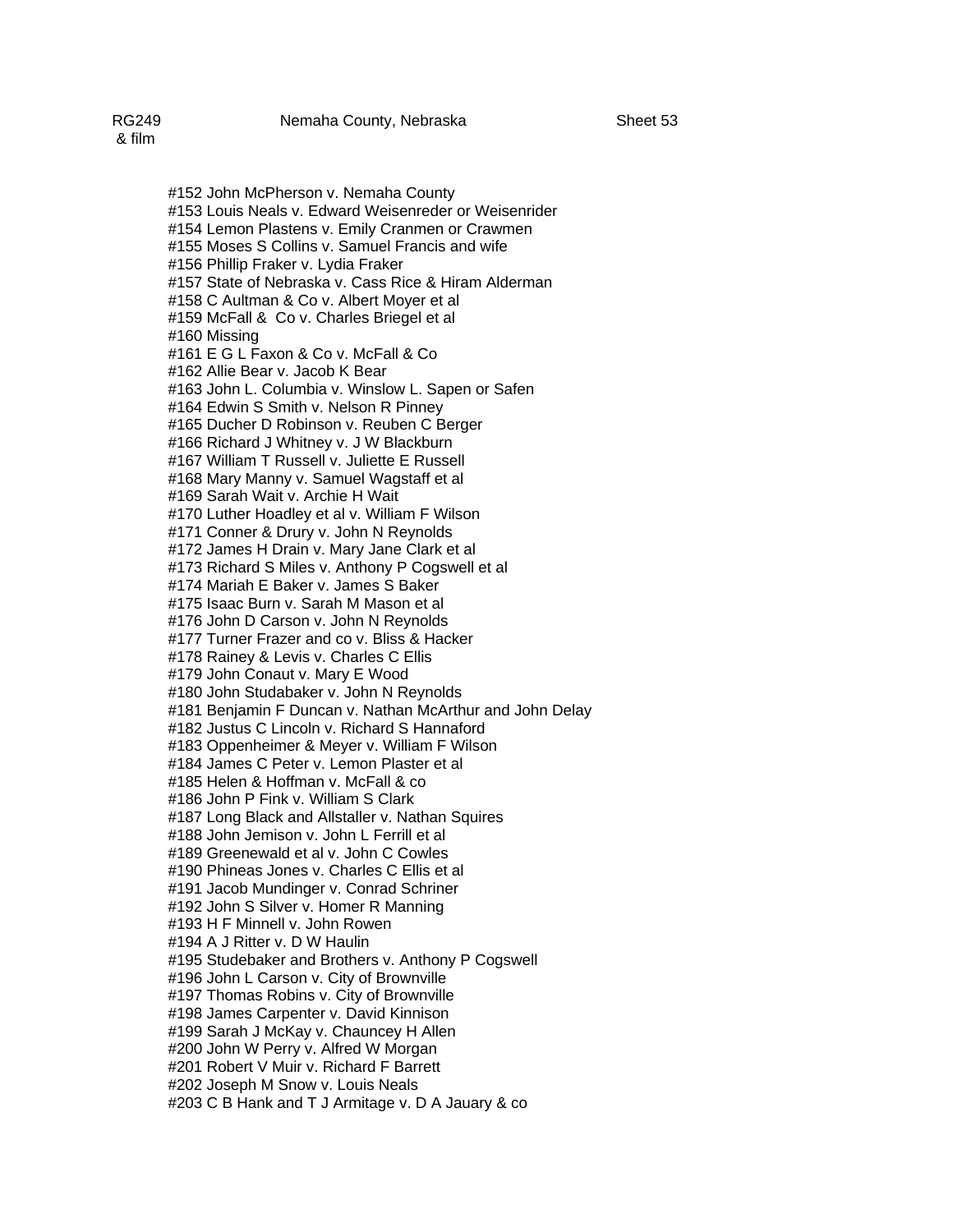RG249 & film    Nemaha County, Nebraska    Sheet 53

#152 John McPherson v. Nemaha County
#153 Louis Neals v. Edward Weisenreder or Weisenrider
#154 Lemon Plastens v. Emily Cranmen or Crawmen
#155 Moses S Collins v. Samuel Francis and wife
#156 Phillip Fraker v. Lydia Fraker
#157 State of Nebraska v. Cass Rice & Hiram Alderman
#158 C Aultman & Co v. Albert Moyer et al
#159 McFall & Co v. Charles Briegel et al
#160 Missing
#161 E G L Faxon & Co v. McFall & Co
#162 Allie Bear v. Jacob K Bear
#163 John L. Columbia v. Winslow L. Sapen or Safen
#164 Edwin S Smith v. Nelson R Pinney
#165 Ducher D Robinson v. Reuben C Berger
#166 Richard J Whitney v. J W Blackburn
#167 William T Russell v. Juliette E Russell
#168 Mary Manny v. Samuel Wagstaff et al
#169 Sarah Wait v. Archie H Wait
#170 Luther Hoadley et al v. William F Wilson
#171 Conner & Drury v. John N Reynolds
#172 James H Drain v. Mary Jane Clark et al
#173 Richard S Miles v. Anthony P Cogswell et al
#174 Mariah E Baker v. James S Baker
#175 Isaac Burn v. Sarah M Mason et al
#176 John D Carson v. John N Reynolds
#177 Turner Frazer and co v. Bliss & Hacker
#178 Rainey & Levis v. Charles C Ellis
#179 John Conaut v. Mary E Wood
#180 John Studabaker v. John N Reynolds
#181 Benjamin F Duncan v. Nathan McArthur and John Delay
#182 Justus C Lincoln v. Richard S Hannaford
#183 Oppenheimer & Meyer v. William F Wilson
#184 James C Peter v. Lemon Plaster et al
#185 Helen & Hoffman v. McFall & co
#186 John P Fink v. William S Clark
#187 Long Black and Allstaller v. Nathan Squires
#188 John Jemison v. John L Ferrill et al
#189 Greenewald et al v. John C Cowles
#190 Phineas Jones v. Charles C Ellis et al
#191 Jacob Mundinger v. Conrad Schriner
#192 John S Silver v. Homer R Manning
#193 H F Minnell v. John Rowen
#194 A J Ritter v. D W Haulin
#195 Studebaker and Brothers v. Anthony P Cogswell
#196 John L Carson v. City of Brownville
#197 Thomas Robins v. City of Brownville
#198 James Carpenter v. David Kinnison
#199 Sarah J McKay v. Chauncey H Allen
#200 John W Perry v. Alfred W Morgan
#201 Robert V Muir v. Richard F Barrett
#202 Joseph M Snow v. Louis Neals
#203 C B Hank and T J Armitage v. D A Jauary & co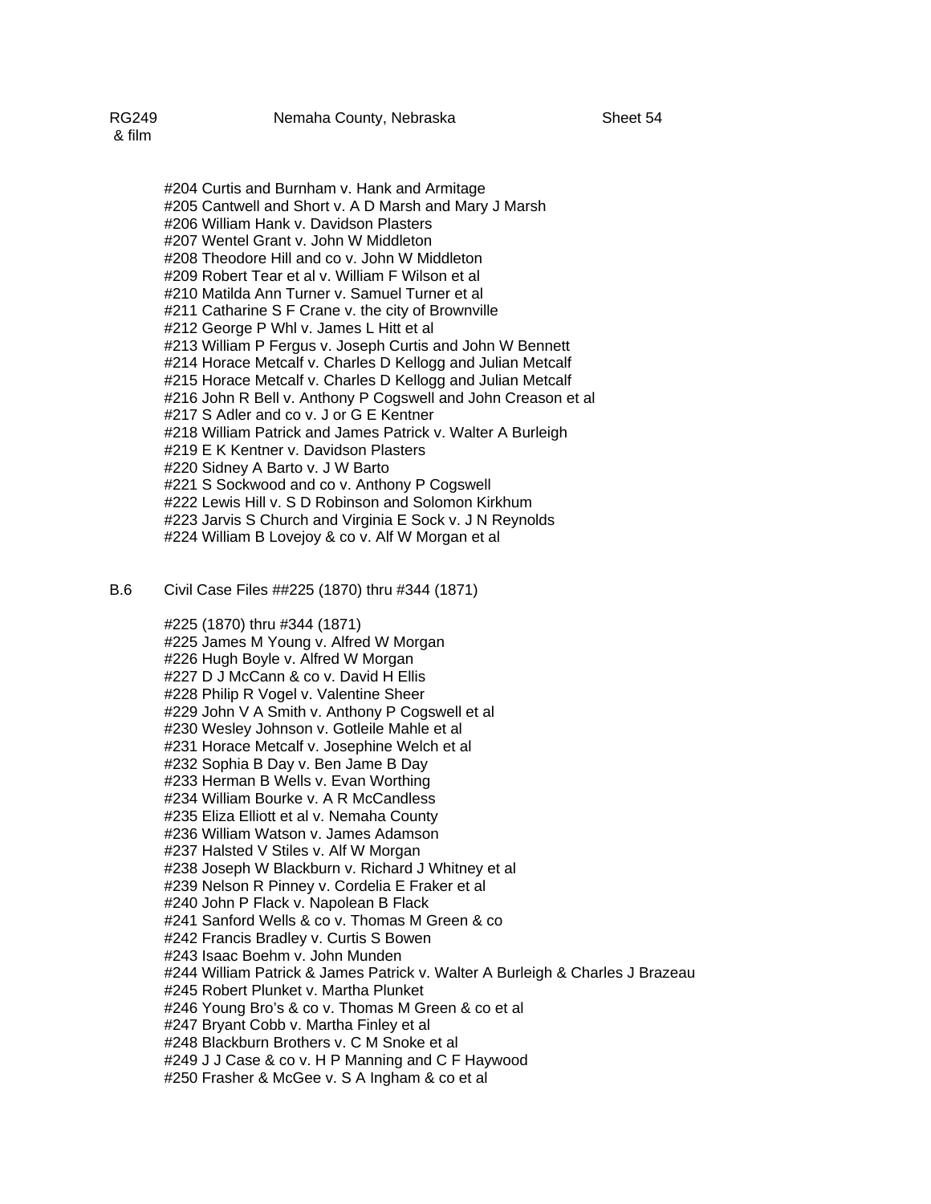#204 Curtis and Burnham v. Hank and Armitage
#205 Cantwell and Short v. A D Marsh and Mary J Marsh
#206 William Hank v. Davidson Plasters
#207 Wentel Grant v. John W Middleton
#208 Theodore Hill and co v. John W Middleton
#209 Robert Tear et al v. William F Wilson et al
#210 Matilda Ann Turner v. Samuel Turner et al
#211 Catharine S F Crane v. the city of Brownville
#212 George P Whl v. James L Hitt et al
#213 William P Fergus v. Joseph Curtis and John W Bennett
#214 Horace Metcalf v. Charles D Kellogg and Julian Metcalf
#215 Horace Metcalf v. Charles D Kellogg and Julian Metcalf
#216 John R Bell v. Anthony P Cogswell and John Creason et al
#217 S Adler and co v. J or G E Kentner
#218 William Patrick and James Patrick v. Walter A Burleigh
#219 E K Kentner v. Davidson Plasters
#220 Sidney A Barto v. J W Barto
#221 S Sockwood and co v. Anthony P Cogswell
#222 Lewis Hill v. S D Robinson and Solomon Kirkhum
#223 Jarvis S Church and Virginia E Sock v. J N Reynolds
#224 William B Lovejoy & co v. Alf W Morgan et al

B.6 Civil Case Files ##225 (1870) thru #344 (1871)

#225 (1870) thru #344 (1871)
#225 James M Young v. Alfred W Morgan
#226 Hugh Boyle v. Alfred W Morgan
#227 D J McCann & co v. David H Ellis
#228 Philip R Vogel v. Valentine Sheer
#229 John V A Smith v. Anthony P Cogswell et al
#230 Wesley Johnson v. Gotleile Mahle et al
#231 Horace Metcalf v. Josephine Welch et al
#232 Sophia B Day v. Ben Jame B Day
#233 Herman B Wells v. Evan Worthing
#234 William Bourke v. A R McCandless
#235 Eliza Elliott et al v. Nemaha County
#236 William Watson v. James Adamson
#237 Halsted V Stiles v. Alf W Morgan
#238 Joseph W Blackburn v. Richard J Whitney et al
#239 Nelson R Pinney v. Cordelia E Fraker et al
#240 John P Flack v. Napolean B Flack
#241 Sanford Wells & co v. Thomas M Green & co
#242 Francis Bradley v. Curtis S Bowen
#243 Isaac Boehm v. John Munden
#244 William Patrick & James Patrick v. Walter A Burleigh & Charles J Brazeau
#245 Robert Plunket v. Martha Plunket
#246 Young Bro's & co v. Thomas M Green & co et al
#247 Bryant Cobb v. Martha Finley et al
#248 Blackburn Brothers v. C M Snoke et al
#249 J J Case & co v. H P Manning and C F Haywood
#250 Frasher & McGee v. S A Ingham & co et al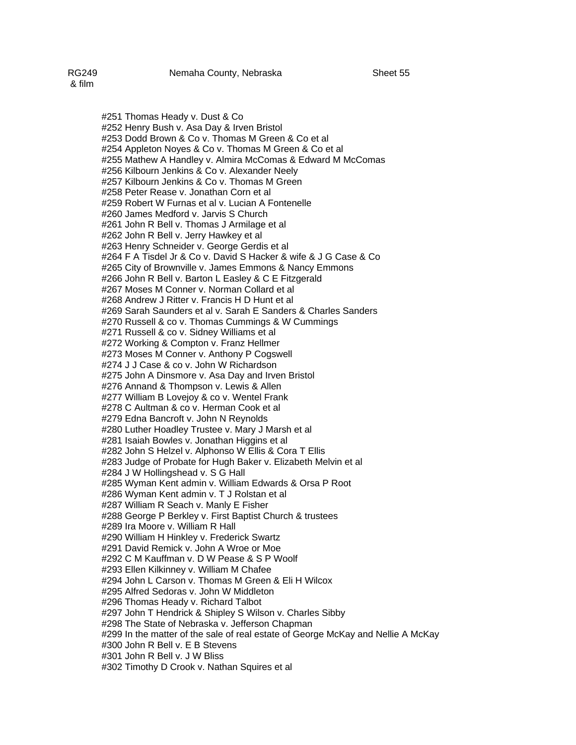RG249 & film — Nemaha County, Nebraska — Sheet 55

#251 Thomas Heady v. Dust & Co
#252 Henry Bush v. Asa Day & Irven Bristol
#253 Dodd Brown & Co v. Thomas M Green & Co et al
#254 Appleton Noyes & Co v. Thomas M Green & Co et al
#255 Mathew A Handley v. Almira McComas & Edward M McComas
#256 Kilbourn Jenkins & Co v. Alexander Neely
#257 Kilbourn Jenkins & Co v. Thomas M Green
#258 Peter Rease v. Jonathan Corn et al
#259 Robert W Furnas et al v. Lucian A Fontenelle
#260 James Medford v. Jarvis S Church
#261 John R Bell v. Thomas J Armilage et al
#262 John R Bell v. Jerry Hawkey et al
#263 Henry Schneider v. George Gerdis et al
#264 F A Tisdel Jr & Co v. David S Hacker & wife & J G Case & Co
#265 City of Brownville v. James Emmons & Nancy Emmons
#266 John R Bell v. Barton L Easley & C E Fitzgerald
#267 Moses M Conner v. Norman Collard et al
#268 Andrew J Ritter v. Francis H D Hunt et al
#269 Sarah Saunders et al v. Sarah E Sanders & Charles Sanders
#270 Russell & co v. Thomas Cummings & W Cummings
#271 Russell & co v. Sidney Williams et al
#272 Working & Compton v. Franz Hellmer
#273 Moses M Conner v. Anthony P Cogswell
#274 J J Case & co v. John W Richardson
#275 John A Dinsmore v. Asa Day and Irven Bristol
#276 Annand & Thompson v. Lewis & Allen
#277 William B Lovejoy & co v. Wentel Frank
#278 C Aultman & co v. Herman Cook et al
#279 Edna Bancroft v. John N Reynolds
#280 Luther Hoadley Trustee v. Mary J Marsh et al
#281 Isaiah Bowles v. Jonathan Higgins et al
#282 John S Helzel v. Alphonso W Ellis & Cora T Ellis
#283 Judge of Probate for Hugh Baker v. Elizabeth Melvin et al
#284 J W Hollingshead v. S G Hall
#285 Wyman Kent admin v. William Edwards & Orsa P Root
#286 Wyman Kent admin v. T J Rolstan et al
#287 William R Seach v. Manly E Fisher
#288 George P Berkley v. First Baptist Church & trustees
#289 Ira Moore v. William R Hall
#290 William H Hinkley v. Frederick Swartz
#291 David Remick v. John A Wroe or Moe
#292 C M Kauffman v. D W Pease & S P Woolf
#293 Ellen Kilkinney v. William M Chafee
#294 John L Carson v. Thomas M Green & Eli H Wilcox
#295 Alfred Sedoras v. John W Middleton
#296 Thomas Heady v. Richard Talbot
#297 John T Hendrick & Shipley S Wilson v. Charles Sibby
#298 The State of Nebraska v. Jefferson Chapman
#299 In the matter of the sale of real estate of George McKay and Nellie A McKay
#300 John R Bell v. E B Stevens
#301 John R Bell v. J W Bliss
#302 Timothy D Crook v. Nathan Squires et al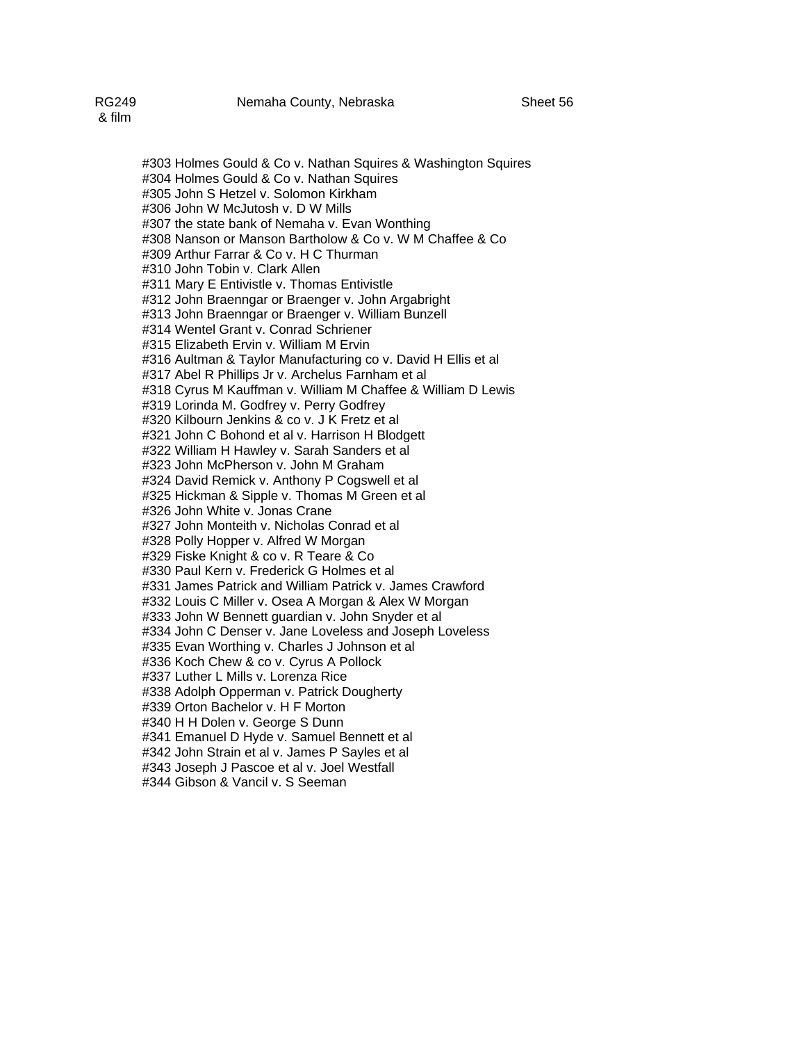RG249 & film	Nemaha County, Nebraska	Sheet 56

#303 Holmes Gould & Co v. Nathan Squires & Washington Squires
#304 Holmes Gould & Co v. Nathan Squires
#305 John S Hetzel v. Solomon Kirkham
#306 John W McJutosh v. D W Mills
#307 the state bank of Nemaha v. Evan Wonthing
#308 Nanson or Manson Bartholow & Co v. W M Chaffee & Co
#309 Arthur Farrar & Co v. H C Thurman
#310 John Tobin v. Clark Allen
#311 Mary E Entivistle v. Thomas Entivistle
#312 John Braenngar or Braenger v. John Argabright
#313 John Braenngar or Braenger v. William Bunzell
#314 Wentel Grant v. Conrad Schriener
#315 Elizabeth Ervin v. William M Ervin
#316 Aultman & Taylor Manufacturing co v. David H Ellis et al
#317 Abel R Phillips Jr v. Archelus Farnham et al
#318 Cyrus M Kauffman v. William M Chaffee & William D Lewis
#319 Lorinda M. Godfrey v. Perry Godfrey
#320 Kilbourn Jenkins & co v. J K Fretz et al
#321 John C Bohond et al v. Harrison H Blodgett
#322 William H Hawley v. Sarah Sanders et al
#323 John McPherson v. John M Graham
#324 David Remick v. Anthony P Cogswell et al
#325 Hickman & Sipple v. Thomas M Green et al
#326 John White v. Jonas Crane
#327 John Monteith v. Nicholas Conrad et al
#328 Polly Hopper v. Alfred W Morgan
#329 Fiske Knight & co v. R Teare & Co
#330 Paul Kern v. Frederick G Holmes et al
#331 James Patrick and William Patrick v. James Crawford
#332 Louis C Miller v. Osea A Morgan & Alex W Morgan
#333 John W Bennett guardian v. John Snyder et al
#334 John C Denser v. Jane Loveless and Joseph Loveless
#335 Evan Worthing v. Charles J Johnson et al
#336 Koch Chew & co v. Cyrus A Pollock
#337 Luther L Mills v. Lorenza Rice
#338 Adolph Opperman v. Patrick Dougherty
#339 Orton Bachelor v. H F Morton
#340 H H Dolen v. George S Dunn
#341 Emanuel D Hyde v. Samuel Bennett et al
#342 John Strain et al v. James P Sayles et al
#343 Joseph J Pascoe et al v. Joel Westfall
#344 Gibson & Vancil v. S Seeman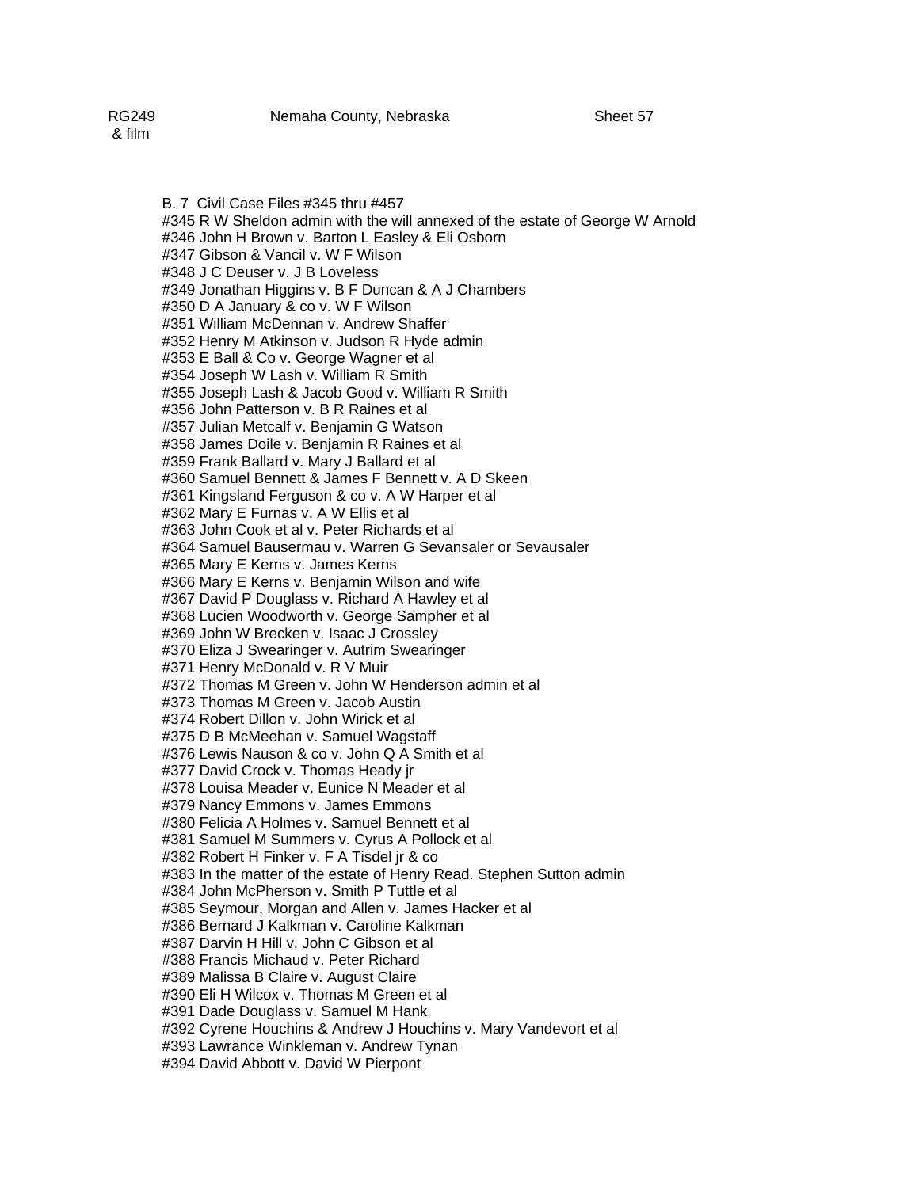RG249 & film — Nemaha County, Nebraska — Sheet 57

B. 7 Civil Case Files #345 thru #457

#345 R W Sheldon admin with the will annexed of the estate of George W Arnold
#346 John H Brown v. Barton L Easley & Eli Osborn
#347 Gibson & Vancil v. W F Wilson
#348 J C Deuser v. J B Loveless
#349 Jonathan Higgins v. B F Duncan & A J Chambers
#350 D A January & co v. W F Wilson
#351 William McDennan v. Andrew Shaffer
#352 Henry M Atkinson v. Judson R Hyde admin
#353 E Ball & Co v. George Wagner et al
#354 Joseph W Lash v. William R Smith
#355 Joseph Lash & Jacob Good v. William R Smith
#356 John Patterson v. B R Raines et al
#357 Julian Metcalf v. Benjamin G Watson
#358 James Doile v. Benjamin R Raines et al
#359 Frank Ballard v. Mary J Ballard et al
#360 Samuel Bennett & James F Bennett v. A D Skeen
#361 Kingsland Ferguson & co v. A W Harper et al
#362 Mary E Furnas v. A W Ellis et al
#363 John Cook et al v. Peter Richards et al
#364 Samuel Bausermau v. Warren G Sevansaler or Sevausaler
#365 Mary E Kerns v. James Kerns
#366 Mary E Kerns v. Benjamin Wilson and wife
#367 David P Douglass v. Richard A Hawley et al
#368 Lucien Woodworth v. George Sampher et al
#369 John W Brecken v. Isaac J Crossley
#370 Eliza J Swearinger v. Autrim Swearinger
#371 Henry McDonald v. R V Muir
#372 Thomas M Green v. John W Henderson admin et al
#373 Thomas M Green v. Jacob Austin
#374 Robert Dillon v. John Wirick et al
#375 D B McMeehan v. Samuel Wagstaff
#376 Lewis Nauson & co v. John Q A Smith et al
#377 David Crock v. Thomas Heady jr
#378 Louisa Meader v. Eunice N Meader et al
#379 Nancy Emmons v. James Emmons
#380 Felicia A Holmes v. Samuel Bennett et al
#381 Samuel M Summers v. Cyrus A Pollock et al
#382 Robert H Finker v. F A Tisdel jr & co
#383 In the matter of the estate of Henry Read. Stephen Sutton admin
#384 John McPherson v. Smith P Tuttle et al
#385 Seymour, Morgan and Allen v. James Hacker et al
#386 Bernard J Kalkman v. Caroline Kalkman
#387 Darvin H Hill v. John C Gibson et al
#388 Francis Michaud v. Peter Richard
#389 Malissa B Claire v. August Claire
#390 Eli H Wilcox v. Thomas M Green et al
#391 Dade Douglass v. Samuel M Hank
#392 Cyrene Houchins & Andrew J Houchins v. Mary Vandevort et al
#393 Lawrance Winkleman v. Andrew Tynan
#394 David Abbott v. David W Pierpont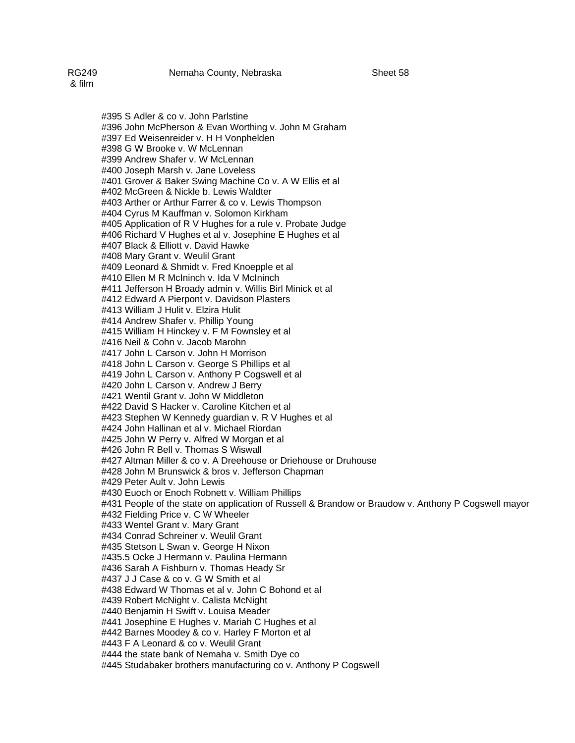RG249 & film    Nemaha County, Nebraska    Sheet 58

#395 S Adler & co v. John Parlstine
#396 John McPherson & Evan Worthing v. John M Graham
#397 Ed Weisenreider v. H H Vonphelden
#398 G W Brooke v. W McLennan
#399 Andrew Shafer v. W McLennan
#400 Joseph Marsh v. Jane Loveless
#401 Grover & Baker Swing Machine Co v. A W Ellis et al
#402 McGreen & Nickle b. Lewis Waldter
#403 Arther or Arthur Farrer & co v. Lewis Thompson
#404 Cyrus M Kauffman v. Solomon Kirkham
#405 Application of R V Hughes for a rule v. Probate Judge
#406 Richard V Hughes et al v. Josephine E Hughes et al
#407 Black & Elliott v. David Hawke
#408 Mary Grant v. Weulil Grant
#409 Leonard & Shmidt v. Fred Knoepple et al
#410 Ellen M R McIninch v. Ida V McIninch
#411 Jefferson H Broady admin v. Willis Birl Minick et al
#412 Edward A Pierpont v. Davidson Plasters
#413 William J Hulit v. Elzira Hulit
#414 Andrew Shafer v. Phillip Young
#415 William H Hinckey v. F M Fownsley et al
#416 Neil & Cohn v. Jacob Marohn
#417 John L Carson v. John H Morrison
#418 John L Carson v. George S Phillips et al
#419 John L Carson v. Anthony P Cogswell et al
#420 John L Carson v. Andrew J Berry
#421 Wentil Grant v. John W Middleton
#422 David S Hacker v. Caroline Kitchen et al
#423 Stephen W Kennedy guardian v. R V Hughes et al
#424 John Hallinan et al v. Michael Riordan
#425 John W Perry v. Alfred W Morgan et al
#426 John R Bell v. Thomas S Wiswall
#427 Altman Miller & co v. A Dreehouse or Driehouse or Druhouse
#428 John M Brunswick & bros v. Jefferson Chapman
#429 Peter Ault v. John Lewis
#430 Euoch or Enoch Robnett v. William Phillips
#431 People of the state on application of Russell & Brandow or Braudow v. Anthony P Cogswell mayor
#432 Fielding Price v. C W Wheeler
#433 Wentel Grant v. Mary Grant
#434 Conrad Schreiner v. Weulil Grant
#435 Stetson L Swan v. George H Nixon
#435.5 Ocke J Hermann v. Paulina Hermann
#436 Sarah A Fishburn v. Thomas Heady Sr
#437 J J Case & co v. G W Smith et al
#438 Edward W Thomas et al v. John C Bohond et al
#439 Robert McNight v. Calista McNight
#440 Benjamin H Swift v. Louisa Meader
#441 Josephine E Hughes v. Mariah C Hughes et al
#442 Barnes Moodey & co v. Harley F Morton et al
#443 F A Leonard & co v. Weulil Grant
#444 the state bank of Nemaha v. Smith Dye co
#445 Studabaker brothers manufacturing co v. Anthony P Cogswell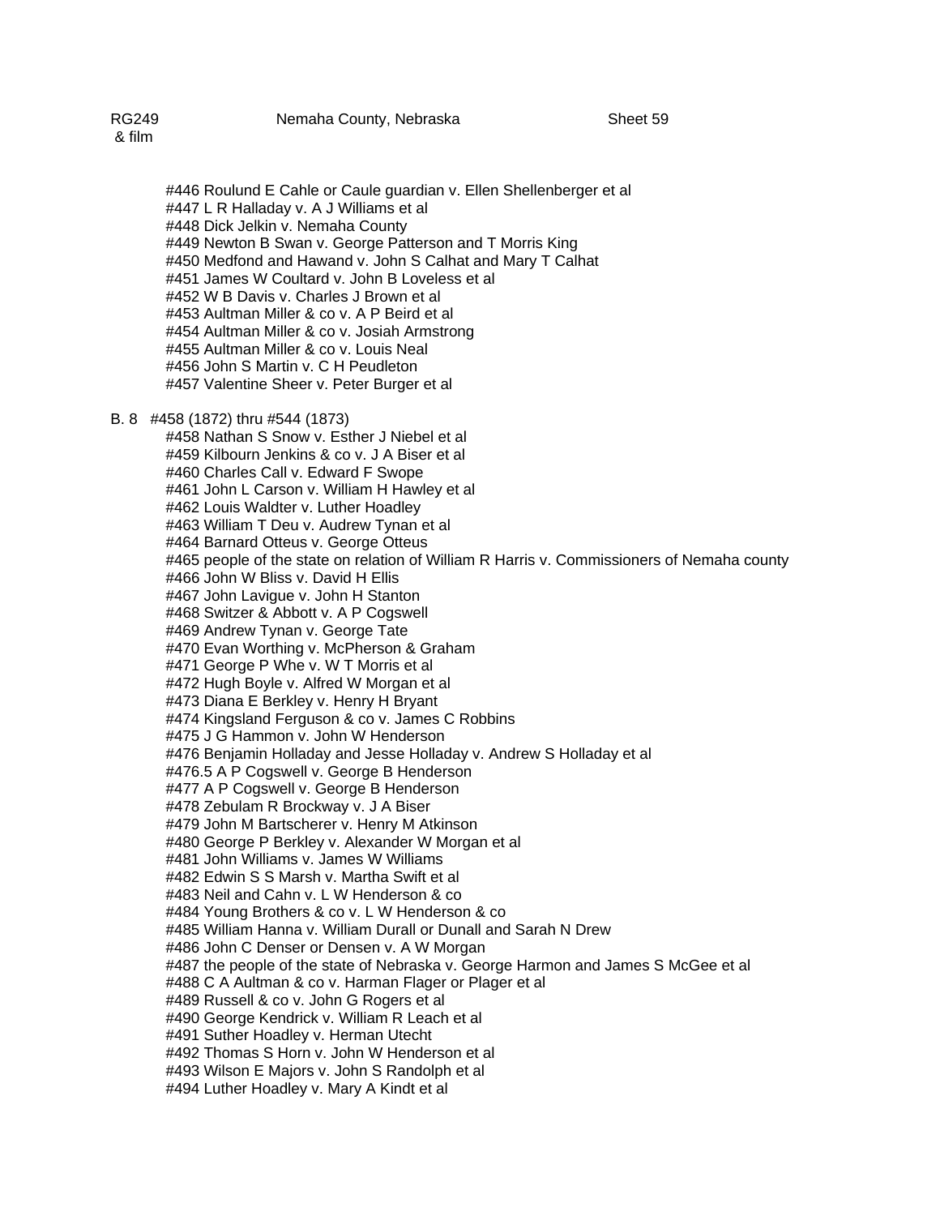RG249 & film — Nemaha County, Nebraska — Sheet 59

#446 Roulund E Cahle or Caule guardian v. Ellen Shellenberger et al
#447 L R Halladay v. A J Williams et al
#448 Dick Jelkin v. Nemaha County
#449 Newton B Swan v. George Patterson and T Morris King
#450 Medfond and Hawand v. John S Calhat and Mary T Calhat
#451 James W Coultard v. John B Loveless et al
#452 W B Davis v. Charles J Brown et al
#453 Aultman Miller & co v. A P Beird et al
#454 Aultman Miller & co v. Josiah Armstrong
#455 Aultman Miller & co v. Louis Neal
#456 John S Martin v. C H Peudleton
#457 Valentine Sheer v. Peter Burger et al

B. 8 #458 (1872) thru #544 (1873)

#458 Nathan S Snow v. Esther J Niebel et al
#459 Kilbourn Jenkins & co v. J A Biser et al
#460 Charles Call v. Edward F Swope
#461 John L Carson v. William H Hawley et al
#462 Louis Waldter v. Luther Hoadley
#463 William T Deu v. Audrew Tynan et al
#464 Barnard Otteus v. George Otteus
#465 people of the state on relation of William R Harris v. Commissioners of Nemaha county
#466 John W Bliss v. David H Ellis
#467 John Lavigue v. John H Stanton
#468 Switzer & Abbott v. A P Cogswell
#469 Andrew Tynan v. George Tate
#470 Evan Worthing v. McPherson & Graham
#471 George P Whe v. W T Morris et al
#472 Hugh Boyle v. Alfred W Morgan et al
#473 Diana E Berkley v. Henry H Bryant
#474 Kingsland Ferguson & co v. James C Robbins
#475 J G Hammon v. John W Henderson
#476 Benjamin Holladay and Jesse Holladay v. Andrew S Holladay et al
#476.5 A P Cogswell v. George B Henderson
#477 A P Cogswell v. George B Henderson
#478 Zebulam R Brockway v. J A Biser
#479 John M Bartscherer v. Henry M Atkinson
#480 George P Berkley v. Alexander W Morgan et al
#481 John Williams v. James W Williams
#482 Edwin S S Marsh v. Martha Swift et al
#483 Neil and Cahn v. L W Henderson & co
#484 Young Brothers & co v. L W Henderson & co
#485 William Hanna v. William Durall or Dunall and Sarah N Drew
#486 John C Denser or Densen v. A W Morgan
#487 the people of the state of Nebraska v. George Harmon and James S McGee et al
#488 C A Aultman & co v. Harman Flager or Plager et al
#489 Russell & co v. John G Rogers et al
#490 George Kendrick v. William R Leach et al
#491 Suther Hoadley v. Herman Utecht
#492 Thomas S Horn v. John W Henderson et al
#493 Wilson E Majors v. John S Randolph et al
#494 Luther Hoadley v. Mary A Kindt et al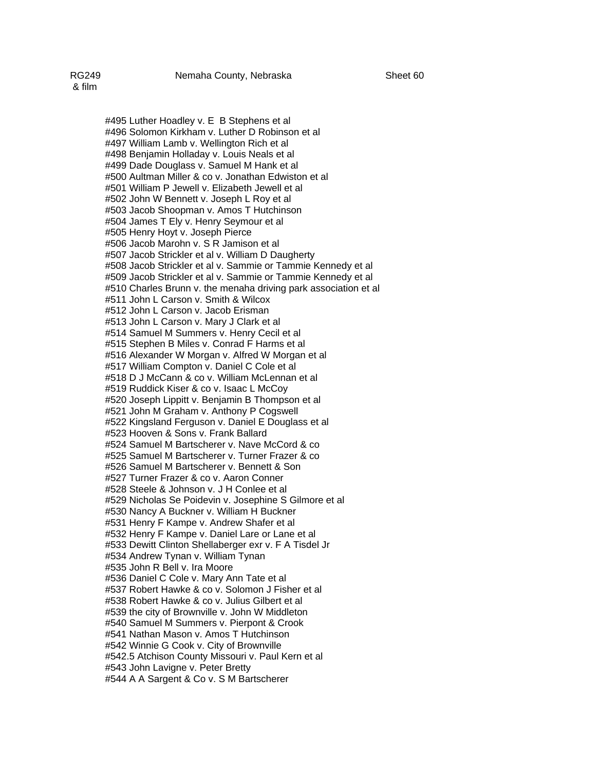RG249 & film — Nemaha County, Nebraska — Sheet 60

#495 Luther Hoadley v. E B Stephens et al
#496 Solomon Kirkham v. Luther D Robinson et al
#497 William Lamb v. Wellington Rich et al
#498 Benjamin Holladay v. Louis Neals et al
#499 Dade Douglass v. Samuel M Hank et al
#500 Aultman Miller & co v. Jonathan Edwiston et al
#501 William P Jewell v. Elizabeth Jewell et al
#502 John W Bennett v. Joseph L Roy et al
#503 Jacob Shoopman v. Amos T Hutchinson
#504 James T Ely v. Henry Seymour et al
#505 Henry Hoyt v. Joseph Pierce
#506 Jacob Marohn v. S R Jamison et al
#507 Jacob Strickler et al v. William D Daugherty
#508 Jacob Strickler et al v. Sammie or Tammie Kennedy et al
#509 Jacob Strickler et al v. Sammie or Tammie Kennedy et al
#510 Charles Brunn v. the menaha driving park association et al
#511 John L Carson v. Smith & Wilcox
#512 John L Carson v. Jacob Erisman
#513 John L Carson v. Mary J Clark et al
#514 Samuel M Summers v. Henry Cecil et al
#515 Stephen B Miles v. Conrad F Harms et al
#516 Alexander W Morgan v. Alfred W Morgan et al
#517 William Compton v. Daniel C Cole et al
#518 D J McCann & co v. William McLennan et al
#519 Ruddick Kiser & co v. Isaac L McCoy
#520 Joseph Lippitt v. Benjamin B Thompson et al
#521 John M Graham v. Anthony P Cogswell
#522 Kingsland Ferguson v. Daniel E Douglass et al
#523 Hooven & Sons v. Frank Ballard
#524 Samuel M Bartscherer v. Nave McCord & co
#525 Samuel M Bartscherer v. Turner Frazer & co
#526 Samuel M Bartscherer v. Bennett & Son
#527 Turner Frazer & co v. Aaron Conner
#528 Steele & Johnson v. J H Conlee et al
#529 Nicholas Se Poidevin v. Josephine S Gilmore et al
#530 Nancy A Buckner v. William H Buckner
#531 Henry F Kampe v. Andrew Shafer et al
#532 Henry F Kampe v. Daniel Lare or Lane et al
#533 Dewitt Clinton Shellaberger exr v. F A Tisdel Jr
#534 Andrew Tynan v. William Tynan
#535 John R Bell v. Ira Moore
#536 Daniel C Cole v. Mary Ann Tate et al
#537 Robert Hawke & co v. Solomon J Fisher et al
#538 Robert Hawke & co v. Julius Gilbert et al
#539 the city of Brownville v. John W Middleton
#540 Samuel M Summers v. Pierpont & Crook
#541 Nathan Mason v. Amos T Hutchinson
#542 Winnie G Cook v. City of Brownville
#542.5 Atchison County Missouri v. Paul Kern et al
#543 John Lavigne v. Peter Bretty
#544 A A Sargent & Co v. S M Bartscherer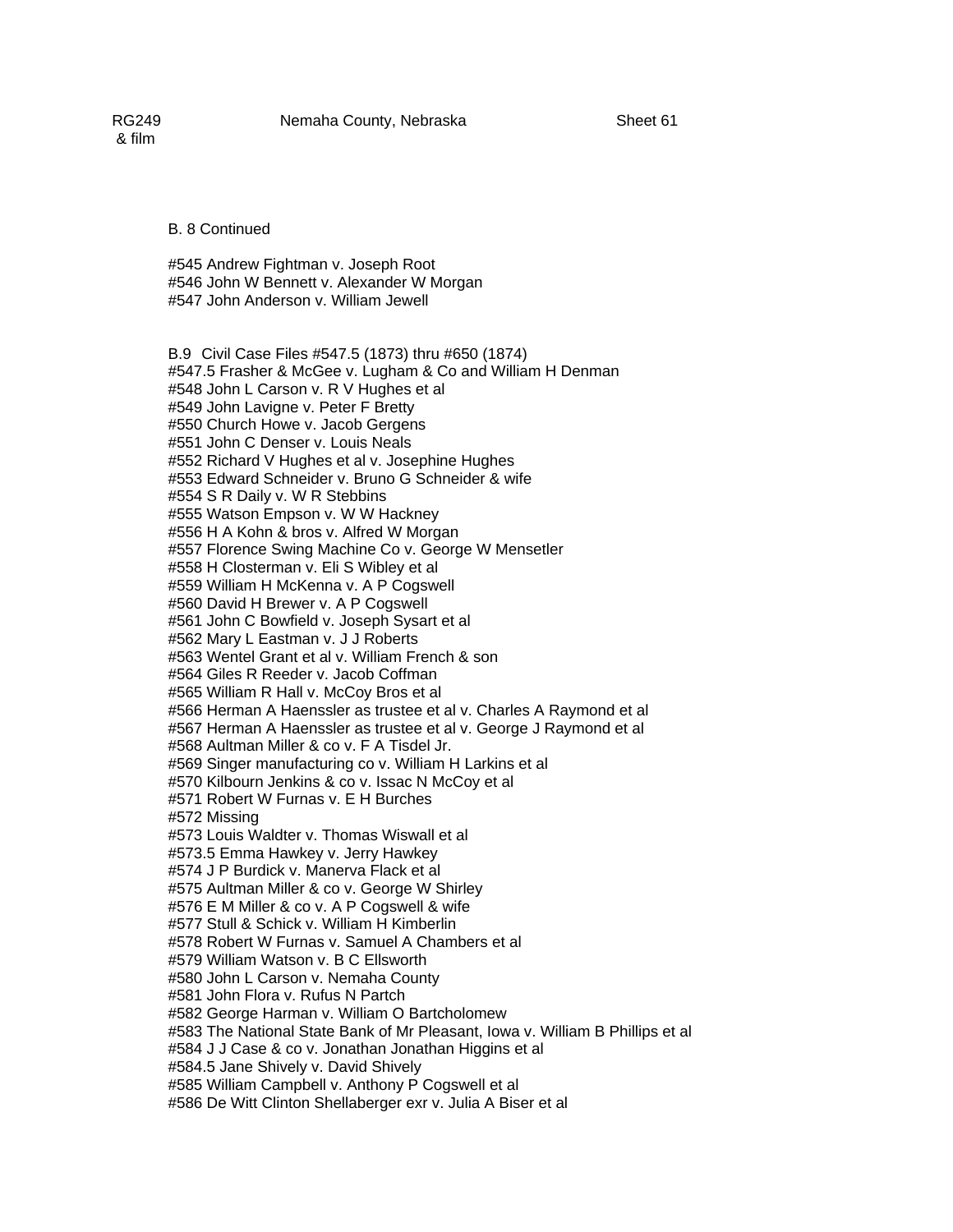B. 8 Continued

#545 Andrew Fightman v. Joseph Root
#546 John W Bennett v. Alexander W Morgan
#547 John Anderson v. William Jewell

B.9 Civil Case Files #547.5 (1873) thru #650 (1874)
#547.5 Frasher & McGee v. Lugham & Co and William H Denman
#548 John L Carson v. R V Hughes et al
#549 John Lavigne v. Peter F Bretty
#550 Church Howe v. Jacob Gergens
#551 John C Denser v. Louis Neals
#552 Richard V Hughes et al v. Josephine Hughes
#553 Edward Schneider v. Bruno G Schneider & wife
#554 S R Daily v. W R Stebbins
#555 Watson Empson v. W W Hackney
#556 H A Kohn & bros v. Alfred W Morgan
#557 Florence Swing Machine Co v. George W Mensetler
#558 H Closterman v. Eli S Wibley et al
#559 William H McKenna v. A P Cogswell
#560 David H Brewer v. A P Cogswell
#561 John C Bowfield v. Joseph Sysart et al
#562 Mary L Eastman v. J J Roberts
#563 Wentel Grant et al v. William French & son
#564 Giles R Reeder v. Jacob Coffman
#565 William R Hall v. McCoy Bros et al
#566 Herman A Haenssler as trustee et al v. Charles A Raymond et al
#567 Herman A Haenssler as trustee et al v. George J Raymond et al
#568 Aultman Miller & co v. F A Tisdel Jr.
#569 Singer manufacturing co v. William H Larkins et al
#570 Kilbourn Jenkins & co v. Issac N McCoy et al
#571 Robert W Furnas v. E H Burches
#572 Missing
#573 Louis Waldter v. Thomas Wiswall et al
#573.5 Emma Hawkey v. Jerry Hawkey
#574 J P Burdick v. Manerva Flack et al
#575 Aultman Miller & co v. George W Shirley
#576 E M Miller & co v. A P Cogswell & wife
#577 Stull & Schick v. William H Kimberlin
#578 Robert W Furnas v. Samuel A Chambers et al
#579 William Watson v. B C Ellsworth
#580 John L Carson v. Nemaha County
#581 John Flora v. Rufus N Partch
#582 George Harman v. William O Bartcholomew
#583 The National State Bank of Mr Pleasant, Iowa v. William B Phillips et al
#584 J J Case & co v. Jonathan Jonathan Higgins et al
#584.5 Jane Shively v. David Shively
#585 William Campbell v. Anthony P Cogswell et al
#586 De Witt Clinton Shellaberger exr v. Julia A Biser et al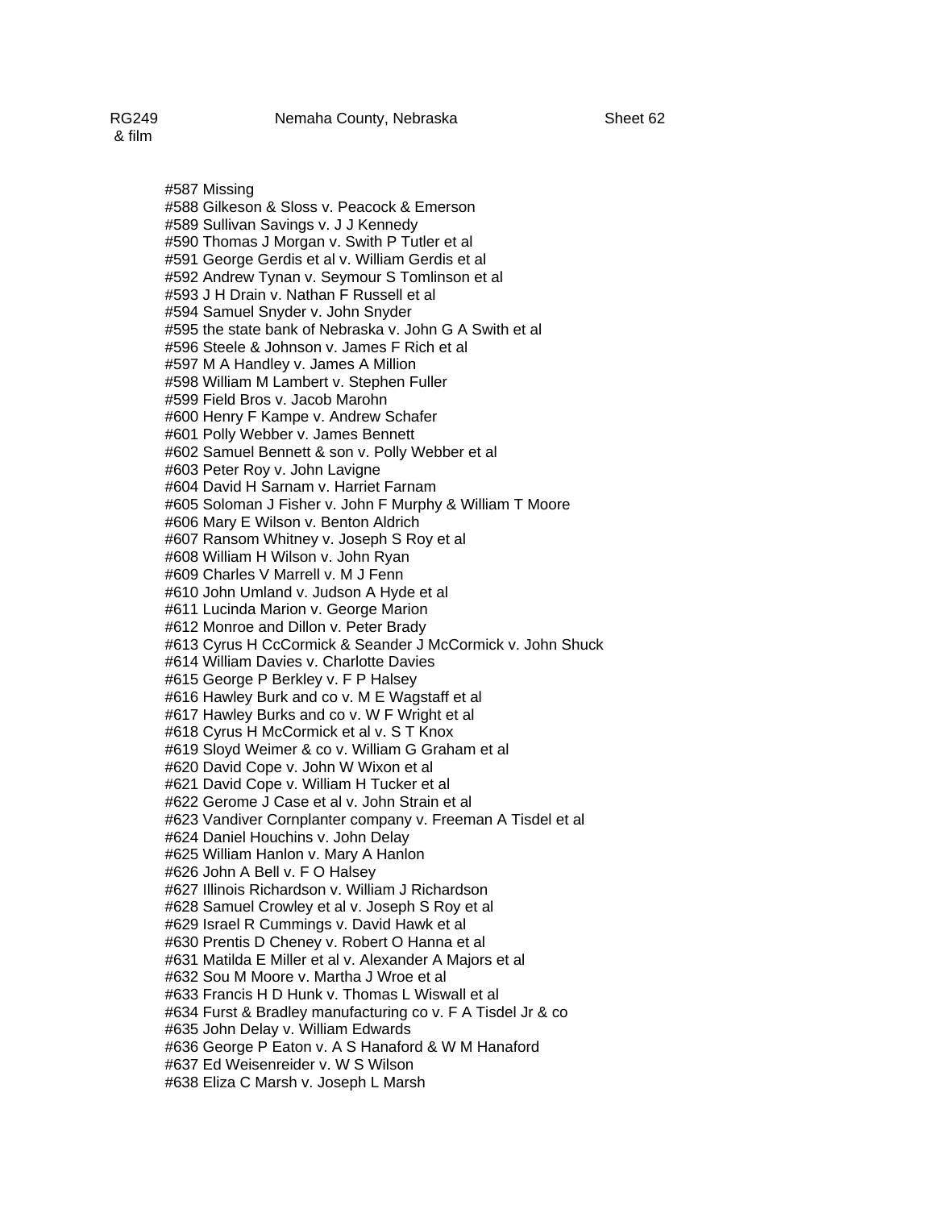RG249 & film — Nemaha County, Nebraska — Sheet 62

#587 Missing
#588 Gilkeson & Sloss v. Peacock & Emerson
#589 Sullivan Savings v. J J Kennedy
#590 Thomas J Morgan v. Swith P Tutler et al
#591 George Gerdis et al v. William Gerdis et al
#592 Andrew Tynan v. Seymour S Tomlinson et al
#593 J H Drain v. Nathan F Russell et al
#594 Samuel Snyder v. John Snyder
#595 the state bank of Nebraska v. John G A Swith et al
#596 Steele & Johnson v. James F Rich et al
#597 M A Handley v. James A Million
#598 William M Lambert v. Stephen Fuller
#599 Field Bros v. Jacob Marohn
#600 Henry F Kampe v. Andrew Schafer
#601 Polly Webber v. James Bennett
#602 Samuel Bennett & son v. Polly Webber et al
#603 Peter Roy v. John Lavigne
#604 David H Sarnam v. Harriet Farnam
#605 Soloman J Fisher v. John F Murphy & William T Moore
#606 Mary E Wilson v. Benton Aldrich
#607 Ransom Whitney v. Joseph S Roy et al
#608 William H Wilson v. John Ryan
#609 Charles V Marrell v. M J Fenn
#610 John Umland v. Judson A Hyde et al
#611 Lucinda Marion v. George Marion
#612 Monroe and Dillon v. Peter Brady
#613 Cyrus H CcCormick & Seander J McCormick v. John Shuck
#614 William Davies v. Charlotte Davies
#615 George P Berkley v. F P Halsey
#616 Hawley Burk and co v. M E Wagstaff et al
#617 Hawley Burks and co v. W F Wright et al
#618 Cyrus H McCormick et al v. S T Knox
#619 Sloyd Weimer & co v. William G Graham et al
#620 David Cope v. John W Wixon et al
#621 David Cope v. William H Tucker et al
#622 Gerome J Case et al v. John Strain et al
#623 Vandiver Cornplanter company v. Freeman A Tisdel et al
#624 Daniel Houchins v. John Delay
#625 William Hanlon v. Mary A Hanlon
#626 John A Bell v. F O Halsey
#627 Illinois Richardson v. William J Richardson
#628 Samuel Crowley et al v. Joseph S Roy et al
#629 Israel R Cummings v. David Hawk et al
#630 Prentis D Cheney v. Robert O Hanna et al
#631 Matilda E Miller et al v. Alexander A Majors et al
#632 Sou M Moore v. Martha J Wroe et al
#633 Francis H D Hunk v. Thomas L Wiswall et al
#634 Furst & Bradley manufacturing co v. F A Tisdel Jr & co
#635 John Delay v. William Edwards
#636 George P Eaton v. A S Hanaford & W M Hanaford
#637 Ed Weisenreider v. W S Wilson
#638 Eliza C Marsh v. Joseph L Marsh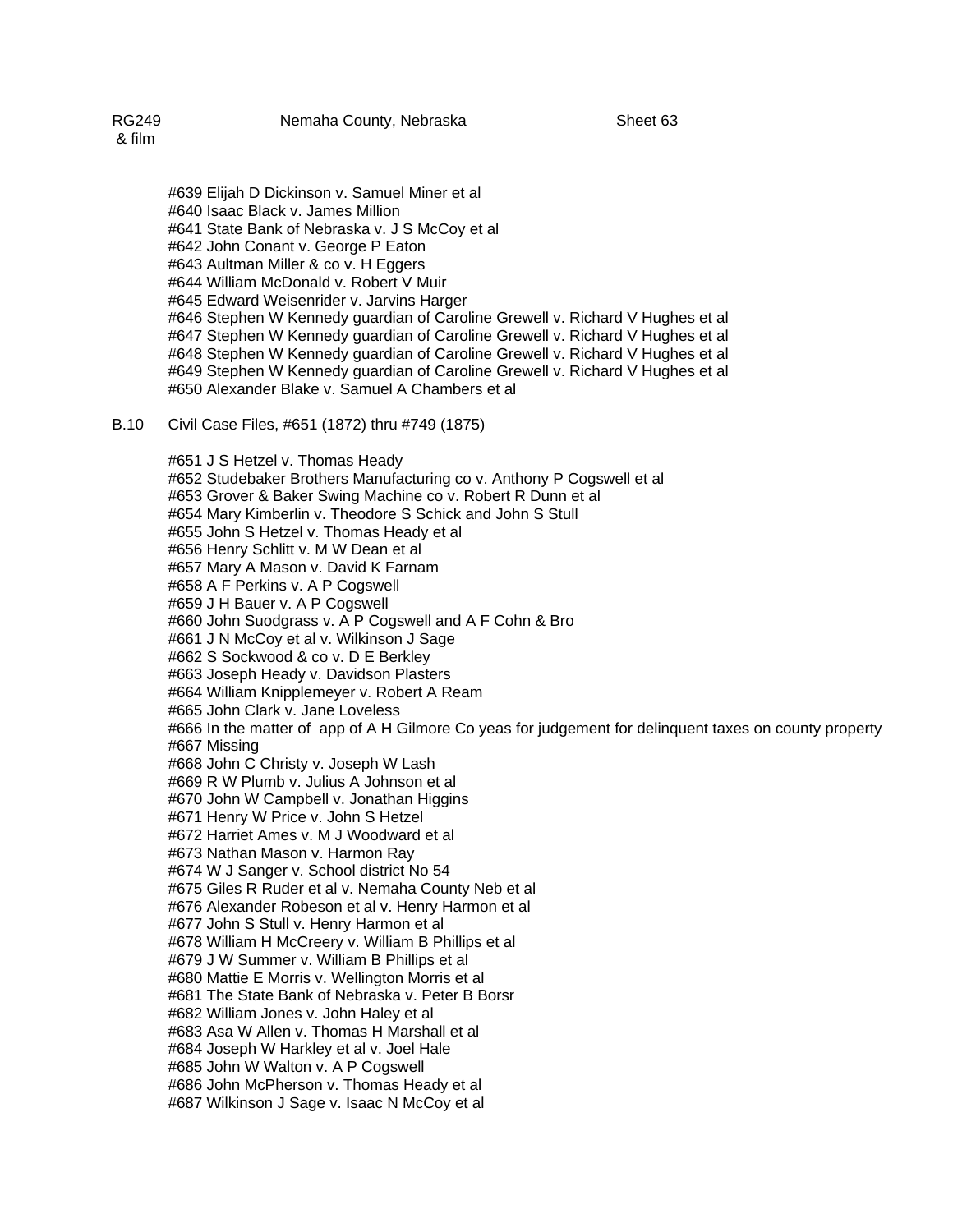RG249 & film    Nemaha County, Nebraska    Sheet 63

#639 Elijah D Dickinson v. Samuel Miner et al
#640 Isaac Black v. James Million
#641 State Bank of Nebraska v. J S McCoy et al
#642 John Conant v. George P Eaton
#643 Aultman Miller & co v. H Eggers
#644 William McDonald v. Robert V Muir
#645 Edward Weisenrider v. Jarvins Harger
#646 Stephen W Kennedy guardian of Caroline Grewell v. Richard V Hughes et al
#647 Stephen W Kennedy guardian of Caroline Grewell v. Richard V Hughes et al
#648 Stephen W Kennedy guardian of Caroline Grewell v. Richard V Hughes et al
#649 Stephen W Kennedy guardian of Caroline Grewell v. Richard V Hughes et al
#650 Alexander Blake v. Samuel A Chambers et al

B.10 Civil Case Files, #651 (1872) thru #749 (1875)

#651 J S Hetzel v. Thomas Heady
#652 Studebaker Brothers Manufacturing co v. Anthony P Cogswell et al
#653 Grover & Baker Swing Machine co v. Robert R Dunn et al
#654 Mary Kimberlin v. Theodore S Schick and John S Stull
#655 John S Hetzel v. Thomas Heady et al
#656 Henry Schlitt v. M W Dean et al
#657 Mary A Mason v. David K Farnam
#658 A F Perkins v. A P Cogswell
#659 J H Bauer v. A P Cogswell
#660 John Suodgrass v. A P Cogswell and A F Cohn & Bro
#661 J N McCoy et al v. Wilkinson J Sage
#662 S Sockwood & co v. D E Berkley
#663 Joseph Heady v. Davidson Plasters
#664 William Knipplemeyer v. Robert A Ream
#665 John Clark v. Jane Loveless
#666 In the matter of app of A H Gilmore Co yeas for judgement for delinquent taxes on county property
#667 Missing
#668 John C Christy v. Joseph W Lash
#669 R W Plumb v. Julius A Johnson et al
#670 John W Campbell v. Jonathan Higgins
#671 Henry W Price v. John S Hetzel
#672 Harriet Ames v. M J Woodward et al
#673 Nathan Mason v. Harmon Ray
#674 W J Sanger v. School district No 54
#675 Giles R Ruder et al v. Nemaha County Neb et al
#676 Alexander Robeson et al v. Henry Harmon et al
#677 John S Stull v. Henry Harmon et al
#678 William H McCreery v. William B Phillips et al
#679 J W Summer v. William B Phillips et al
#680 Mattie E Morris v. Wellington Morris et al
#681 The State Bank of Nebraska v. Peter B Borsr
#682 William Jones v. John Haley et al
#683 Asa W Allen v. Thomas H Marshall et al
#684 Joseph W Harkley et al v. Joel Hale
#685 John W Walton v. A P Cogswell
#686 John McPherson v. Thomas Heady et al
#687 Wilkinson J Sage v. Isaac N McCoy et al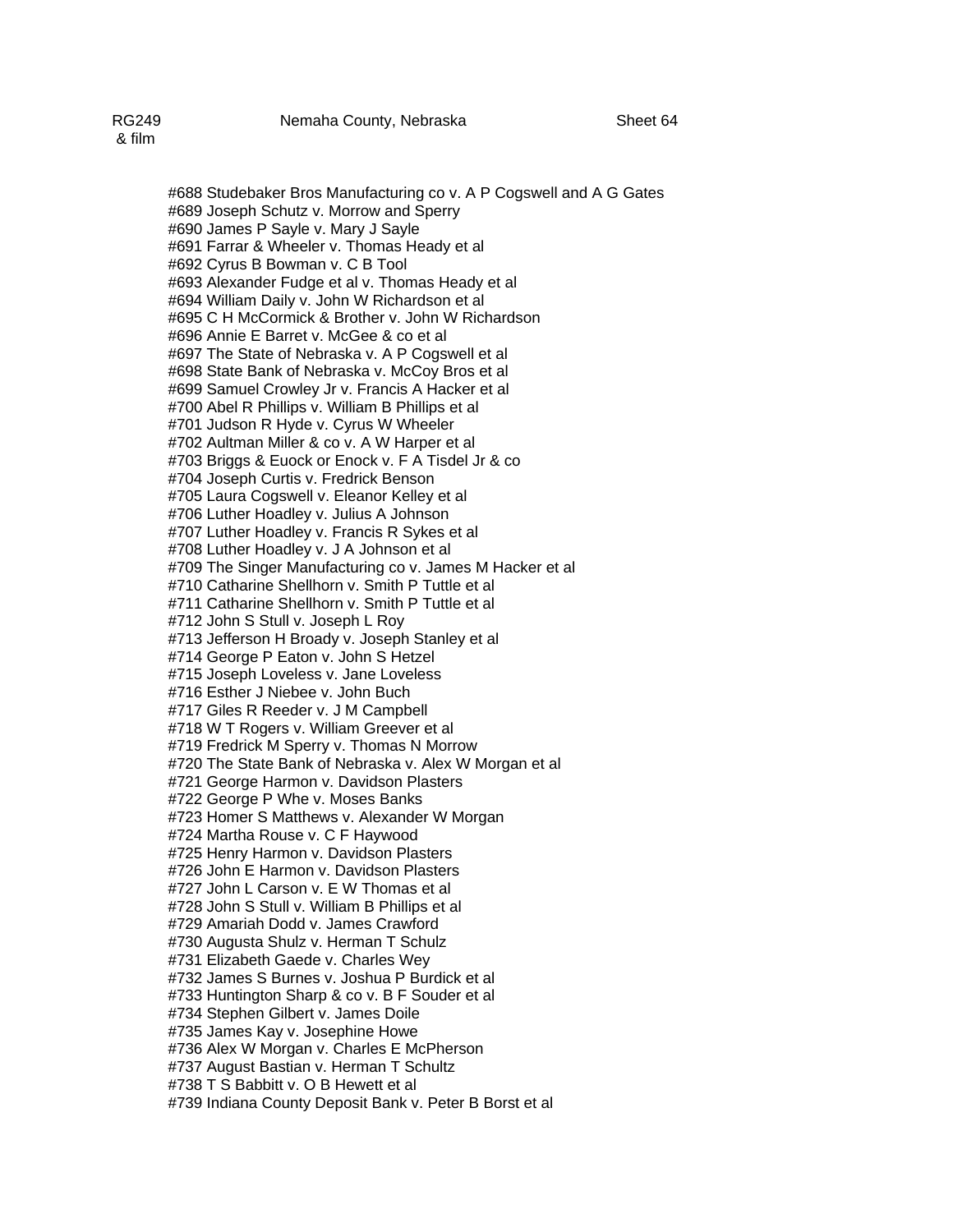RG249 & film Nemaha County, Nebraska Sheet 64

#688 Studebaker Bros Manufacturing co v. A P Cogswell and A G Gates
#689 Joseph Schutz v. Morrow and Sperry
#690 James P Sayle v. Mary J Sayle
#691 Farrar & Wheeler v. Thomas Heady et al
#692 Cyrus B Bowman v. C B Tool
#693 Alexander Fudge et al v. Thomas Heady et al
#694 William Daily v. John W Richardson et al
#695 C H McCormick & Brother v. John W Richardson
#696 Annie E Barret v. McGee & co et al
#697 The State of Nebraska v. A P Cogswell et al
#698 State Bank of Nebraska v. McCoy Bros et al
#699 Samuel Crowley Jr v. Francis A Hacker et al
#700 Abel R Phillips v. William B Phillips et al
#701 Judson R Hyde v. Cyrus W Wheeler
#702 Aultman Miller & co v. A W Harper et al
#703 Briggs & Euock or Enock v. F A Tisdel Jr & co
#704 Joseph Curtis v. Fredrick Benson
#705 Laura Cogswell v. Eleanor Kelley et al
#706 Luther Hoadley v. Julius A Johnson
#707 Luther Hoadley v. Francis R Sykes et al
#708 Luther Hoadley v. J A Johnson et al
#709 The Singer Manufacturing co v. James M Hacker et al
#710 Catharine Shellhorn v. Smith P Tuttle et al
#711 Catharine Shellhorn v. Smith P Tuttle et al
#712 John S Stull v. Joseph L Roy
#713 Jefferson H Broady v. Joseph Stanley et al
#714 George P Eaton v. John S Hetzel
#715 Joseph Loveless v. Jane Loveless
#716 Esther J Niebee v. John Buch
#717 Giles R Reeder v. J M Campbell
#718 W T Rogers v. William Greever et al
#719 Fredrick M Sperry v. Thomas N Morrow
#720 The State Bank of Nebraska v. Alex W Morgan et al
#721 George Harmon v. Davidson Plasters
#722 George P Whe v. Moses Banks
#723 Homer S Matthews v. Alexander W Morgan
#724 Martha Rouse v. C F Haywood
#725 Henry Harmon v. Davidson Plasters
#726 John E Harmon v. Davidson Plasters
#727 John L Carson v. E W Thomas et al
#728 John S Stull v. William B Phillips et al
#729 Amariah Dodd v. James Crawford
#730 Augusta Shulz v. Herman T Schulz
#731 Elizabeth Gaede v. Charles Wey
#732 James S Burnes v. Joshua P Burdick et al
#733 Huntington Sharp & co v. B F Souder et al
#734 Stephen Gilbert v. James Doile
#735 James Kay v. Josephine Howe
#736 Alex W Morgan v. Charles E McPherson
#737 August Bastian v. Herman T Schultz
#738 T S Babbitt v. O B Hewett et al
#739 Indiana County Deposit Bank v. Peter B Borst et al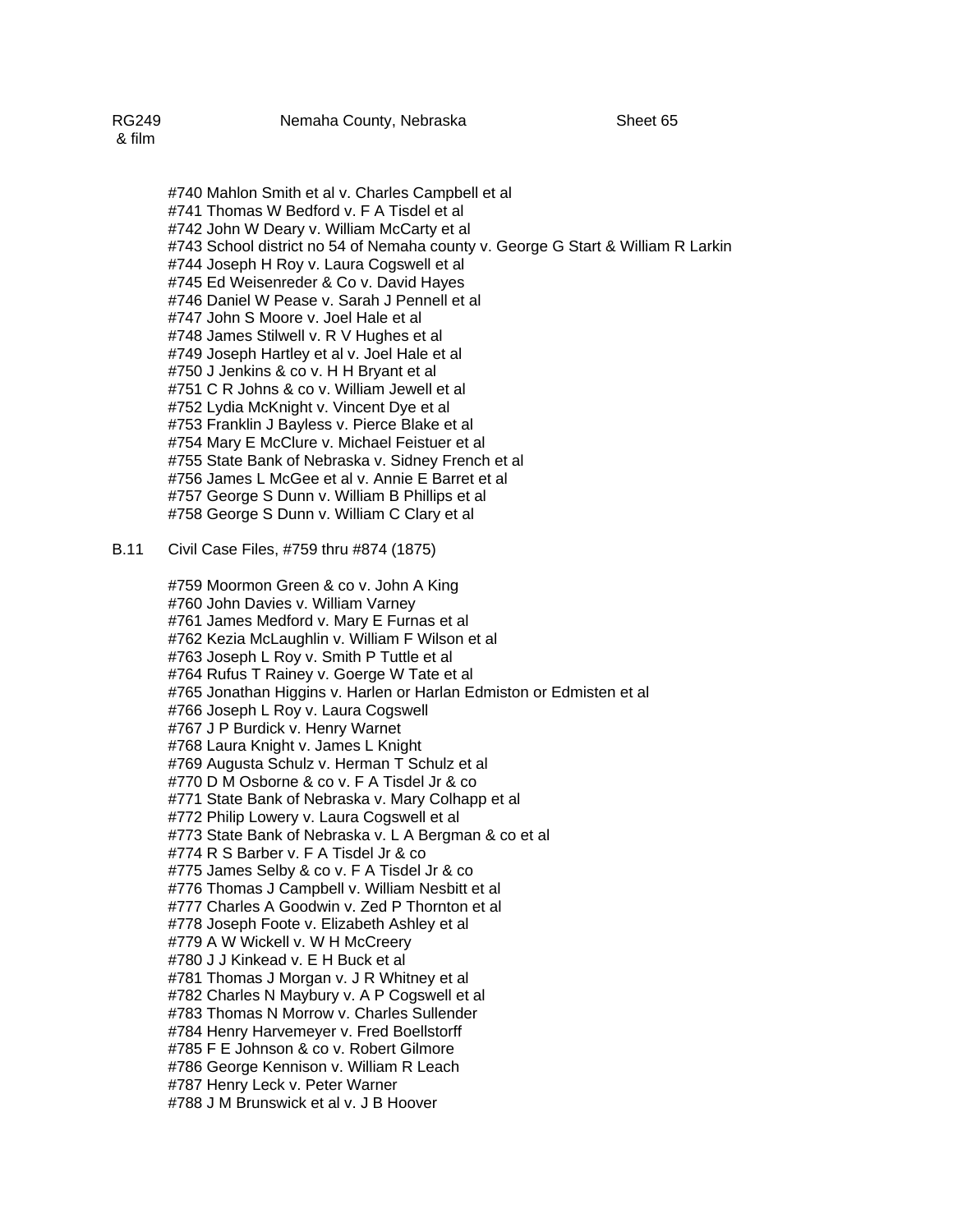RG249 & film — Nemaha County, Nebraska — Sheet 65

#740 Mahlon Smith et al v. Charles Campbell et al
#741 Thomas W Bedford v. F A Tisdel et al
#742 John W Deary v. William McCarty et al
#743 School district no 54 of Nemaha county v. George G Start & William R Larkin
#744 Joseph H Roy v. Laura Cogswell et al
#745 Ed Weisenreder & Co v. David Hayes
#746 Daniel W Pease v. Sarah J Pennell et al
#747 John S Moore v. Joel Hale et al
#748 James Stilwell v. R V Hughes et al
#749 Joseph Hartley et al v. Joel Hale et al
#750 J Jenkins & co v. H H Bryant et al
#751 C R Johns & co v. William Jewell et al
#752 Lydia McKnight v. Vincent Dye et al
#753 Franklin J Bayless v. Pierce Blake et al
#754 Mary E McClure v. Michael Feistuer et al
#755 State Bank of Nebraska v. Sidney French et al
#756 James L McGee et al v. Annie E Barret et al
#757 George S Dunn v. William B Phillips et al
#758 George S Dunn v. William C Clary et al

B.11 Civil Case Files, #759 thru #874 (1875)

#759 Moormon Green & co v. John A King
#760 John Davies v. William Varney
#761 James Medford v. Mary E Furnas et al
#762 Kezia McLaughlin v. William F Wilson et al
#763 Joseph L Roy v. Smith P Tuttle et al
#764 Rufus T Rainey v. Goerge W Tate et al
#765 Jonathan Higgins v. Harlen or Harlan Edmiston or Edmisten et al
#766 Joseph L Roy v. Laura Cogswell
#767 J P Burdick v. Henry Warnet
#768 Laura Knight v. James L Knight
#769 Augusta Schulz v. Herman T Schulz et al
#770 D M Osborne & co v. F A Tisdel Jr & co
#771 State Bank of Nebraska v. Mary Colhapp et al
#772 Philip Lowery v. Laura Cogswell et al
#773 State Bank of Nebraska v. L A Bergman & co et al
#774 R S Barber v. F A Tisdel Jr & co
#775 James Selby & co v. F A Tisdel Jr & co
#776 Thomas J Campbell v. William Nesbitt et al
#777 Charles A Goodwin v. Zed P Thornton et al
#778 Joseph Foote v. Elizabeth Ashley et al
#779 A W Wickell v. W H McCreery
#780 J J Kinkead v. E H Buck et al
#781 Thomas J Morgan v. J R Whitney et al
#782 Charles N Maybury v. A P Cogswell et al
#783 Thomas N Morrow v. Charles Sullender
#784 Henry Harvemeyer v. Fred Boellstorff
#785 F E Johnson & co v. Robert Gilmore
#786 George Kennison v. William R Leach
#787 Henry Leck v. Peter Warner
#788 J M Brunswick et al v. J B Hoover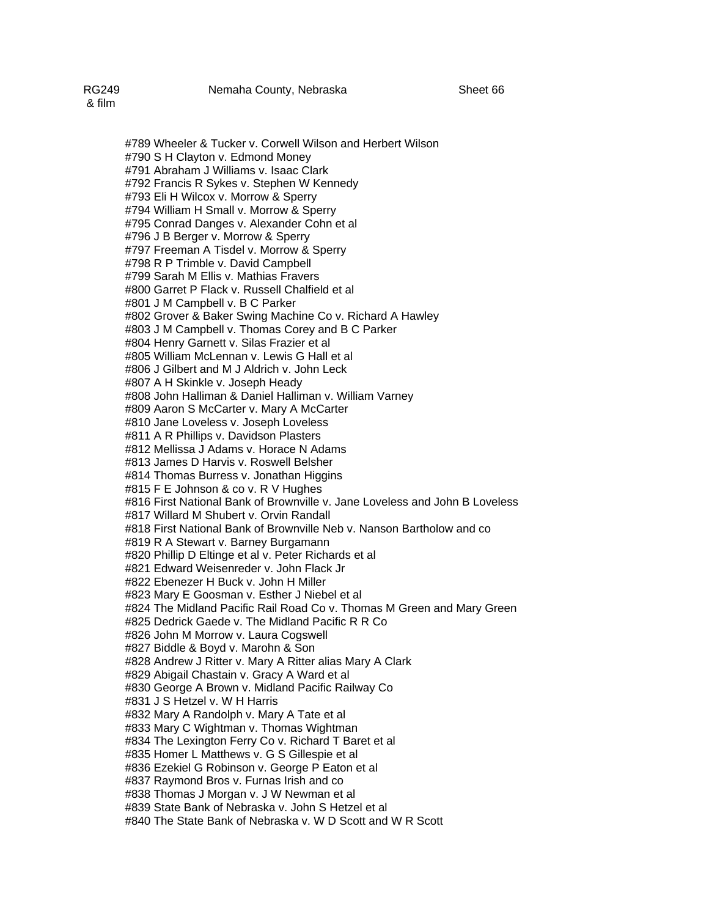RG249 & film | Nemaha County, Nebraska | Sheet 66

#789 Wheeler & Tucker v. Corwell Wilson and Herbert Wilson
#790 S H Clayton v. Edmond Money
#791 Abraham J Williams v. Isaac Clark
#792 Francis R Sykes v. Stephen W Kennedy
#793 Eli H Wilcox v. Morrow & Sperry
#794 William H Small v. Morrow & Sperry
#795 Conrad Danges v. Alexander Cohn et al
#796 J B Berger v. Morrow & Sperry
#797 Freeman A Tisdel v. Morrow & Sperry
#798 R P Trimble v. David Campbell
#799 Sarah M Ellis v. Mathias Fravers
#800 Garret P Flack v. Russell Chalfield et al
#801 J M Campbell v. B C Parker
#802 Grover & Baker Swing Machine Co v. Richard A Hawley
#803 J M Campbell v. Thomas Corey and B C Parker
#804 Henry Garnett v. Silas Frazier et al
#805 William McLennan v. Lewis G Hall et al
#806 J Gilbert and M J Aldrich v. John Leck
#807 A H Skinkle v. Joseph Heady
#808 John Halliman & Daniel Halliman v. William Varney
#809 Aaron S McCarter v. Mary A McCarter
#810 Jane Loveless v. Joseph Loveless
#811 A R Phillips v. Davidson Plasters
#812 Mellissa J Adams v. Horace N Adams
#813 James D Harvis v. Roswell Belsher
#814 Thomas Burress v. Jonathan Higgins
#815 F E Johnson & co v. R V Hughes
#816 First National Bank of Brownville v. Jane Loveless and John B Loveless
#817 Willard M Shubert v. Orvin Randall
#818 First National Bank of Brownville Neb v. Nanson Bartholow and co
#819 R A Stewart v. Barney Burgamann
#820 Phillip D Eltinge et al v. Peter Richards et al
#821 Edward Weisenreder v. John Flack Jr
#822 Ebenezer H Buck v. John H Miller
#823 Mary E Goosman v. Esther J Niebel et al
#824 The Midland Pacific Rail Road Co v. Thomas M Green and Mary Green
#825 Dedrick Gaede v. The Midland Pacific R R Co
#826 John M Morrow v. Laura Cogswell
#827 Biddle & Boyd v. Marohn & Son
#828 Andrew J Ritter v. Mary A Ritter alias Mary A Clark
#829 Abigail Chastain v. Gracy A Ward et al
#830 George A Brown v. Midland Pacific Railway Co
#831 J S Hetzel v. W H Harris
#832 Mary A Randolph v. Mary A Tate et al
#833 Mary C Wightman v. Thomas Wightman
#834 The Lexington Ferry Co v. Richard T Baret et al
#835 Homer L Matthews v. G S Gillespie et al
#836 Ezekiel G Robinson v. George P Eaton et al
#837 Raymond Bros v. Furnas Irish and co
#838 Thomas J Morgan v. J W Newman et al
#839 State Bank of Nebraska v. John S Hetzel et al
#840 The State Bank of Nebraska v. W D Scott and W R Scott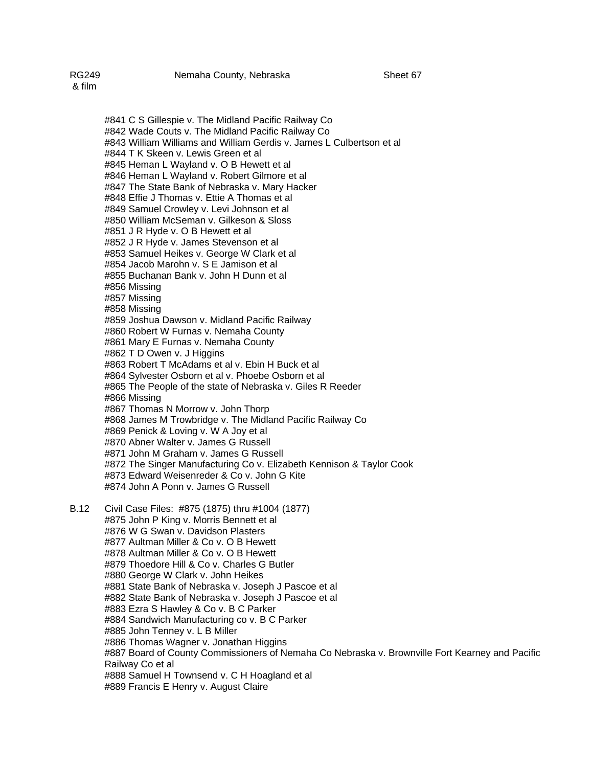#841 C S Gillespie v. The Midland Pacific Railway Co
#842 Wade Couts v. The Midland Pacific Railway Co
#843 William Williams and William Gerdis v. James L Culbertson et al
#844 T K Skeen v. Lewis Green et al
#845 Heman L Wayland v. O B Hewett et al
#846 Heman L Wayland v. Robert Gilmore et al
#847 The State Bank of Nebraska v. Mary Hacker
#848 Effie J Thomas v. Ettie A Thomas et al
#849 Samuel Crowley v. Levi Johnson et al
#850 William McSeman v. Gilkeson & Sloss
#851 J R Hyde v. O B Hewett et al
#852 J R Hyde v. James Stevenson et al
#853 Samuel Heikes v. George W Clark et al
#854 Jacob Marohn v. S E Jamison et al
#855 Buchanan Bank v. John H Dunn et al
#856 Missing
#857 Missing
#858 Missing
#859 Joshua Dawson v. Midland Pacific Railway
#860 Robert W Furnas v. Nemaha County
#861 Mary E Furnas v. Nemaha County
#862 T D Owen v. J Higgins
#863 Robert T McAdams et al v. Ebin H Buck et al
#864 Sylvester Osborn et al v. Phoebe Osborn et al
#865 The People of the state of Nebraska v. Giles R Reeder
#866 Missing
#867 Thomas N Morrow v. John Thorp
#868 James M Trowbridge v. The Midland Pacific Railway Co
#869 Penick & Loving v. W A Joy et al
#870 Abner Walter v. James G Russell
#871 John M Graham v. James G Russell
#872 The Singer Manufacturing Co v. Elizabeth Kennison & Taylor Cook
#873 Edward Weisenreder & Co v. John G Kite
#874 John A Ponn v. James G Russell

B.12 Civil Case Files: #875 (1875) thru #1004 (1877)
#875 John P King v. Morris Bennett et al
#876 W G Swan v. Davidson Plasters
#877 Aultman Miller & Co v. O B Hewett
#878 Aultman Miller & Co v. O B Hewett
#879 Thoedore Hill & Co v. Charles G Butler
#880 George W Clark v. John Heikes
#881 State Bank of Nebraska v. Joseph J Pascoe et al
#882 State Bank of Nebraska v. Joseph J Pascoe et al
#883 Ezra S Hawley & Co v. B C Parker
#884 Sandwich Manufacturing co v. B C Parker
#885 John Tenney v. L B Miller
#886 Thomas Wagner v. Jonathan Higgins
#887 Board of County Commissioners of Nemaha Co Nebraska v. Brownville Fort Kearney and Pacific Railway Co et al
#888 Samuel H Townsend v. C H Hoagland et al
#889 Francis E Henry v. August Claire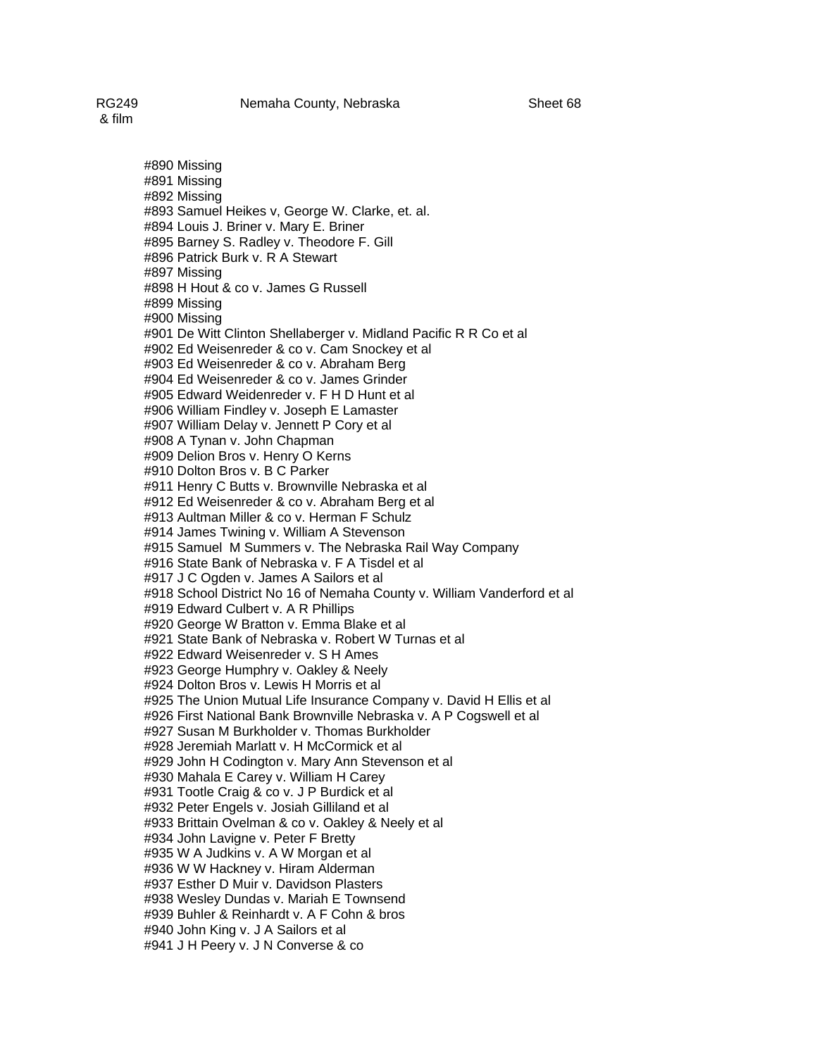RG249 & film Nemaha County, Nebraska Sheet 68

#890 Missing
#891 Missing
#892 Missing
#893 Samuel Heikes v, George W. Clarke, et. al.
#894 Louis J. Briner v. Mary E. Briner
#895 Barney S. Radley v. Theodore F. Gill
#896 Patrick Burk v. R A Stewart
#897 Missing
#898 H Hout & co v. James G Russell
#899 Missing
#900 Missing
#901 De Witt Clinton Shellaberger v. Midland Pacific R R Co et al
#902 Ed Weisenreder & co v. Cam Snockey et al
#903 Ed Weisenreder & co v. Abraham Berg
#904 Ed Weisenreder & co v. James Grinder
#905 Edward Weidenreder v. F H D Hunt et al
#906 William Findley v. Joseph E Lamaster
#907 William Delay v. Jennett P Cory et al
#908 A Tynan v. John Chapman
#909 Delion Bros v. Henry O Kerns
#910 Dolton Bros v. B C Parker
#911 Henry C Butts v. Brownville Nebraska et al
#912 Ed Weisenreder & co v. Abraham Berg et al
#913 Aultman Miller & co v. Herman F Schulz
#914 James Twining v. William A Stevenson
#915 Samuel M Summers v. The Nebraska Rail Way Company
#916 State Bank of Nebraska v. F A Tisdel et al
#917 J C Ogden v. James A Sailors et al
#918 School District No 16 of Nemaha County v. William Vanderford et al
#919 Edward Culbert v. A R Phillips
#920 George W Bratton v. Emma Blake et al
#921 State Bank of Nebraska v. Robert W Turnas et al
#922 Edward Weisenreder v. S H Ames
#923 George Humphry v. Oakley & Neely
#924 Dolton Bros v. Lewis H Morris et al
#925 The Union Mutual Life Insurance Company v. David H Ellis et al
#926 First National Bank Brownville Nebraska v. A P Cogswell et al
#927 Susan M Burkholder v. Thomas Burkholder
#928 Jeremiah Marlatt v. H McCormick et al
#929 John H Codington v. Mary Ann Stevenson et al
#930 Mahala E Carey v. William H Carey
#931 Tootle Craig & co v. J P Burdick et al
#932 Peter Engels v. Josiah Gilliland et al
#933 Brittain Ovelman & co v. Oakley & Neely et al
#934 John Lavigne v. Peter F Bretty
#935 W A Judkins v. A W Morgan et al
#936 W W Hackney v. Hiram Alderman
#937 Esther D Muir v. Davidson Plasters
#938 Wesley Dundas v. Mariah E Townsend
#939 Buhler & Reinhardt v. A F Cohn & bros
#940 John King v. J A Sailors et al
#941 J H Peery v. J N Converse & co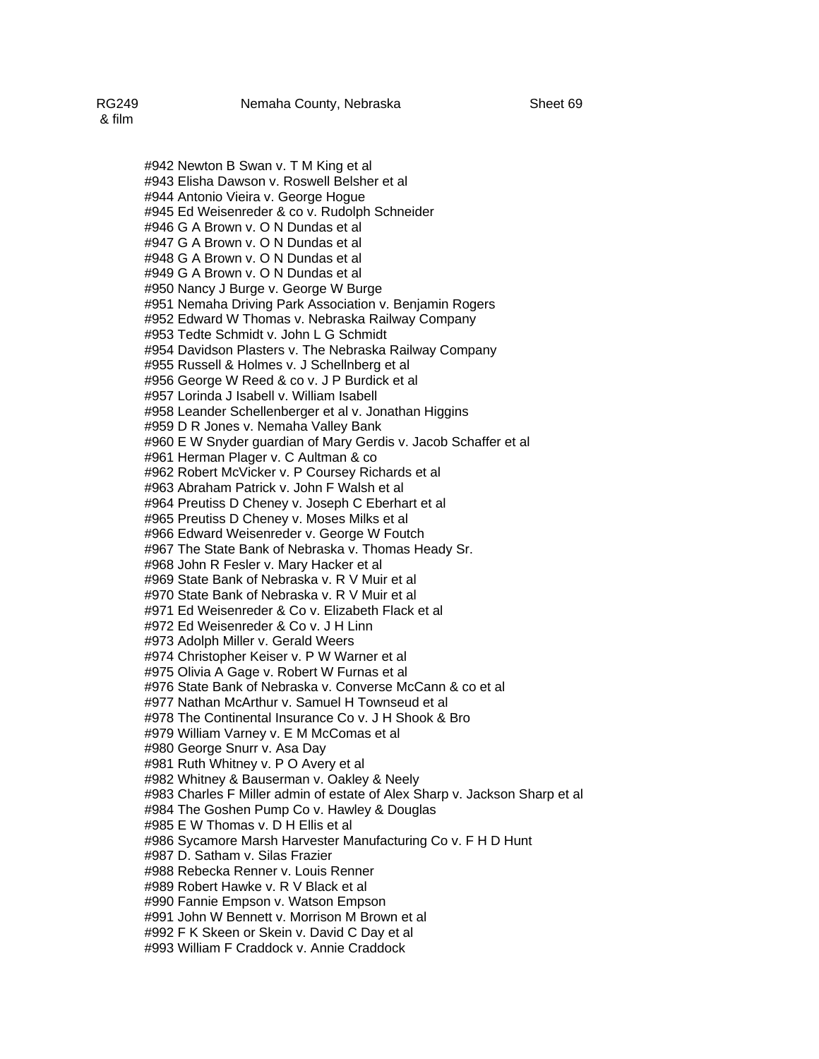RG249 & film | Nemaha County, Nebraska | Sheet 69

#942 Newton B Swan v. T M King et al
#943 Elisha Dawson v. Roswell Belsher et al
#944 Antonio Vieira v. George Hogue
#945 Ed Weisenreder & co v. Rudolph Schneider
#946 G A Brown v. O N Dundas et al
#947 G A Brown v. O N Dundas et al
#948 G A Brown v. O N Dundas et al
#949 G A Brown v. O N Dundas et al
#950 Nancy J Burge v. George W Burge
#951 Nemaha Driving Park Association v. Benjamin Rogers
#952 Edward W Thomas v. Nebraska Railway Company
#953 Tedte Schmidt v. John L G Schmidt
#954 Davidson Plasters v. The Nebraska Railway Company
#955 Russell & Holmes v. J Schellnberg et al
#956 George W Reed & co v. J P Burdick et al
#957 Lorinda J Isabell v. William Isabell
#958 Leander Schellenberger et al v. Jonathan Higgins
#959 D R Jones v. Nemaha Valley Bank
#960 E W Snyder guardian of Mary Gerdis v. Jacob Schaffer et al
#961 Herman Plager v. C Aultman & co
#962 Robert McVicker v. P Coursey Richards et al
#963 Abraham Patrick v. John F Walsh et al
#964 Preutiss D Cheney v. Joseph C Eberhart et al
#965 Preutiss D Cheney v. Moses Milks et al
#966 Edward Weisenreder v. George W Foutch
#967 The State Bank of Nebraska v. Thomas Heady Sr.
#968 John R Fesler v. Mary Hacker et al
#969 State Bank of Nebraska v. R V Muir et al
#970 State Bank of Nebraska v. R V Muir et al
#971 Ed Weisenreder & Co v. Elizabeth Flack et al
#972 Ed Weisenreder & Co v. J H Linn
#973 Adolph Miller v. Gerald Weers
#974 Christopher Keiser v. P W Warner et al
#975 Olivia A Gage v. Robert W Furnas et al
#976 State Bank of Nebraska v. Converse McCann & co et al
#977 Nathan McArthur v. Samuel H Townseud et al
#978 The Continental Insurance Co v. J H Shook & Bro
#979 William Varney v. E M McComas et al
#980 George Snurr v. Asa Day
#981 Ruth Whitney v. P O Avery et al
#982 Whitney & Bauserman v. Oakley & Neely
#983 Charles F Miller admin of estate of Alex Sharp v. Jackson Sharp et al
#984 The Goshen Pump Co v. Hawley & Douglas
#985 E W Thomas v. D H Ellis et al
#986 Sycamore Marsh Harvester Manufacturing Co v. F H D Hunt
#987 D. Satham v. Silas Frazier
#988 Rebecka Renner v. Louis Renner
#989 Robert Hawke v. R V Black et al
#990 Fannie Empson v. Watson Empson
#991 John W Bennett v. Morrison M Brown et al
#992 F K Skeen or Skein v. David C Day et al
#993 William F Craddock v. Annie Craddock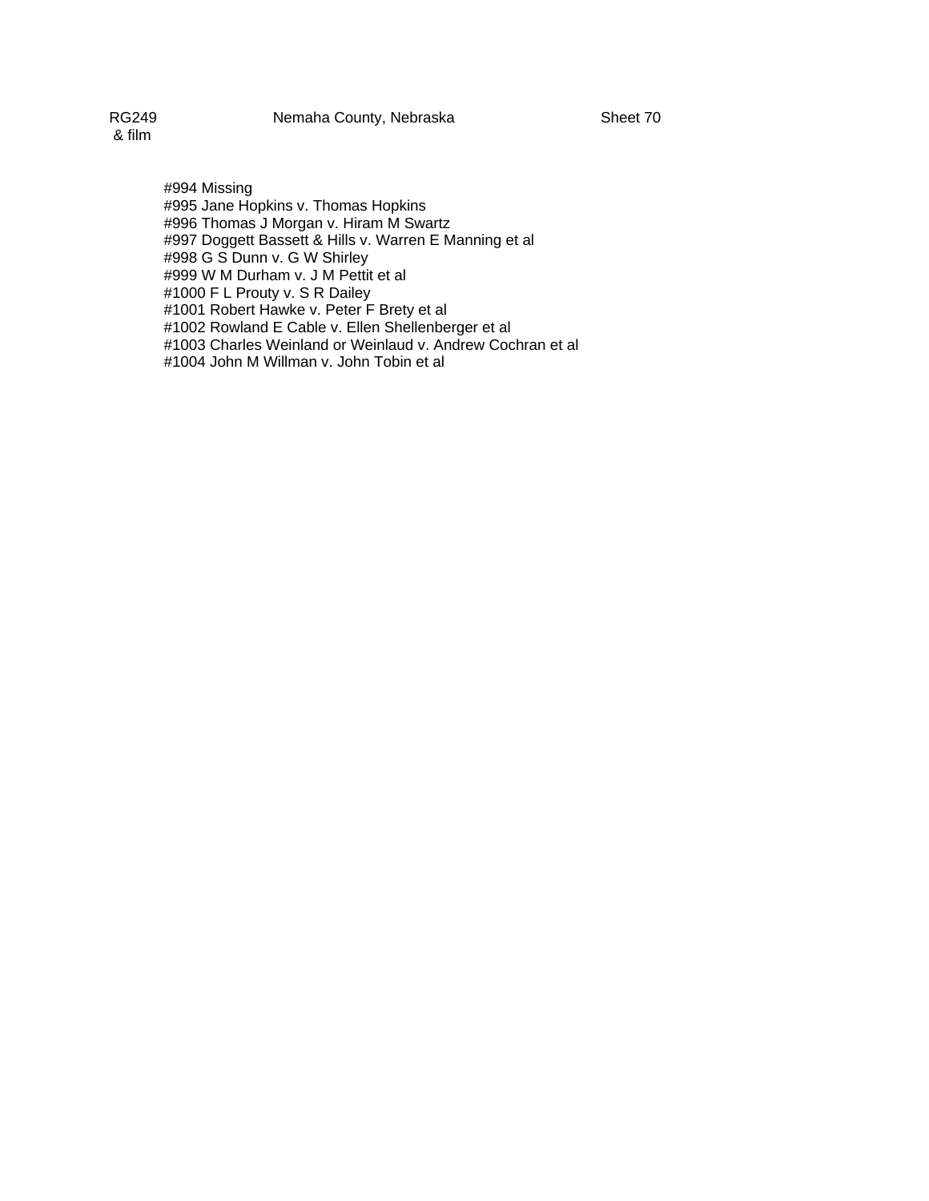RG249 & film — Nemaha County, Nebraska — Sheet 70

#994 Missing
#995 Jane Hopkins v. Thomas Hopkins
#996 Thomas J Morgan v. Hiram M Swartz
#997 Doggett Bassett & Hills v. Warren E Manning et al
#998 G S Dunn v. G W Shirley
#999 W M Durham v. J M Pettit et al
#1000 F L Prouty v. S R Dailey
#1001 Robert Hawke v. Peter F Brety et al
#1002 Rowland E Cable v. Ellen Shellenberger et al
#1003 Charles Weinland or Weinlaud v. Andrew Cochran et al
#1004 John M Willman v. John Tobin et al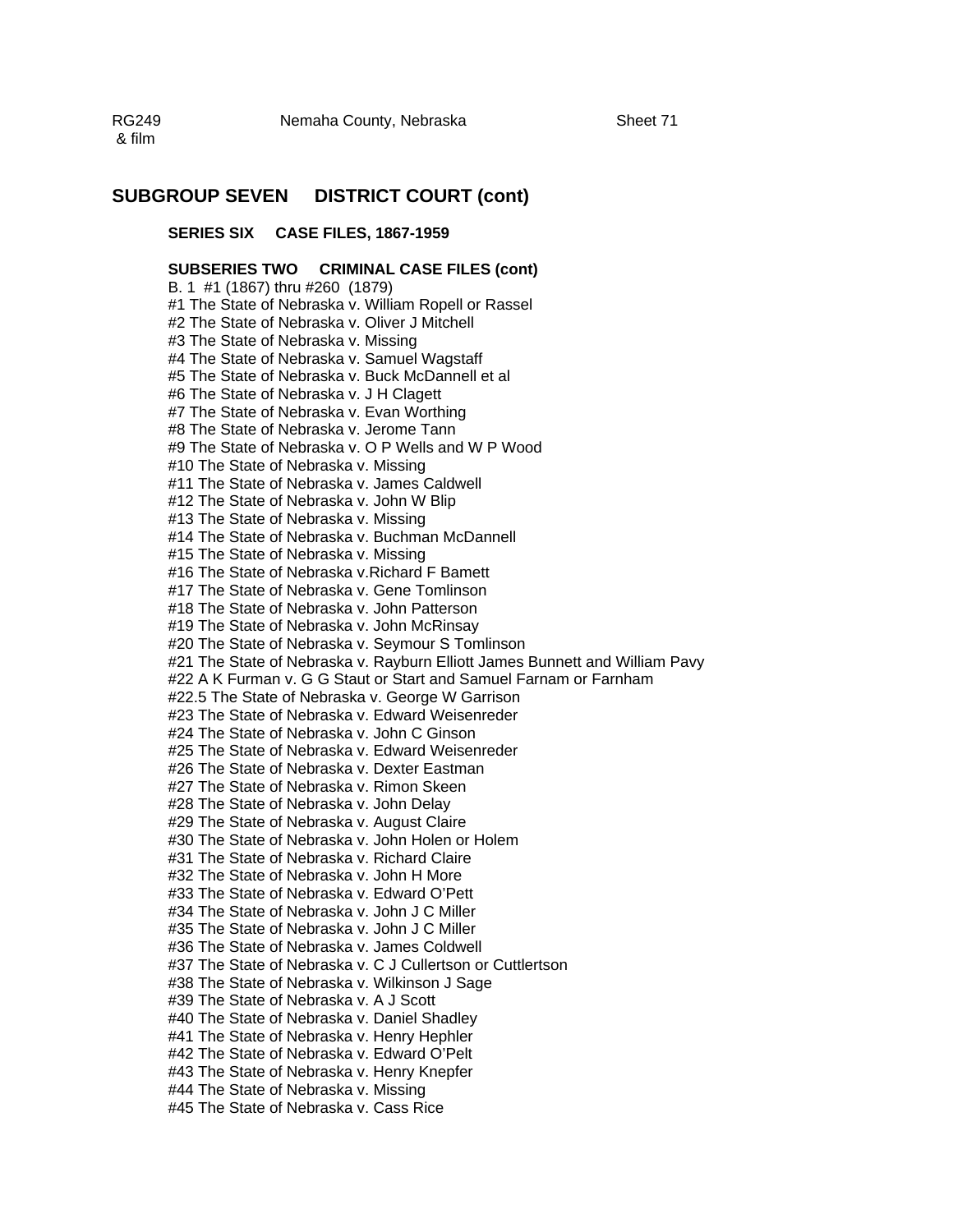RG249 & film    Nemaha County, Nebraska    Sheet 71

## SUBGROUP SEVEN DISTRICT COURT (cont)

### SERIES SIX CASE FILES, 1867-1959

**SUBSERIES TWO CRIMINAL CASE FILES (cont)**

B. 1 #1 (1867) thru #260 (1879)
#1 The State of Nebraska v. William Ropell or Rassel
#2 The State of Nebraska v. Oliver J Mitchell
#3 The State of Nebraska v. Missing
#4 The State of Nebraska v. Samuel Wagstaff
#5 The State of Nebraska v. Buck McDannell et al
#6 The State of Nebraska v. J H Clagett
#7 The State of Nebraska v. Evan Worthing
#8 The State of Nebraska v. Jerome Tann
#9 The State of Nebraska v. O P Wells and W P Wood
#10 The State of Nebraska v. Missing
#11 The State of Nebraska v. James Caldwell
#12 The State of Nebraska v. John W Blip
#13 The State of Nebraska v. Missing
#14 The State of Nebraska v. Buchman McDannell
#15 The State of Nebraska v. Missing
#16 The State of Nebraska v.Richard F Bamett
#17 The State of Nebraska v. Gene Tomlinson
#18 The State of Nebraska v. John Patterson
#19 The State of Nebraska v. John McRinsay
#20 The State of Nebraska v. Seymour S Tomlinson
#21 The State of Nebraska v. Rayburn Elliott James Bunnett and William Pavy
#22 A K Furman v. G G Staut or Start and Samuel Farnam or Farnham
#22.5 The State of Nebraska v. George W Garrison
#23 The State of Nebraska v. Edward Weisenreder
#24 The State of Nebraska v. John C Ginson
#25 The State of Nebraska v. Edward Weisenreder
#26 The State of Nebraska v. Dexter Eastman
#27 The State of Nebraska v. Rimon Skeen
#28 The State of Nebraska v. John Delay
#29 The State of Nebraska v. August Claire
#30 The State of Nebraska v. John Holen or Holem
#31 The State of Nebraska v. Richard Claire
#32 The State of Nebraska v. John H More
#33 The State of Nebraska v. Edward O'Pett
#34 The State of Nebraska v. John J C Miller
#35 The State of Nebraska v. John J C Miller
#36 The State of Nebraska v. James Coldwell
#37 The State of Nebraska v. C J Cullertson or Cuttlertson
#38 The State of Nebraska v. Wilkinson J Sage
#39 The State of Nebraska v. A J Scott
#40 The State of Nebraska v. Daniel Shadley
#41 The State of Nebraska v. Henry Hephler
#42 The State of Nebraska v. Edward O'Pelt
#43 The State of Nebraska v. Henry Knepfer
#44 The State of Nebraska v. Missing
#45 The State of Nebraska v. Cass Rice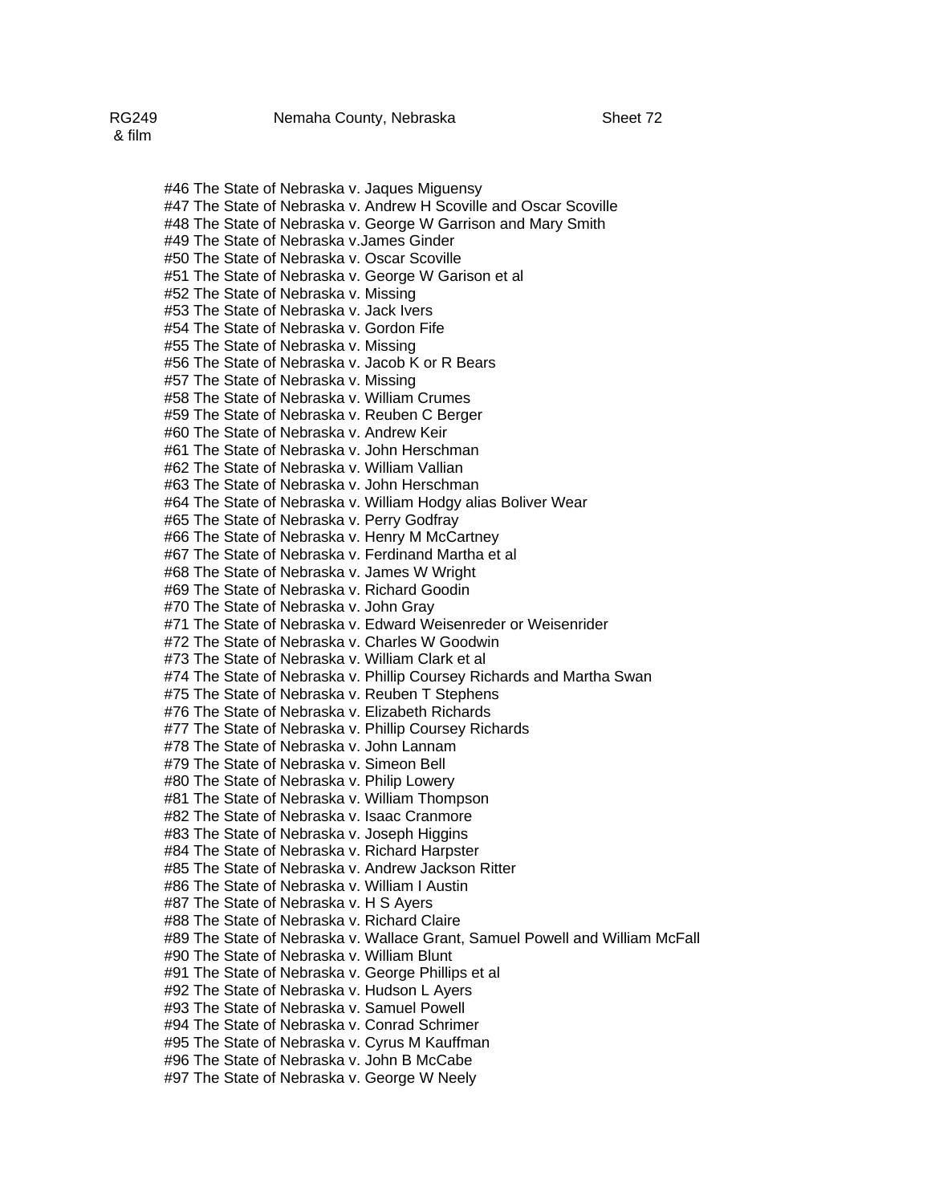#46 The State of Nebraska v. Jaques Miguensy
#47 The State of Nebraska v. Andrew H Scoville and Oscar Scoville
#48 The State of Nebraska v. George W Garrison and Mary Smith
#49 The State of Nebraska v.James Ginder
#50 The State of Nebraska v. Oscar Scoville
#51 The State of Nebraska v. George W Garison et al
#52 The State of Nebraska v. Missing
#53 The State of Nebraska v. Jack Ivers
#54 The State of Nebraska v. Gordon Fife
#55 The State of Nebraska v. Missing
#56 The State of Nebraska v. Jacob K or R Bears
#57 The State of Nebraska v. Missing
#58 The State of Nebraska v. William Crumes
#59 The State of Nebraska v. Reuben C Berger
#60 The State of Nebraska v. Andrew Keir
#61 The State of Nebraska v. John Herschman
#62 The State of Nebraska v. William Vallian
#63 The State of Nebraska v. John Herschman
#64 The State of Nebraska v. William Hodgy alias Boliver Wear
#65 The State of Nebraska v. Perry Godfray
#66 The State of Nebraska v. Henry M McCartney
#67 The State of Nebraska v. Ferdinand Martha et al
#68 The State of Nebraska v. James W Wright
#69 The State of Nebraska v. Richard Goodin
#70 The State of Nebraska v. John Gray
#71 The State of Nebraska v. Edward Weisenreder or Weisenrider
#72 The State of Nebraska v. Charles W Goodwin
#73 The State of Nebraska v. William Clark et al
#74 The State of Nebraska v. Phillip Coursey Richards and Martha Swan
#75 The State of Nebraska v. Reuben T Stephens
#76 The State of Nebraska v. Elizabeth Richards
#77 The State of Nebraska v. Phillip Coursey Richards
#78 The State of Nebraska v. John Lannam
#79 The State of Nebraska v. Simeon Bell
#80 The State of Nebraska v. Philip Lowery
#81 The State of Nebraska v. William Thompson
#82 The State of Nebraska v. Isaac Cranmore
#83 The State of Nebraska v. Joseph Higgins
#84 The State of Nebraska v. Richard Harpster
#85 The State of Nebraska v. Andrew Jackson Ritter
#86 The State of Nebraska v. William I Austin
#87 The State of Nebraska v. H S Ayers
#88 The State of Nebraska v. Richard Claire
#89 The State of Nebraska v. Wallace Grant, Samuel Powell and William McFall
#90 The State of Nebraska v. William Blunt
#91 The State of Nebraska v. George Phillips et al
#92 The State of Nebraska v. Hudson L Ayers
#93 The State of Nebraska v. Samuel Powell
#94 The State of Nebraska v. Conrad Schrimer
#95 The State of Nebraska v. Cyrus M Kauffman
#96 The State of Nebraska v. John B McCabe
#97 The State of Nebraska v. George W Neely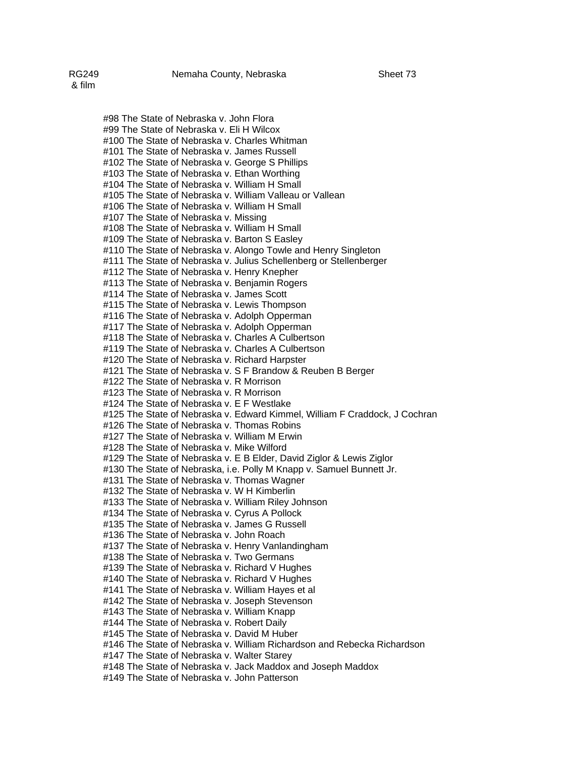#98 The State of Nebraska v. John Flora
#99 The State of Nebraska v. Eli H Wilcox
#100 The State of Nebraska v. Charles Whitman
#101 The State of Nebraska v. James Russell
#102 The State of Nebraska v. George S Phillips
#103 The State of Nebraska v. Ethan Worthing
#104 The State of Nebraska v. William H Small
#105 The State of Nebraska v. William Valleau or Vallean
#106 The State of Nebraska v. William H Small
#107 The State of Nebraska v. Missing
#108 The State of Nebraska v. William H Small
#109 The State of Nebraska v. Barton S Easley
#110 The State of Nebraska v. Alongo Towle and Henry Singleton
#111 The State of Nebraska v. Julius Schellenberg or Stellenberger
#112 The State of Nebraska v. Henry Knepher
#113 The State of Nebraska v. Benjamin Rogers
#114 The State of Nebraska v. James Scott
#115 The State of Nebraska v. Lewis Thompson
#116 The State of Nebraska v. Adolph Opperman
#117 The State of Nebraska v. Adolph Opperman
#118 The State of Nebraska v. Charles A Culbertson
#119 The State of Nebraska v. Charles A Culbertson
#120 The State of Nebraska v. Richard Harpster
#121 The State of Nebraska v. S F Brandow & Reuben B Berger
#122 The State of Nebraska v. R Morrison
#123 The State of Nebraska v. R Morrison
#124 The State of Nebraska v. E F Westlake
#125 The State of Nebraska v. Edward Kimmel, William F Craddock, J Cochran
#126 The State of Nebraska v. Thomas Robins
#127 The State of Nebraska v. William M Erwin
#128 The State of Nebraska v. Mike Wilford
#129 The State of Nebraska v. E B Elder, David Ziglor & Lewis Ziglor
#130 The State of Nebraska, i.e. Polly M Knapp v. Samuel Bunnett Jr.
#131 The State of Nebraska v. Thomas Wagner
#132 The State of Nebraska v. W H Kimberlin
#133 The State of Nebraska v. William Riley Johnson
#134 The State of Nebraska v. Cyrus A Pollock
#135 The State of Nebraska v. James G Russell
#136 The State of Nebraska v. John Roach
#137 The State of Nebraska v. Henry Vanlandingham
#138 The State of Nebraska v. Two Germans
#139 The State of Nebraska v. Richard V Hughes
#140 The State of Nebraska v. Richard V Hughes
#141 The State of Nebraska v. William Hayes et al
#142 The State of Nebraska v. Joseph Stevenson
#143 The State of Nebraska v. William Knapp
#144 The State of Nebraska v. Robert Daily
#145 The State of Nebraska v. David M Huber
#146 The State of Nebraska v. William Richardson and Rebecka Richardson
#147 The State of Nebraska v. Walter Starey
#148 The State of Nebraska v. Jack Maddox and Joseph Maddox
#149 The State of Nebraska v. John Patterson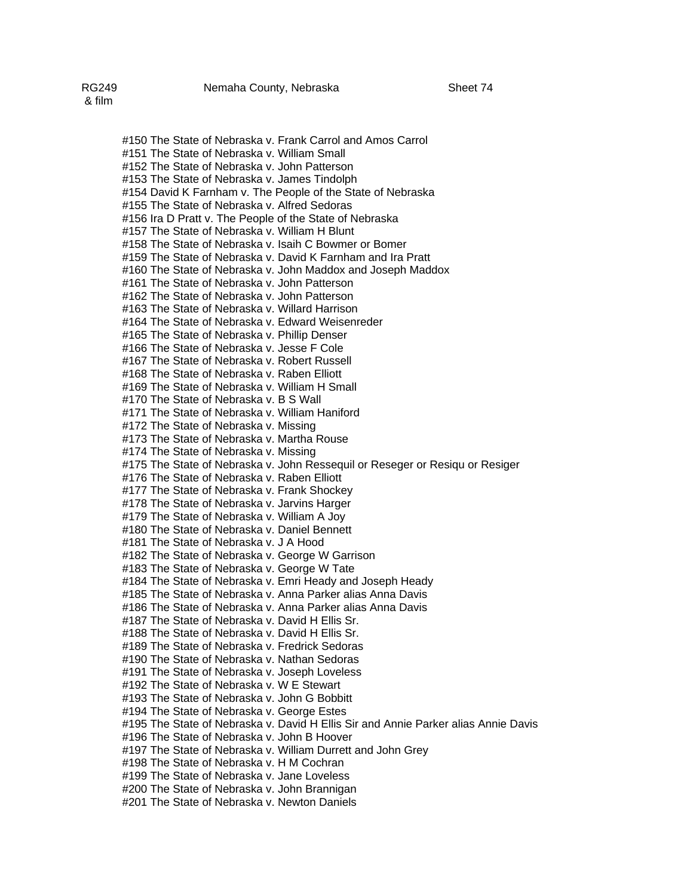RG249 & film — Nemaha County, Nebraska — Sheet 74

#150 The State of Nebraska v. Frank Carrol and Amos Carrol
#151 The State of Nebraska v. William Small
#152 The State of Nebraska v. John Patterson
#153 The State of Nebraska v. James Tindolph
#154 David K Farnham v. The People of the State of Nebraska
#155 The State of Nebraska v. Alfred Sedoras
#156 Ira D Pratt v. The People of the State of Nebraska
#157 The State of Nebraska v. William H Blunt
#158 The State of Nebraska v. Isaih C Bowmer or Bomer
#159 The State of Nebraska v. David K Farnham and Ira Pratt
#160 The State of Nebraska v. John Maddox and Joseph Maddox
#161 The State of Nebraska v. John Patterson
#162 The State of Nebraska v. John Patterson
#163 The State of Nebraska v. Willard Harrison
#164 The State of Nebraska v. Edward Weisenreder
#165 The State of Nebraska v. Phillip Denser
#166 The State of Nebraska v. Jesse F Cole
#167 The State of Nebraska v. Robert Russell
#168 The State of Nebraska v. Raben Elliott
#169 The State of Nebraska v. William H Small
#170 The State of Nebraska v. B S Wall
#171 The State of Nebraska v. William Haniford
#172 The State of Nebraska v. Missing
#173 The State of Nebraska v. Martha Rouse
#174 The State of Nebraska v. Missing
#175 The State of Nebraska v. John Ressequil or Reseger or Resiqu or Resiger
#176 The State of Nebraska v. Raben Elliott
#177 The State of Nebraska v. Frank Shockey
#178 The State of Nebraska v. Jarvins Harger
#179 The State of Nebraska v. William A Joy
#180 The State of Nebraska v. Daniel Bennett
#181 The State of Nebraska v. J A Hood
#182 The State of Nebraska v. George W Garrison
#183 The State of Nebraska v. George W Tate
#184 The State of Nebraska v. Emri Heady and Joseph Heady
#185 The State of Nebraska v. Anna Parker alias Anna Davis
#186 The State of Nebraska v. Anna Parker alias Anna Davis
#187 The State of Nebraska v. David H Ellis Sr.
#188 The State of Nebraska v. David H Ellis Sr.
#189 The State of Nebraska v. Fredrick Sedoras
#190 The State of Nebraska v. Nathan Sedoras
#191 The State of Nebraska v. Joseph Loveless
#192 The State of Nebraska v. W E Stewart
#193 The State of Nebraska v. John G Bobbitt
#194 The State of Nebraska v. George Estes
#195 The State of Nebraska v. David H Ellis Sir and Annie Parker alias Annie Davis
#196 The State of Nebraska v. John B Hoover
#197 The State of Nebraska v. William Durrett and John Grey
#198 The State of Nebraska v. H M Cochran
#199 The State of Nebraska v. Jane Loveless
#200 The State of Nebraska v. John Brannigan
#201 The State of Nebraska v. Newton Daniels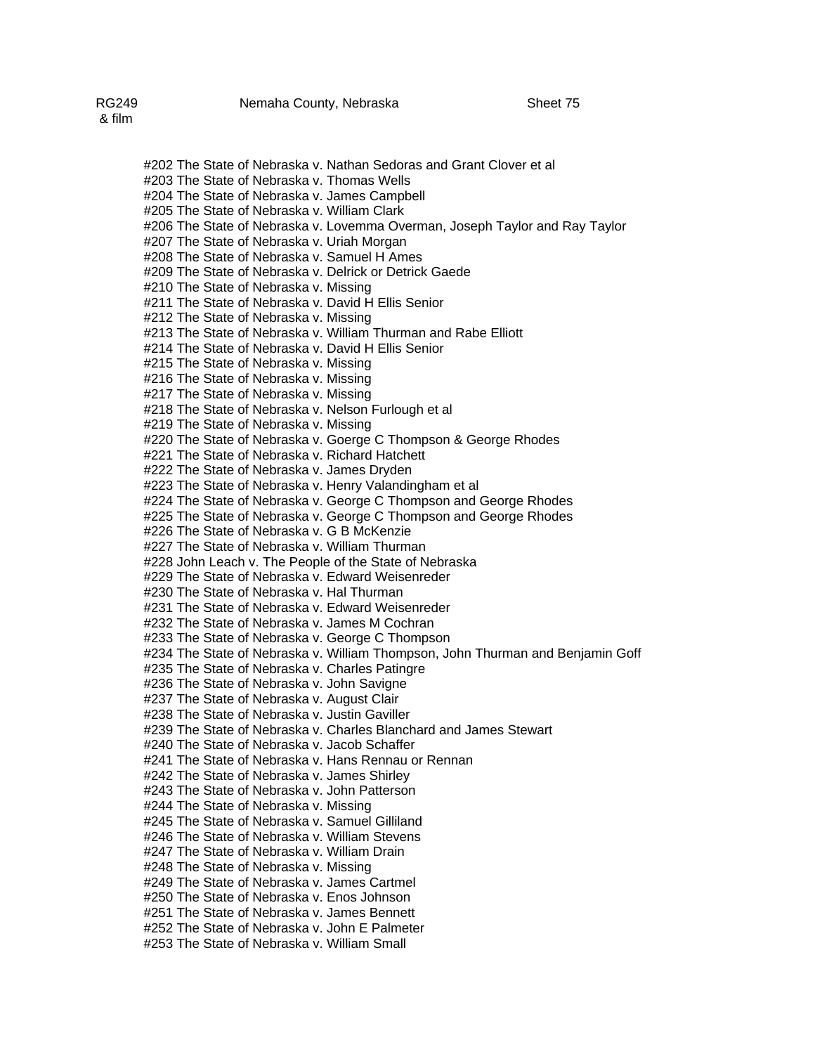#202 The State of Nebraska v. Nathan Sedoras and Grant Clover et al
#203 The State of Nebraska v. Thomas Wells
#204 The State of Nebraska v. James Campbell
#205 The State of Nebraska v. William Clark
#206 The State of Nebraska v. Lovemma Overman, Joseph Taylor and Ray Taylor
#207 The State of Nebraska v. Uriah Morgan
#208 The State of Nebraska v. Samuel H Ames
#209 The State of Nebraska v. Delrick or Detrick Gaede
#210 The State of Nebraska v. Missing
#211 The State of Nebraska v. David H Ellis Senior
#212 The State of Nebraska v. Missing
#213 The State of Nebraska v. William Thurman and Rabe Elliott
#214 The State of Nebraska v. David H Ellis Senior
#215 The State of Nebraska v. Missing
#216 The State of Nebraska v. Missing
#217 The State of Nebraska v. Missing
#218 The State of Nebraska v. Nelson Furlough et al
#219 The State of Nebraska v. Missing
#220 The State of Nebraska v. Goerge C Thompson & George Rhodes
#221 The State of Nebraska v. Richard Hatchett
#222 The State of Nebraska v. James Dryden
#223 The State of Nebraska v. Henry Valandingham et al
#224 The State of Nebraska v. George C Thompson and George Rhodes
#225 The State of Nebraska v. George C Thompson and George Rhodes
#226 The State of Nebraska v. G B McKenzie
#227 The State of Nebraska v. William Thurman
#228 John Leach v. The People of the State of Nebraska
#229 The State of Nebraska v. Edward Weisenreder
#230 The State of Nebraska v. Hal Thurman
#231 The State of Nebraska v. Edward Weisenreder
#232 The State of Nebraska v. James M Cochran
#233 The State of Nebraska v. George C Thompson
#234 The State of Nebraska v. William Thompson, John Thurman and Benjamin Goff
#235 The State of Nebraska v. Charles Patingre
#236 The State of Nebraska v. John Savigne
#237 The State of Nebraska v. August Clair
#238 The State of Nebraska v. Justin Gaviller
#239 The State of Nebraska v. Charles Blanchard and James Stewart
#240 The State of Nebraska v. Jacob Schaffer
#241 The State of Nebraska v. Hans Rennau or Rennan
#242 The State of Nebraska v. James Shirley
#243 The State of Nebraska v. John Patterson
#244 The State of Nebraska v. Missing
#245 The State of Nebraska v. Samuel Gilliland
#246 The State of Nebraska v. William Stevens
#247 The State of Nebraska v. William Drain
#248 The State of Nebraska v. Missing
#249 The State of Nebraska v. James Cartmel
#250 The State of Nebraska v. Enos Johnson
#251 The State of Nebraska v. James Bennett
#252 The State of Nebraska v. John E Palmeter
#253 The State of Nebraska v. William Small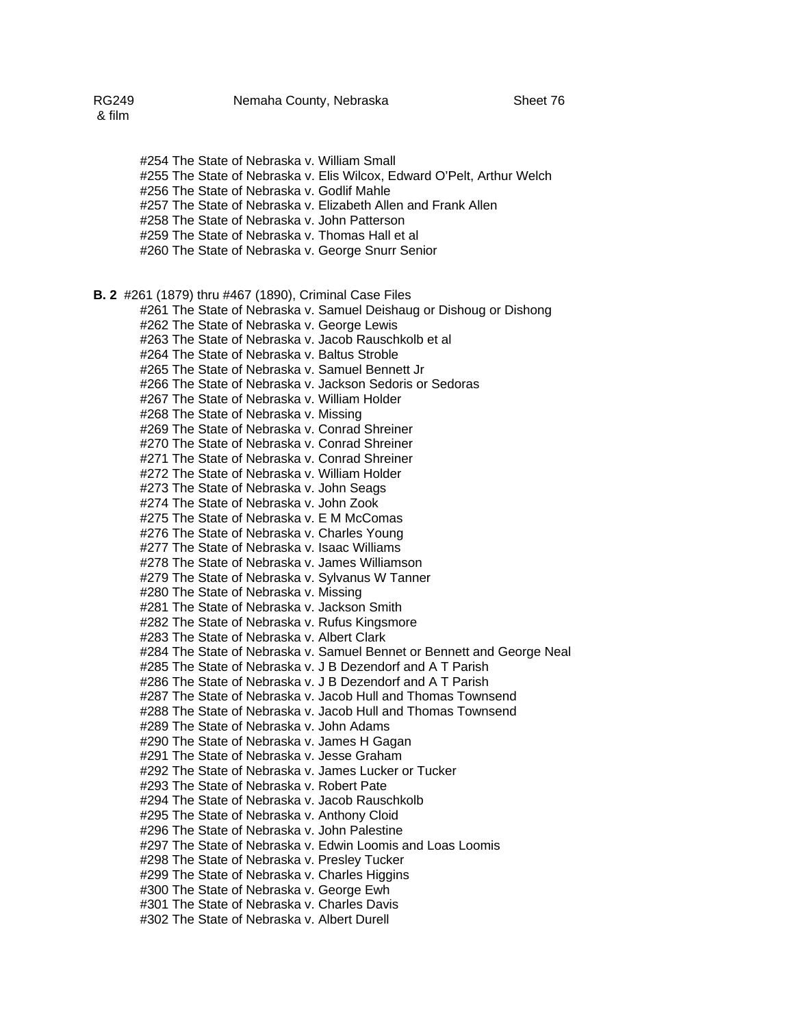#254 The State of Nebraska v. William Small
#255 The State of Nebraska v. Elis Wilcox, Edward O'Pelt, Arthur Welch
#256 The State of Nebraska v. Godlif Mahle
#257 The State of Nebraska v. Elizabeth Allen and Frank Allen
#258 The State of Nebraska v. John Patterson
#259 The State of Nebraska v. Thomas Hall et al
#260 The State of Nebraska v. George Snurr Senior

**B. 2** #261 (1879) thru #467 (1890), Criminal Case Files

#261 The State of Nebraska v. Samuel Deishaug or Dishoug or Dishong
#262 The State of Nebraska v. George Lewis
#263 The State of Nebraska v. Jacob Rauschkolb et al
#264 The State of Nebraska v. Baltus Stroble
#265 The State of Nebraska v. Samuel Bennett Jr
#266 The State of Nebraska v. Jackson Sedoris or Sedoras
#267 The State of Nebraska v. William Holder
#268 The State of Nebraska v. Missing
#269 The State of Nebraska v. Conrad Shreiner
#270 The State of Nebraska v. Conrad Shreiner
#271 The State of Nebraska v. Conrad Shreiner
#272 The State of Nebraska v. William Holder
#273 The State of Nebraska v. John Seags
#274 The State of Nebraska v. John Zook
#275 The State of Nebraska v. E M McComas
#276 The State of Nebraska v. Charles Young
#277 The State of Nebraska v. Isaac Williams
#278 The State of Nebraska v. James Williamson
#279 The State of Nebraska v. Sylvanus W Tanner
#280 The State of Nebraska v. Missing
#281 The State of Nebraska v. Jackson Smith
#282 The State of Nebraska v. Rufus Kingsmore
#283 The State of Nebraska v. Albert Clark
#284 The State of Nebraska v. Samuel Bennet or Bennett and George Neal
#285 The State of Nebraska v. J B Dezendorf and A T Parish
#286 The State of Nebraska v. J B Dezendorf and A T Parish
#287 The State of Nebraska v. Jacob Hull and Thomas Townsend
#288 The State of Nebraska v. Jacob Hull and Thomas Townsend
#289 The State of Nebraska v. John Adams
#290 The State of Nebraska v. James H Gagan
#291 The State of Nebraska v. Jesse Graham
#292 The State of Nebraska v. James Lucker or Tucker
#293 The State of Nebraska v. Robert Pate
#294 The State of Nebraska v. Jacob Rauschkolb
#295 The State of Nebraska v. Anthony Cloid
#296 The State of Nebraska v. John Palestine
#297 The State of Nebraska v. Edwin Loomis and Loas Loomis
#298 The State of Nebraska v. Presley Tucker
#299 The State of Nebraska v. Charles Higgins
#300 The State of Nebraska v. George Ewh
#301 The State of Nebraska v. Charles Davis
#302 The State of Nebraska v. Albert Durell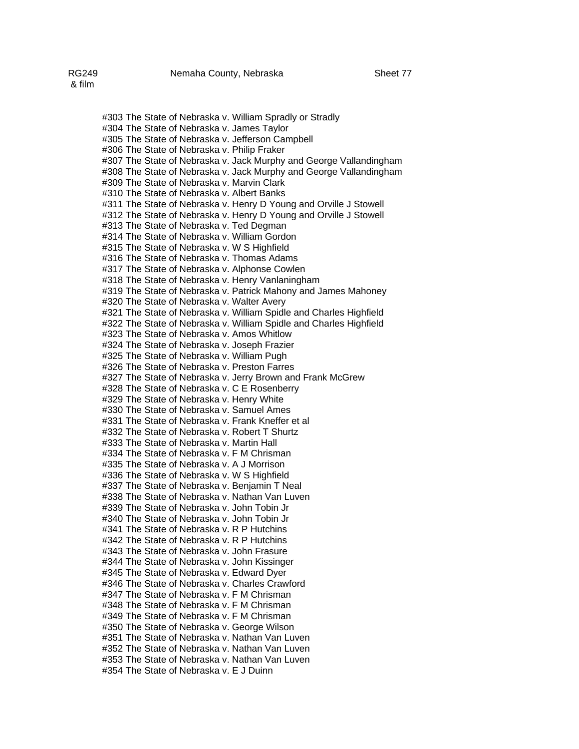#303 The State of Nebraska v. William Spradly or Stradly
#304 The State of Nebraska v. James Taylor
#305 The State of Nebraska v. Jefferson Campbell
#306 The State of Nebraska v. Philip Fraker
#307 The State of Nebraska v. Jack Murphy and George Vallandingham
#308 The State of Nebraska v. Jack Murphy and George Vallandingham
#309 The State of Nebraska v. Marvin Clark
#310 The State of Nebraska v. Albert Banks
#311 The State of Nebraska v. Henry D Young and Orville J Stowell
#312 The State of Nebraska v. Henry D Young and Orville J Stowell
#313 The State of Nebraska v. Ted Degman
#314 The State of Nebraska v. William Gordon
#315 The State of Nebraska v. W S Highfield
#316 The State of Nebraska v. Thomas Adams
#317 The State of Nebraska v. Alphonse Cowlen
#318 The State of Nebraska v. Henry Vanlaningham
#319 The State of Nebraska v. Patrick Mahony and James Mahoney
#320 The State of Nebraska v. Walter Avery
#321 The State of Nebraska v. William Spidle and Charles Highfield
#322 The State of Nebraska v. William Spidle and Charles Highfield
#323 The State of Nebraska v. Amos Whitlow
#324 The State of Nebraska v. Joseph Frazier
#325 The State of Nebraska v. William Pugh
#326 The State of Nebraska v. Preston Farres
#327 The State of Nebraska v. Jerry Brown and Frank McGrew
#328 The State of Nebraska v. C E Rosenberry
#329 The State of Nebraska v. Henry White
#330 The State of Nebraska v. Samuel Ames
#331 The State of Nebraska v. Frank Kneffer et al
#332 The State of Nebraska v. Robert T Shurtz
#333 The State of Nebraska v. Martin Hall
#334 The State of Nebraska v. F M Chrisman
#335 The State of Nebraska v. A J Morrison
#336 The State of Nebraska v. W S Highfield
#337 The State of Nebraska v. Benjamin T Neal
#338 The State of Nebraska v. Nathan Van Luven
#339 The State of Nebraska v. John Tobin Jr
#340 The State of Nebraska v. John Tobin Jr
#341 The State of Nebraska v. R P Hutchins
#342 The State of Nebraska v. R P Hutchins
#343 The State of Nebraska v. John Frasure
#344 The State of Nebraska v. John Kissinger
#345 The State of Nebraska v. Edward Dyer
#346 The State of Nebraska v. Charles Crawford
#347 The State of Nebraska v. F M Chrisman
#348 The State of Nebraska v. F M Chrisman
#349 The State of Nebraska v. F M Chrisman
#350 The State of Nebraska v. George Wilson
#351 The State of Nebraska v. Nathan Van Luven
#352 The State of Nebraska v. Nathan Van Luven
#353 The State of Nebraska v. Nathan Van Luven
#354 The State of Nebraska v. E J Duinn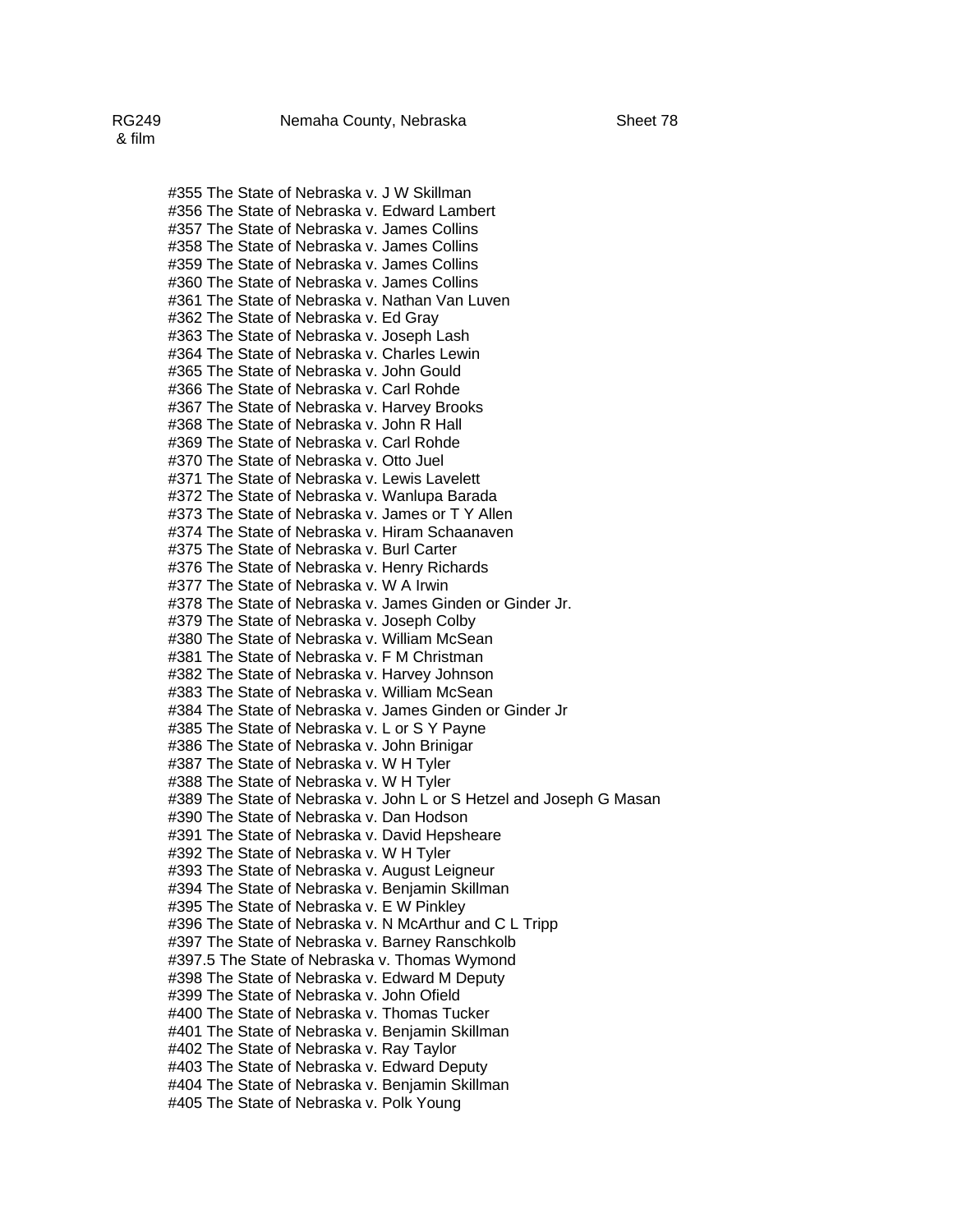RG249 & film — Nemaha County, Nebraska — Sheet 78

#355 The State of Nebraska v. J W Skillman
#356 The State of Nebraska v. Edward Lambert
#357 The State of Nebraska v. James Collins
#358 The State of Nebraska v. James Collins
#359 The State of Nebraska v. James Collins
#360 The State of Nebraska v. James Collins
#361 The State of Nebraska v. Nathan Van Luven
#362 The State of Nebraska v. Ed Gray
#363 The State of Nebraska v. Joseph Lash
#364 The State of Nebraska v. Charles Lewin
#365 The State of Nebraska v. John Gould
#366 The State of Nebraska v. Carl Rohde
#367 The State of Nebraska v. Harvey Brooks
#368 The State of Nebraska v. John R Hall
#369 The State of Nebraska v. Carl Rohde
#370 The State of Nebraska v. Otto Juel
#371 The State of Nebraska v. Lewis Lavelett
#372 The State of Nebraska v. Wanlupa Barada
#373 The State of Nebraska v. James or T Y Allen
#374 The State of Nebraska v. Hiram Schaanaven
#375 The State of Nebraska v. Burl Carter
#376 The State of Nebraska v. Henry Richards
#377 The State of Nebraska v. W A Irwin
#378 The State of Nebraska v. James Ginden or Ginder Jr.
#379 The State of Nebraska v. Joseph Colby
#380 The State of Nebraska v. William McSean
#381 The State of Nebraska v. F M Christman
#382 The State of Nebraska v. Harvey Johnson
#383 The State of Nebraska v. William McSean
#384 The State of Nebraska v. James Ginden or Ginder Jr
#385 The State of Nebraska v. L or S Y Payne
#386 The State of Nebraska v. John Brinigar
#387 The State of Nebraska v. W H Tyler
#388 The State of Nebraska v. W H Tyler
#389 The State of Nebraska v. John L or S Hetzel and Joseph G Masan
#390 The State of Nebraska v. Dan Hodson
#391 The State of Nebraska v. David Hepsheare
#392 The State of Nebraska v. W H Tyler
#393 The State of Nebraska v. August Leigneur
#394 The State of Nebraska v. Benjamin Skillman
#395 The State of Nebraska v. E W Pinkley
#396 The State of Nebraska v. N McArthur and C L Tripp
#397 The State of Nebraska v. Barney Ranschkolb
#397.5 The State of Nebraska v. Thomas Wymond
#398 The State of Nebraska v. Edward M Deputy
#399 The State of Nebraska v. John Ofield
#400 The State of Nebraska v. Thomas Tucker
#401 The State of Nebraska v. Benjamin Skillman
#402 The State of Nebraska v. Ray Taylor
#403 The State of Nebraska v. Edward Deputy
#404 The State of Nebraska v. Benjamin Skillman
#405 The State of Nebraska v. Polk Young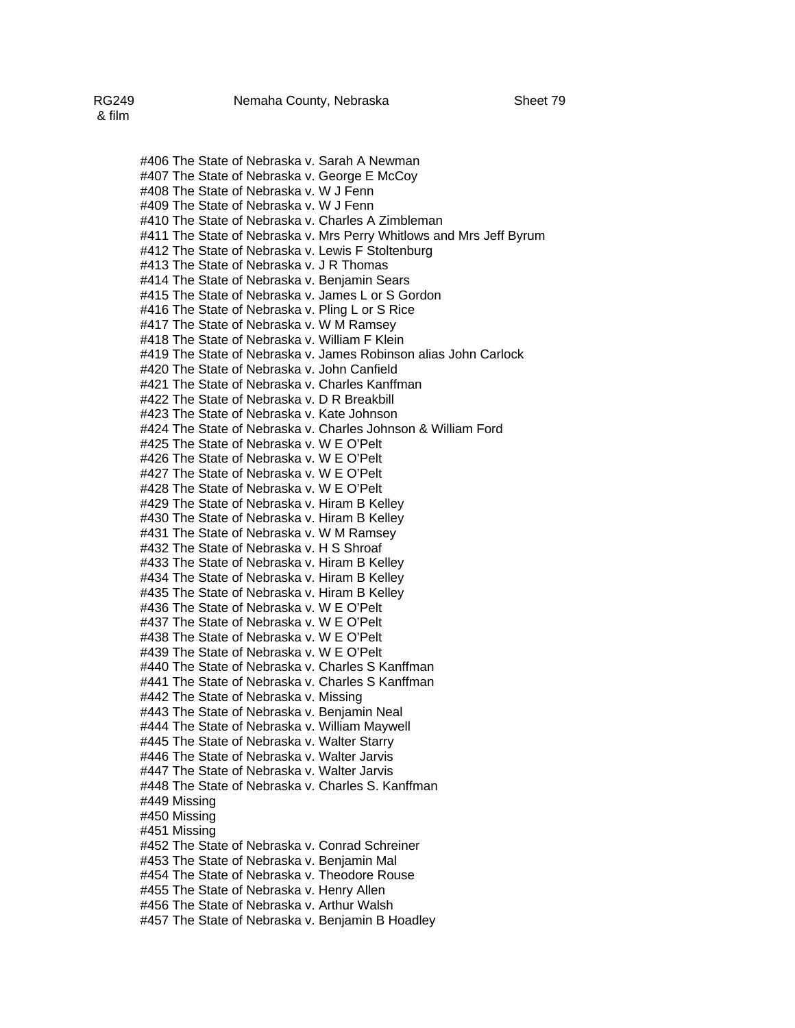#406 The State of Nebraska v. Sarah A Newman
#407 The State of Nebraska v. George E McCoy
#408 The State of Nebraska v. W J Fenn
#409 The State of Nebraska v. W J Fenn
#410 The State of Nebraska v. Charles A Zimbleman
#411 The State of Nebraska v. Mrs Perry Whitlows and Mrs Jeff Byrum
#412 The State of Nebraska v. Lewis F Stoltenburg
#413 The State of Nebraska v. J R Thomas
#414 The State of Nebraska v. Benjamin Sears
#415 The State of Nebraska v. James L or S Gordon
#416 The State of Nebraska v. Pling L or S Rice
#417 The State of Nebraska v. W M Ramsey
#418 The State of Nebraska v. William F Klein
#419 The State of Nebraska v. James Robinson alias John Carlock
#420 The State of Nebraska v. John Canfield
#421 The State of Nebraska v. Charles Kanffman
#422 The State of Nebraska v. D R Breakbill
#423 The State of Nebraska v. Kate Johnson
#424 The State of Nebraska v. Charles Johnson & William Ford
#425 The State of Nebraska v. W E O'Pelt
#426 The State of Nebraska v. W E O'Pelt
#427 The State of Nebraska v. W E O'Pelt
#428 The State of Nebraska v. W E O'Pelt
#429 The State of Nebraska v. Hiram B Kelley
#430 The State of Nebraska v. Hiram B Kelley
#431 The State of Nebraska v. W M Ramsey
#432 The State of Nebraska v. H S Shroaf
#433 The State of Nebraska v. Hiram B Kelley
#434 The State of Nebraska v. Hiram B Kelley
#435 The State of Nebraska v. Hiram B Kelley
#436 The State of Nebraska v. W E O'Pelt
#437 The State of Nebraska v. W E O'Pelt
#438 The State of Nebraska v. W E O'Pelt
#439 The State of Nebraska v. W E O'Pelt
#440 The State of Nebraska v. Charles S Kanffman
#441 The State of Nebraska v. Charles S Kanffman
#442 The State of Nebraska v. Missing
#443 The State of Nebraska v. Benjamin Neal
#444 The State of Nebraska v. William Maywell
#445 The State of Nebraska v. Walter Starry
#446 The State of Nebraska v. Walter Jarvis
#447 The State of Nebraska v. Walter Jarvis
#448 The State of Nebraska v. Charles S. Kanffman
#449 Missing
#450 Missing
#451 Missing
#452 The State of Nebraska v. Conrad Schreiner
#453 The State of Nebraska v. Benjamin Mal
#454 The State of Nebraska v. Theodore Rouse
#455 The State of Nebraska v. Henry Allen
#456 The State of Nebraska v. Arthur Walsh
#457 The State of Nebraska v. Benjamin B Hoadley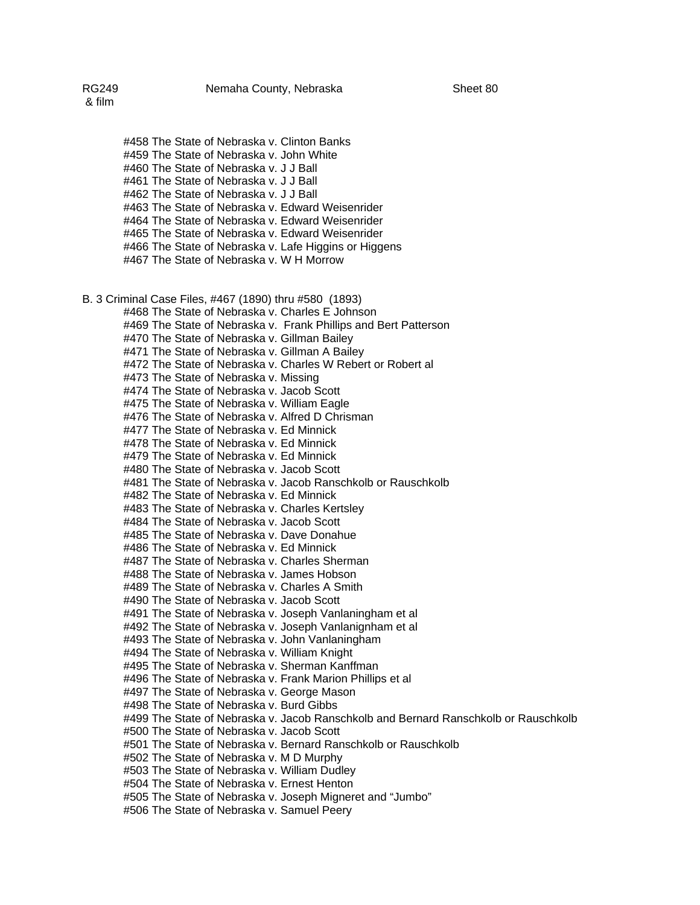#458 The State of Nebraska v. Clinton Banks
#459 The State of Nebraska v. John White
#460 The State of Nebraska v. J J Ball
#461 The State of Nebraska v. J J Ball
#462 The State of Nebraska v. J J Ball
#463 The State of Nebraska v. Edward Weisenrider
#464 The State of Nebraska v. Edward Weisenrider
#465 The State of Nebraska v. Edward Weisenrider
#466 The State of Nebraska v. Lafe Higgins or Higgens
#467 The State of Nebraska v. W H Morrow

B. 3 Criminal Case Files, #467 (1890) thru #580 (1893)

#468 The State of Nebraska v. Charles E Johnson
#469 The State of Nebraska v. Frank Phillips and Bert Patterson
#470 The State of Nebraska v. Gillman Bailey
#471 The State of Nebraska v. Gillman A Bailey
#472 The State of Nebraska v. Charles W Rebert or Robert al
#473 The State of Nebraska v. Missing
#474 The State of Nebraska v. Jacob Scott
#475 The State of Nebraska v. William Eagle
#476 The State of Nebraska v. Alfred D Chrisman
#477 The State of Nebraska v. Ed Minnick
#478 The State of Nebraska v. Ed Minnick
#479 The State of Nebraska v. Ed Minnick
#480 The State of Nebraska v. Jacob Scott
#481 The State of Nebraska v. Jacob Ranschkolb or Rauschkolb
#482 The State of Nebraska v. Ed Minnick
#483 The State of Nebraska v. Charles Kertsley
#484 The State of Nebraska v. Jacob Scott
#485 The State of Nebraska v. Dave Donahue
#486 The State of Nebraska v. Ed Minnick
#487 The State of Nebraska v. Charles Sherman
#488 The State of Nebraska v. James Hobson
#489 The State of Nebraska v. Charles A Smith
#490 The State of Nebraska v. Jacob Scott
#491 The State of Nebraska v. Joseph Vanlaningham et al
#492 The State of Nebraska v. Joseph Vanlanignham et al
#493 The State of Nebraska v. John Vanlaningham
#494 The State of Nebraska v. William Knight
#495 The State of Nebraska v. Sherman Kanffman
#496 The State of Nebraska v. Frank Marion Phillips et al
#497 The State of Nebraska v. George Mason
#498 The State of Nebraska v. Burd Gibbs
#499 The State of Nebraska v. Jacob Ranschkolb and Bernard Ranschkolb or Rauschkolb
#500 The State of Nebraska v. Jacob Scott
#501 The State of Nebraska v. Bernard Ranschkolb or Rauschkolb
#502 The State of Nebraska v. M D Murphy
#503 The State of Nebraska v. William Dudley
#504 The State of Nebraska v. Ernest Henton
#505 The State of Nebraska v. Joseph Migneret and "Jumbo"
#506 The State of Nebraska v. Samuel Peery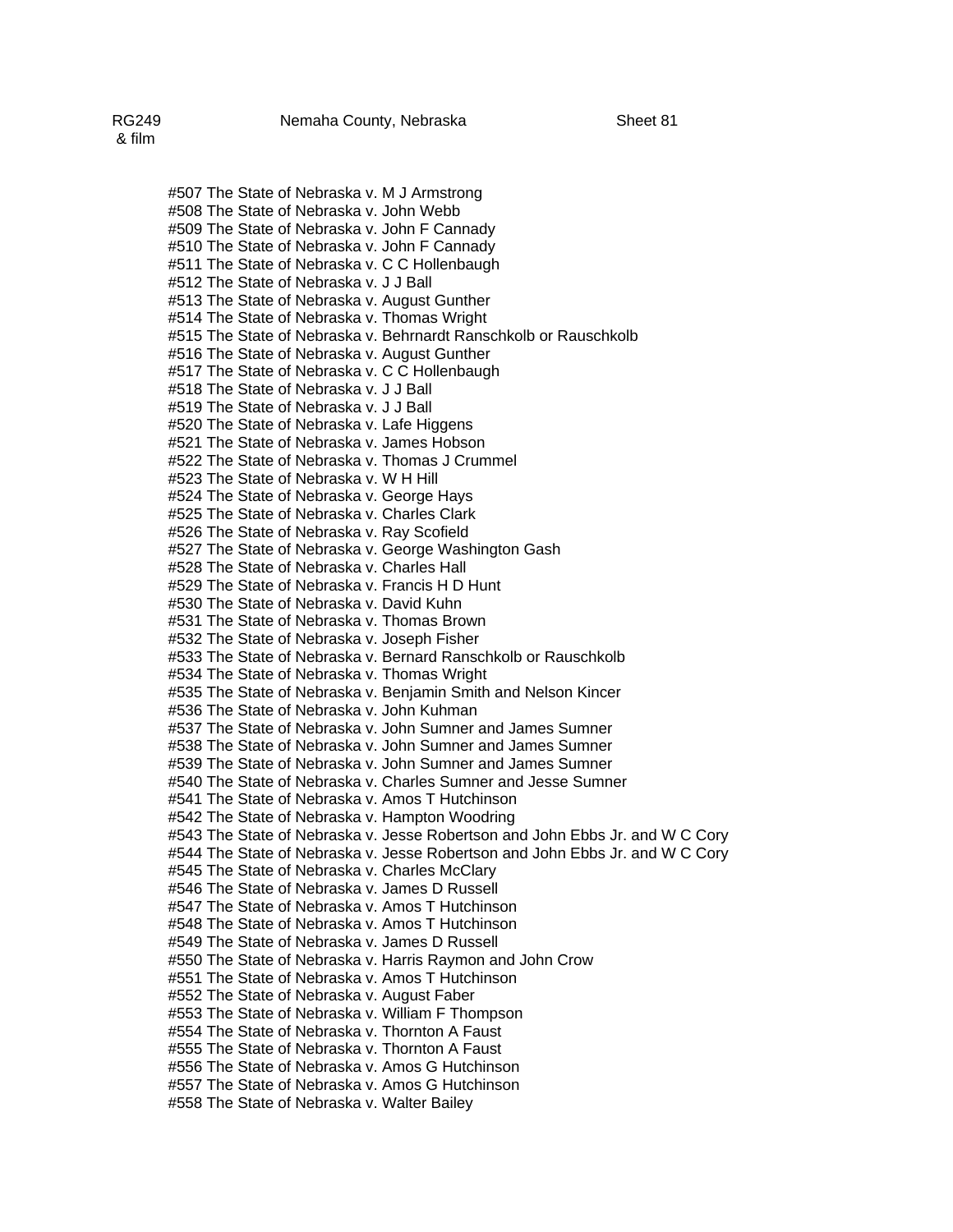#507 The State of Nebraska v. M J Armstrong
#508 The State of Nebraska v. John Webb
#509 The State of Nebraska v. John F Cannady
#510 The State of Nebraska v. John F Cannady
#511 The State of Nebraska v. C C Hollenbaugh
#512 The State of Nebraska v. J J Ball
#513 The State of Nebraska v. August Gunther
#514 The State of Nebraska v. Thomas Wright
#515 The State of Nebraska v. Behrnardt Ranschkolb or Rauschkolb
#516 The State of Nebraska v. August Gunther
#517 The State of Nebraska v. C C Hollenbaugh
#518 The State of Nebraska v. J J Ball
#519 The State of Nebraska v. J J Ball
#520 The State of Nebraska v. Lafe Higgens
#521 The State of Nebraska v. James Hobson
#522 The State of Nebraska v. Thomas J Crummel
#523 The State of Nebraska v. W H Hill
#524 The State of Nebraska v. George Hays
#525 The State of Nebraska v. Charles Clark
#526 The State of Nebraska v. Ray Scofield
#527 The State of Nebraska v. George Washington Gash
#528 The State of Nebraska v. Charles Hall
#529 The State of Nebraska v. Francis H D Hunt
#530 The State of Nebraska v. David Kuhn
#531 The State of Nebraska v. Thomas Brown
#532 The State of Nebraska v. Joseph Fisher
#533 The State of Nebraska v. Bernard Ranschkolb or Rauschkolb
#534 The State of Nebraska v. Thomas Wright
#535 The State of Nebraska v. Benjamin Smith and Nelson Kincer
#536 The State of Nebraska v. John Kuhman
#537 The State of Nebraska v. John Sumner and James Sumner
#538 The State of Nebraska v. John Sumner and James Sumner
#539 The State of Nebraska v. John Sumner and James Sumner
#540 The State of Nebraska v. Charles Sumner and Jesse Sumner
#541 The State of Nebraska v. Amos T Hutchinson
#542 The State of Nebraska v. Hampton Woodring
#543 The State of Nebraska v. Jesse Robertson and John Ebbs Jr. and W C Cory
#544 The State of Nebraska v. Jesse Robertson and John Ebbs Jr. and W C Cory
#545 The State of Nebraska v. Charles McClary
#546 The State of Nebraska v. James D Russell
#547 The State of Nebraska v. Amos T Hutchinson
#548 The State of Nebraska v. Amos T Hutchinson
#549 The State of Nebraska v. James D Russell
#550 The State of Nebraska v. Harris Raymon and John Crow
#551 The State of Nebraska v. Amos T Hutchinson
#552 The State of Nebraska v. August Faber
#553 The State of Nebraska v. William F Thompson
#554 The State of Nebraska v. Thornton A Faust
#555 The State of Nebraska v. Thornton A Faust
#556 The State of Nebraska v. Amos G Hutchinson
#557 The State of Nebraska v. Amos G Hutchinson
#558 The State of Nebraska v. Walter Bailey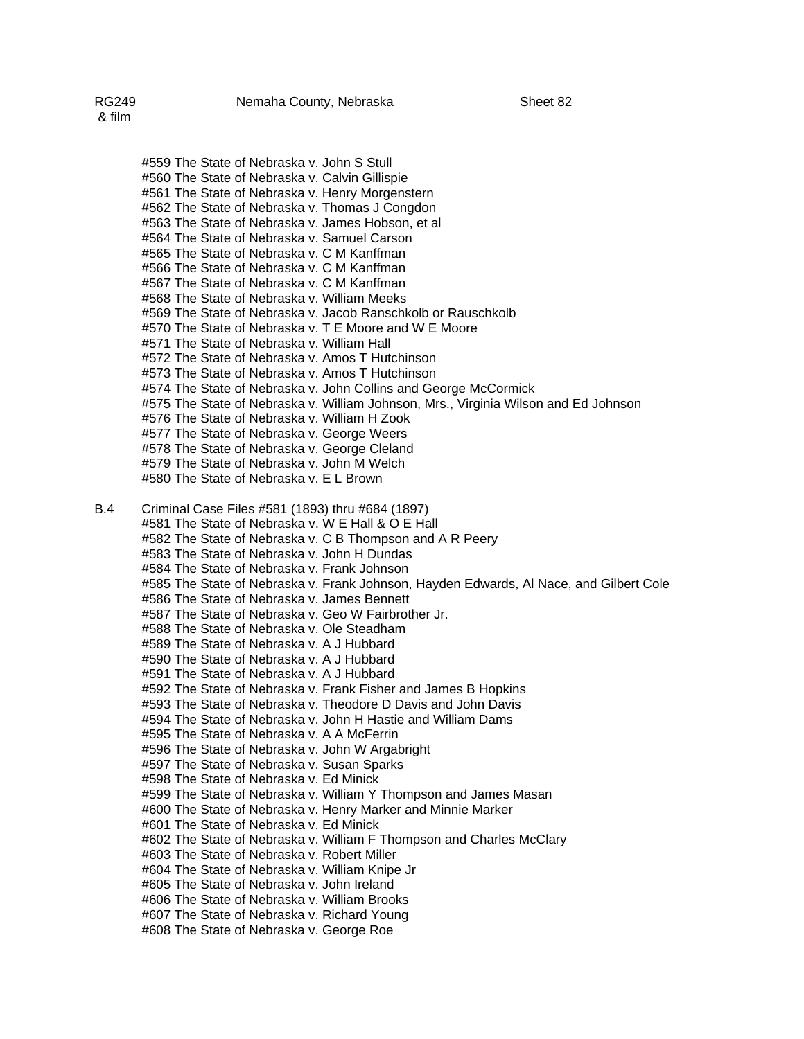#559 The State of Nebraska v. John S Stull
#560 The State of Nebraska v. Calvin Gillispie
#561 The State of Nebraska v. Henry Morgenstern
#562 The State of Nebraska v. Thomas J Congdon
#563 The State of Nebraska v. James Hobson, et al
#564 The State of Nebraska v. Samuel Carson
#565 The State of Nebraska v. C M Kanffman
#566 The State of Nebraska v. C M Kanffman
#567 The State of Nebraska v. C M Kanffman
#568 The State of Nebraska v. William Meeks
#569 The State of Nebraska v. Jacob Ranschkolb or Rauschkolb
#570 The State of Nebraska v. T E Moore and W E Moore
#571 The State of Nebraska v. William Hall
#572 The State of Nebraska v. Amos T Hutchinson
#573 The State of Nebraska v. Amos T Hutchinson
#574 The State of Nebraska v. John Collins and George McCormick
#575 The State of Nebraska v. William Johnson, Mrs., Virginia Wilson and Ed Johnson
#576 The State of Nebraska v. William H Zook
#577 The State of Nebraska v. George Weers
#578 The State of Nebraska v. George Cleland
#579 The State of Nebraska v. John M Welch
#580 The State of Nebraska v. E L Brown

B.4 Criminal Case Files #581 (1893) thru #684 (1897)

#581 The State of Nebraska v. W E Hall & O E Hall
#582 The State of Nebraska v. C B Thompson and A R Peery
#583 The State of Nebraska v. John H Dundas
#584 The State of Nebraska v. Frank Johnson
#585 The State of Nebraska v. Frank Johnson, Hayden Edwards, Al Nace, and Gilbert Cole
#586 The State of Nebraska v. James Bennett
#587 The State of Nebraska v. Geo W Fairbrother Jr.
#588 The State of Nebraska v. Ole Steadham
#589 The State of Nebraska v. A J Hubbard
#590 The State of Nebraska v. A J Hubbard
#591 The State of Nebraska v. A J Hubbard
#592 The State of Nebraska v. Frank Fisher and James B Hopkins
#593 The State of Nebraska v. Theodore D Davis and John Davis
#594 The State of Nebraska v. John H Hastie and William Dams
#595 The State of Nebraska v. A A McFerrin
#596 The State of Nebraska v. John W Argabright
#597 The State of Nebraska v. Susan Sparks
#598 The State of Nebraska v. Ed Minick
#599 The State of Nebraska v. William Y Thompson and James Masan
#600 The State of Nebraska v. Henry Marker and Minnie Marker
#601 The State of Nebraska v. Ed Minick
#602 The State of Nebraska v. William F Thompson and Charles McClary
#603 The State of Nebraska v. Robert Miller
#604 The State of Nebraska v. William Knipe Jr
#605 The State of Nebraska v. John Ireland
#606 The State of Nebraska v. William Brooks
#607 The State of Nebraska v. Richard Young
#608 The State of Nebraska v. George Roe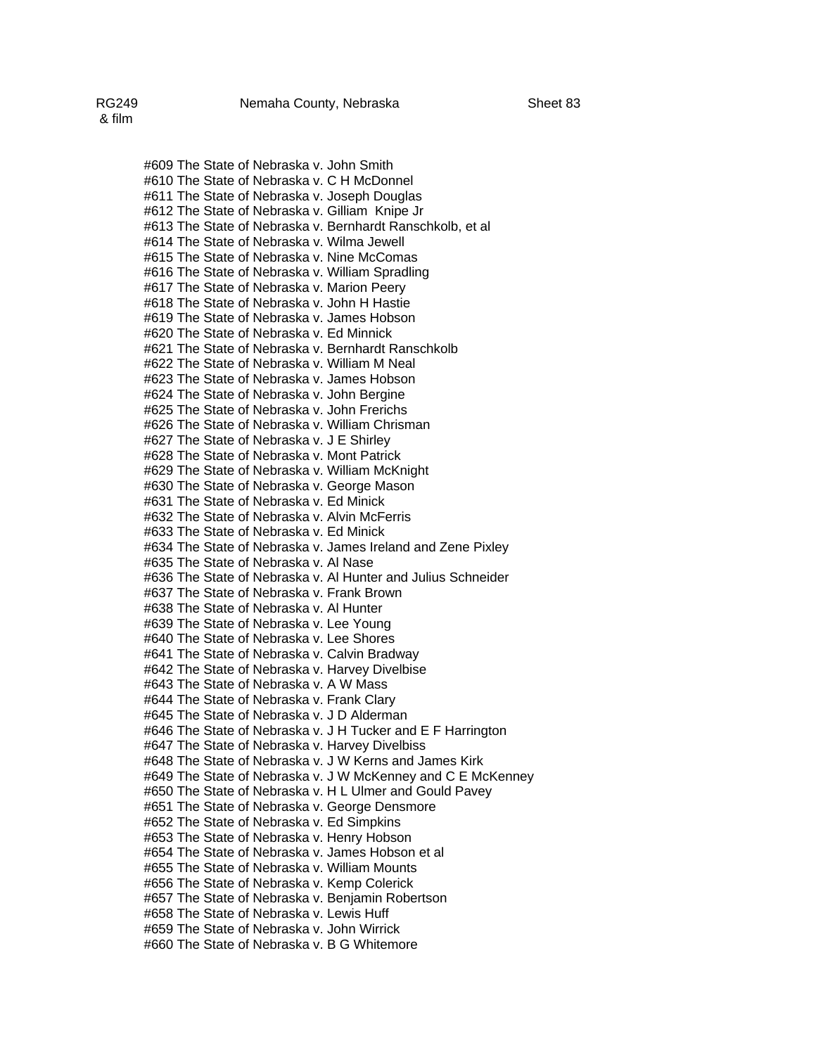#609 The State of Nebraska v. John Smith
#610 The State of Nebraska v. C H McDonnel
#611 The State of Nebraska v. Joseph Douglas
#612 The State of Nebraska v. Gilliam  Knipe Jr
#613 The State of Nebraska v. Bernhardt Ranschkolb, et al
#614 The State of Nebraska v. Wilma Jewell
#615 The State of Nebraska v. Nine McComas
#616 The State of Nebraska v. William Spradling
#617 The State of Nebraska v. Marion Peery
#618 The State of Nebraska v. John H Hastie
#619 The State of Nebraska v. James Hobson
#620 The State of Nebraska v. Ed Minnick
#621 The State of Nebraska v. Bernhardt Ranschkolb
#622 The State of Nebraska v. William M Neal
#623 The State of Nebraska v. James Hobson
#624 The State of Nebraska v. John Bergine
#625 The State of Nebraska v. John Frerichs
#626 The State of Nebraska v. William Chrisman
#627 The State of Nebraska v. J E Shirley
#628 The State of Nebraska v. Mont Patrick
#629 The State of Nebraska v. William McKnight
#630 The State of Nebraska v. George Mason
#631 The State of Nebraska v. Ed Minick
#632 The State of Nebraska v. Alvin McFerris
#633 The State of Nebraska v. Ed Minick
#634 The State of Nebraska v. James Ireland and Zene Pixley
#635 The State of Nebraska v. Al Nase
#636 The State of Nebraska v. Al Hunter and Julius Schneider
#637 The State of Nebraska v. Frank Brown
#638 The State of Nebraska v. Al Hunter
#639 The State of Nebraska v. Lee Young
#640 The State of Nebraska v. Lee Shores
#641 The State of Nebraska v. Calvin Bradway
#642 The State of Nebraska v. Harvey Divelbise
#643 The State of Nebraska v. A W Mass
#644 The State of Nebraska v. Frank Clary
#645 The State of Nebraska v. J D Alderman
#646 The State of Nebraska v. J H Tucker and E F Harrington
#647 The State of Nebraska v. Harvey Divelbiss
#648 The State of Nebraska v. J W Kerns and James Kirk
#649 The State of Nebraska v. J W McKenney and C E McKenney
#650 The State of Nebraska v. H L Ulmer and Gould Pavey
#651 The State of Nebraska v. George Densmore
#652 The State of Nebraska v. Ed Simpkins
#653 The State of Nebraska v. Henry Hobson
#654 The State of Nebraska v. James Hobson et al
#655 The State of Nebraska v. William Mounts
#656 The State of Nebraska v. Kemp Colerick
#657 The State of Nebraska v. Benjamin Robertson
#658 The State of Nebraska v. Lewis Huff
#659 The State of Nebraska v. John Wirrick
#660 The State of Nebraska v. B G Whitemore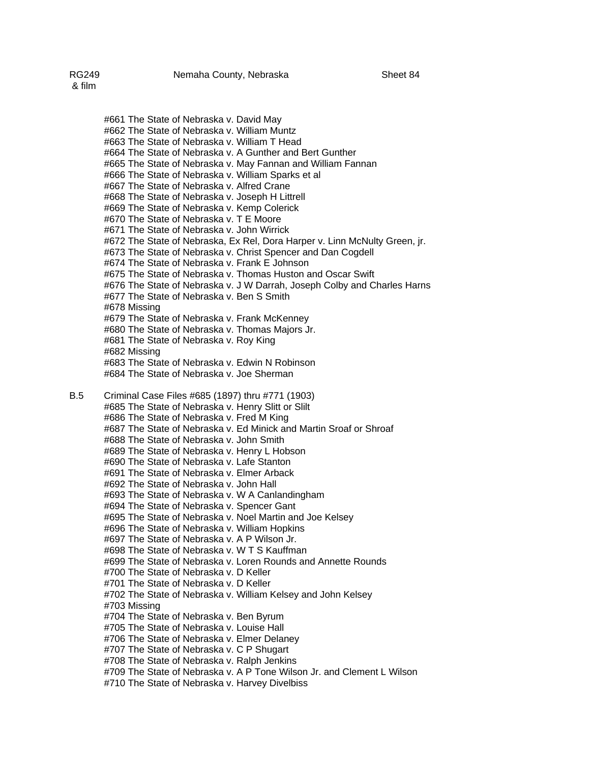#661 The State of Nebraska v. David May
#662 The State of Nebraska v. William Muntz
#663 The State of Nebraska v. William T Head
#664 The State of Nebraska v. A Gunther and Bert Gunther
#665 The State of Nebraska v. May Fannan and William Fannan
#666 The State of Nebraska v. William Sparks et al
#667 The State of Nebraska v. Alfred Crane
#668 The State of Nebraska v. Joseph H Littrell
#669 The State of Nebraska v. Kemp Colerick
#670 The State of Nebraska v. T E Moore
#671 The State of Nebraska v. John Wirrick
#672 The State of Nebraska, Ex Rel, Dora Harper v. Linn McNulty Green, jr.
#673 The State of Nebraska v. Christ Spencer and Dan Cogdell
#674 The State of Nebraska v. Frank E Johnson
#675 The State of Nebraska v. Thomas Huston and Oscar Swift
#676 The State of Nebraska v. J W Darrah, Joseph Colby and Charles Harns
#677 The State of Nebraska v. Ben S Smith
#678 Missing
#679 The State of Nebraska v. Frank McKenney
#680 The State of Nebraska v. Thomas Majors Jr.
#681 The State of Nebraska v. Roy King
#682 Missing
#683 The State of Nebraska v. Edwin N Robinson
#684 The State of Nebraska v. Joe Sherman

B.5 Criminal Case Files #685 (1897) thru #771 (1903)
#685 The State of Nebraska v. Henry Slitt or Slilt
#686 The State of Nebraska v. Fred M King
#687 The State of Nebraska v. Ed Minick and Martin Sroaf or Shroaf
#688 The State of Nebraska v. John Smith
#689 The State of Nebraska v. Henry L Hobson
#690 The State of Nebraska v. Lafe Stanton
#691 The State of Nebraska v. Elmer Arback
#692 The State of Nebraska v. John Hall
#693 The State of Nebraska v. W A Canlandingham
#694 The State of Nebraska v. Spencer Gant
#695 The State of Nebraska v. Noel Martin and Joe Kelsey
#696 The State of Nebraska v. William Hopkins
#697 The State of Nebraska v. A P Wilson Jr.
#698 The State of Nebraska v. W T S Kauffman
#699 The State of Nebraska v. Loren Rounds and Annette Rounds
#700 The State of Nebraska v. D Keller
#701 The State of Nebraska v. D Keller
#702 The State of Nebraska v. William Kelsey and John Kelsey
#703 Missing
#704 The State of Nebraska v. Ben Byrum
#705 The State of Nebraska v. Louise Hall
#706 The State of Nebraska v. Elmer Delaney
#707 The State of Nebraska v. C P Shugart
#708 The State of Nebraska v. Ralph Jenkins
#709 The State of Nebraska v. A P Tone Wilson Jr. and Clement L Wilson
#710 The State of Nebraska v. Harvey Divelbiss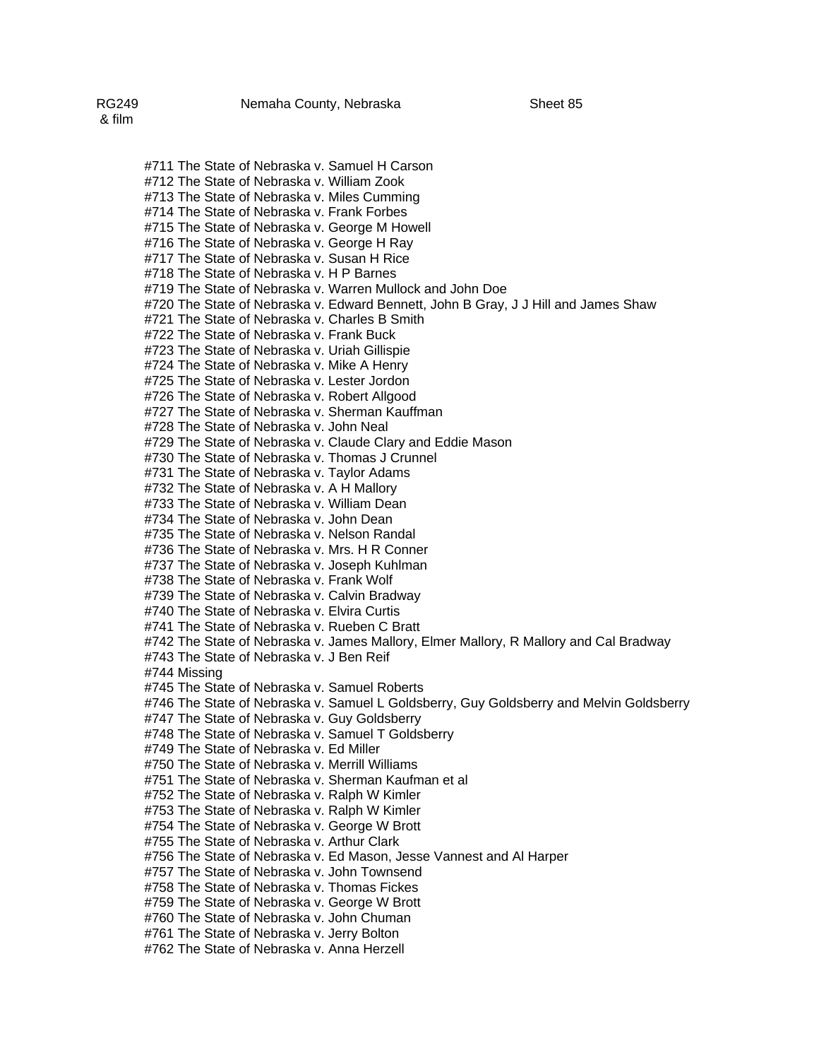RG249 & film  Nemaha County, Nebraska  Sheet 85

#711 The State of Nebraska v. Samuel H Carson
#712 The State of Nebraska v. William Zook
#713 The State of Nebraska v. Miles Cumming
#714 The State of Nebraska v. Frank Forbes
#715 The State of Nebraska v. George M Howell
#716 The State of Nebraska v. George H Ray
#717 The State of Nebraska v. Susan H Rice
#718 The State of Nebraska v. H P Barnes
#719 The State of Nebraska v. Warren Mullock and John Doe
#720 The State of Nebraska v. Edward Bennett, John B Gray, J J Hill and James Shaw
#721 The State of Nebraska v. Charles B Smith
#722 The State of Nebraska v. Frank Buck
#723 The State of Nebraska v. Uriah Gillispie
#724 The State of Nebraska v. Mike A Henry
#725 The State of Nebraska v. Lester Jordon
#726 The State of Nebraska v. Robert Allgood
#727 The State of Nebraska v. Sherman Kauffman
#728 The State of Nebraska v. John Neal
#729 The State of Nebraska v. Claude Clary and Eddie Mason
#730 The State of Nebraska v. Thomas J Crunnel
#731 The State of Nebraska v. Taylor Adams
#732 The State of Nebraska v. A H Mallory
#733 The State of Nebraska v. William Dean
#734 The State of Nebraska v. John Dean
#735 The State of Nebraska v. Nelson Randal
#736 The State of Nebraska v. Mrs. H R Conner
#737 The State of Nebraska v. Joseph Kuhlman
#738 The State of Nebraska v. Frank Wolf
#739 The State of Nebraska v. Calvin Bradway
#740 The State of Nebraska v. Elvira Curtis
#741 The State of Nebraska v. Rueben C Bratt
#742 The State of Nebraska v. James Mallory, Elmer Mallory, R Mallory and Cal Bradway
#743 The State of Nebraska v. J Ben Reif
#744 Missing
#745 The State of Nebraska v. Samuel Roberts
#746 The State of Nebraska v. Samuel L Goldsberry, Guy Goldsberry and Melvin Goldsberry
#747 The State of Nebraska v. Guy Goldsberry
#748 The State of Nebraska v. Samuel T Goldsberry
#749 The State of Nebraska v. Ed Miller
#750 The State of Nebraska v. Merrill Williams
#751 The State of Nebraska v. Sherman Kaufman et al
#752 The State of Nebraska v. Ralph W Kimler
#753 The State of Nebraska v. Ralph W Kimler
#754 The State of Nebraska v. George W Brott
#755 The State of Nebraska v. Arthur Clark
#756 The State of Nebraska v. Ed Mason, Jesse Vannest and Al Harper
#757 The State of Nebraska v. John Townsend
#758 The State of Nebraska v. Thomas Fickes
#759 The State of Nebraska v. George W Brott
#760 The State of Nebraska v. John Chuman
#761 The State of Nebraska v. Jerry Bolton
#762 The State of Nebraska v. Anna Herzell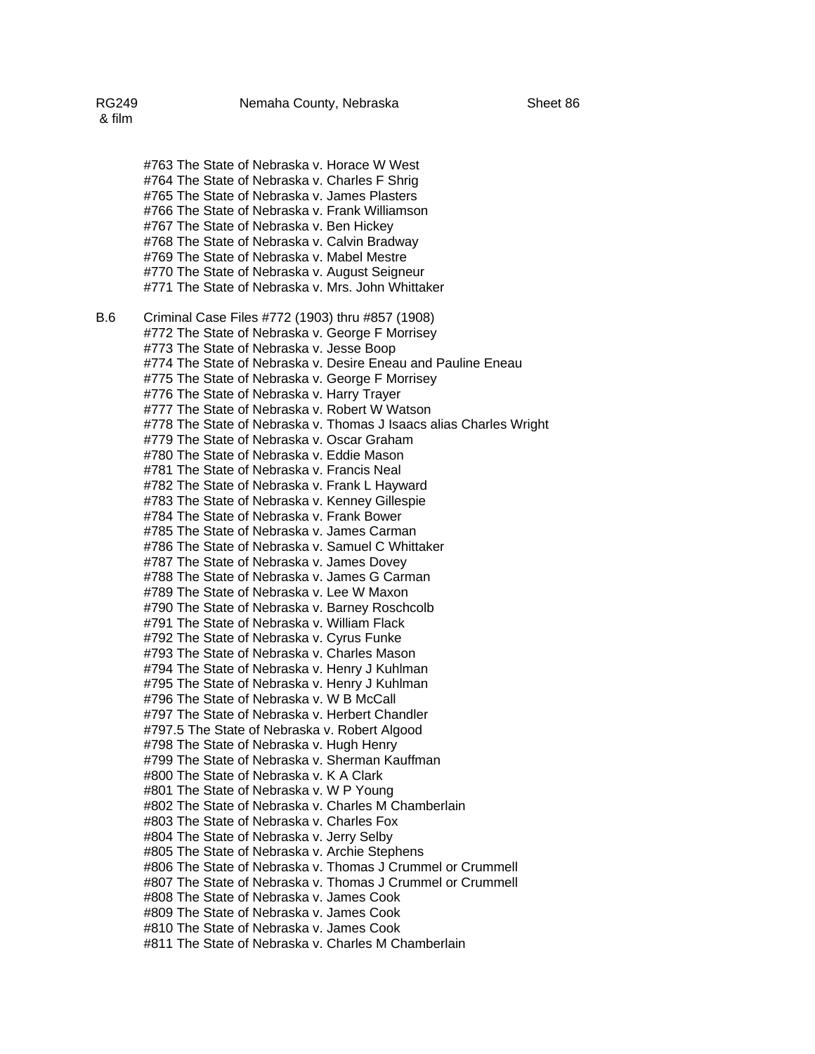#763 The State of Nebraska v. Horace W West
#764 The State of Nebraska v. Charles F Shrig
#765 The State of Nebraska v. James Plasters
#766 The State of Nebraska v. Frank Williamson
#767 The State of Nebraska v. Ben Hickey
#768 The State of Nebraska v. Calvin Bradway
#769 The State of Nebraska v. Mabel Mestre
#770 The State of Nebraska v. August Seigneur
#771 The State of Nebraska v. Mrs. John Whittaker

B.6 Criminal Case Files #772 (1903) thru #857 (1908)
#772 The State of Nebraska v. George F Morrisey
#773 The State of Nebraska v. Jesse Boop
#774 The State of Nebraska v. Desire Eneau and Pauline Eneau
#775 The State of Nebraska v. George F Morrisey
#776 The State of Nebraska v. Harry Trayer
#777 The State of Nebraska v. Robert W Watson
#778 The State of Nebraska v. Thomas J Isaacs alias Charles Wright
#779 The State of Nebraska v. Oscar Graham
#780 The State of Nebraska v. Eddie Mason
#781 The State of Nebraska v. Francis Neal
#782 The State of Nebraska v. Frank L Hayward
#783 The State of Nebraska v. Kenney Gillespie
#784 The State of Nebraska v. Frank Bower
#785 The State of Nebraska v. James Carman
#786 The State of Nebraska v. Samuel C Whittaker
#787 The State of Nebraska v. James Dovey
#788 The State of Nebraska v. James G Carman
#789 The State of Nebraska v. Lee W Maxon
#790 The State of Nebraska v. Barney Roschcolb
#791 The State of Nebraska v. William Flack
#792 The State of Nebraska v. Cyrus Funke
#793 The State of Nebraska v. Charles Mason
#794 The State of Nebraska v. Henry J Kuhlman
#795 The State of Nebraska v. Henry J Kuhlman
#796 The State of Nebraska v. W B McCall
#797 The State of Nebraska v. Herbert Chandler
#797.5 The State of Nebraska v. Robert Algood
#798 The State of Nebraska v. Hugh Henry
#799 The State of Nebraska v. Sherman Kauffman
#800 The State of Nebraska v. K A Clark
#801 The State of Nebraska v. W P Young
#802 The State of Nebraska v. Charles M Chamberlain
#803 The State of Nebraska v. Charles Fox
#804 The State of Nebraska v. Jerry Selby
#805 The State of Nebraska v. Archie Stephens
#806 The State of Nebraska v. Thomas J Crummel or Crummell
#807 The State of Nebraska v. Thomas J Crummel or Crummell
#808 The State of Nebraska v. James Cook
#809 The State of Nebraska v. James Cook
#810 The State of Nebraska v. James Cook
#811 The State of Nebraska v. Charles M Chamberlain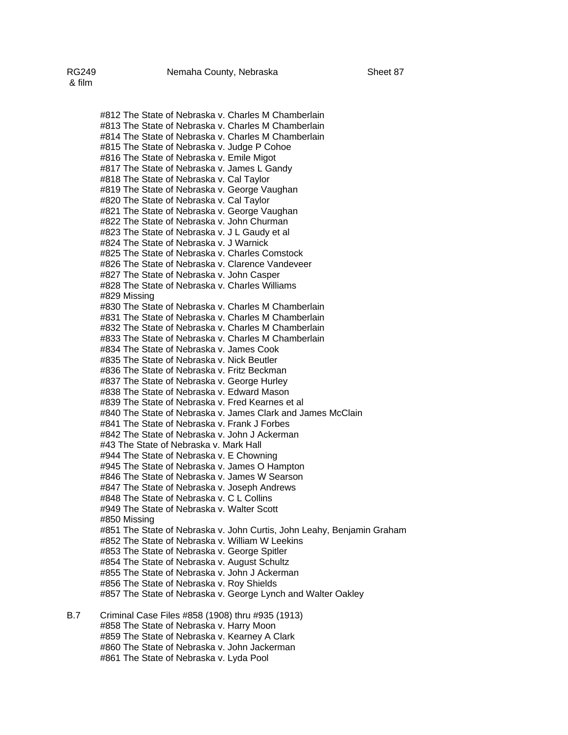RG249 & film — Nemaha County, Nebraska — Sheet 87

#812 The State of Nebraska v. Charles M Chamberlain
#813 The State of Nebraska v. Charles M Chamberlain
#814 The State of Nebraska v. Charles M Chamberlain
#815 The State of Nebraska v. Judge P Cohoe
#816 The State of Nebraska v. Emile Migot
#817 The State of Nebraska v. James L Gandy
#818 The State of Nebraska v. Cal Taylor
#819 The State of Nebraska v. George Vaughan
#820 The State of Nebraska v. Cal Taylor
#821 The State of Nebraska v. George Vaughan
#822 The State of Nebraska v. John Churman
#823 The State of Nebraska v. J L Gaudy et al
#824 The State of Nebraska v. J Warnick
#825 The State of Nebraska v. Charles Comstock
#826 The State of Nebraska v. Clarence Vandeveer
#827 The State of Nebraska v. John Casper
#828 The State of Nebraska v. Charles Williams
#829 Missing
#830 The State of Nebraska v. Charles M Chamberlain
#831 The State of Nebraska v. Charles M Chamberlain
#832 The State of Nebraska v. Charles M Chamberlain
#833 The State of Nebraska v. Charles M Chamberlain
#834 The State of Nebraska v. James Cook
#835 The State of Nebraska v. Nick Beutler
#836 The State of Nebraska v. Fritz Beckman
#837 The State of Nebraska v. George Hurley
#838 The State of Nebraska v. Edward Mason
#839 The State of Nebraska v. Fred Kearnes et al
#840 The State of Nebraska v. James Clark and James McClain
#841 The State of Nebraska v. Frank J Forbes
#842 The State of Nebraska v. John J Ackerman
#43 The State of Nebraska v. Mark Hall
#944 The State of Nebraska v. E Chowning
#945 The State of Nebraska v. James O Hampton
#846 The State of Nebraska v. James W Searson
#847 The State of Nebraska v. Joseph Andrews
#848 The State of Nebraska v. C L Collins
#949 The State of Nebraska v. Walter Scott
#850 Missing
#851 The State of Nebraska v. John Curtis, John Leahy, Benjamin Graham
#852 The State of Nebraska v. William W Leekins
#853 The State of Nebraska v. George Spitler
#854 The State of Nebraska v. August Schultz
#855 The State of Nebraska v. John J Ackerman
#856 The State of Nebraska v. Roy Shields
#857 The State of Nebraska v. George Lynch and Walter Oakley

B.7 Criminal Case Files #858 (1908) thru #935 (1913)

#858 The State of Nebraska v. Harry Moon
#859 The State of Nebraska v. Kearney A Clark
#860 The State of Nebraska v. John Jackerman
#861 The State of Nebraska v. Lyda Pool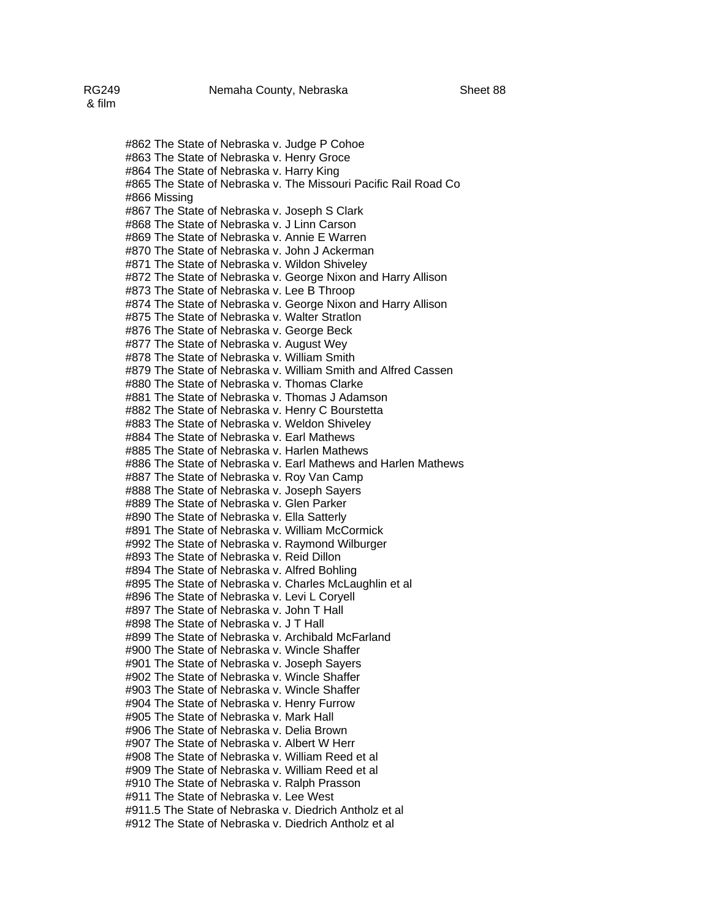RG249 & film　　Nemaha County, Nebraska　　Sheet 88

#862 The State of Nebraska v. Judge P Cohoe
#863 The State of Nebraska v. Henry Groce
#864 The State of Nebraska v. Harry King
#865 The State of Nebraska v. The Missouri Pacific Rail Road Co
#866 Missing
#867 The State of Nebraska v. Joseph S Clark
#868 The State of Nebraska v. J Linn Carson
#869 The State of Nebraska v. Annie E Warren
#870 The State of Nebraska v. John J Ackerman
#871 The State of Nebraska v. Wildon Shiveley
#872 The State of Nebraska v. George Nixon and Harry Allison
#873 The State of Nebraska v. Lee B Throop
#874 The State of Nebraska v. George Nixon and Harry Allison
#875 The State of Nebraska v. Walter Stratlon
#876 The State of Nebraska v. George Beck
#877 The State of Nebraska v. August Wey
#878 The State of Nebraska v. William Smith
#879 The State of Nebraska v. William Smith and Alfred Cassen
#880 The State of Nebraska v. Thomas Clarke
#881 The State of Nebraska v. Thomas J Adamson
#882 The State of Nebraska v. Henry C Bourstetta
#883 The State of Nebraska v. Weldon Shiveley
#884 The State of Nebraska v. Earl Mathews
#885 The State of Nebraska v. Harlen Mathews
#886 The State of Nebraska v. Earl Mathews and Harlen Mathews
#887 The State of Nebraska v. Roy Van Camp
#888 The State of Nebraska v. Joseph Sayers
#889 The State of Nebraska v. Glen Parker
#890 The State of Nebraska v. Ella Satterly
#891 The State of Nebraska v. William McCormick
#992 The State of Nebraska v. Raymond Wilburger
#893 The State of Nebraska v. Reid Dillon
#894 The State of Nebraska v. Alfred Bohling
#895 The State of Nebraska v. Charles McLaughlin et al
#896 The State of Nebraska v. Levi L Coryell
#897 The State of Nebraska v. John T Hall
#898 The State of Nebraska v. J T Hall
#899 The State of Nebraska v. Archibald McFarland
#900 The State of Nebraska v. Wincle Shaffer
#901 The State of Nebraska v. Joseph Sayers
#902 The State of Nebraska v. Wincle Shaffer
#903 The State of Nebraska v. Wincle Shaffer
#904 The State of Nebraska v. Henry Furrow
#905 The State of Nebraska v. Mark Hall
#906 The State of Nebraska v. Delia Brown
#907 The State of Nebraska v. Albert W Herr
#908 The State of Nebraska v. William Reed et al
#909 The State of Nebraska v. William Reed et al
#910 The State of Nebraska v. Ralph Prasson
#911 The State of Nebraska v. Lee West
#911.5 The State of Nebraska v. Diedrich Antholz et al
#912 The State of Nebraska v. Diedrich Antholz et al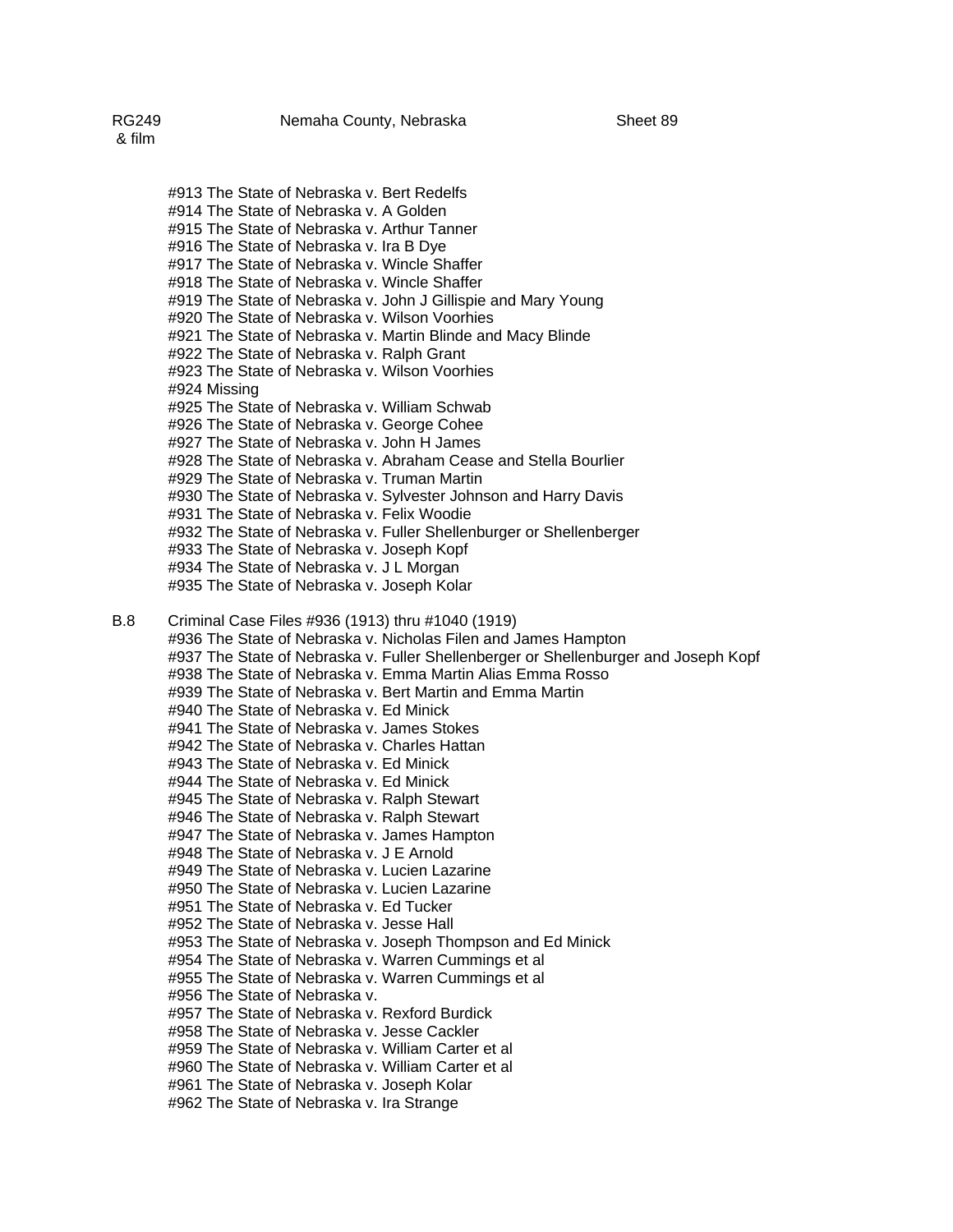RG249 & film — Nemaha County, Nebraska — Sheet 89

#913 The State of Nebraska v. Bert Redelfs
#914 The State of Nebraska v. A Golden
#915 The State of Nebraska v. Arthur Tanner
#916 The State of Nebraska v. Ira B Dye
#917 The State of Nebraska v. Wincle Shaffer
#918 The State of Nebraska v. Wincle Shaffer
#919 The State of Nebraska v. John J Gillispie and Mary Young
#920 The State of Nebraska v. Wilson Voorhies
#921 The State of Nebraska v. Martin Blinde and Macy Blinde
#922 The State of Nebraska v. Ralph Grant
#923 The State of Nebraska v. Wilson Voorhies
#924 Missing
#925 The State of Nebraska v. William Schwab
#926 The State of Nebraska v. George Cohee
#927 The State of Nebraska v. John H James
#928 The State of Nebraska v. Abraham Cease and Stella Bourlier
#929 The State of Nebraska v. Truman Martin
#930 The State of Nebraska v. Sylvester Johnson and Harry Davis
#931 The State of Nebraska v. Felix Woodie
#932 The State of Nebraska v. Fuller Shellenburger or Shellenberger
#933 The State of Nebraska v. Joseph Kopf
#934 The State of Nebraska v. J L Morgan
#935 The State of Nebraska v. Joseph Kolar

B.8 Criminal Case Files #936 (1913) thru #1040 (1919)

#936 The State of Nebraska v. Nicholas Filen and James Hampton
#937 The State of Nebraska v. Fuller Shellenberger or Shellenburger and Joseph Kopf
#938 The State of Nebraska v. Emma Martin Alias Emma Rosso
#939 The State of Nebraska v. Bert Martin and Emma Martin
#940 The State of Nebraska v. Ed Minick
#941 The State of Nebraska v. James Stokes
#942 The State of Nebraska v. Charles Hattan
#943 The State of Nebraska v. Ed Minick
#944 The State of Nebraska v. Ed Minick
#945 The State of Nebraska v. Ralph Stewart
#946 The State of Nebraska v. Ralph Stewart
#947 The State of Nebraska v. James Hampton
#948 The State of Nebraska v. J E Arnold
#949 The State of Nebraska v. Lucien Lazarine
#950 The State of Nebraska v. Lucien Lazarine
#951 The State of Nebraska v. Ed Tucker
#952 The State of Nebraska v. Jesse Hall
#953 The State of Nebraska v. Joseph Thompson and Ed Minick
#954 The State of Nebraska v. Warren Cummings et al
#955 The State of Nebraska v. Warren Cummings et al
#956 The State of Nebraska v.
#957 The State of Nebraska v. Rexford Burdick
#958 The State of Nebraska v. Jesse Cackler
#959 The State of Nebraska v. William Carter et al
#960 The State of Nebraska v. William Carter et al
#961 The State of Nebraska v. Joseph Kolar
#962 The State of Nebraska v. Ira Strange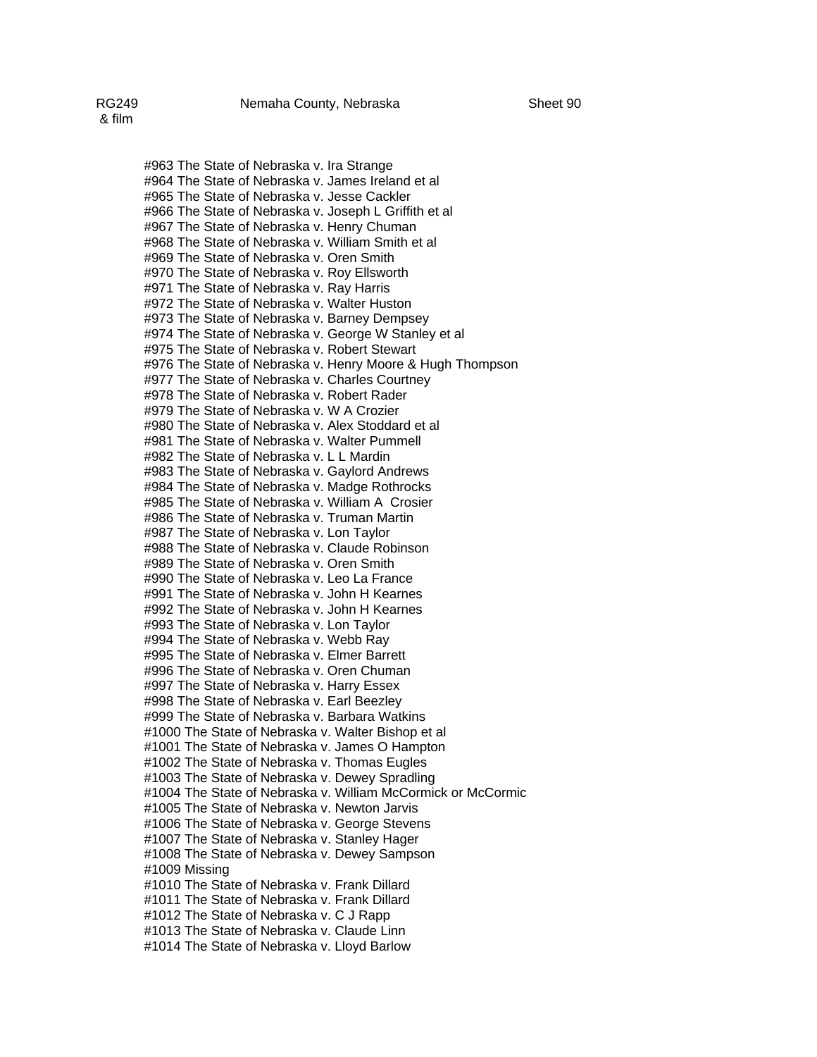RG249 & film | Nemaha County, Nebraska | Sheet 90

#963 The State of Nebraska v. Ira Strange
#964 The State of Nebraska v. James Ireland et al
#965 The State of Nebraska v. Jesse Cackler
#966 The State of Nebraska v. Joseph L Griffith et al
#967 The State of Nebraska v. Henry Chuman
#968 The State of Nebraska v. William Smith et al
#969 The State of Nebraska v. Oren Smith
#970 The State of Nebraska v. Roy Ellsworth
#971 The State of Nebraska v. Ray Harris
#972 The State of Nebraska v. Walter Huston
#973 The State of Nebraska v. Barney Dempsey
#974 The State of Nebraska v. George W Stanley et al
#975 The State of Nebraska v. Robert Stewart
#976 The State of Nebraska v. Henry Moore & Hugh Thompson
#977 The State of Nebraska v. Charles Courtney
#978 The State of Nebraska v. Robert Rader
#979 The State of Nebraska v. W A Crozier
#980 The State of Nebraska v. Alex Stoddard et al
#981 The State of Nebraska v. Walter Pummell
#982 The State of Nebraska v. L L Mardin
#983 The State of Nebraska v. Gaylord Andrews
#984 The State of Nebraska v. Madge Rothrocks
#985 The State of Nebraska v. William A Crosier
#986 The State of Nebraska v. Truman Martin
#987 The State of Nebraska v. Lon Taylor
#988 The State of Nebraska v. Claude Robinson
#989 The State of Nebraska v. Oren Smith
#990 The State of Nebraska v. Leo La France
#991 The State of Nebraska v. John H Kearnes
#992 The State of Nebraska v. John H Kearnes
#993 The State of Nebraska v. Lon Taylor
#994 The State of Nebraska v. Webb Ray
#995 The State of Nebraska v. Elmer Barrett
#996 The State of Nebraska v. Oren Chuman
#997 The State of Nebraska v. Harry Essex
#998 The State of Nebraska v. Earl Beezley
#999 The State of Nebraska v. Barbara Watkins
#1000 The State of Nebraska v. Walter Bishop et al
#1001 The State of Nebraska v. James O Hampton
#1002 The State of Nebraska v. Thomas Eugles
#1003 The State of Nebraska v. Dewey Spradling
#1004 The State of Nebraska v. William McCormick or McCormic
#1005 The State of Nebraska v. Newton Jarvis
#1006 The State of Nebraska v. George Stevens
#1007 The State of Nebraska v. Stanley Hager
#1008 The State of Nebraska v. Dewey Sampson
#1009 Missing
#1010 The State of Nebraska v. Frank Dillard
#1011 The State of Nebraska v. Frank Dillard
#1012 The State of Nebraska v. C J Rapp
#1013 The State of Nebraska v. Claude Linn
#1014 The State of Nebraska v. Lloyd Barlow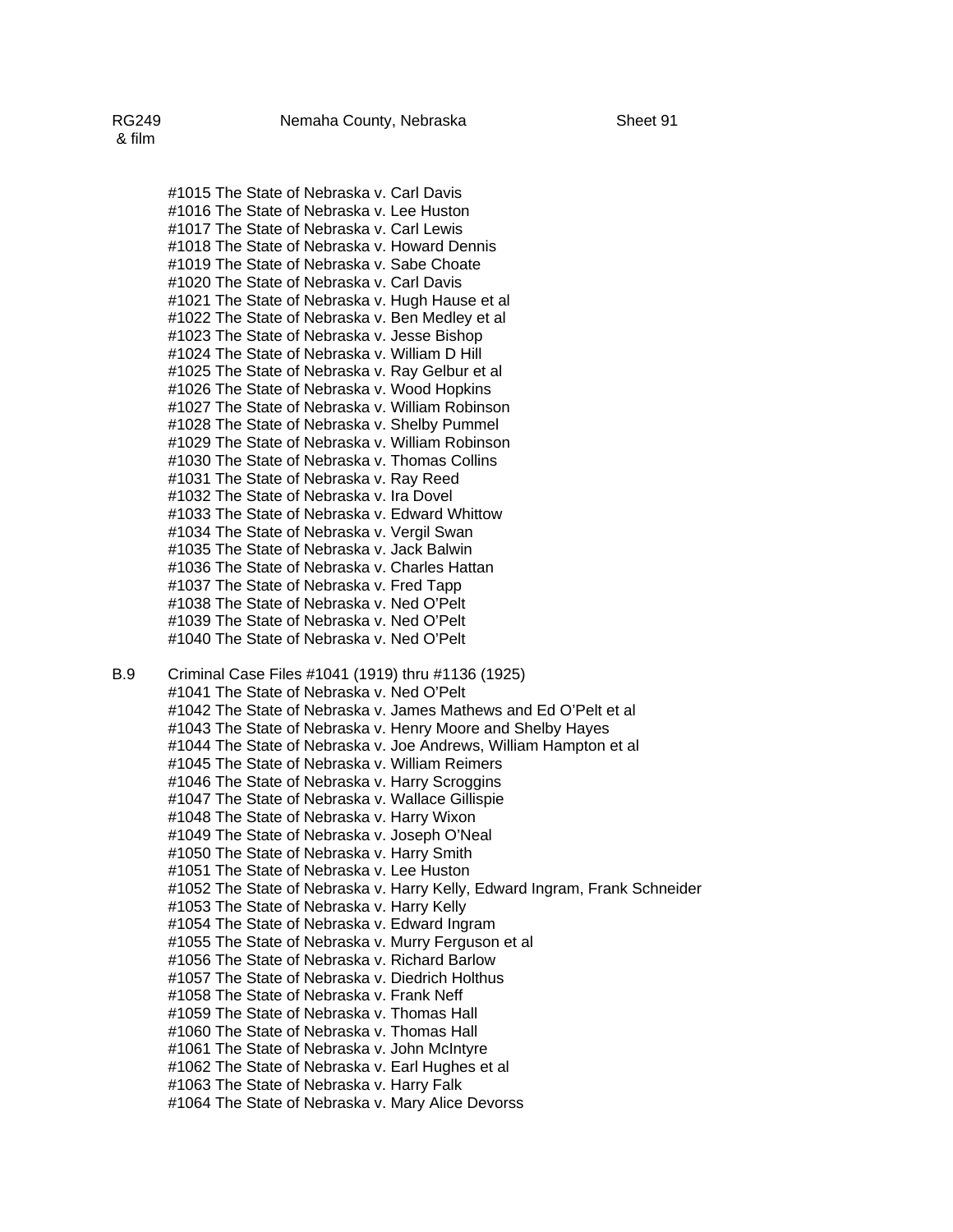#1015 The State of Nebraska v. Carl Davis
#1016 The State of Nebraska v. Lee Huston
#1017 The State of Nebraska v. Carl Lewis
#1018 The State of Nebraska v. Howard Dennis
#1019 The State of Nebraska v. Sabe Choate
#1020 The State of Nebraska v. Carl Davis
#1021 The State of Nebraska v. Hugh Hause et al
#1022 The State of Nebraska v. Ben Medley et al
#1023 The State of Nebraska v. Jesse Bishop
#1024 The State of Nebraska v. William D Hill
#1025 The State of Nebraska v. Ray Gelbur et al
#1026 The State of Nebraska v. Wood Hopkins
#1027 The State of Nebraska v. William Robinson
#1028 The State of Nebraska v. Shelby Pummel
#1029 The State of Nebraska v. William Robinson
#1030 The State of Nebraska v. Thomas Collins
#1031 The State of Nebraska v. Ray Reed
#1032 The State of Nebraska v. Ira Dovel
#1033 The State of Nebraska v. Edward Whittow
#1034 The State of Nebraska v. Vergil Swan
#1035 The State of Nebraska v. Jack Balwin
#1036 The State of Nebraska v. Charles Hattan
#1037 The State of Nebraska v. Fred Tapp
#1038 The State of Nebraska v. Ned O'Pelt
#1039 The State of Nebraska v. Ned O'Pelt
#1040 The State of Nebraska v. Ned O'Pelt

B.9 Criminal Case Files #1041 (1919) thru #1136 (1925)
#1041 The State of Nebraska v. Ned O'Pelt
#1042 The State of Nebraska v. James Mathews and Ed O'Pelt et al
#1043 The State of Nebraska v. Henry Moore and Shelby Hayes
#1044 The State of Nebraska v. Joe Andrews, William Hampton et al
#1045 The State of Nebraska v. William Reimers
#1046 The State of Nebraska v. Harry Scroggins
#1047 The State of Nebraska v. Wallace Gillispie
#1048 The State of Nebraska v. Harry Wixon
#1049 The State of Nebraska v. Joseph O'Neal
#1050 The State of Nebraska v. Harry Smith
#1051 The State of Nebraska v. Lee Huston
#1052 The State of Nebraska v. Harry Kelly, Edward Ingram, Frank Schneider
#1053 The State of Nebraska v. Harry Kelly
#1054 The State of Nebraska v. Edward Ingram
#1055 The State of Nebraska v. Murry Ferguson et al
#1056 The State of Nebraska v. Richard Barlow
#1057 The State of Nebraska v. Diedrich Holthus
#1058 The State of Nebraska v. Frank Neff
#1059 The State of Nebraska v. Thomas Hall
#1060 The State of Nebraska v. Thomas Hall
#1061 The State of Nebraska v. John McIntyre
#1062 The State of Nebraska v. Earl Hughes et al
#1063 The State of Nebraska v. Harry Falk
#1064 The State of Nebraska v. Mary Alice Devorss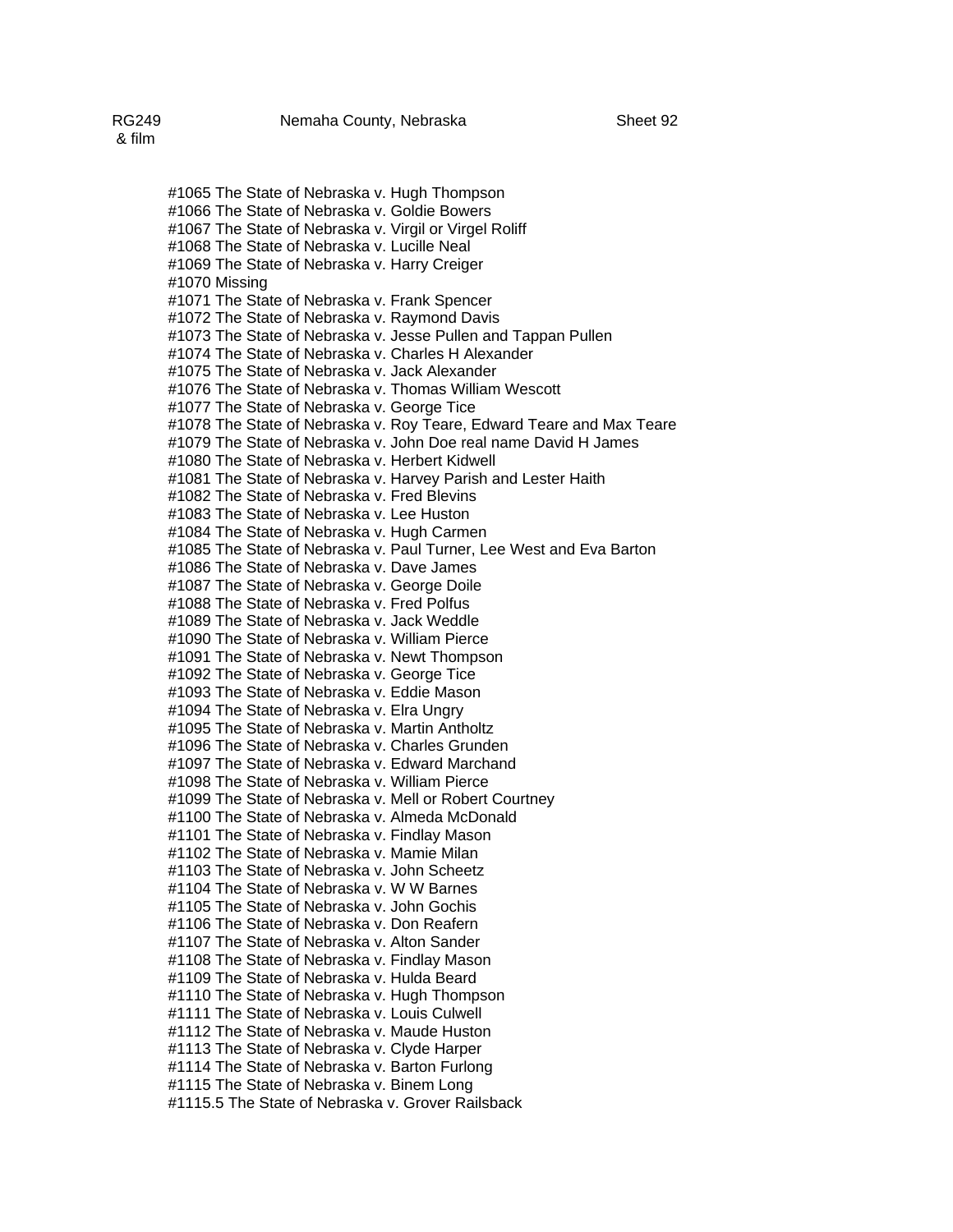#1065 The State of Nebraska v. Hugh Thompson
#1066 The State of Nebraska v. Goldie Bowers
#1067 The State of Nebraska v. Virgil or Virgel Roliff
#1068 The State of Nebraska v. Lucille Neal
#1069 The State of Nebraska v. Harry Creiger
#1070 Missing
#1071 The State of Nebraska v. Frank Spencer
#1072 The State of Nebraska v. Raymond Davis
#1073 The State of Nebraska v. Jesse Pullen and Tappan Pullen
#1074 The State of Nebraska v. Charles H Alexander
#1075 The State of Nebraska v. Jack Alexander
#1076 The State of Nebraska v. Thomas William Wescott
#1077 The State of Nebraska v. George Tice
#1078 The State of Nebraska v. Roy Teare, Edward Teare and Max Teare
#1079 The State of Nebraska v. John Doe real name David H James
#1080 The State of Nebraska v. Herbert Kidwell
#1081 The State of Nebraska v. Harvey Parish and Lester Haith
#1082 The State of Nebraska v. Fred Blevins
#1083 The State of Nebraska v. Lee Huston
#1084 The State of Nebraska v. Hugh Carmen
#1085 The State of Nebraska v. Paul Turner, Lee West and Eva Barton
#1086 The State of Nebraska v. Dave James
#1087 The State of Nebraska v. George Doile
#1088 The State of Nebraska v. Fred Polfus
#1089 The State of Nebraska v. Jack Weddle
#1090 The State of Nebraska v. William Pierce
#1091 The State of Nebraska v. Newt Thompson
#1092 The State of Nebraska v. George Tice
#1093 The State of Nebraska v. Eddie Mason
#1094 The State of Nebraska v. Elra Ungry
#1095 The State of Nebraska v. Martin Antholtz
#1096 The State of Nebraska v. Charles Grunden
#1097 The State of Nebraska v. Edward Marchand
#1098 The State of Nebraska v. William Pierce
#1099 The State of Nebraska v. Mell or Robert Courtney
#1100 The State of Nebraska v. Almeda McDonald
#1101 The State of Nebraska v. Findlay Mason
#1102 The State of Nebraska v. Mamie Milan
#1103 The State of Nebraska v. John Scheetz
#1104 The State of Nebraska v. W W Barnes
#1105 The State of Nebraska v. John Gochis
#1106 The State of Nebraska v. Don Reafern
#1107 The State of Nebraska v. Alton Sander
#1108 The State of Nebraska v. Findlay Mason
#1109 The State of Nebraska v. Hulda Beard
#1110 The State of Nebraska v. Hugh Thompson
#1111 The State of Nebraska v. Louis Culwell
#1112 The State of Nebraska v. Maude Huston
#1113 The State of Nebraska v. Clyde Harper
#1114 The State of Nebraska v. Barton Furlong
#1115 The State of Nebraska v. Binem Long
#1115.5 The State of Nebraska v. Grover Railsback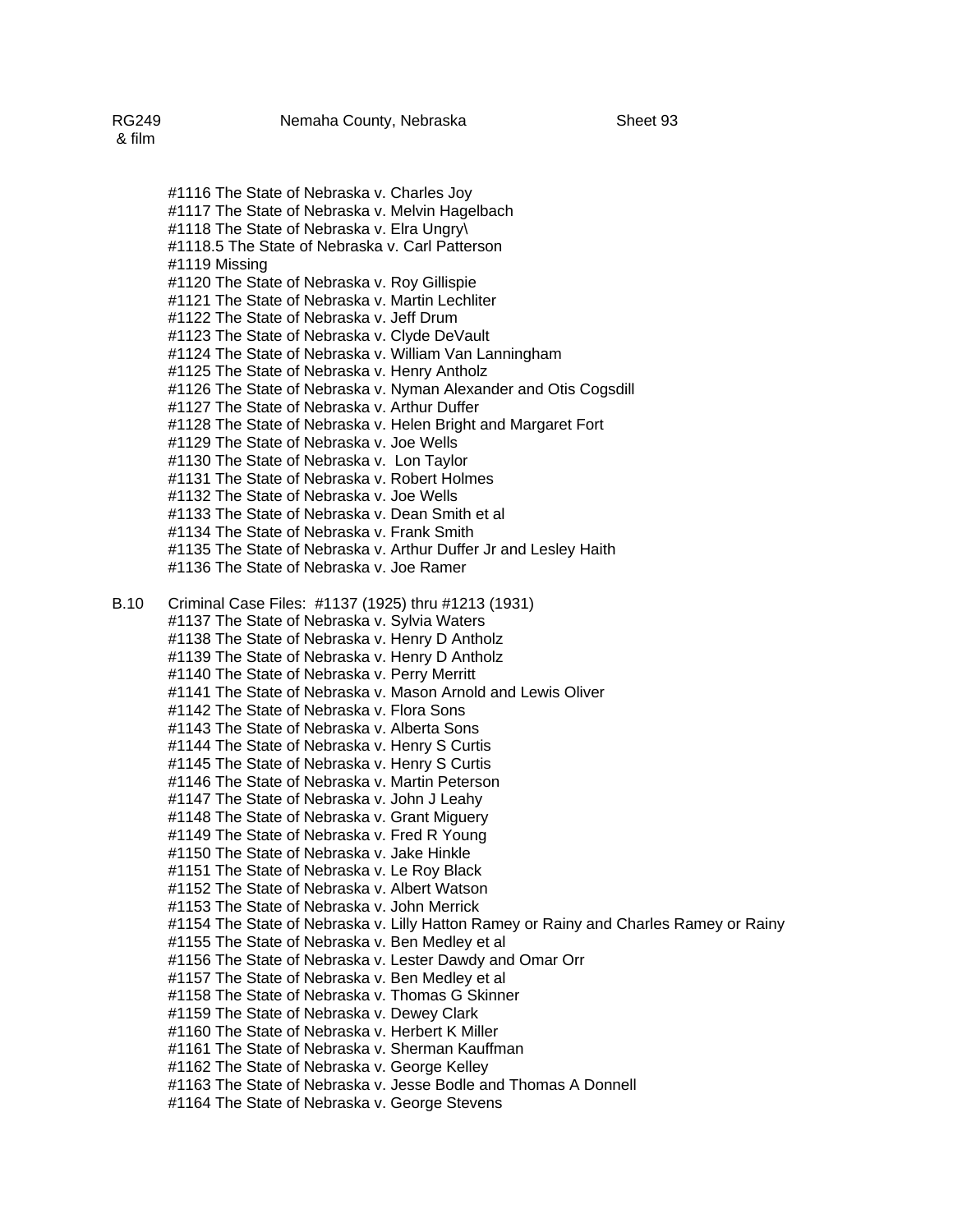RG249 & film — Nemaha County, Nebraska — Sheet 93

#1116 The State of Nebraska v. Charles Joy
#1117 The State of Nebraska v. Melvin Hagelbach
#1118 The State of Nebraska v. Elra Ungry\
#1118.5 The State of Nebraska v. Carl Patterson
#1119 Missing
#1120 The State of Nebraska v. Roy Gillispie
#1121 The State of Nebraska v. Martin Lechliter
#1122 The State of Nebraska v. Jeff Drum
#1123 The State of Nebraska v. Clyde DeVault
#1124 The State of Nebraska v. William Van Lanningham
#1125 The State of Nebraska v. Henry Antholz
#1126 The State of Nebraska v. Nyman Alexander and Otis Cogsdill
#1127 The State of Nebraska v. Arthur Duffer
#1128 The State of Nebraska v. Helen Bright and Margaret Fort
#1129 The State of Nebraska v. Joe Wells
#1130 The State of Nebraska v. Lon Taylor
#1131 The State of Nebraska v. Robert Holmes
#1132 The State of Nebraska v. Joe Wells
#1133 The State of Nebraska v. Dean Smith et al
#1134 The State of Nebraska v. Frank Smith
#1135 The State of Nebraska v. Arthur Duffer Jr and Lesley Haith
#1136 The State of Nebraska v. Joe Ramer

B.10 Criminal Case Files: #1137 (1925) thru #1213 (1931)
#1137 The State of Nebraska v. Sylvia Waters
#1138 The State of Nebraska v. Henry D Antholz
#1139 The State of Nebraska v. Henry D Antholz
#1140 The State of Nebraska v. Perry Merritt
#1141 The State of Nebraska v. Mason Arnold and Lewis Oliver
#1142 The State of Nebraska v. Flora Sons
#1143 The State of Nebraska v. Alberta Sons
#1144 The State of Nebraska v. Henry S Curtis
#1145 The State of Nebraska v. Henry S Curtis
#1146 The State of Nebraska v. Martin Peterson
#1147 The State of Nebraska v. John J Leahy
#1148 The State of Nebraska v. Grant Miguery
#1149 The State of Nebraska v. Fred R Young
#1150 The State of Nebraska v. Jake Hinkle
#1151 The State of Nebraska v. Le Roy Black
#1152 The State of Nebraska v. Albert Watson
#1153 The State of Nebraska v. John Merrick
#1154 The State of Nebraska v. Lilly Hatton Ramey or Rainy and Charles Ramey or Rainy
#1155 The State of Nebraska v. Ben Medley et al
#1156 The State of Nebraska v. Lester Dawdy and Omar Orr
#1157 The State of Nebraska v. Ben Medley et al
#1158 The State of Nebraska v. Thomas G Skinner
#1159 The State of Nebraska v. Dewey Clark
#1160 The State of Nebraska v. Herbert K Miller
#1161 The State of Nebraska v. Sherman Kauffman
#1162 The State of Nebraska v. George Kelley
#1163 The State of Nebraska v. Jesse Bodle and Thomas A Donnell
#1164 The State of Nebraska v. George Stevens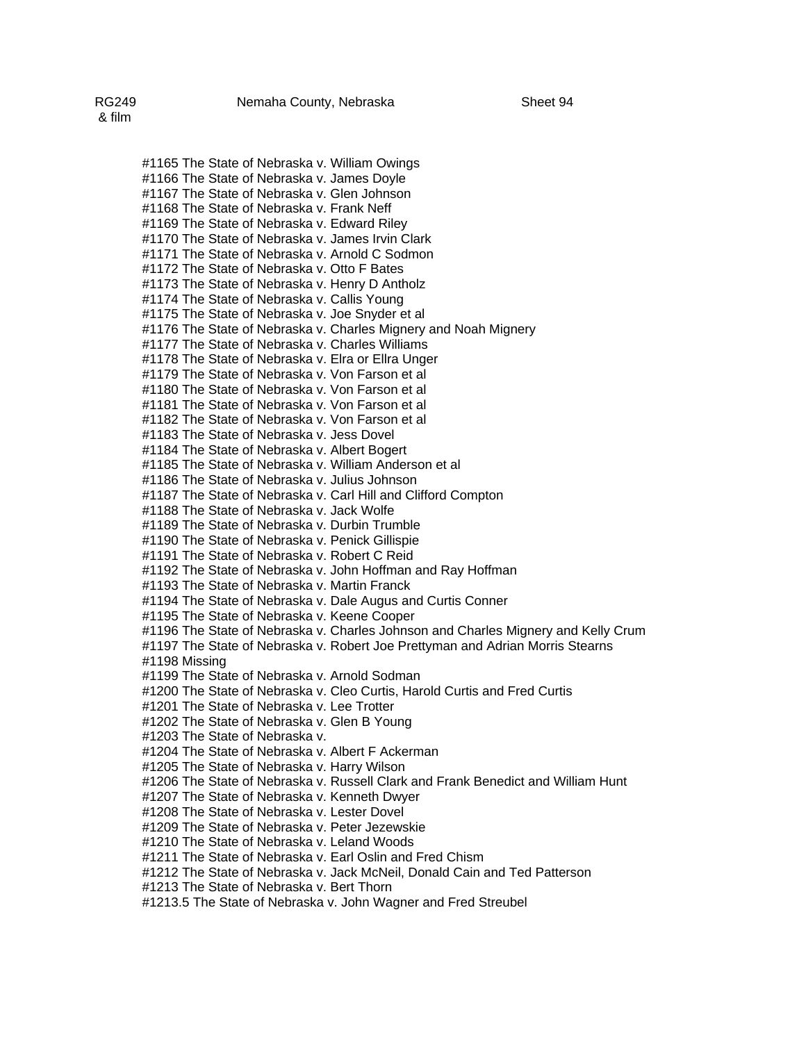#1165 The State of Nebraska v. William Owings
#1166 The State of Nebraska v. James Doyle
#1167 The State of Nebraska v. Glen Johnson
#1168 The State of Nebraska v. Frank Neff
#1169 The State of Nebraska v. Edward Riley
#1170 The State of Nebraska v. James Irvin Clark
#1171 The State of Nebraska v. Arnold C Sodmon
#1172 The State of Nebraska v. Otto F Bates
#1173 The State of Nebraska v. Henry D Antholz
#1174 The State of Nebraska v. Callis Young
#1175 The State of Nebraska v. Joe Snyder et al
#1176 The State of Nebraska v. Charles Mignery and Noah Mignery
#1177 The State of Nebraska v. Charles Williams
#1178 The State of Nebraska v. Elra or Ellra Unger
#1179 The State of Nebraska v. Von Farson et al
#1180 The State of Nebraska v. Von Farson et al
#1181 The State of Nebraska v. Von Farson et al
#1182 The State of Nebraska v. Von Farson et al
#1183 The State of Nebraska v. Jess Dovel
#1184 The State of Nebraska v. Albert Bogert
#1185 The State of Nebraska v. William Anderson et al
#1186 The State of Nebraska v. Julius Johnson
#1187 The State of Nebraska v. Carl Hill and Clifford Compton
#1188 The State of Nebraska v. Jack Wolfe
#1189 The State of Nebraska v. Durbin Trumble
#1190 The State of Nebraska v. Penick Gillispie
#1191 The State of Nebraska v. Robert C Reid
#1192 The State of Nebraska v. John Hoffman and Ray Hoffman
#1193 The State of Nebraska v. Martin Franck
#1194 The State of Nebraska v. Dale Augus and Curtis Conner
#1195 The State of Nebraska v. Keene Cooper
#1196 The State of Nebraska v. Charles Johnson and Charles Mignery and Kelly Crum
#1197 The State of Nebraska v. Robert Joe Prettyman and Adrian Morris Stearns
#1198 Missing
#1199 The State of Nebraska v. Arnold Sodman
#1200 The State of Nebraska v. Cleo Curtis, Harold Curtis and Fred Curtis
#1201 The State of Nebraska v. Lee Trotter
#1202 The State of Nebraska v. Glen B Young
#1203 The State of Nebraska v.
#1204 The State of Nebraska v. Albert F Ackerman
#1205 The State of Nebraska v. Harry Wilson
#1206 The State of Nebraska v. Russell Clark and Frank Benedict and William Hunt
#1207 The State of Nebraska v. Kenneth Dwyer
#1208 The State of Nebraska v. Lester Dovel
#1209 The State of Nebraska v. Peter Jezewskie
#1210 The State of Nebraska v. Leland Woods
#1211 The State of Nebraska v. Earl Oslin and Fred Chism
#1212 The State of Nebraska v. Jack McNeil, Donald Cain and Ted Patterson
#1213 The State of Nebraska v. Bert Thorn
#1213.5 The State of Nebraska v. John Wagner and Fred Streubel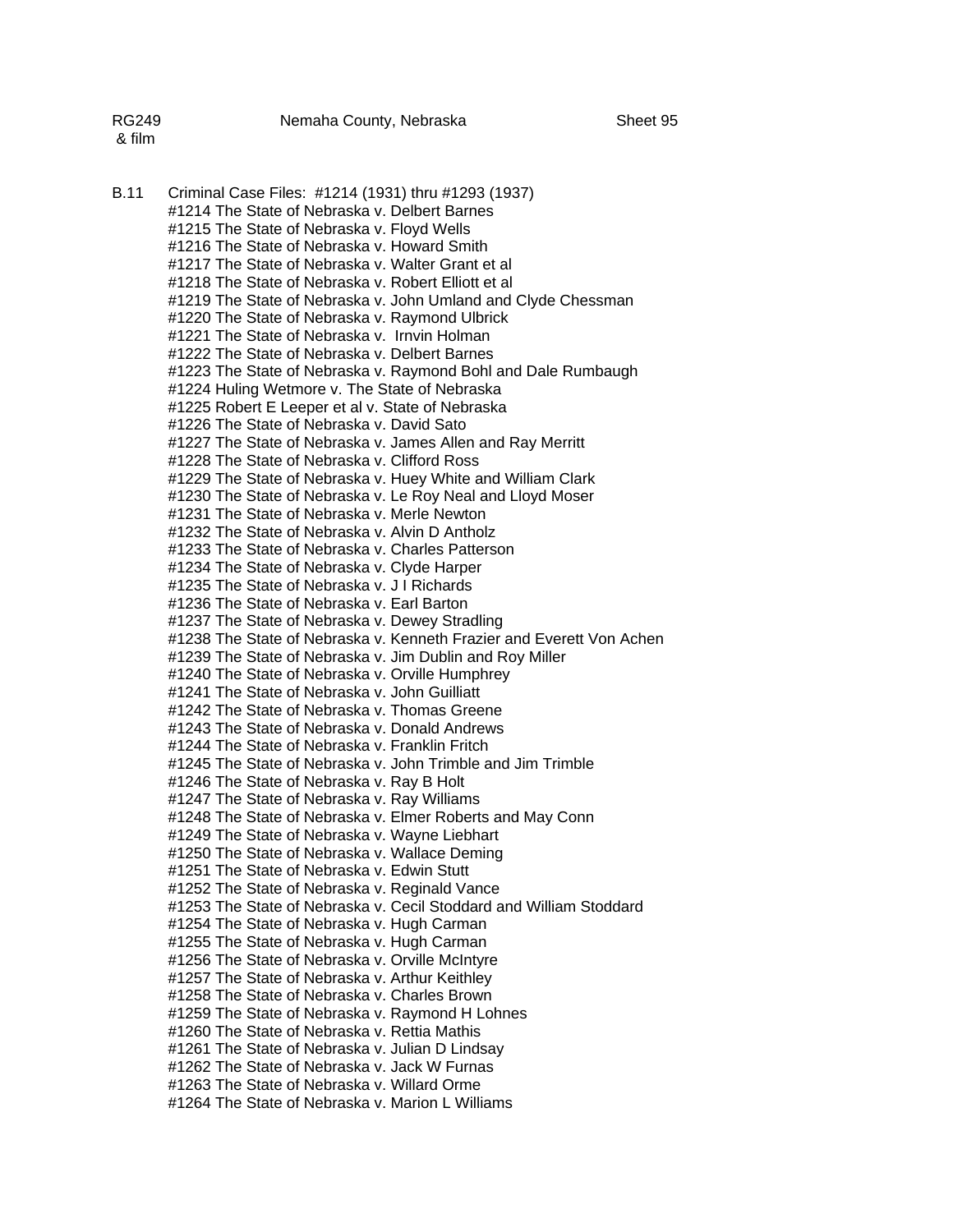RG249 & film — Nemaha County, Nebraska — Sheet 95

B.11 Criminal Case Files: #1214 (1931) thru #1293 (1937)

#1214 The State of Nebraska v. Delbert Barnes
#1215 The State of Nebraska v. Floyd Wells
#1216 The State of Nebraska v. Howard Smith
#1217 The State of Nebraska v. Walter Grant et al
#1218 The State of Nebraska v. Robert Elliott et al
#1219 The State of Nebraska v. John Umland and Clyde Chessman
#1220 The State of Nebraska v. Raymond Ulbrick
#1221 The State of Nebraska v. Irnvin Holman
#1222 The State of Nebraska v. Delbert Barnes
#1223 The State of Nebraska v. Raymond Bohl and Dale Rumbaugh
#1224 Huling Wetmore v. The State of Nebraska
#1225 Robert E Leeper et al v. State of Nebraska
#1226 The State of Nebraska v. David Sato
#1227 The State of Nebraska v. James Allen and Ray Merritt
#1228 The State of Nebraska v. Clifford Ross
#1229 The State of Nebraska v. Huey White and William Clark
#1230 The State of Nebraska v. Le Roy Neal and Lloyd Moser
#1231 The State of Nebraska v. Merle Newton
#1232 The State of Nebraska v. Alvin D Antholz
#1233 The State of Nebraska v. Charles Patterson
#1234 The State of Nebraska v. Clyde Harper
#1235 The State of Nebraska v. J I Richards
#1236 The State of Nebraska v. Earl Barton
#1237 The State of Nebraska v. Dewey Stradling
#1238 The State of Nebraska v. Kenneth Frazier and Everett Von Achen
#1239 The State of Nebraska v. Jim Dublin and Roy Miller
#1240 The State of Nebraska v. Orville Humphrey
#1241 The State of Nebraska v. John Guilliatt
#1242 The State of Nebraska v. Thomas Greene
#1243 The State of Nebraska v. Donald Andrews
#1244 The State of Nebraska v. Franklin Fritch
#1245 The State of Nebraska v. John Trimble and Jim Trimble
#1246 The State of Nebraska v. Ray B Holt
#1247 The State of Nebraska v. Ray Williams
#1248 The State of Nebraska v. Elmer Roberts and May Conn
#1249 The State of Nebraska v. Wayne Liebhart
#1250 The State of Nebraska v. Wallace Deming
#1251 The State of Nebraska v. Edwin Stutt
#1252 The State of Nebraska v. Reginald Vance
#1253 The State of Nebraska v. Cecil Stoddard and William Stoddard
#1254 The State of Nebraska v. Hugh Carman
#1255 The State of Nebraska v. Hugh Carman
#1256 The State of Nebraska v. Orville McIntyre
#1257 The State of Nebraska v. Arthur Keithley
#1258 The State of Nebraska v. Charles Brown
#1259 The State of Nebraska v. Raymond H Lohnes
#1260 The State of Nebraska v. Rettia Mathis
#1261 The State of Nebraska v. Julian D Lindsay
#1262 The State of Nebraska v. Jack W Furnas
#1263 The State of Nebraska v. Willard Orme
#1264 The State of Nebraska v. Marion L Williams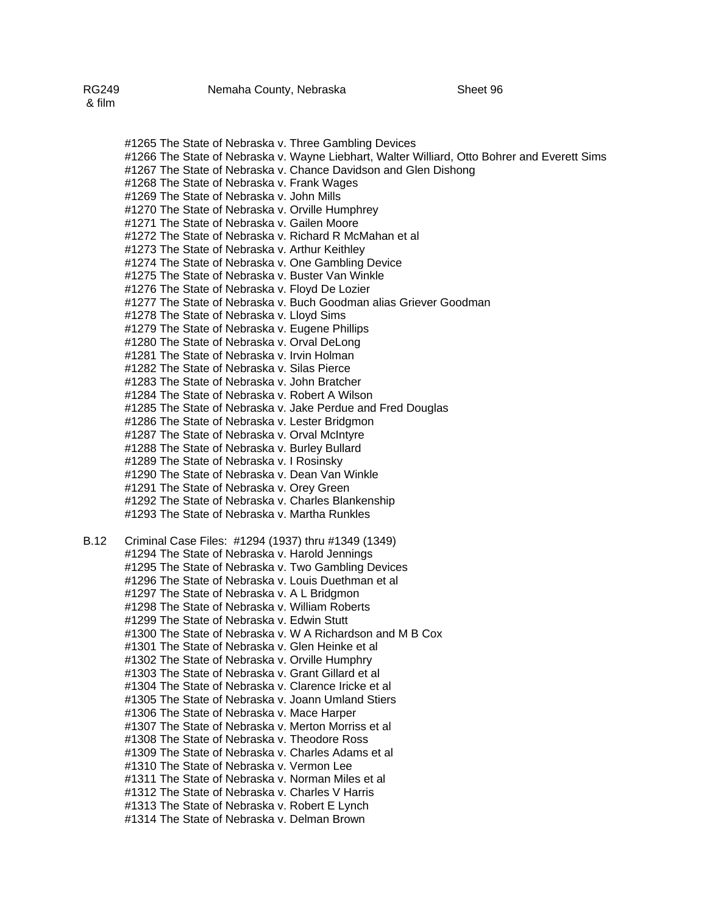RG249 & film Nemaha County, Nebraska Sheet 96

#1265 The State of Nebraska v. Three Gambling Devices
#1266 The State of Nebraska v. Wayne Liebhart, Walter Williard, Otto Bohrer and Everett Sims
#1267 The State of Nebraska v. Chance Davidson and Glen Dishong
#1268 The State of Nebraska v. Frank Wages
#1269 The State of Nebraska v. John Mills
#1270 The State of Nebraska v. Orville Humphrey
#1271 The State of Nebraska v. Gailen Moore
#1272 The State of Nebraska v. Richard R McMahan et al
#1273 The State of Nebraska v. Arthur Keithley
#1274 The State of Nebraska v. One Gambling Device
#1275 The State of Nebraska v. Buster Van Winkle
#1276 The State of Nebraska v. Floyd De Lozier
#1277 The State of Nebraska v. Buch Goodman alias Griever Goodman
#1278 The State of Nebraska v. Lloyd Sims
#1279 The State of Nebraska v. Eugene Phillips
#1280 The State of Nebraska v. Orval DeLong
#1281 The State of Nebraska v. Irvin Holman
#1282 The State of Nebraska v. Silas Pierce
#1283 The State of Nebraska v. John Bratcher
#1284 The State of Nebraska v. Robert A Wilson
#1285 The State of Nebraska v. Jake Perdue and Fred Douglas
#1286 The State of Nebraska v. Lester Bridgmon
#1287 The State of Nebraska v. Orval McIntyre
#1288 The State of Nebraska v. Burley Bullard
#1289 The State of Nebraska v. I Rosinsky
#1290 The State of Nebraska v. Dean Van Winkle
#1291 The State of Nebraska v. Orey Green
#1292 The State of Nebraska v. Charles Blankenship
#1293 The State of Nebraska v. Martha Runkles

B.12 Criminal Case Files: #1294 (1937) thru #1349 (1349)
#1294 The State of Nebraska v. Harold Jennings
#1295 The State of Nebraska v. Two Gambling Devices
#1296 The State of Nebraska v. Louis Duethman et al
#1297 The State of Nebraska v. A L Bridgmon
#1298 The State of Nebraska v. William Roberts
#1299 The State of Nebraska v. Edwin Stutt
#1300 The State of Nebraska v. W A Richardson and M B Cox
#1301 The State of Nebraska v. Glen Heinke et al
#1302 The State of Nebraska v. Orville Humphry
#1303 The State of Nebraska v. Grant Gillard et al
#1304 The State of Nebraska v. Clarence Iricke et al
#1305 The State of Nebraska v. Joann Umland Stiers
#1306 The State of Nebraska v. Mace Harper
#1307 The State of Nebraska v. Merton Morriss et al
#1308 The State of Nebraska v. Theodore Ross
#1309 The State of Nebraska v. Charles Adams et al
#1310 The State of Nebraska v. Vermon Lee
#1311 The State of Nebraska v. Norman Miles et al
#1312 The State of Nebraska v. Charles V Harris
#1313 The State of Nebraska v. Robert E Lynch
#1314 The State of Nebraska v. Delman Brown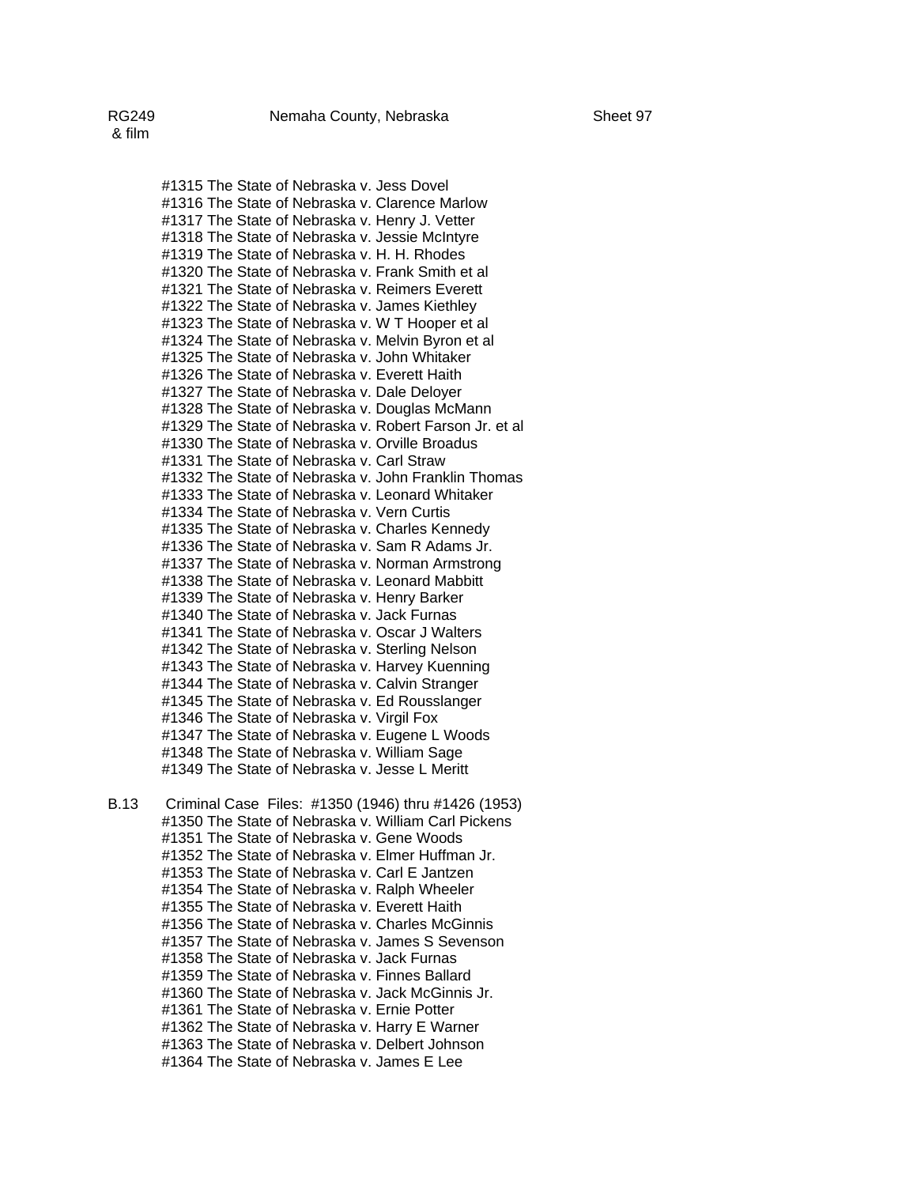RG249 & film — Nemaha County, Nebraska — Sheet 97

#1315 The State of Nebraska v. Jess Dovel
#1316 The State of Nebraska v. Clarence Marlow
#1317 The State of Nebraska v. Henry J. Vetter
#1318 The State of Nebraska v. Jessie McIntyre
#1319 The State of Nebraska v. H. H. Rhodes
#1320 The State of Nebraska v. Frank Smith et al
#1321 The State of Nebraska v. Reimers Everett
#1322 The State of Nebraska v. James Kiethley
#1323 The State of Nebraska v. W T Hooper et al
#1324 The State of Nebraska v. Melvin Byron et al
#1325 The State of Nebraska v. John Whitaker
#1326 The State of Nebraska v. Everett Haith
#1327 The State of Nebraska v. Dale Deloyer
#1328 The State of Nebraska v. Douglas McMann
#1329 The State of Nebraska v. Robert Farson Jr. et al
#1330 The State of Nebraska v. Orville Broadus
#1331 The State of Nebraska v. Carl Straw
#1332 The State of Nebraska v. John Franklin Thomas
#1333 The State of Nebraska v. Leonard Whitaker
#1334 The State of Nebraska v. Vern Curtis
#1335 The State of Nebraska v. Charles Kennedy
#1336 The State of Nebraska v. Sam R Adams Jr.
#1337 The State of Nebraska v. Norman Armstrong
#1338 The State of Nebraska v. Leonard Mabbitt
#1339 The State of Nebraska v. Henry Barker
#1340 The State of Nebraska v. Jack Furnas
#1341 The State of Nebraska v. Oscar J Walters
#1342 The State of Nebraska v. Sterling Nelson
#1343 The State of Nebraska v. Harvey Kuenning
#1344 The State of Nebraska v. Calvin Stranger
#1345 The State of Nebraska v. Ed Rousslanger
#1346 The State of Nebraska v. Virgil Fox
#1347 The State of Nebraska v. Eugene L Woods
#1348 The State of Nebraska v. William Sage
#1349 The State of Nebraska v. Jesse L Meritt

B.13 Criminal Case Files: #1350 (1946) thru #1426 (1953)

#1350 The State of Nebraska v. William Carl Pickens
#1351 The State of Nebraska v. Gene Woods
#1352 The State of Nebraska v. Elmer Huffman Jr.
#1353 The State of Nebraska v. Carl E Jantzen
#1354 The State of Nebraska v. Ralph Wheeler
#1355 The State of Nebraska v. Everett Haith
#1356 The State of Nebraska v. Charles McGinnis
#1357 The State of Nebraska v. James S Sevenson
#1358 The State of Nebraska v. Jack Furnas
#1359 The State of Nebraska v. Finnes Ballard
#1360 The State of Nebraska v. Jack McGinnis Jr.
#1361 The State of Nebraska v. Ernie Potter
#1362 The State of Nebraska v. Harry E Warner
#1363 The State of Nebraska v. Delbert Johnson
#1364 The State of Nebraska v. James E Lee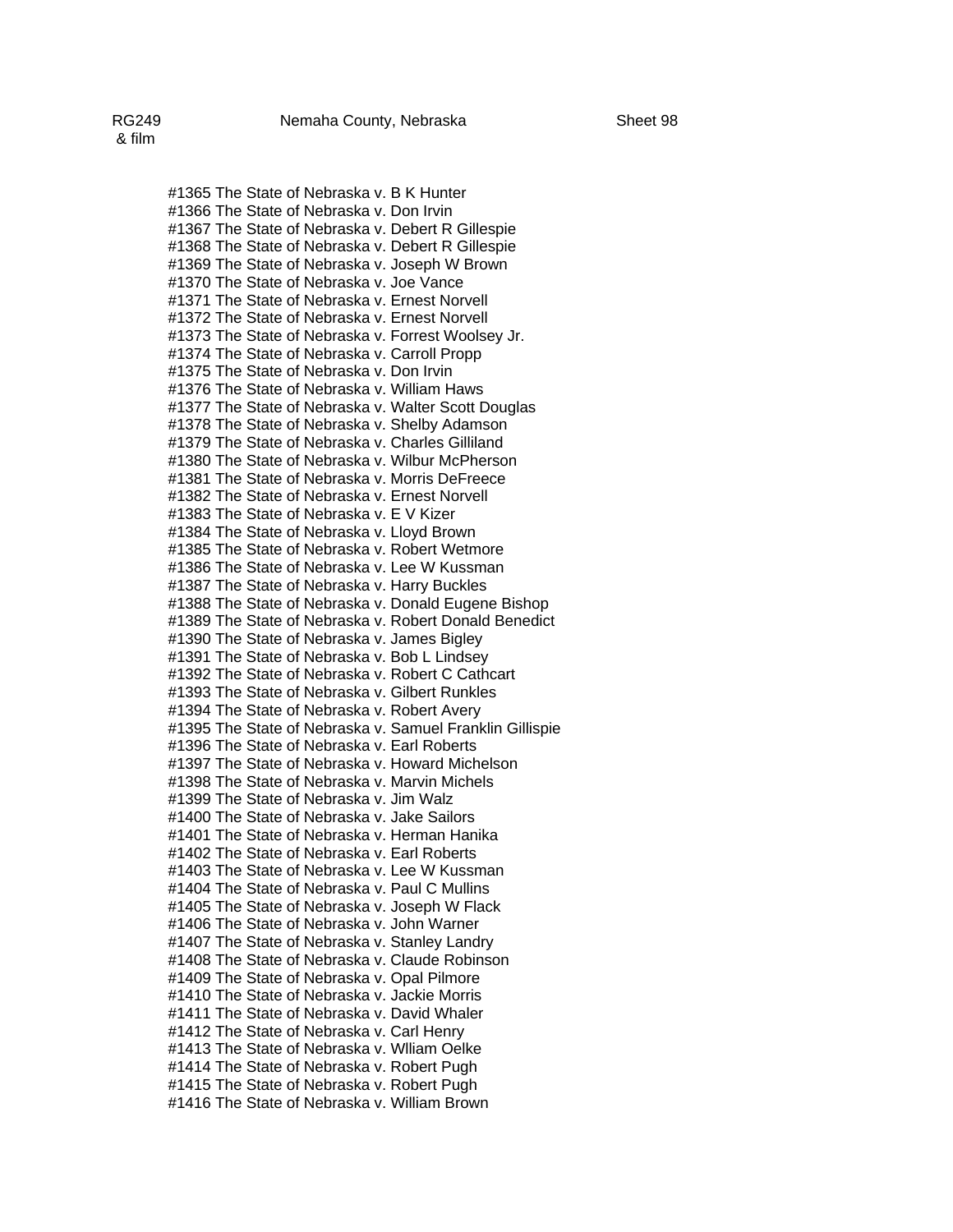RG249 & film    Nemaha County, Nebraska    Sheet 98

#1365 The State of Nebraska v. B K Hunter
#1366 The State of Nebraska v. Don Irvin
#1367 The State of Nebraska v. Debert R Gillespie
#1368 The State of Nebraska v. Debert R Gillespie
#1369 The State of Nebraska v. Joseph W Brown
#1370 The State of Nebraska v. Joe Vance
#1371 The State of Nebraska v. Ernest Norvell
#1372 The State of Nebraska v. Ernest Norvell
#1373 The State of Nebraska v. Forrest Woolsey Jr.
#1374 The State of Nebraska v. Carroll Propp
#1375 The State of Nebraska v. Don Irvin
#1376 The State of Nebraska v. William Haws
#1377 The State of Nebraska v. Walter Scott Douglas
#1378 The State of Nebraska v. Shelby Adamson
#1379 The State of Nebraska v. Charles Gilliland
#1380 The State of Nebraska v. Wilbur McPherson
#1381 The State of Nebraska v. Morris DeFreece
#1382 The State of Nebraska v. Ernest Norvell
#1383 The State of Nebraska v. E V Kizer
#1384 The State of Nebraska v. Lloyd Brown
#1385 The State of Nebraska v. Robert Wetmore
#1386 The State of Nebraska v. Lee W Kussman
#1387 The State of Nebraska v. Harry Buckles
#1388 The State of Nebraska v. Donald Eugene Bishop
#1389 The State of Nebraska v. Robert Donald Benedict
#1390 The State of Nebraska v. James Bigley
#1391 The State of Nebraska v. Bob L Lindsey
#1392 The State of Nebraska v. Robert C Cathcart
#1393 The State of Nebraska v. Gilbert Runkles
#1394 The State of Nebraska v. Robert Avery
#1395 The State of Nebraska v. Samuel Franklin Gillispie
#1396 The State of Nebraska v. Earl Roberts
#1397 The State of Nebraska v. Howard Michelson
#1398 The State of Nebraska v. Marvin Michels
#1399 The State of Nebraska v. Jim Walz
#1400 The State of Nebraska v. Jake Sailors
#1401 The State of Nebraska v. Herman Hanika
#1402 The State of Nebraska v. Earl Roberts
#1403 The State of Nebraska v. Lee W Kussman
#1404 The State of Nebraska v. Paul C Mullins
#1405 The State of Nebraska v. Joseph W Flack
#1406 The State of Nebraska v. John Warner
#1407 The State of Nebraska v. Stanley Landry
#1408 The State of Nebraska v. Claude Robinson
#1409 The State of Nebraska v. Opal Pilmore
#1410 The State of Nebraska v. Jackie Morris
#1411 The State of Nebraska v. David Whaler
#1412 The State of Nebraska v. Carl Henry
#1413 The State of Nebraska v. Wlliam Oelke
#1414 The State of Nebraska v. Robert Pugh
#1415 The State of Nebraska v. Robert Pugh
#1416 The State of Nebraska v. William Brown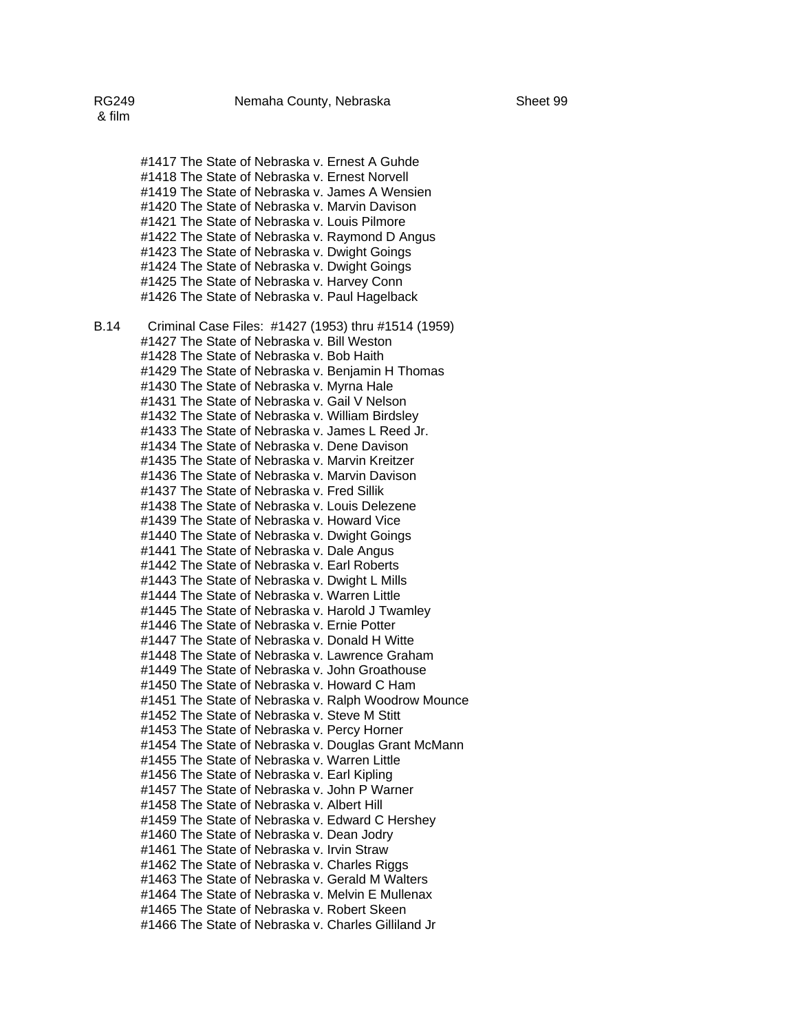#1417 The State of Nebraska v. Ernest A Guhde
#1418 The State of Nebraska v. Ernest Norvell
#1419 The State of Nebraska v. James A Wensien
#1420 The State of Nebraska v. Marvin Davison
#1421 The State of Nebraska v. Louis Pilmore
#1422 The State of Nebraska v. Raymond D Angus
#1423 The State of Nebraska v. Dwight Goings
#1424 The State of Nebraska v. Dwight Goings
#1425 The State of Nebraska v. Harvey Conn
#1426 The State of Nebraska v. Paul Hagelback

B.14 Criminal Case Files: #1427 (1953) thru #1514 (1959)

#1427 The State of Nebraska v. Bill Weston
#1428 The State of Nebraska v. Bob Haith
#1429 The State of Nebraska v. Benjamin H Thomas
#1430 The State of Nebraska v. Myrna Hale
#1431 The State of Nebraska v. Gail V Nelson
#1432 The State of Nebraska v. William Birdsley
#1433 The State of Nebraska v. James L Reed Jr.
#1434 The State of Nebraska v. Dene Davison
#1435 The State of Nebraska v. Marvin Kreitzer
#1436 The State of Nebraska v. Marvin Davison
#1437 The State of Nebraska v. Fred Sillik
#1438 The State of Nebraska v. Louis Delezene
#1439 The State of Nebraska v. Howard Vice
#1440 The State of Nebraska v. Dwight Goings
#1441 The State of Nebraska v. Dale Angus
#1442 The State of Nebraska v. Earl Roberts
#1443 The State of Nebraska v. Dwight L Mills
#1444 The State of Nebraska v. Warren Little
#1445 The State of Nebraska v. Harold J Twamley
#1446 The State of Nebraska v. Ernie Potter
#1447 The State of Nebraska v. Donald H Witte
#1448 The State of Nebraska v. Lawrence Graham
#1449 The State of Nebraska v. John Groathouse
#1450 The State of Nebraska v. Howard C Ham
#1451 The State of Nebraska v. Ralph Woodrow Mounce
#1452 The State of Nebraska v. Steve M Stitt
#1453 The State of Nebraska v. Percy Horner
#1454 The State of Nebraska v. Douglas Grant McMann
#1455 The State of Nebraska v. Warren Little
#1456 The State of Nebraska v. Earl Kipling
#1457 The State of Nebraska v. John P Warner
#1458 The State of Nebraska v. Albert Hill
#1459 The State of Nebraska v. Edward C Hershey
#1460 The State of Nebraska v. Dean Jodry
#1461 The State of Nebraska v. Irvin Straw
#1462 The State of Nebraska v. Charles Riggs
#1463 The State of Nebraska v. Gerald M Walters
#1464 The State of Nebraska v. Melvin E Mullenax
#1465 The State of Nebraska v. Robert Skeen
#1466 The State of Nebraska v. Charles Gilliland Jr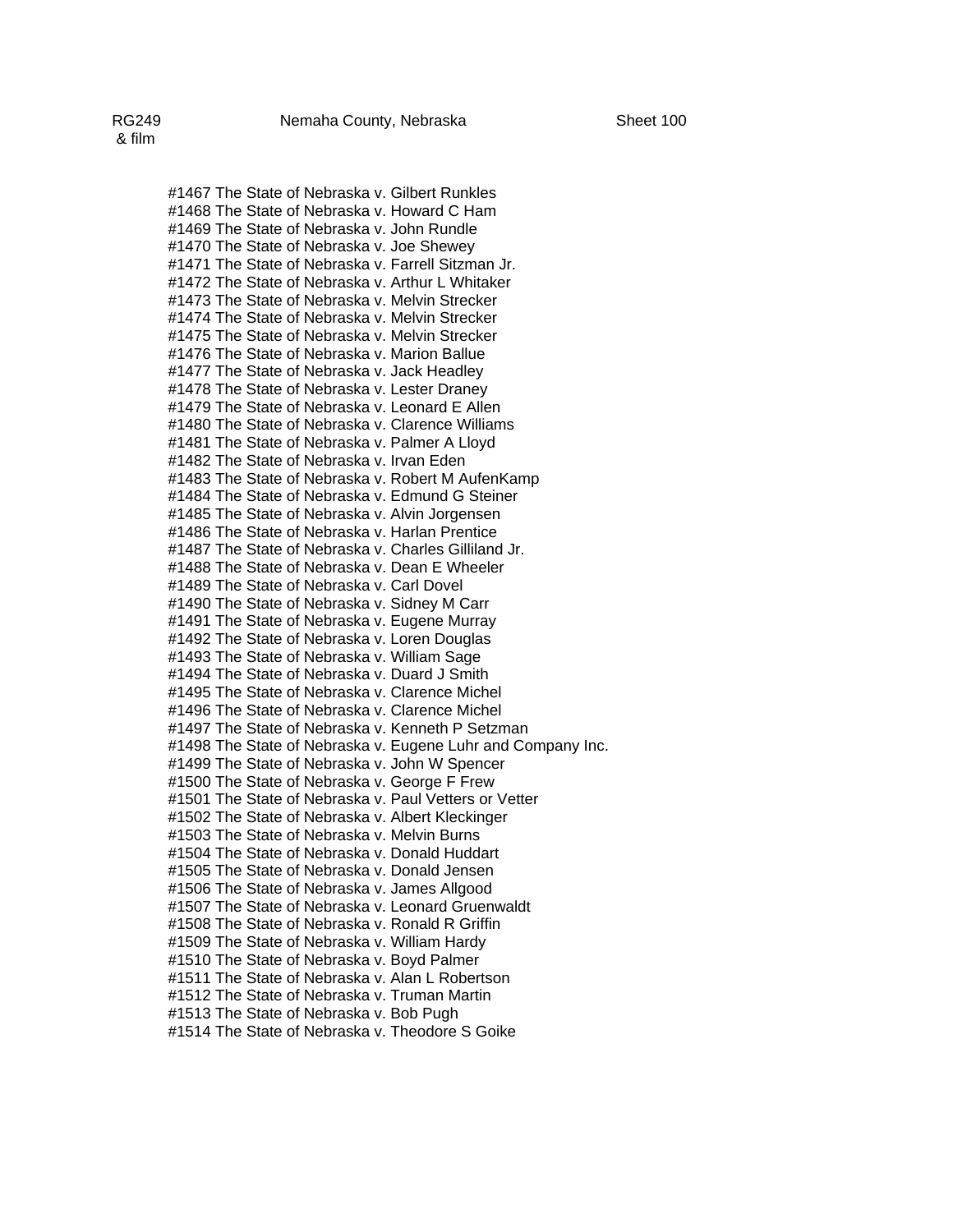#1467 The State of Nebraska v. Gilbert Runkles
#1468 The State of Nebraska v. Howard C Ham
#1469 The State of Nebraska v. John Rundle
#1470 The State of Nebraska v. Joe Shewey
#1471 The State of Nebraska v. Farrell Sitzman Jr.
#1472 The State of Nebraska v. Arthur L Whitaker
#1473 The State of Nebraska v. Melvin Strecker
#1474 The State of Nebraska v. Melvin Strecker
#1475 The State of Nebraska v. Melvin Strecker
#1476 The State of Nebraska v. Marion Ballue
#1477 The State of Nebraska v. Jack Headley
#1478 The State of Nebraska v. Lester Draney
#1479 The State of Nebraska v. Leonard E Allen
#1480 The State of Nebraska v. Clarence Williams
#1481 The State of Nebraska v. Palmer A Lloyd
#1482 The State of Nebraska v. Irvan Eden
#1483 The State of Nebraska v. Robert M AufenKamp
#1484 The State of Nebraska v. Edmund G Steiner
#1485 The State of Nebraska v. Alvin Jorgensen
#1486 The State of Nebraska v. Harlan Prentice
#1487 The State of Nebraska v. Charles Gilliland Jr.
#1488 The State of Nebraska v. Dean E Wheeler
#1489 The State of Nebraska v. Carl Dovel
#1490 The State of Nebraska v. Sidney M Carr
#1491 The State of Nebraska v. Eugene Murray
#1492 The State of Nebraska v. Loren Douglas
#1493 The State of Nebraska v. William Sage
#1494 The State of Nebraska v. Duard J Smith
#1495 The State of Nebraska v. Clarence Michel
#1496 The State of Nebraska v. Clarence Michel
#1497 The State of Nebraska v. Kenneth P Setzman
#1498 The State of Nebraska v. Eugene Luhr and Company Inc.
#1499 The State of Nebraska v. John W Spencer
#1500 The State of Nebraska v. George F Frew
#1501 The State of Nebraska v. Paul Vetters or Vetter
#1502 The State of Nebraska v. Albert Kleckinger
#1503 The State of Nebraska v. Melvin Burns
#1504 The State of Nebraska v. Donald Huddart
#1505 The State of Nebraska v. Donald Jensen
#1506 The State of Nebraska v. James Allgood
#1507 The State of Nebraska v. Leonard Gruenwaldt
#1508 The State of Nebraska v. Ronald R Griffin
#1509 The State of Nebraska v. William Hardy
#1510 The State of Nebraska v. Boyd Palmer
#1511 The State of Nebraska v. Alan L Robertson
#1512 The State of Nebraska v. Truman Martin
#1513 The State of Nebraska v. Bob Pugh
#1514 The State of Nebraska v. Theodore S Goike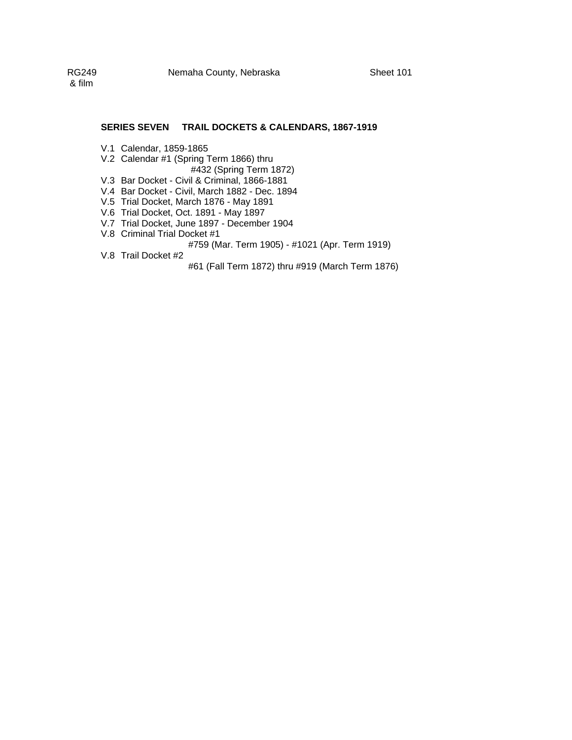RG249
& film

Nemaha County, Nebraska

Sheet 101

**SERIES SEVEN TRAIL DOCKETS & CALENDARS, 1867-1919**

V.1 Calendar, 1859-1865
V.2 Calendar #1 (Spring Term 1866) thru
    #432 (Spring Term 1872)
V.3 Bar Docket - Civil & Criminal, 1866-1881
V.4 Bar Docket - Civil, March 1882 - Dec. 1894
V.5 Trial Docket, March 1876 - May 1891
V.6 Trial Docket, Oct. 1891 - May 1897
V.7 Trial Docket, June 1897 - December 1904
V.8 Criminal Trial Docket #1
    #759 (Mar. Term 1905) - #1021 (Apr. Term 1919)
V.8 Trail Docket #2
    #61 (Fall Term 1872) thru #919 (March Term 1876)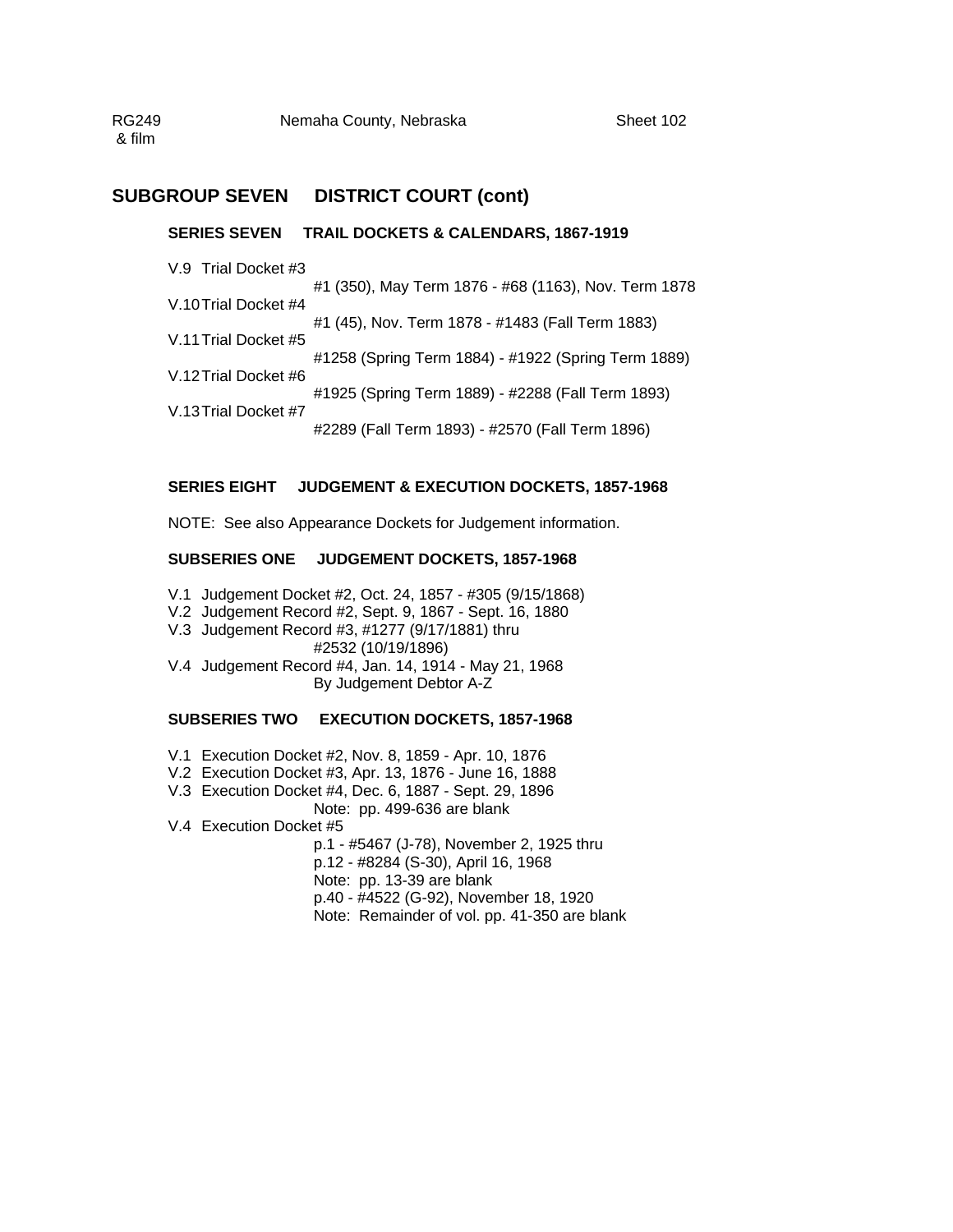## SUBGROUP SEVEN DISTRICT COURT (cont)

### SERIES SEVEN TRAIL DOCKETS & CALENDARS, 1867-1919

V.9 Trial Docket #3
#1 (350), May Term 1876 - #68 (1163), Nov. Term 1878
V.10 Trial Docket #4
#1 (45), Nov. Term 1878 - #1483 (Fall Term 1883)
V.11 Trial Docket #5
#1258 (Spring Term 1884) - #1922 (Spring Term 1889)
V.12 Trial Docket #6
#1925 (Spring Term 1889) - #2288 (Fall Term 1893)
V.13 Trial Docket #7
#2289 (Fall Term 1893) - #2570 (Fall Term 1896)

### SERIES EIGHT JUDGEMENT & EXECUTION DOCKETS, 1857-1968

NOTE: See also Appearance Dockets for Judgement information.

#### SUBSERIES ONE JUDGEMENT DOCKETS, 1857-1968

V.1 Judgement Docket #2, Oct. 24, 1857 - #305 (9/15/1868)
V.2 Judgement Record #2, Sept. 9, 1867 - Sept. 16, 1880
V.3 Judgement Record #3, #1277 (9/17/1881) thru
#2532 (10/19/1896)
V.4 Judgement Record #4, Jan. 14, 1914 - May 21, 1968
By Judgement Debtor A-Z

#### SUBSERIES TWO EXECUTION DOCKETS, 1857-1968

V.1 Execution Docket #2, Nov. 8, 1859 - Apr. 10, 1876
V.2 Execution Docket #3, Apr. 13, 1876 - June 16, 1888
V.3 Execution Docket #4, Dec. 6, 1887 - Sept. 29, 1896
Note: pp. 499-636 are blank
V.4 Execution Docket #5
p.1 - #5467 (J-78), November 2, 1925 thru
p.12 - #8284 (S-30), April 16, 1968
Note: pp. 13-39 are blank
p.40 - #4522 (G-92), November 18, 1920
Note: Remainder of vol. pp. 41-350 are blank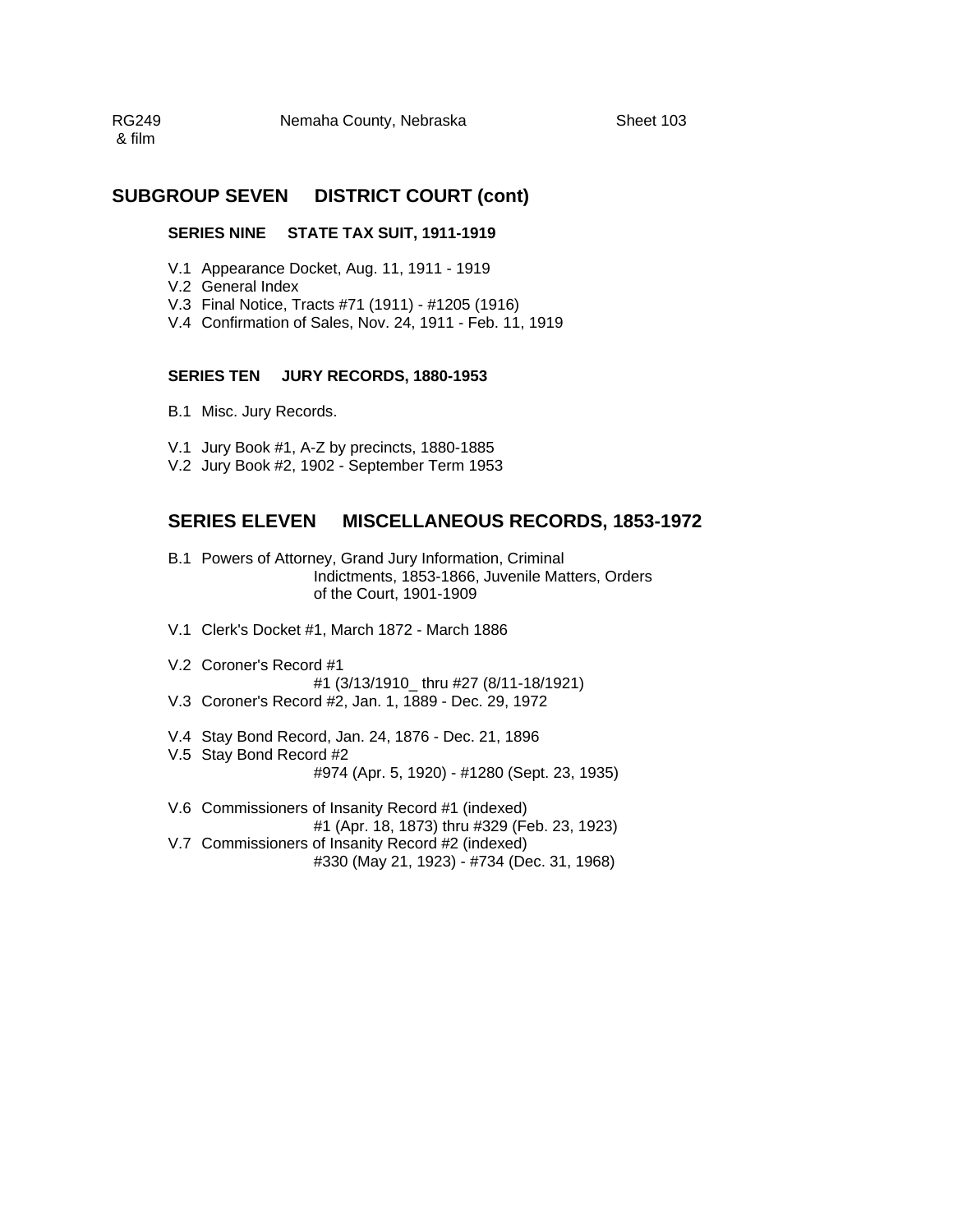RG249 & film — Nemaha County, Nebraska — Sheet 103

## SUBGROUP SEVEN DISTRICT COURT (cont)

### SERIES NINE STATE TAX SUIT, 1911-1919

V.1 Appearance Docket, Aug. 11, 1911 - 1919
V.2 General Index
V.3 Final Notice, Tracts #71 (1911) - #1205 (1916)
V.4 Confirmation of Sales, Nov. 24, 1911 - Feb. 11, 1919

### SERIES TEN JURY RECORDS, 1880-1953

B.1 Misc. Jury Records.

V.1 Jury Book #1, A-Z by precincts, 1880-1885
V.2 Jury Book #2, 1902 - September Term 1953

## SERIES ELEVEN MISCELLANEOUS RECORDS, 1853-1972

B.1 Powers of Attorney, Grand Jury Information, Criminal Indictments, 1853-1866, Juvenile Matters, Orders of the Court, 1901-1909

V.1 Clerk's Docket #1, March 1872 - March 1886

V.2 Coroner's Record #1
#1 (3/13/1910_ thru #27 (8/11-18/1921)
V.3 Coroner's Record #2, Jan. 1, 1889 - Dec. 29, 1972

V.4 Stay Bond Record, Jan. 24, 1876 - Dec. 21, 1896
V.5 Stay Bond Record #2
#974 (Apr. 5, 1920) - #1280 (Sept. 23, 1935)

V.6 Commissioners of Insanity Record #1 (indexed)
#1 (Apr. 18, 1873) thru #329 (Feb. 23, 1923)
V.7 Commissioners of Insanity Record #2 (indexed)
#330 (May 21, 1923) - #734 (Dec. 31, 1968)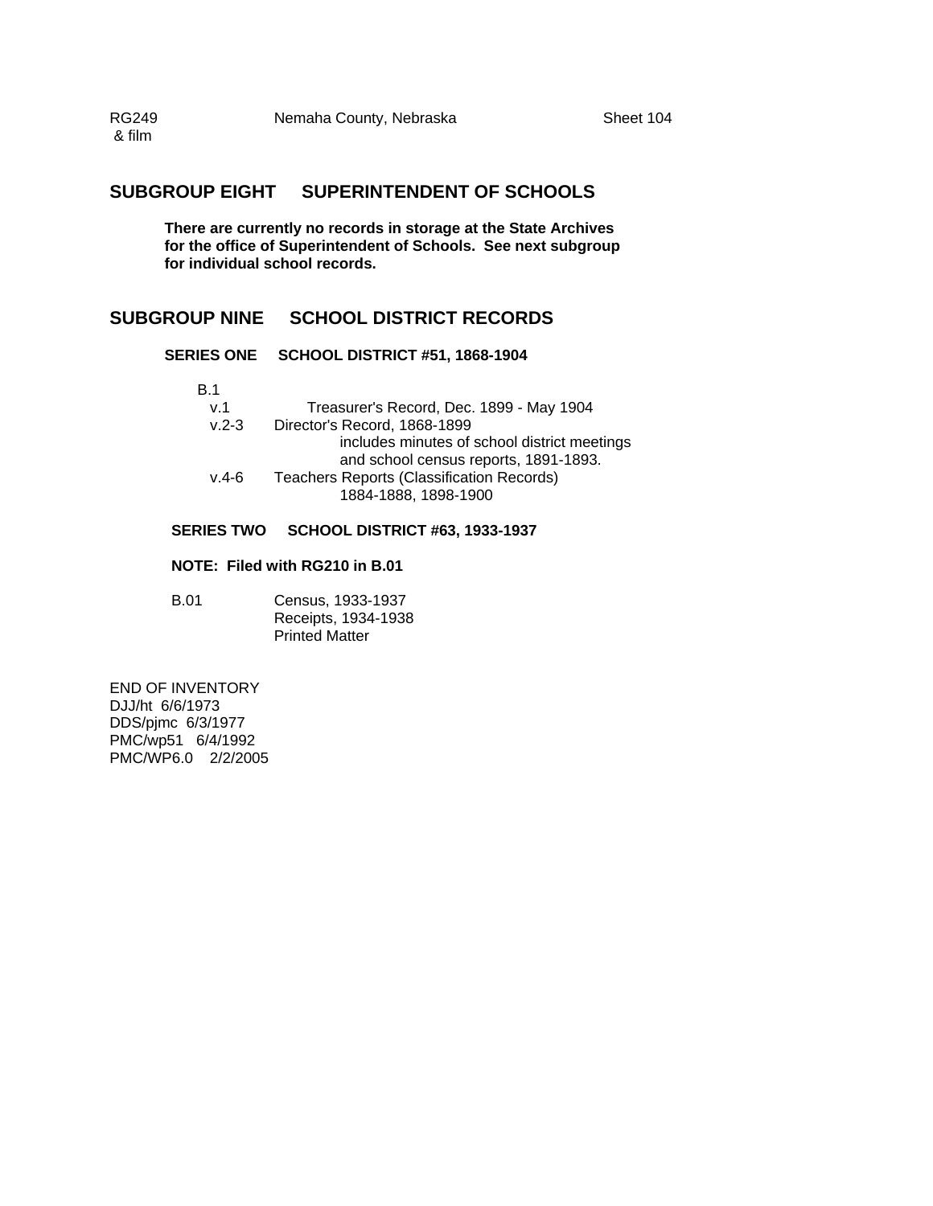## SUBGROUP EIGHT SUPERINTENDENT OF SCHOOLS

**There are currently no records in storage at the State Archives for the office of Superintendent of Schools. See next subgroup for individual school records.**

## SUBGROUP NINE SCHOOL DISTRICT RECORDS

### SERIES ONE SCHOOL DISTRICT #51, 1868-1904

B.1

v.1 Treasurer's Record, Dec. 1899 - May 1904

v.2-3 Director's Record, 1868-1899
includes minutes of school district meetings and school census reports, 1891-1893.

v.4-6 Teachers Reports (Classification Records)
1884-1888, 1898-1900

### SERIES TWO SCHOOL DISTRICT #63, 1933-1937

**NOTE: Filed with RG210 in B.01**

B.01 Census, 1933-1937
Receipts, 1934-1938
Printed Matter

END OF INVENTORY
DJJ/ht 6/6/1973
DDS/pjmc 6/3/1977
PMC/wp51 6/4/1992
PMC/WP6.0 2/2/2005